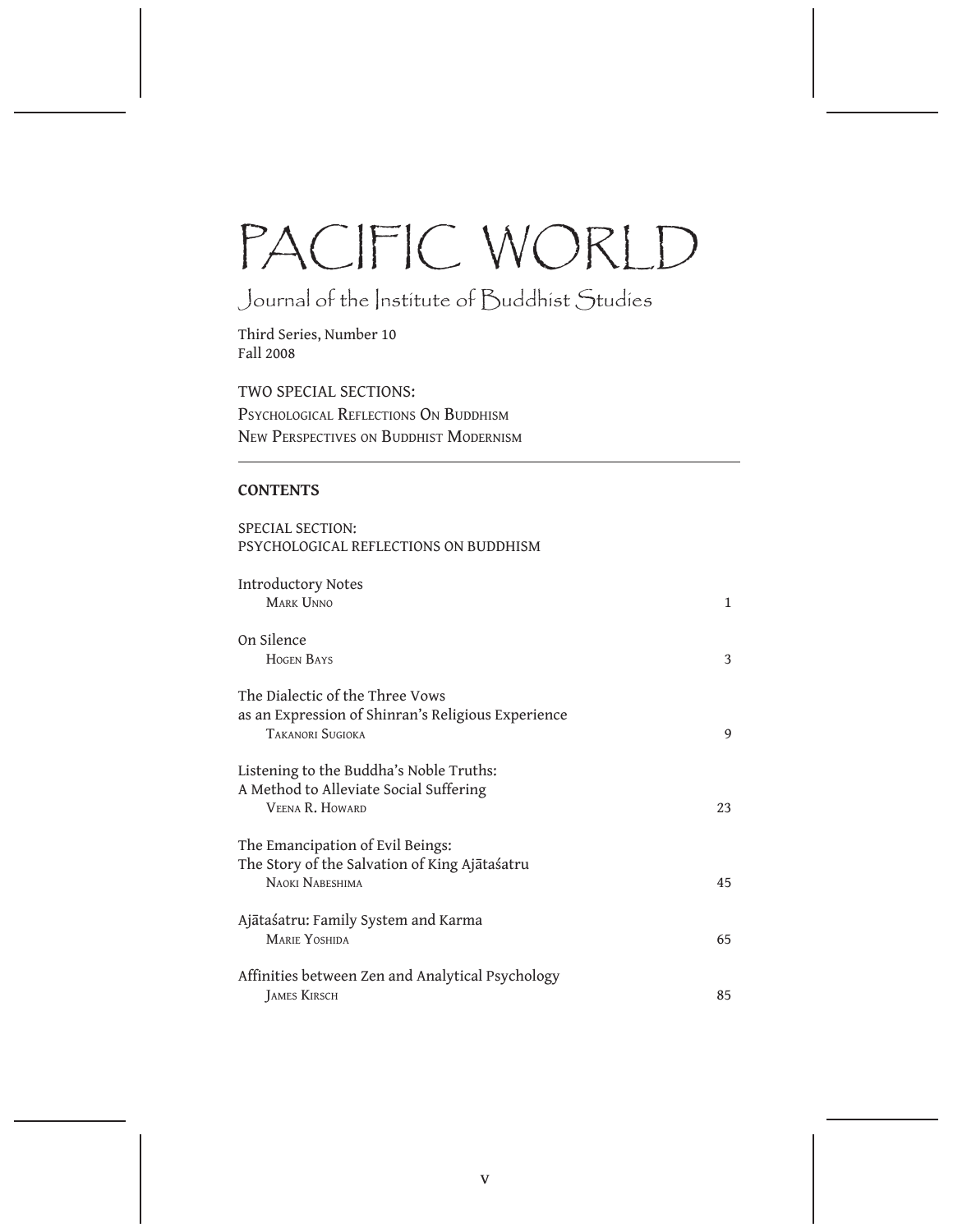# PACIFIC WORLD

## Journal of the Institute of Buddhist Studies

Third Series, Number 10
Fall 2008

TWO SPECIAL SECTIONS:
PSYCHOLOGICAL REFLECTIONS ON BUDDHISM
NEW PERSPECTIVES ON BUDDHIST MODERNISM

---

**CONTENTS**

SPECIAL SECTION:
PSYCHOLOGICAL REFLECTIONS ON BUDDHISM

Introductory Notes
MARK UNNO — 1

On Silence
HOGEN BAYS — 3

The Dialectic of the Three Vows as an Expression of Shinran's Religious Experience
TAKANORI SUGIOKA — 9

Listening to the Buddha's Noble Truths: A Method to Alleviate Social Suffering
VEENA R. HOWARD — 23

The Emancipation of Evil Beings: The Story of the Salvation of King Ajātaśatru
NAOKI NABESHIMA — 45

Ajātaśatru: Family System and Karma
MARIE YOSHIDA — 65

Affinities between Zen and Analytical Psychology
JAMES KIRSCH — 85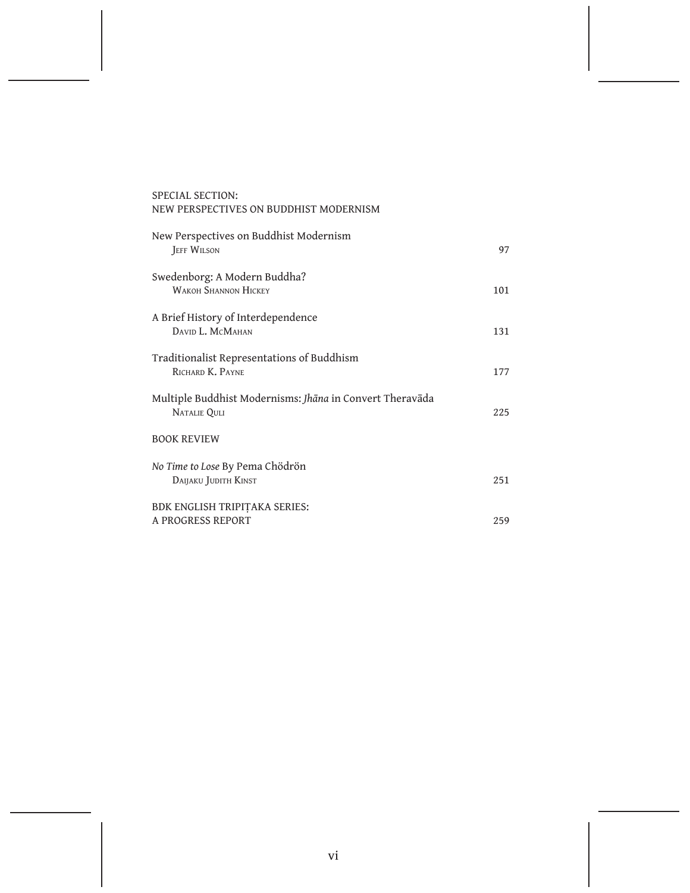## SPECIAL SECTION:
## NEW PERSPECTIVES ON BUDDHIST MODERNISM

New Perspectives on Buddhist Modernism
Jeff Wilson — 97

Swedenborg: A Modern Buddha?
Wakoh Shannon Hickey — 101

A Brief History of Interdependence
David L. McMahan — 131

Traditionalist Representations of Buddhism
Richard K. Payne — 177

Multiple Buddhist Modernisms: *Jhāna* in Convert Theravāda
Natalie Quli — 225

## BOOK REVIEW

*No Time to Lose* By Pema Chödrön
Daijaku Judith Kinst — 251

## BDK ENGLISH TRIPIṬAKA SERIES:
## A PROGRESS REPORT — 259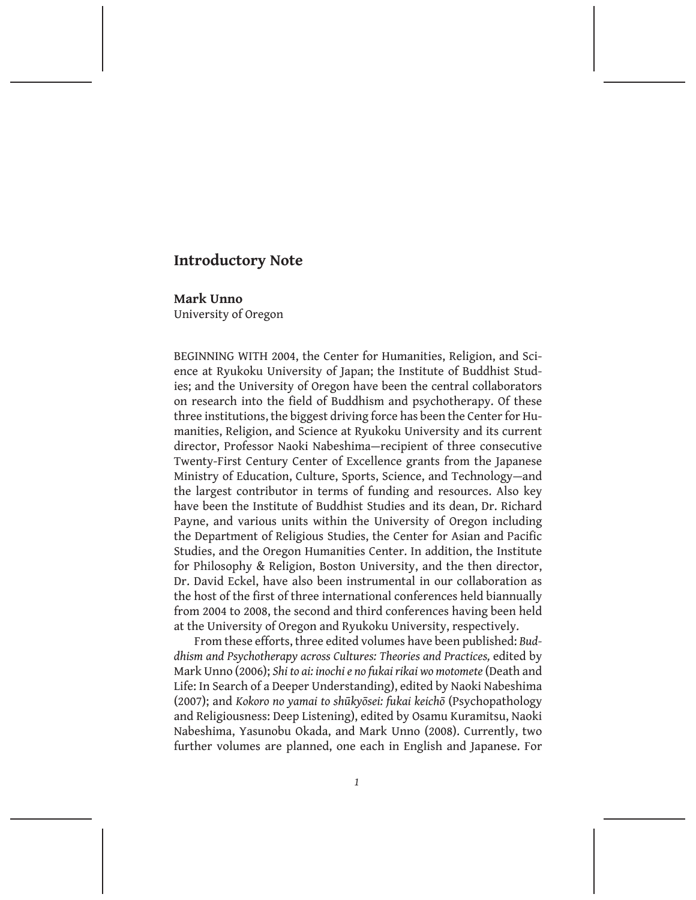# Introductory Note

**Mark Unno**
University of Oregon

BEGINNING WITH 2004, the Center for Humanities, Religion, and Science at Ryukoku University of Japan; the Institute of Buddhist Studies; and the University of Oregon have been the central collaborators on research into the field of Buddhism and psychotherapy. Of these three institutions, the biggest driving force has been the Center for Humanities, Religion, and Science at Ryukoku University and its current director, Professor Naoki Nabeshima—recipient of three consecutive Twenty-First Century Center of Excellence grants from the Japanese Ministry of Education, Culture, Sports, Science, and Technology—and the largest contributor in terms of funding and resources. Also key have been the Institute of Buddhist Studies and its dean, Dr. Richard Payne, and various units within the University of Oregon including the Department of Religious Studies, the Center for Asian and Pacific Studies, and the Oregon Humanities Center. In addition, the Institute for Philosophy & Religion, Boston University, and the then director, Dr. David Eckel, have also been instrumental in our collaboration as the host of the first of three international conferences held biannually from 2004 to 2008, the second and third conferences having been held at the University of Oregon and Ryukoku University, respectively.

From these efforts, three edited volumes have been published: *Buddhism and Psychotherapy across Cultures: Theories and Practices,* edited by Mark Unno (2006); *Shi to ai: inochi e no fukai rikai wo motomete* (Death and Life: In Search of a Deeper Understanding), edited by Naoki Nabeshima (2007); and *Kokoro no yamai to shūkyōsei: fukai keichō* (Psychopathology and Religiousness: Deep Listening), edited by Osamu Kuramitsu, Naoki Nabeshima, Yasunobu Okada, and Mark Unno (2008). Currently, two further volumes are planned, one each in English and Japanese. For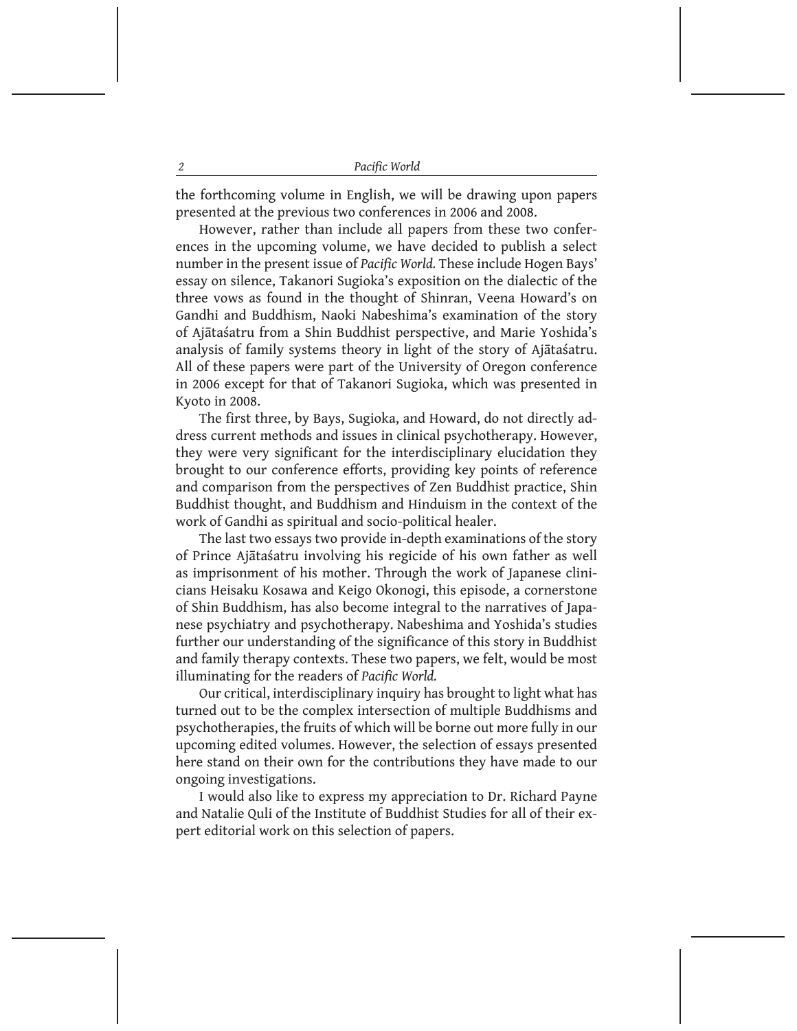the forthcoming volume in English, we will be drawing upon papers presented at the previous two conferences in 2006 and 2008.

However, rather than include all papers from these two conferences in the upcoming volume, we have decided to publish a select number in the present issue of *Pacific World.* These include Hogen Bays' essay on silence, Takanori Sugioka's exposition on the dialectic of the three vows as found in the thought of Shinran, Veena Howard's on Gandhi and Buddhism, Naoki Nabeshima's examination of the story of Ajātaśatru from a Shin Buddhist perspective, and Marie Yoshida's analysis of family systems theory in light of the story of Ajātaśatru. All of these papers were part of the University of Oregon conference in 2006 except for that of Takanori Sugioka, which was presented in Kyoto in 2008.

The first three, by Bays, Sugioka, and Howard, do not directly address current methods and issues in clinical psychotherapy. However, they were very significant for the interdisciplinary elucidation they brought to our conference efforts, providing key points of reference and comparison from the perspectives of Zen Buddhist practice, Shin Buddhist thought, and Buddhism and Hinduism in the context of the work of Gandhi as spiritual and socio-political healer.

The last two essays two provide in-depth examinations of the story of Prince Ajātaśatru involving his regicide of his own father as well as imprisonment of his mother. Through the work of Japanese clinicians Heisaku Kosawa and Keigo Okonogi, this episode, a cornerstone of Shin Buddhism, has also become integral to the narratives of Japanese psychiatry and psychotherapy. Nabeshima and Yoshida's studies further our understanding of the significance of this story in Buddhist and family therapy contexts. These two papers, we felt, would be most illuminating for the readers of *Pacific World.*

Our critical, interdisciplinary inquiry has brought to light what has turned out to be the complex intersection of multiple Buddhisms and psychotherapies, the fruits of which will be borne out more fully in our upcoming edited volumes. However, the selection of essays presented here stand on their own for the contributions they have made to our ongoing investigations.

I would also like to express my appreciation to Dr. Richard Payne and Natalie Quli of the Institute of Buddhist Studies for all of their expert editorial work on this selection of papers.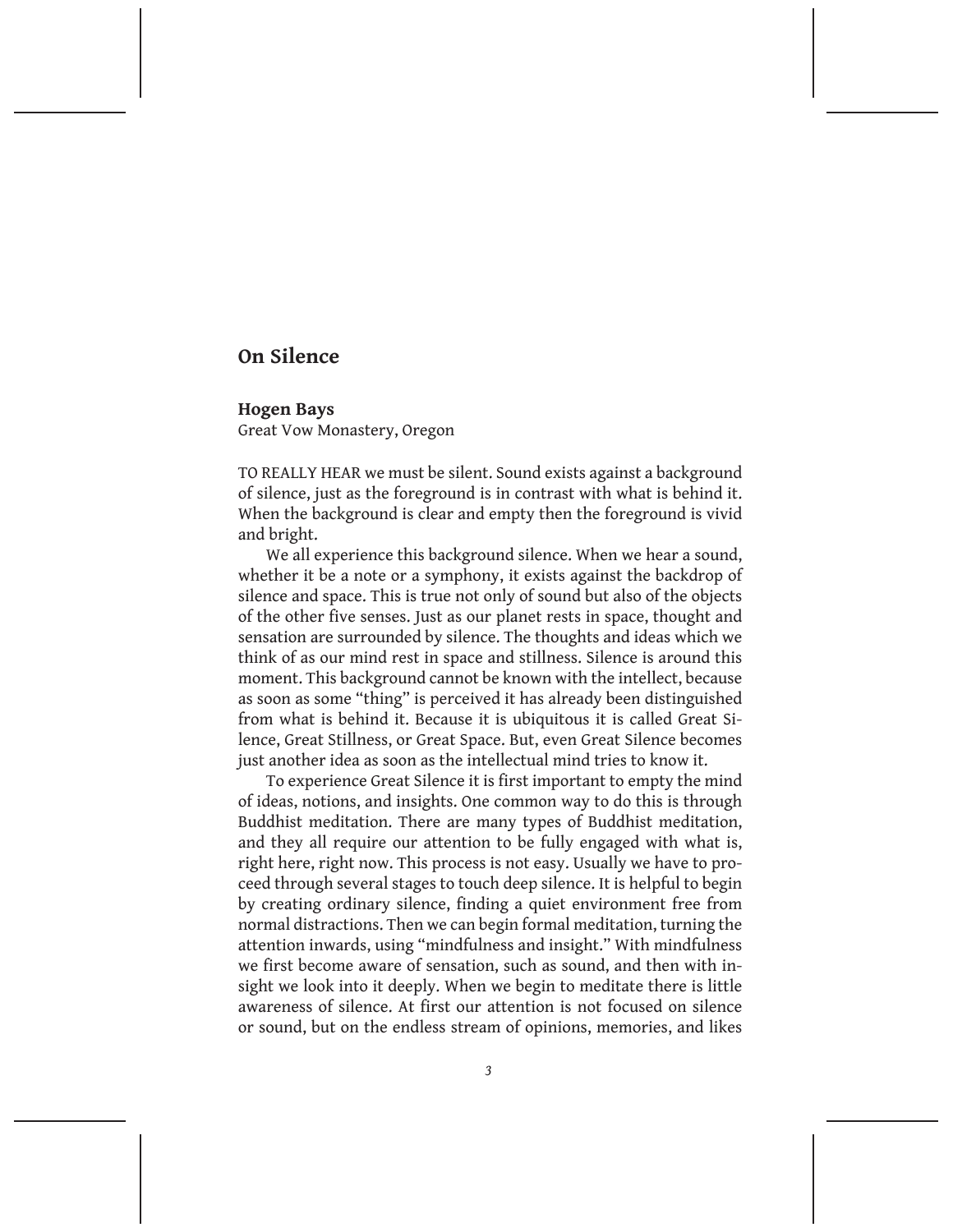## On Silence

**Hogen Bays**
Great Vow Monastery, Oregon

TO REALLY HEAR we must be silent. Sound exists against a background of silence, just as the foreground is in contrast with what is behind it. When the background is clear and empty then the foreground is vivid and bright.

We all experience this background silence. When we hear a sound, whether it be a note or a symphony, it exists against the backdrop of silence and space. This is true not only of sound but also of the objects of the other five senses. Just as our planet rests in space, thought and sensation are surrounded by silence. The thoughts and ideas which we think of as our mind rest in space and stillness. Silence is around this moment. This background cannot be known with the intellect, because as soon as some "thing" is perceived it has already been distinguished from what is behind it. Because it is ubiquitous it is called Great Silence, Great Stillness, or Great Space. But, even Great Silence becomes just another idea as soon as the intellectual mind tries to know it.

To experience Great Silence it is first important to empty the mind of ideas, notions, and insights. One common way to do this is through Buddhist meditation. There are many types of Buddhist meditation, and they all require our attention to be fully engaged with what is, right here, right now. This process is not easy. Usually we have to proceed through several stages to touch deep silence. It is helpful to begin by creating ordinary silence, finding a quiet environment free from normal distractions. Then we can begin formal meditation, turning the attention inwards, using "mindfulness and insight." With mindfulness we first become aware of sensation, such as sound, and then with insight we look into it deeply. When we begin to meditate there is little awareness of silence. At first our attention is not focused on silence or sound, but on the endless stream of opinions, memories, and likes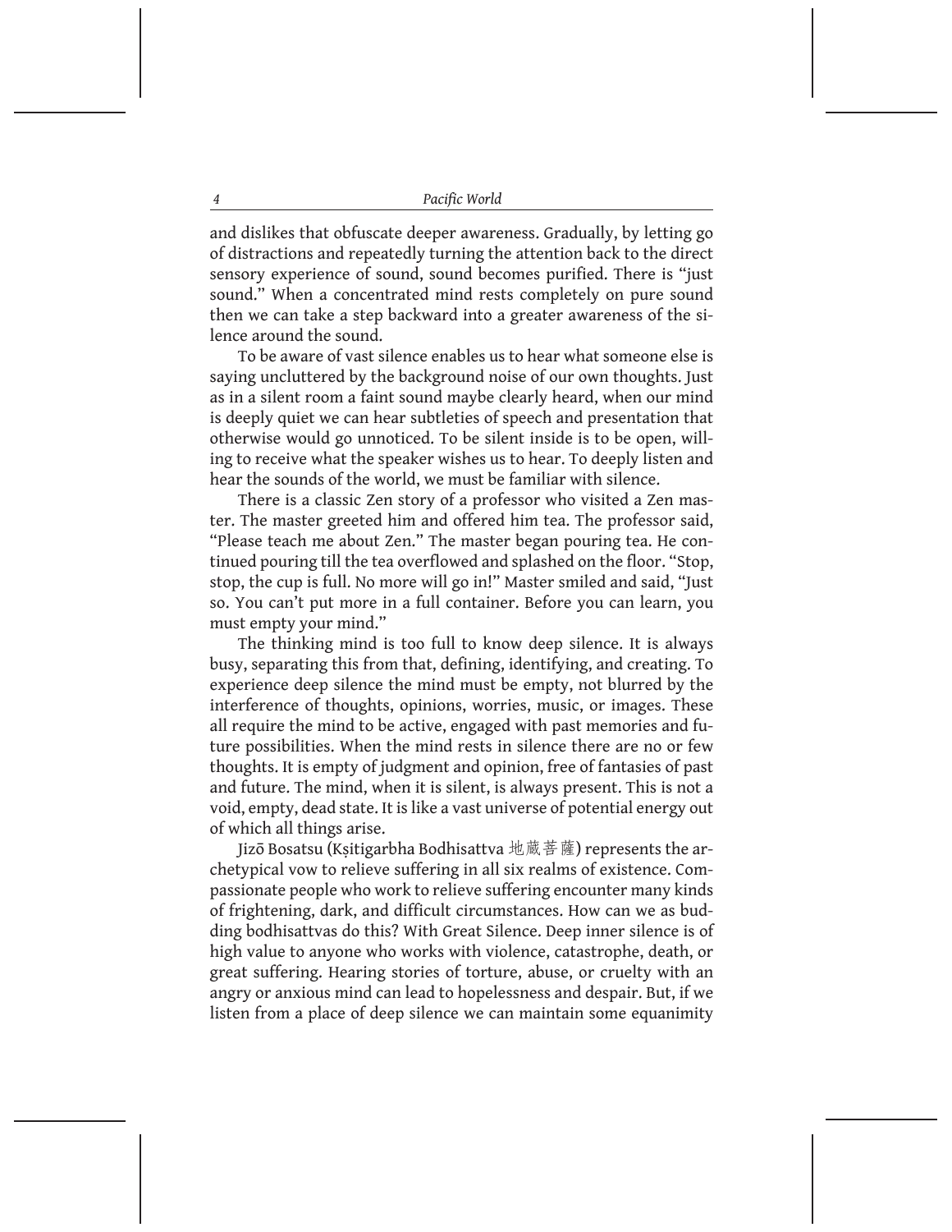and dislikes that obfuscate deeper awareness. Gradually, by letting go of distractions and repeatedly turning the attention back to the direct sensory experience of sound, sound becomes purified. There is "just sound." When a concentrated mind rests completely on pure sound then we can take a step backward into a greater awareness of the silence around the sound.

To be aware of vast silence enables us to hear what someone else is saying uncluttered by the background noise of our own thoughts. Just as in a silent room a faint sound maybe clearly heard, when our mind is deeply quiet we can hear subtleties of speech and presentation that otherwise would go unnoticed. To be silent inside is to be open, willing to receive what the speaker wishes us to hear. To deeply listen and hear the sounds of the world, we must be familiar with silence.

There is a classic Zen story of a professor who visited a Zen master. The master greeted him and offered him tea. The professor said, "Please teach me about Zen." The master began pouring tea. He continued pouring till the tea overflowed and splashed on the floor. "Stop, stop, the cup is full. No more will go in!" Master smiled and said, "Just so. You can't put more in a full container. Before you can learn, you must empty your mind."

The thinking mind is too full to know deep silence. It is always busy, separating this from that, defining, identifying, and creating. To experience deep silence the mind must be empty, not blurred by the interference of thoughts, opinions, worries, music, or images. These all require the mind to be active, engaged with past memories and future possibilities. When the mind rests in silence there are no or few thoughts. It is empty of judgment and opinion, free of fantasies of past and future. The mind, when it is silent, is always present. This is not a void, empty, dead state. It is like a vast universe of potential energy out of which all things arise.

Jizō Bosatsu (Kṣitigarbha Bodhisattva 地蔵菩薩) represents the archetypical vow to relieve suffering in all six realms of existence. Compassionate people who work to relieve suffering encounter many kinds of frightening, dark, and difficult circumstances. How can we as budding bodhisattvas do this? With Great Silence. Deep inner silence is of high value to anyone who works with violence, catastrophe, death, or great suffering. Hearing stories of torture, abuse, or cruelty with an angry or anxious mind can lead to hopelessness and despair. But, if we listen from a place of deep silence we can maintain some equanimity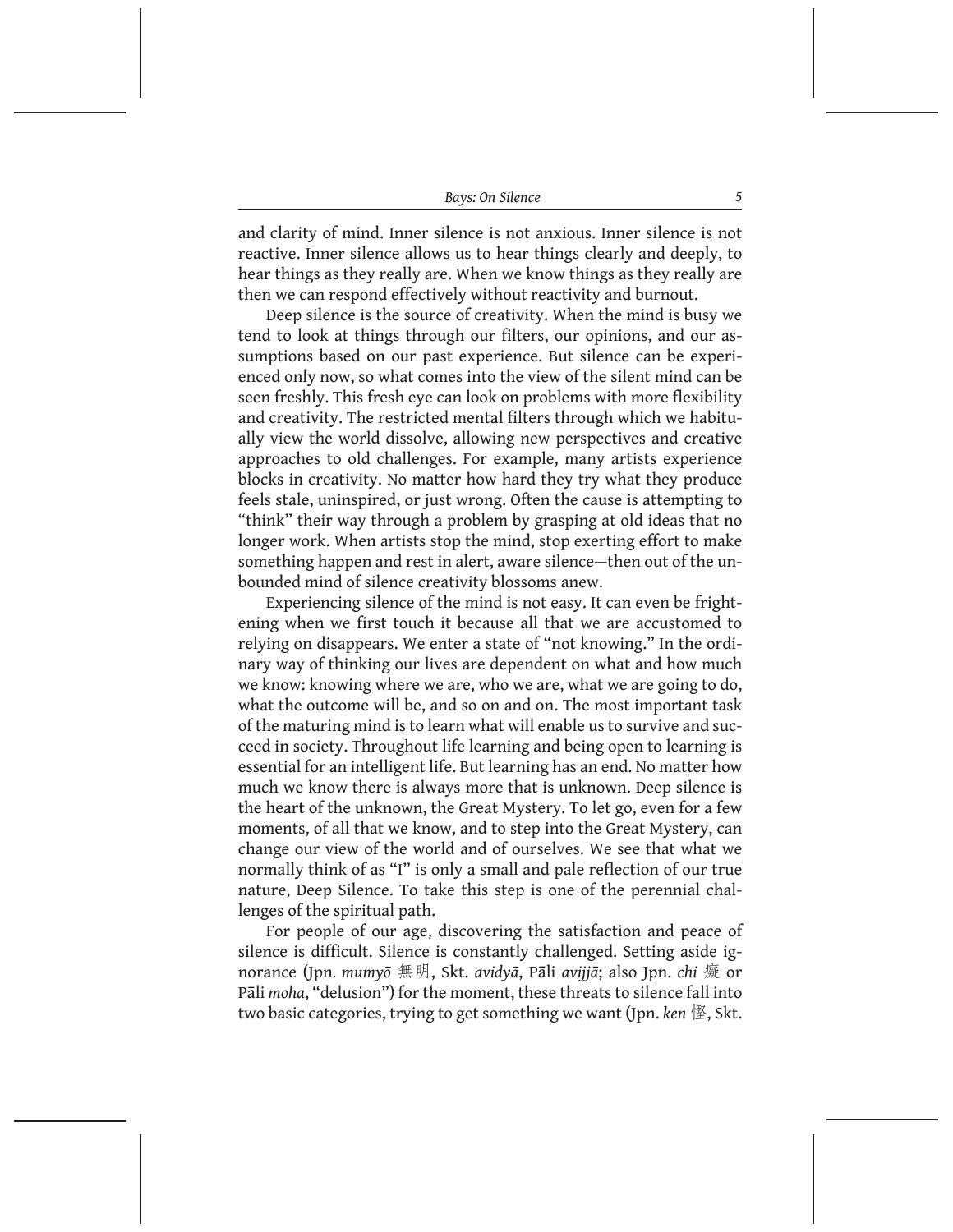and clarity of mind. Inner silence is not anxious. Inner silence is not reactive. Inner silence allows us to hear things clearly and deeply, to hear things as they really are. When we know things as they really are then we can respond effectively without reactivity and burnout.

Deep silence is the source of creativity. When the mind is busy we tend to look at things through our filters, our opinions, and our assumptions based on our past experience. But silence can be experienced only now, so what comes into the view of the silent mind can be seen freshly. This fresh eye can look on problems with more flexibility and creativity. The restricted mental filters through which we habitually view the world dissolve, allowing new perspectives and creative approaches to old challenges. For example, many artists experience blocks in creativity. No matter how hard they try what they produce feels stale, uninspired, or just wrong. Often the cause is attempting to "think" their way through a problem by grasping at old ideas that no longer work. When artists stop the mind, stop exerting effort to make something happen and rest in alert, aware silence—then out of the unbounded mind of silence creativity blossoms anew.

Experiencing silence of the mind is not easy. It can even be frightening when we first touch it because all that we are accustomed to relying on disappears. We enter a state of "not knowing." In the ordinary way of thinking our lives are dependent on what and how much we know: knowing where we are, who we are, what we are going to do, what the outcome will be, and so on and on. The most important task of the maturing mind is to learn what will enable us to survive and succeed in society. Throughout life learning and being open to learning is essential for an intelligent life. But learning has an end. No matter how much we know there is always more that is unknown. Deep silence is the heart of the unknown, the Great Mystery. To let go, even for a few moments, of all that we know, and to step into the Great Mystery, can change our view of the world and of ourselves. We see that what we normally think of as "I" is only a small and pale reflection of our true nature, Deep Silence. To take this step is one of the perennial challenges of the spiritual path.

For people of our age, discovering the satisfaction and peace of silence is difficult. Silence is constantly challenged. Setting aside ignorance (Jpn. *mumyō* 無明, Skt. *avidyā*, Pāli *avijjā*; also Jpn. *chi* 癡 or Pāli *moha*, "delusion") for the moment, these threats to silence fall into two basic categories, trying to get something we want (Jpn. *ken* 慳, Skt.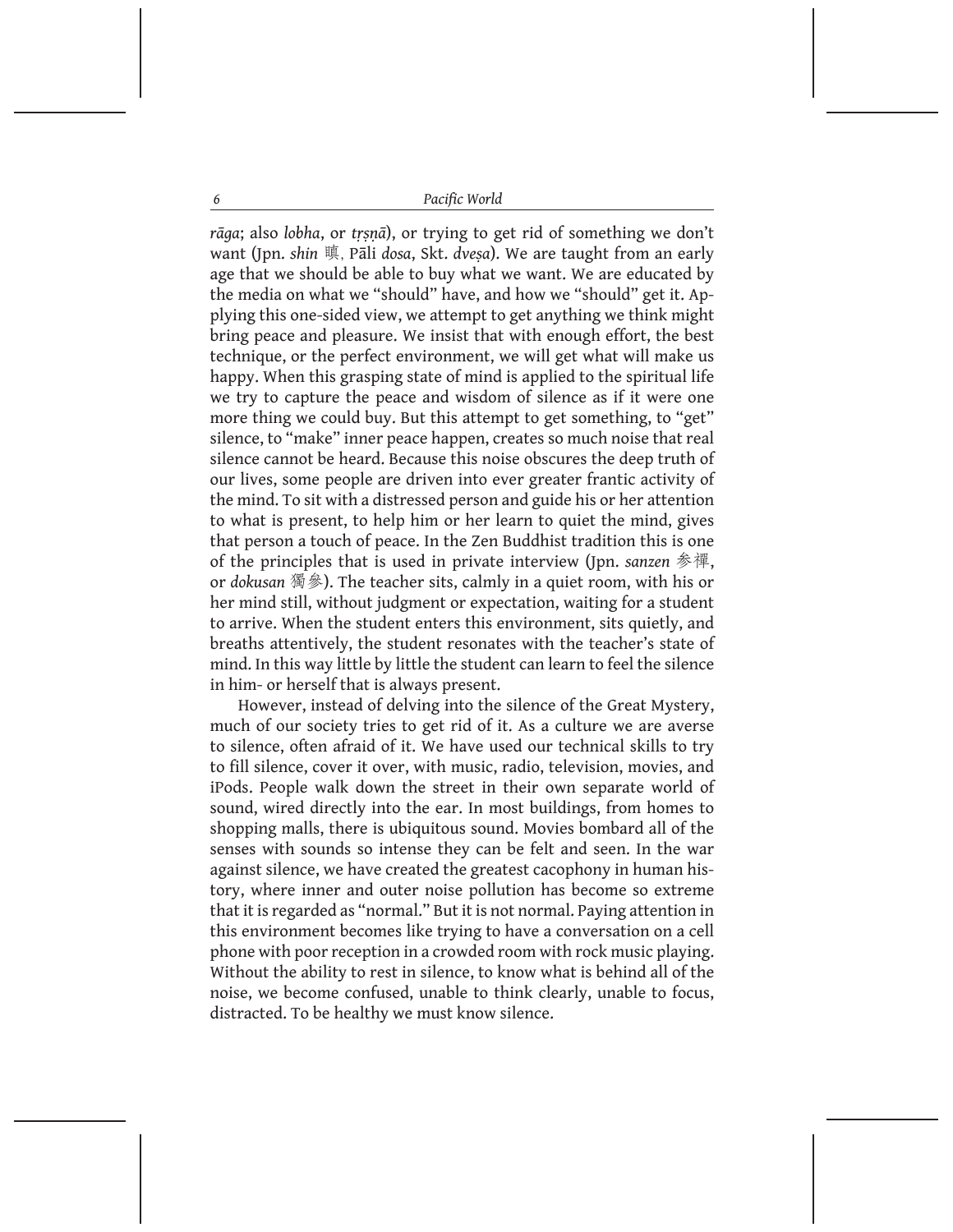*rāga*; also *lobha*, or *tṛṣṇā*), or trying to get rid of something we don't want (Jpn. *shin* 瞋, Pāli *dosa*, Skt. *dveṣa*). We are taught from an early age that we should be able to buy what we want. We are educated by the media on what we "should" have, and how we "should" get it. Applying this one-sided view, we attempt to get anything we think might bring peace and pleasure. We insist that with enough effort, the best technique, or the perfect environment, we will get what will make us happy. When this grasping state of mind is applied to the spiritual life we try to capture the peace and wisdom of silence as if it were one more thing we could buy. But this attempt to get something, to "get" silence, to "make" inner peace happen, creates so much noise that real silence cannot be heard. Because this noise obscures the deep truth of our lives, some people are driven into ever greater frantic activity of the mind. To sit with a distressed person and guide his or her attention to what is present, to help him or her learn to quiet the mind, gives that person a touch of peace. In the Zen Buddhist tradition this is one of the principles that is used in private interview (Jpn. *sanzen* 参禅, or *dokusan* 獨參). The teacher sits, calmly in a quiet room, with his or her mind still, without judgment or expectation, waiting for a student to arrive. When the student enters this environment, sits quietly, and breaths attentively, the student resonates with the teacher's state of mind. In this way little by little the student can learn to feel the silence in him- or herself that is always present.

However, instead of delving into the silence of the Great Mystery, much of our society tries to get rid of it. As a culture we are averse to silence, often afraid of it. We have used our technical skills to try to fill silence, cover it over, with music, radio, television, movies, and iPods. People walk down the street in their own separate world of sound, wired directly into the ear. In most buildings, from homes to shopping malls, there is ubiquitous sound. Movies bombard all of the senses with sounds so intense they can be felt and seen. In the war against silence, we have created the greatest cacophony in human history, where inner and outer noise pollution has become so extreme that it is regarded as "normal." But it is not normal. Paying attention in this environment becomes like trying to have a conversation on a cell phone with poor reception in a crowded room with rock music playing. Without the ability to rest in silence, to know what is behind all of the noise, we become confused, unable to think clearly, unable to focus, distracted. To be healthy we must know silence.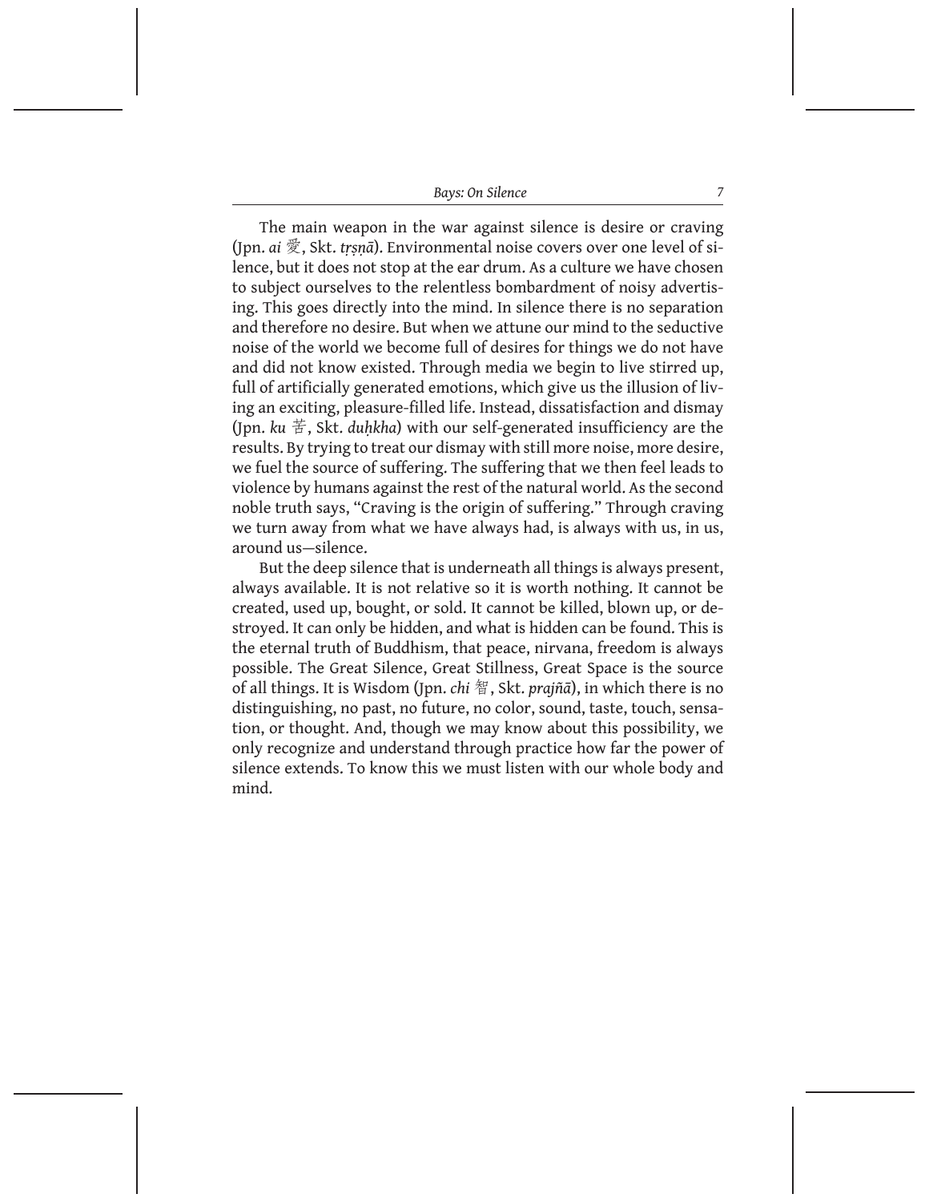The main weapon in the war against silence is desire or craving (Jpn. *ai* 愛, Skt. *tṛṣṇā*). Environmental noise covers over one level of silence, but it does not stop at the ear drum. As a culture we have chosen to subject ourselves to the relentless bombardment of noisy advertising. This goes directly into the mind. In silence there is no separation and therefore no desire. But when we attune our mind to the seductive noise of the world we become full of desires for things we do not have and did not know existed. Through media we begin to live stirred up, full of artificially generated emotions, which give us the illusion of living an exciting, pleasure-filled life. Instead, dissatisfaction and dismay (Jpn. *ku* 苦, Skt. *duḥkha*) with our self-generated insufficiency are the results. By trying to treat our dismay with still more noise, more desire, we fuel the source of suffering. The suffering that we then feel leads to violence by humans against the rest of the natural world. As the second noble truth says, "Craving is the origin of suffering." Through craving we turn away from what we have always had, is always with us, in us, around us—silence.

But the deep silence that is underneath all things is always present, always available. It is not relative so it is worth nothing. It cannot be created, used up, bought, or sold. It cannot be killed, blown up, or destroyed. It can only be hidden, and what is hidden can be found. This is the eternal truth of Buddhism, that peace, nirvana, freedom is always possible. The Great Silence, Great Stillness, Great Space is the source of all things. It is Wisdom (Jpn. *chi* 智, Skt. *prajñā*), in which there is no distinguishing, no past, no future, no color, sound, taste, touch, sensation, or thought. And, though we may know about this possibility, we only recognize and understand through practice how far the power of silence extends. To know this we must listen with our whole body and mind.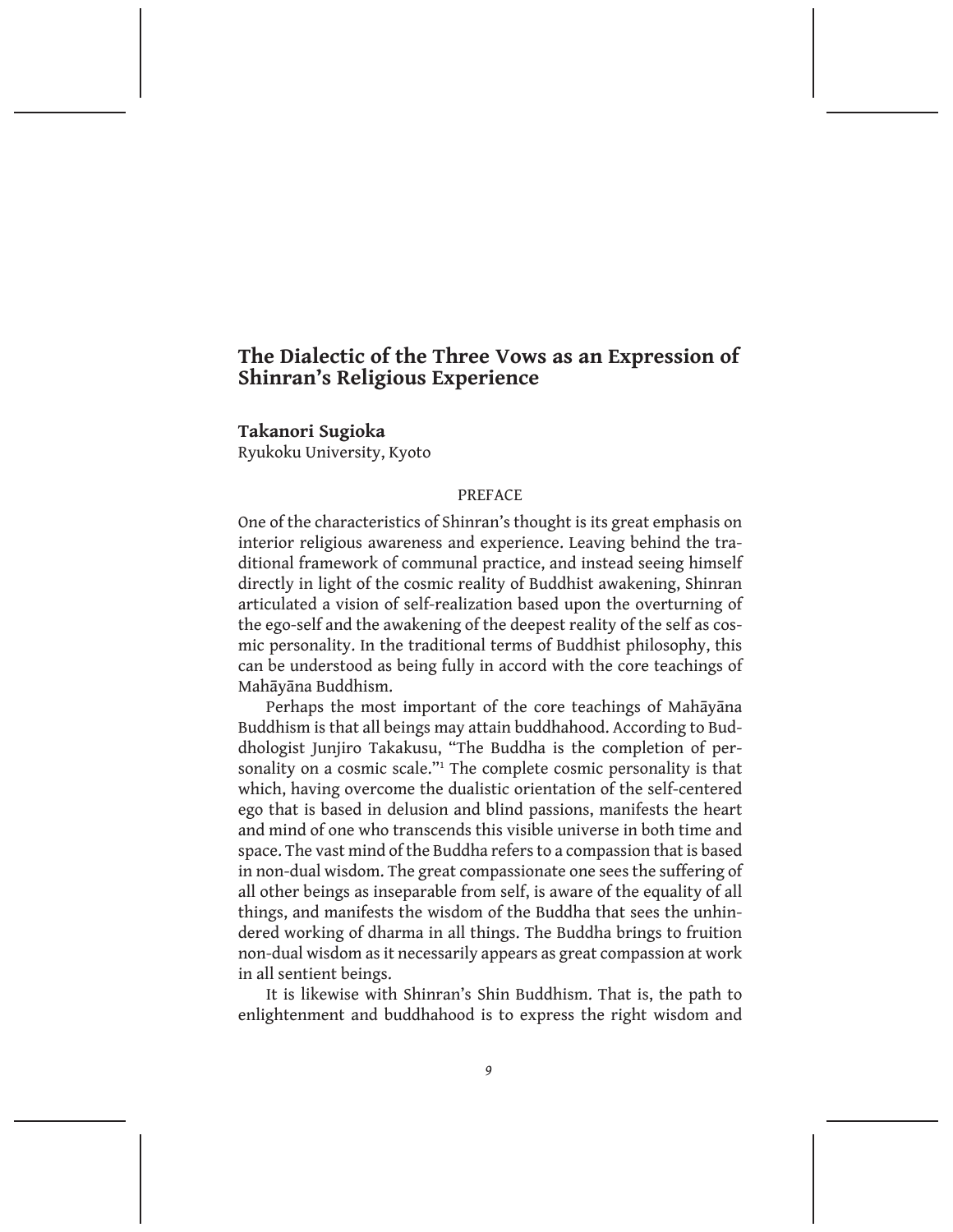# The Dialectic of the Three Vows as an Expression of Shinran's Religious Experience

**Takanori Sugioka**
Ryukoku University, Kyoto

## PREFACE

One of the characteristics of Shinran's thought is its great emphasis on interior religious awareness and experience. Leaving behind the traditional framework of communal practice, and instead seeing himself directly in light of the cosmic reality of Buddhist awakening, Shinran articulated a vision of self-realization based upon the overturning of the ego-self and the awakening of the deepest reality of the self as cosmic personality. In the traditional terms of Buddhist philosophy, this can be understood as being fully in accord with the core teachings of Mahāyāna Buddhism.

Perhaps the most important of the core teachings of Mahāyāna Buddhism is that all beings may attain buddhahood. According to Buddhologist Junjiro Takakusu, "The Buddha is the completion of personality on a cosmic scale."[1] The complete cosmic personality is that which, having overcome the dualistic orientation of the self-centered ego that is based in delusion and blind passions, manifests the heart and mind of one who transcends this visible universe in both time and space. The vast mind of the Buddha refers to a compassion that is based in non-dual wisdom. The great compassionate one sees the suffering of all other beings as inseparable from self, is aware of the equality of all things, and manifests the wisdom of the Buddha that sees the unhindered working of dharma in all things. The Buddha brings to fruition non-dual wisdom as it necessarily appears as great compassion at work in all sentient beings.

It is likewise with Shinran's Shin Buddhism. That is, the path to enlightenment and buddhahood is to express the right wisdom and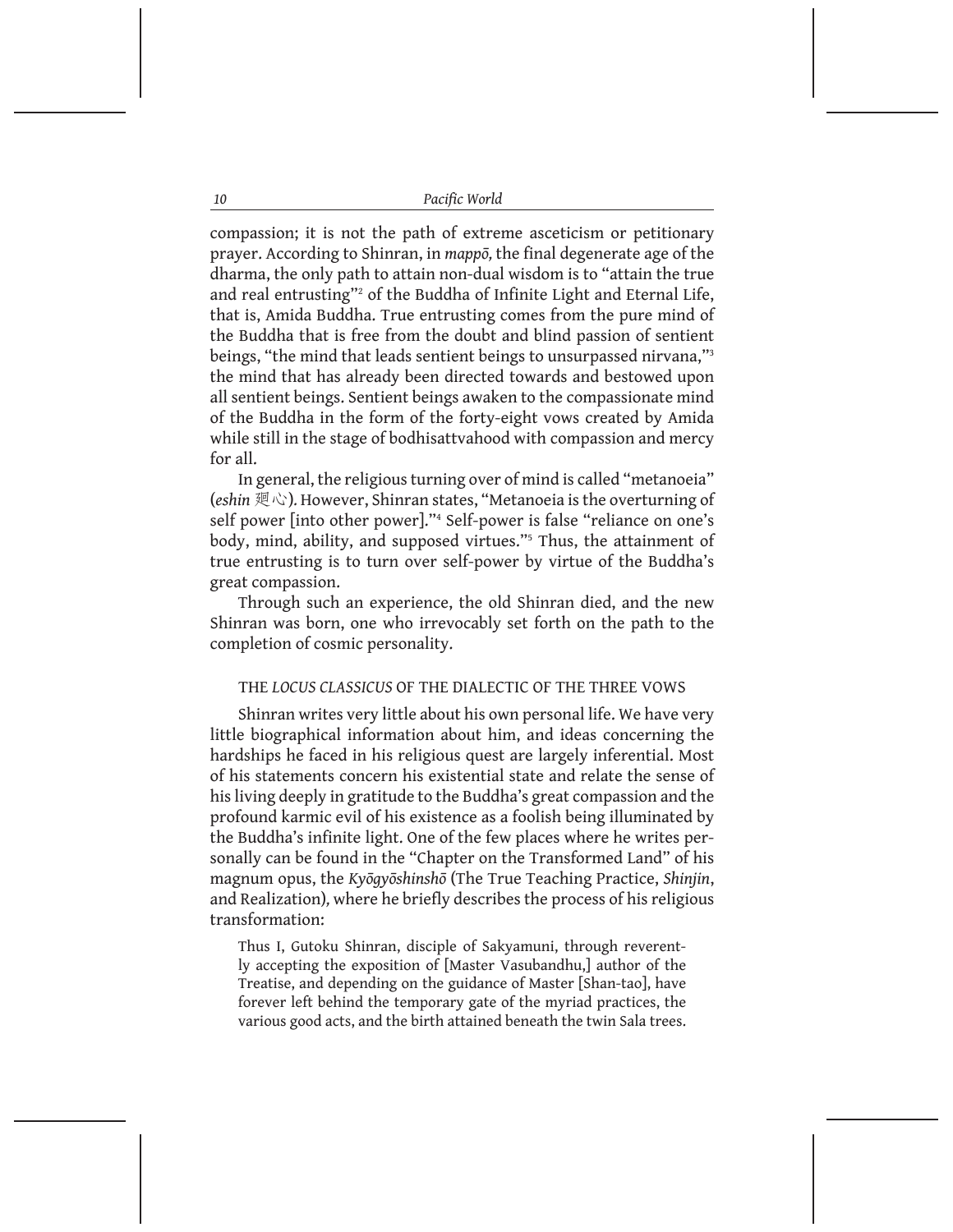compassion; it is not the path of extreme asceticism or petitionary prayer. According to Shinran, in *mappō,* the final degenerate age of the dharma, the only path to attain non-dual wisdom is to "attain the true and real entrusting"[2] of the Buddha of Infinite Light and Eternal Life, that is, Amida Buddha. True entrusting comes from the pure mind of the Buddha that is free from the doubt and blind passion of sentient beings, "the mind that leads sentient beings to unsurpassed nirvana,"[3] the mind that has already been directed towards and bestowed upon all sentient beings. Sentient beings awaken to the compassionate mind of the Buddha in the form of the forty-eight vows created by Amida while still in the stage of bodhisattvahood with compassion and mercy for all.

In general, the religious turning over of mind is called "metanoeia" (*eshin* 廻心)*.* However, Shinran states, "Metanoeia is the overturning of self power [into other power]."[4] Self-power is false "reliance on one's body, mind, ability, and supposed virtues."[5] Thus, the attainment of true entrusting is to turn over self-power by virtue of the Buddha's great compassion.

Through such an experience, the old Shinran died, and the new Shinran was born, one who irrevocably set forth on the path to the completion of cosmic personality.

## THE *LOCUS CLASSICUS* OF THE DIALECTIC OF THE THREE VOWS

Shinran writes very little about his own personal life. We have very little biographical information about him, and ideas concerning the hardships he faced in his religious quest are largely inferential. Most of his statements concern his existential state and relate the sense of his living deeply in gratitude to the Buddha's great compassion and the profound karmic evil of his existence as a foolish being illuminated by the Buddha's infinite light. One of the few places where he writes personally can be found in the "Chapter on the Transformed Land" of his magnum opus, the *Kyōgyōshinshō* (The True Teaching Practice, *Shinjin*, and Realization)*,* where he briefly describes the process of his religious transformation:

> Thus I, Gutoku Shinran, disciple of Sakyamuni, through reverently accepting the exposition of [Master Vasubandhu,] author of the Treatise, and depending on the guidance of Master [Shan-tao], have forever left behind the temporary gate of the myriad practices, the various good acts, and the birth attained beneath the twin Sala trees.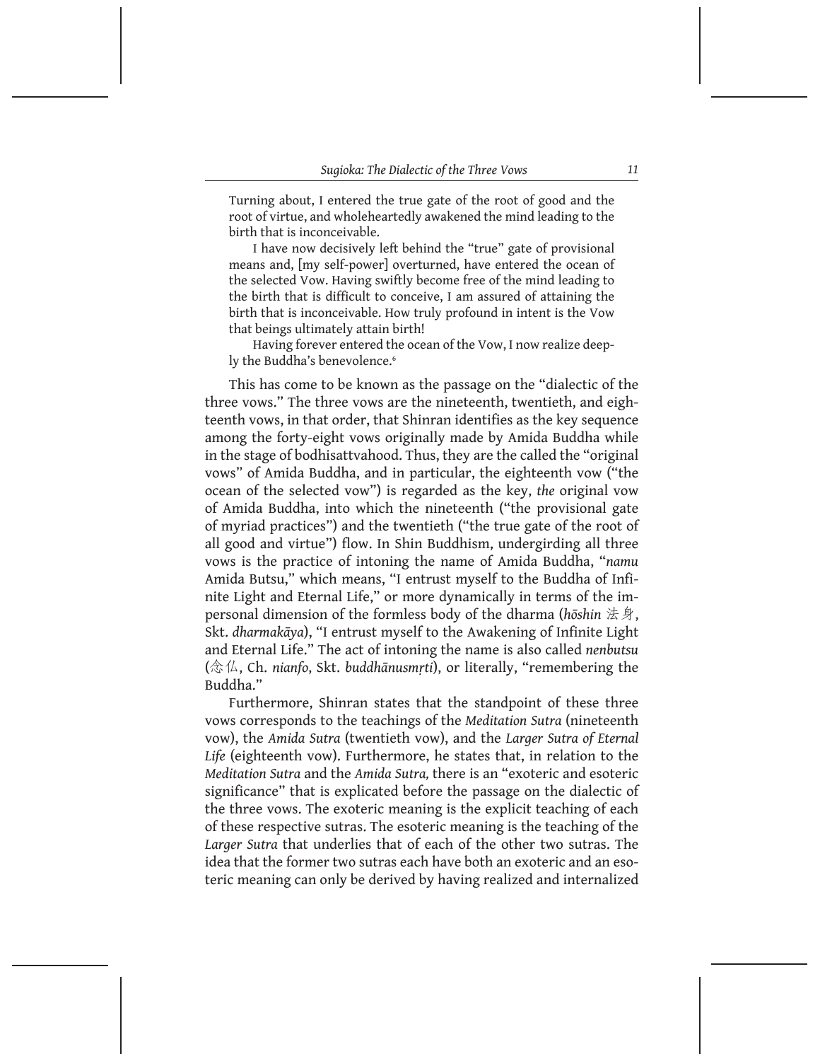> Turning about, I entered the true gate of the root of good and the root of virtue, and wholeheartedly awakened the mind leading to the birth that is inconceivable.
>
> I have now decisively left behind the "true" gate of provisional means and, [my self-power] overturned, have entered the ocean of the selected Vow. Having swiftly become free of the mind leading to the birth that is difficult to conceive, I am assured of attaining the birth that is inconceivable. How truly profound in intent is the Vow that beings ultimately attain birth!
>
> Having forever entered the ocean of the Vow, I now realize deeply the Buddha's benevolence.[6]

This has come to be known as the passage on the "dialectic of the three vows." The three vows are the nineteenth, twentieth, and eighteenth vows, in that order, that Shinran identifies as the key sequence among the forty-eight vows originally made by Amida Buddha while in the stage of bodhisattvahood. Thus, they are the called the "original vows" of Amida Buddha, and in particular, the eighteenth vow ("the ocean of the selected vow") is regarded as the key, *the* original vow of Amida Buddha, into which the nineteenth ("the provisional gate of myriad practices") and the twentieth ("the true gate of the root of all good and virtue") flow. In Shin Buddhism, undergirding all three vows is the practice of intoning the name of Amida Buddha, "*namu* Amida Butsu," which means, "I entrust myself to the Buddha of Infinite Light and Eternal Life," or more dynamically in terms of the impersonal dimension of the formless body of the dharma (*hōshin* 法身, Skt. *dharmakāya*), "I entrust myself to the Awakening of Infinite Light and Eternal Life." The act of intoning the name is also called *nenbutsu* (念仏, Ch. *nianfo*, Skt. *buddhānusmṛti*), or literally, "remembering the Buddha."

Furthermore, Shinran states that the standpoint of these three vows corresponds to the teachings of the *Meditation Sutra* (nineteenth vow), the *Amida Sutra* (twentieth vow), and the *Larger Sutra of Eternal Life* (eighteenth vow). Furthermore, he states that, in relation to the *Meditation Sutra* and the *Amida Sutra,* there is an "exoteric and esoteric significance" that is explicated before the passage on the dialectic of the three vows. The exoteric meaning is the explicit teaching of each of these respective sutras. The esoteric meaning is the teaching of the *Larger Sutra* that underlies that of each of the other two sutras. The idea that the former two sutras each have both an exoteric and an esoteric meaning can only be derived by having realized and internalized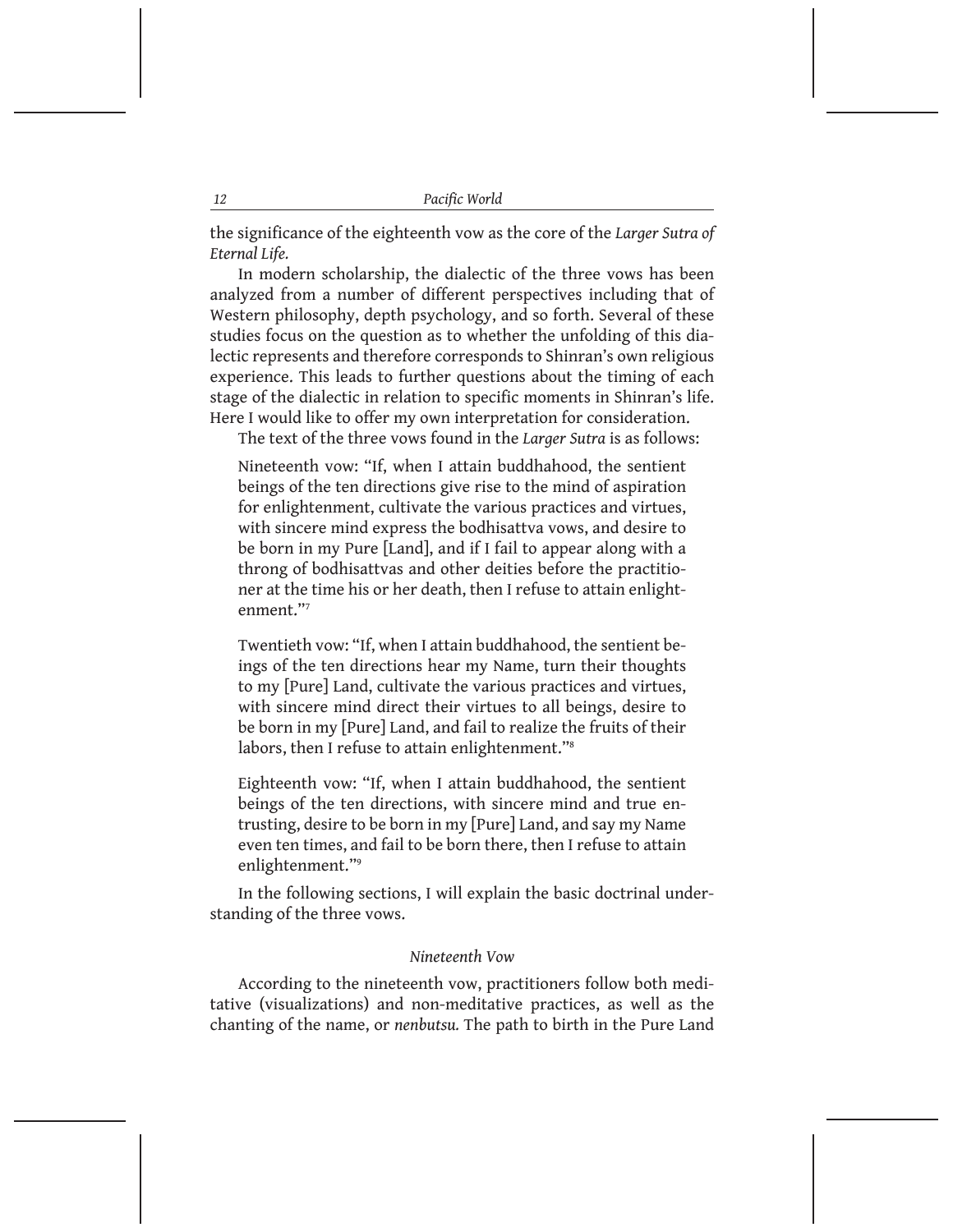the significance of the eighteenth vow as the core of the *Larger Sutra of Eternal Life.*

In modern scholarship, the dialectic of the three vows has been analyzed from a number of different perspectives including that of Western philosophy, depth psychology, and so forth. Several of these studies focus on the question as to whether the unfolding of this dialectic represents and therefore corresponds to Shinran's own religious experience. This leads to further questions about the timing of each stage of the dialectic in relation to specific moments in Shinran's life. Here I would like to offer my own interpretation for consideration.

The text of the three vows found in the *Larger Sutra* is as follows:

> Nineteenth vow: "If, when I attain buddhahood, the sentient beings of the ten directions give rise to the mind of aspiration for enlightenment, cultivate the various practices and virtues, with sincere mind express the bodhisattva vows, and desire to be born in my Pure [Land], and if I fail to appear along with a throng of bodhisattvas and other deities before the practitioner at the time his or her death, then I refuse to attain enlightenment."[7]

> Twentieth vow: "If, when I attain buddhahood, the sentient beings of the ten directions hear my Name, turn their thoughts to my [Pure] Land, cultivate the various practices and virtues, with sincere mind direct their virtues to all beings, desire to be born in my [Pure] Land, and fail to realize the fruits of their labors, then I refuse to attain enlightenment."[8]

> Eighteenth vow: "If, when I attain buddhahood, the sentient beings of the ten directions, with sincere mind and true entrusting, desire to be born in my [Pure] Land, and say my Name even ten times, and fail to be born there, then I refuse to attain enlightenment."[9]

In the following sections, I will explain the basic doctrinal understanding of the three vows.

### *Nineteenth Vow*

According to the nineteenth vow, practitioners follow both meditative (visualizations) and non-meditative practices, as well as the chanting of the name, or *nenbutsu.* The path to birth in the Pure Land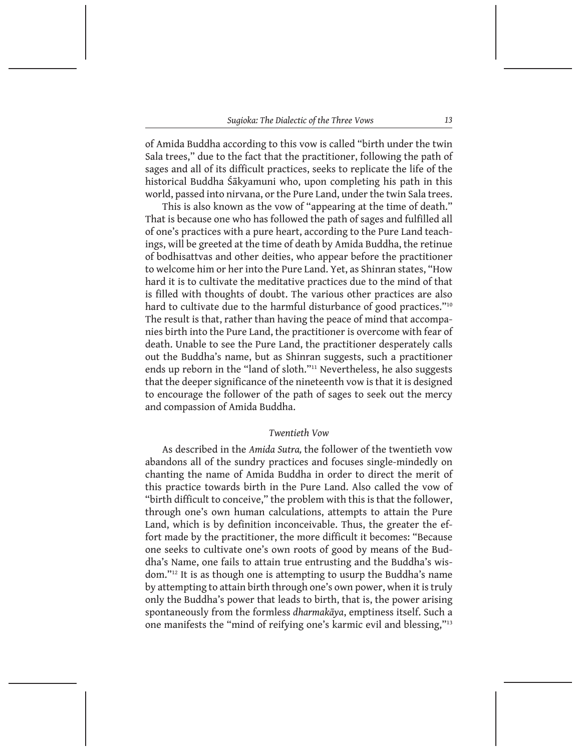of Amida Buddha according to this vow is called "birth under the twin Sala trees," due to the fact that the practitioner, following the path of sages and all of its difficult practices, seeks to replicate the life of the historical Buddha Śākyamuni who, upon completing his path in this world, passed into nirvana, or the Pure Land, under the twin Sala trees.

This is also known as the vow of "appearing at the time of death." That is because one who has followed the path of sages and fulfilled all of one's practices with a pure heart, according to the Pure Land teachings, will be greeted at the time of death by Amida Buddha, the retinue of bodhisattvas and other deities, who appear before the practitioner to welcome him or her into the Pure Land. Yet, as Shinran states, "How hard it is to cultivate the meditative practices due to the mind of that is filled with thoughts of doubt. The various other practices are also hard to cultivate due to the harmful disturbance of good practices."[10] The result is that, rather than having the peace of mind that accompanies birth into the Pure Land, the practitioner is overcome with fear of death. Unable to see the Pure Land, the practitioner desperately calls out the Buddha's name, but as Shinran suggests, such a practitioner ends up reborn in the "land of sloth."[11] Nevertheless, he also suggests that the deeper significance of the nineteenth vow is that it is designed to encourage the follower of the path of sages to seek out the mercy and compassion of Amida Buddha.

### *Twentieth Vow*

As described in the *Amida Sutra,* the follower of the twentieth vow abandons all of the sundry practices and focuses single-mindedly on chanting the name of Amida Buddha in order to direct the merit of this practice towards birth in the Pure Land. Also called the vow of "birth difficult to conceive," the problem with this is that the follower, through one's own human calculations, attempts to attain the Pure Land, which is by definition inconceivable. Thus, the greater the effort made by the practitioner, the more difficult it becomes: "Because one seeks to cultivate one's own roots of good by means of the Buddha's Name, one fails to attain true entrusting and the Buddha's wisdom."[12] It is as though one is attempting to usurp the Buddha's name by attempting to attain birth through one's own power, when it is truly only the Buddha's power that leads to birth, that is, the power arising spontaneously from the formless *dharmakāya*, emptiness itself. Such a one manifests the "mind of reifying one's karmic evil and blessing,"[13]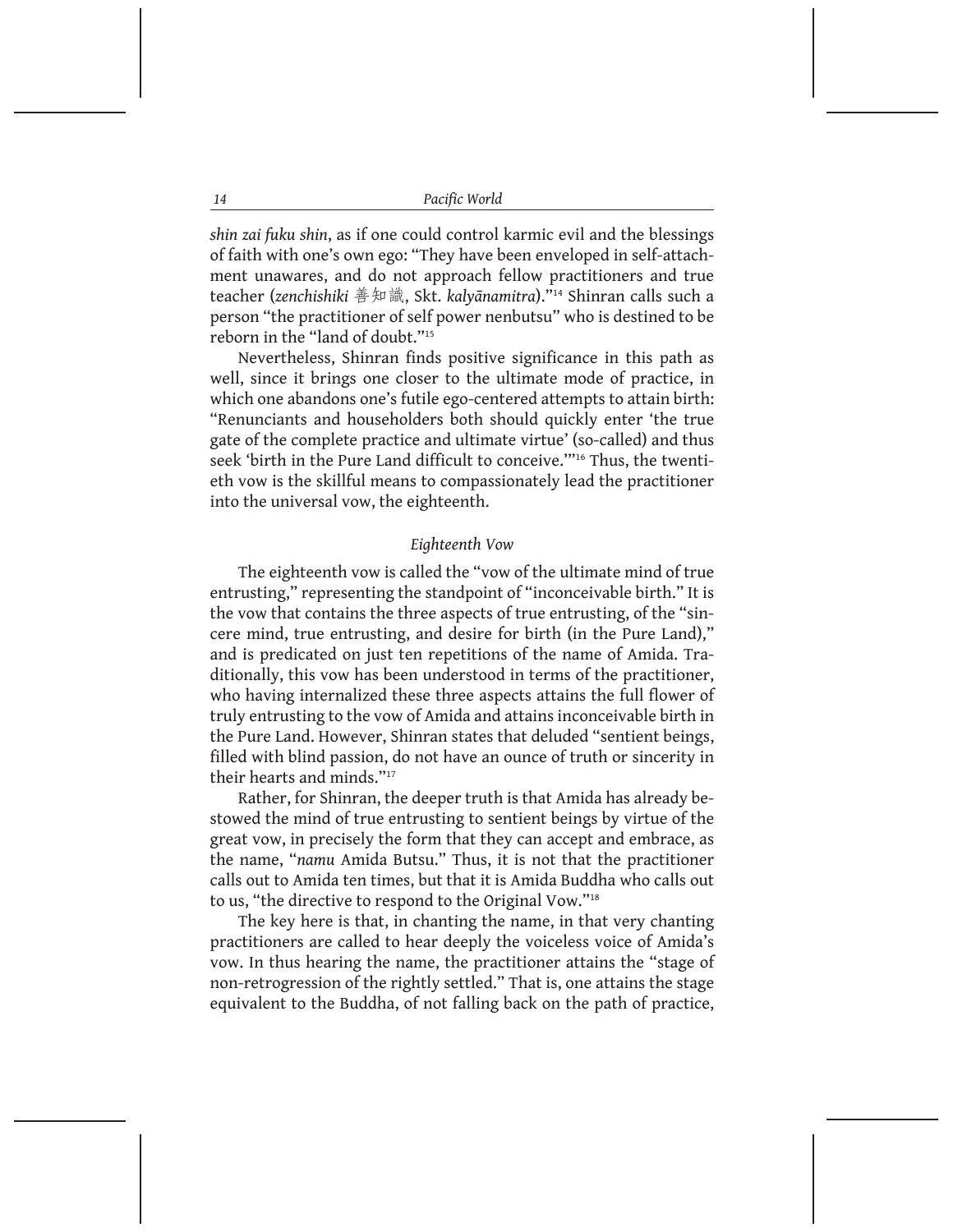*shin zai fuku shin*, as if one could control karmic evil and the blessings of faith with one's own ego: "They have been enveloped in self-attachment unawares, and do not approach fellow practitioners and true teacher (*zenchishiki* 善知識, Skt. *kalyānamitra*)."[14] Shinran calls such a person "the practitioner of self power nenbutsu" who is destined to be reborn in the "land of doubt."[15]

Nevertheless, Shinran finds positive significance in this path as well, since it brings one closer to the ultimate mode of practice, in which one abandons one's futile ego-centered attempts to attain birth: "Renunciants and householders both should quickly enter 'the true gate of the complete practice and ultimate virtue' (so-called) and thus seek 'birth in the Pure Land difficult to conceive.'"[16] Thus, the twentieth vow is the skillful means to compassionately lead the practitioner into the universal vow, the eighteenth.

### *Eighteenth Vow*

The eighteenth vow is called the "vow of the ultimate mind of true entrusting," representing the standpoint of "inconceivable birth." It is the vow that contains the three aspects of true entrusting, of the "sincere mind, true entrusting, and desire for birth (in the Pure Land)," and is predicated on just ten repetitions of the name of Amida. Traditionally, this vow has been understood in terms of the practitioner, who having internalized these three aspects attains the full flower of truly entrusting to the vow of Amida and attains inconceivable birth in the Pure Land. However, Shinran states that deluded "sentient beings, filled with blind passion, do not have an ounce of truth or sincerity in their hearts and minds."[17]

Rather, for Shinran, the deeper truth is that Amida has already bestowed the mind of true entrusting to sentient beings by virtue of the great vow, in precisely the form that they can accept and embrace, as the name, "*namu* Amida Butsu." Thus, it is not that the practitioner calls out to Amida ten times, but that it is Amida Buddha who calls out to us, "the directive to respond to the Original Vow."[18]

The key here is that, in chanting the name, in that very chanting practitioners are called to hear deeply the voiceless voice of Amida's vow. In thus hearing the name, the practitioner attains the "stage of non-retrogression of the rightly settled." That is, one attains the stage equivalent to the Buddha, of not falling back on the path of practice,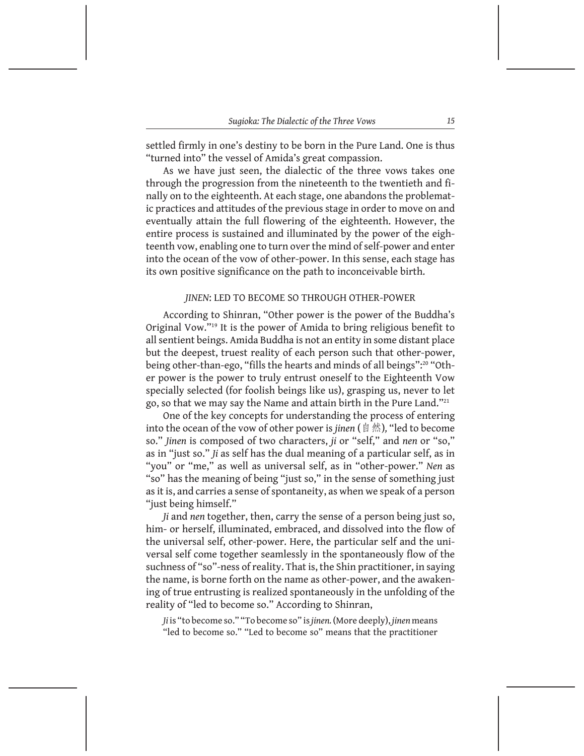settled firmly in one's destiny to be born in the Pure Land. One is thus "turned into" the vessel of Amida's great compassion.

As we have just seen, the dialectic of the three vows takes one through the progression from the nineteenth to the twentieth and finally on to the eighteenth. At each stage, one abandons the problematic practices and attitudes of the previous stage in order to move on and eventually attain the full flowering of the eighteenth. However, the entire process is sustained and illuminated by the power of the eighteenth vow, enabling one to turn over the mind of self-power and enter into the ocean of the vow of other-power. In this sense, each stage has its own positive significance on the path to inconceivable birth.

## *JINEN*: LED TO BECOME SO THROUGH OTHER-POWER

According to Shinran, "Other power is the power of the Buddha's Original Vow."[19] It is the power of Amida to bring religious benefit to all sentient beings. Amida Buddha is not an entity in some distant place but the deepest, truest reality of each person such that other-power, being other-than-ego, "fills the hearts and minds of all beings":[20] "Other power is the power to truly entrust oneself to the Eighteenth Vow specially selected (for foolish beings like us), grasping us, never to let go, so that we may say the Name and attain birth in the Pure Land."[21]

One of the key concepts for understanding the process of entering into the ocean of the vow of other power is *jinen* (自然), "led to become so." *Jinen* is composed of two characters, *ji* or "self," and *nen* or "so," as in "just so." *Ji* as self has the dual meaning of a particular self, as in "you" or "me," as well as universal self, as in "other-power." *Nen* as "so" has the meaning of being "just so," in the sense of something just as it is, and carries a sense of spontaneity, as when we speak of a person "just being himself."

*Ji* and *nen* together, then, carry the sense of a person being just so, him- or herself, illuminated, embraced, and dissolved into the flow of the universal self, other-power. Here, the particular self and the universal self come together seamlessly in the spontaneously flow of the suchness of "so"-ness of reality. That is, the Shin practitioner, in saying the name, is borne forth on the name as other-power, and the awakening of true entrusting is realized spontaneously in the unfolding of the reality of "led to become so." According to Shinran,

> *Ji* is "to become so." "To become so" is *jinen.* (More deeply), *jinen* means "led to become so." "Led to become so" means that the practitioner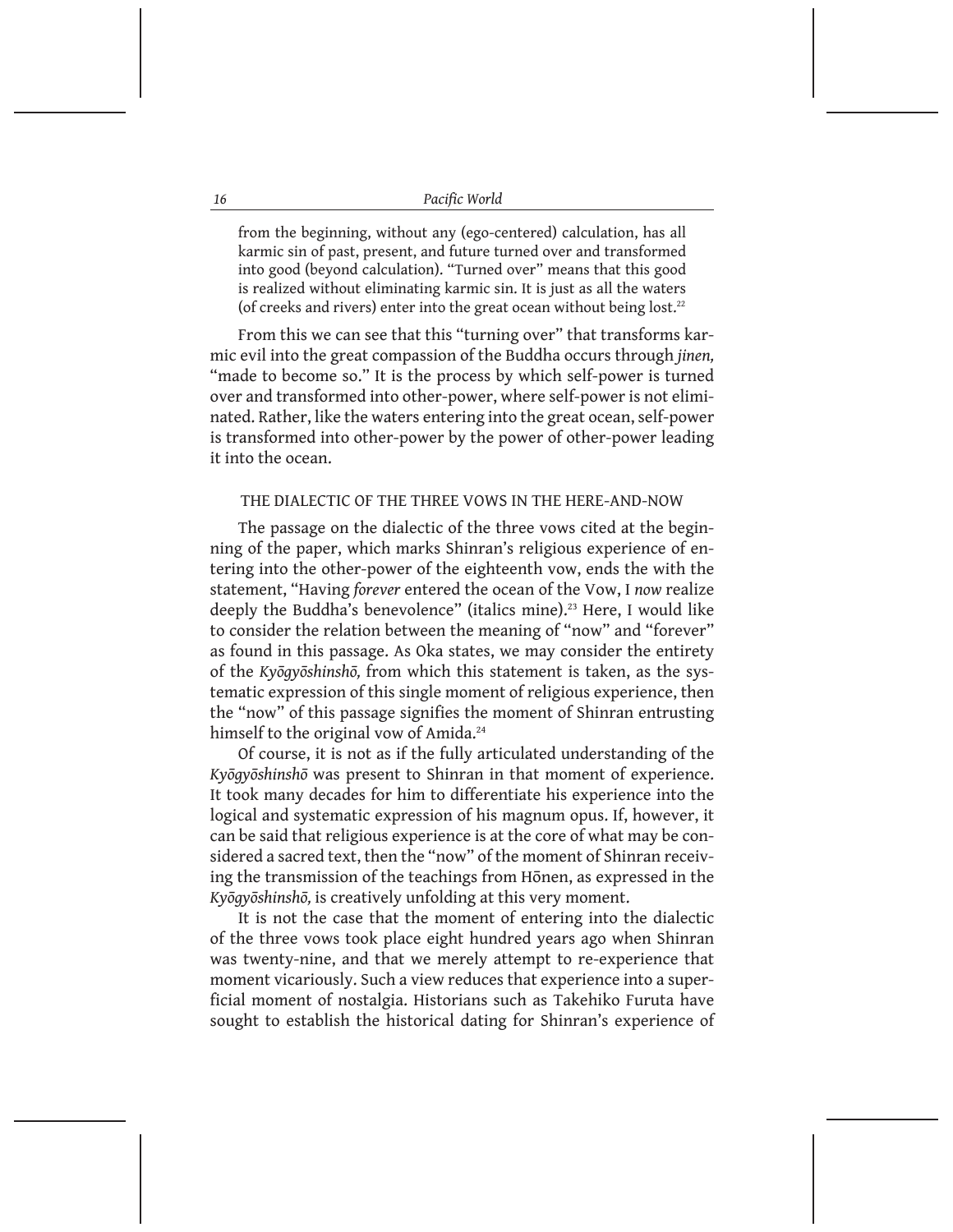> from the beginning, without any (ego-centered) calculation, has all karmic sin of past, present, and future turned over and transformed into good (beyond calculation). "Turned over" means that this good is realized without eliminating karmic sin. It is just as all the waters (of creeks and rivers) enter into the great ocean without being lost.[22]

From this we can see that this "turning over" that transforms karmic evil into the great compassion of the Buddha occurs through *jinen,* "made to become so." It is the process by which self-power is turned over and transformed into other-power, where self-power is not eliminated. Rather, like the waters entering into the great ocean, self-power is transformed into other-power by the power of other-power leading it into the ocean.

## THE DIALECTIC OF THE THREE VOWS IN THE HERE-AND-NOW

The passage on the dialectic of the three vows cited at the beginning of the paper, which marks Shinran's religious experience of entering into the other-power of the eighteenth vow, ends the with the statement, "Having *forever* entered the ocean of the Vow, I *now* realize deeply the Buddha's benevolence" (italics mine).[23] Here, I would like to consider the relation between the meaning of "now" and "forever" as found in this passage. As Oka states, we may consider the entirety of the *Kyōgyōshinshō,* from which this statement is taken, as the systematic expression of this single moment of religious experience, then the "now" of this passage signifies the moment of Shinran entrusting himself to the original vow of Amida.[24]

Of course, it is not as if the fully articulated understanding of the *Kyōgyōshinshō* was present to Shinran in that moment of experience. It took many decades for him to differentiate his experience into the logical and systematic expression of his magnum opus. If, however, it can be said that religious experience is at the core of what may be considered a sacred text, then the "now" of the moment of Shinran receiving the transmission of the teachings from Hōnen, as expressed in the *Kyōgyōshinshō,* is creatively unfolding at this very moment.

It is not the case that the moment of entering into the dialectic of the three vows took place eight hundred years ago when Shinran was twenty-nine, and that we merely attempt to re-experience that moment vicariously. Such a view reduces that experience into a superficial moment of nostalgia. Historians such as Takehiko Furuta have sought to establish the historical dating for Shinran's experience of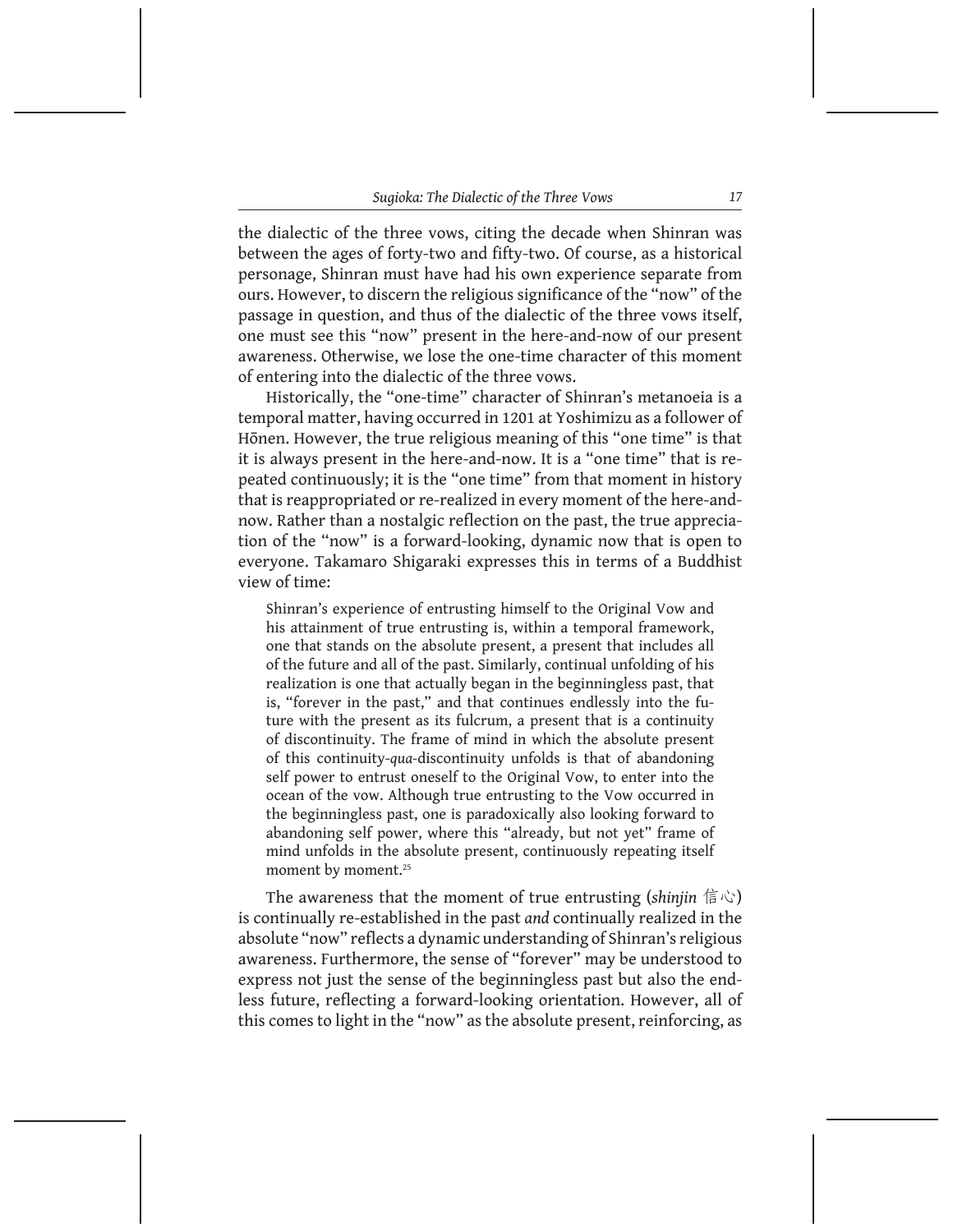the dialectic of the three vows, citing the decade when Shinran was between the ages of forty-two and fifty-two. Of course, as a historical personage, Shinran must have had his own experience separate from ours. However, to discern the religious significance of the "now" of the passage in question, and thus of the dialectic of the three vows itself, one must see this "now" present in the here-and-now of our present awareness. Otherwise, we lose the one-time character of this moment of entering into the dialectic of the three vows.

Historically, the "one-time" character of Shinran's metanoeia is a temporal matter, having occurred in 1201 at Yoshimizu as a follower of Hōnen. However, the true religious meaning of this "one time" is that it is always present in the here-and-now. It is a "one time" that is repeated continuously; it is the "one time" from that moment in history that is reappropriated or re-realized in every moment of the here-and-now. Rather than a nostalgic reflection on the past, the true appreciation of the "now" is a forward-looking, dynamic now that is open to everyone. Takamaro Shigaraki expresses this in terms of a Buddhist view of time:

> Shinran's experience of entrusting himself to the Original Vow and his attainment of true entrusting is, within a temporal framework, one that stands on the absolute present, a present that includes all of the future and all of the past. Similarly, continual unfolding of his realization is one that actually began in the beginningless past, that is, "forever in the past," and that continues endlessly into the future with the present as its fulcrum, a present that is a continuity of discontinuity. The frame of mind in which the absolute present of this continuity-*qua*-discontinuity unfolds is that of abandoning self power to entrust oneself to the Original Vow, to enter into the ocean of the vow. Although true entrusting to the Vow occurred in the beginningless past, one is paradoxically also looking forward to abandoning self power, where this "already, but not yet" frame of mind unfolds in the absolute present, continuously repeating itself moment by moment.[25]

The awareness that the moment of true entrusting (*shinjin* 信心) is continually re-established in the past *and* continually realized in the absolute "now" reflects a dynamic understanding of Shinran's religious awareness. Furthermore, the sense of "forever" may be understood to express not just the sense of the beginningless past but also the endless future, reflecting a forward-looking orientation. However, all of this comes to light in the "now" as the absolute present, reinforcing, as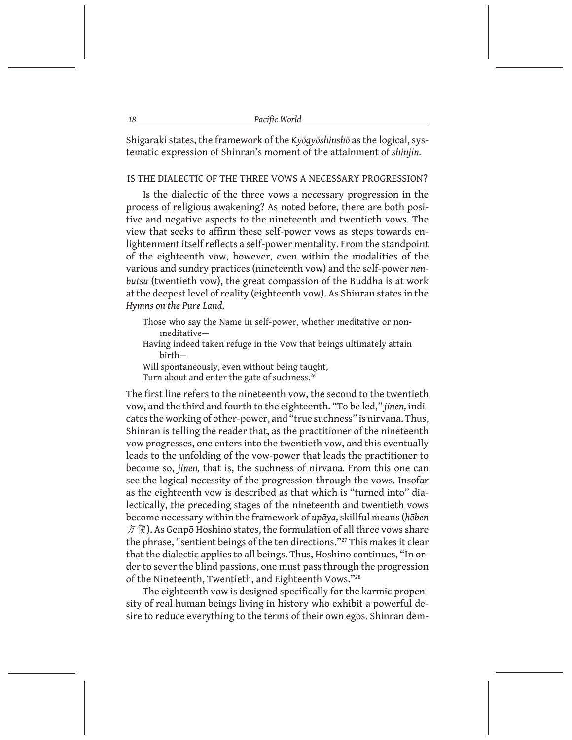Shigaraki states, the framework of the *Kyōgyōshinshō* as the logical, systematic expression of Shinran's moment of the attainment of *shinjin.*

## IS THE DIALECTIC OF THE THREE VOWS A NECESSARY PROGRESSION?

Is the dialectic of the three vows a necessary progression in the process of religious awakening? As noted before, there are both positive and negative aspects to the nineteenth and twentieth vows. The view that seeks to affirm these self-power vows as steps towards enlightenment itself reflects a self-power mentality. From the standpoint of the eighteenth vow, however, even within the modalities of the various and sundry practices (nineteenth vow) and the self-power *nenbutsu* (twentieth vow), the great compassion of the Buddha is at work at the deepest level of reality (eighteenth vow). As Shinran states in the *Hymns on the Pure Land,*

> Those who say the Name in self-power, whether meditative or non-meditative—
> Having indeed taken refuge in the Vow that beings ultimately attain birth—
> Will spontaneously, even without being taught,
> Turn about and enter the gate of suchness.[26]

The first line refers to the nineteenth vow, the second to the twentieth vow, and the third and fourth to the eighteenth. "To be led," *jinen,* indicates the working of other-power, and "true suchness" is nirvana. Thus, Shinran is telling the reader that, as the practitioner of the nineteenth vow progresses, one enters into the twentieth vow, and this eventually leads to the unfolding of the vow-power that leads the practitioner to become so, *jinen,* that is, the suchness of nirvana*.* From this one can see the logical necessity of the progression through the vows. Insofar as the eighteenth vow is described as that which is "turned into" dialectically, the preceding stages of the nineteenth and twentieth vows become necessary within the framework of *upāya,* skillful means (*hōben* 方便). As Genpō Hoshino states, the formulation of all three vows share the phrase, "sentient beings of the ten directions."[27] This makes it clear that the dialectic applies to all beings. Thus, Hoshino continues, "In order to sever the blind passions, one must pass through the progression of the Nineteenth, Twentieth, and Eighteenth Vows."[28]

The eighteenth vow is designed specifically for the karmic propensity of real human beings living in history who exhibit a powerful desire to reduce everything to the terms of their own egos. Shinran dem-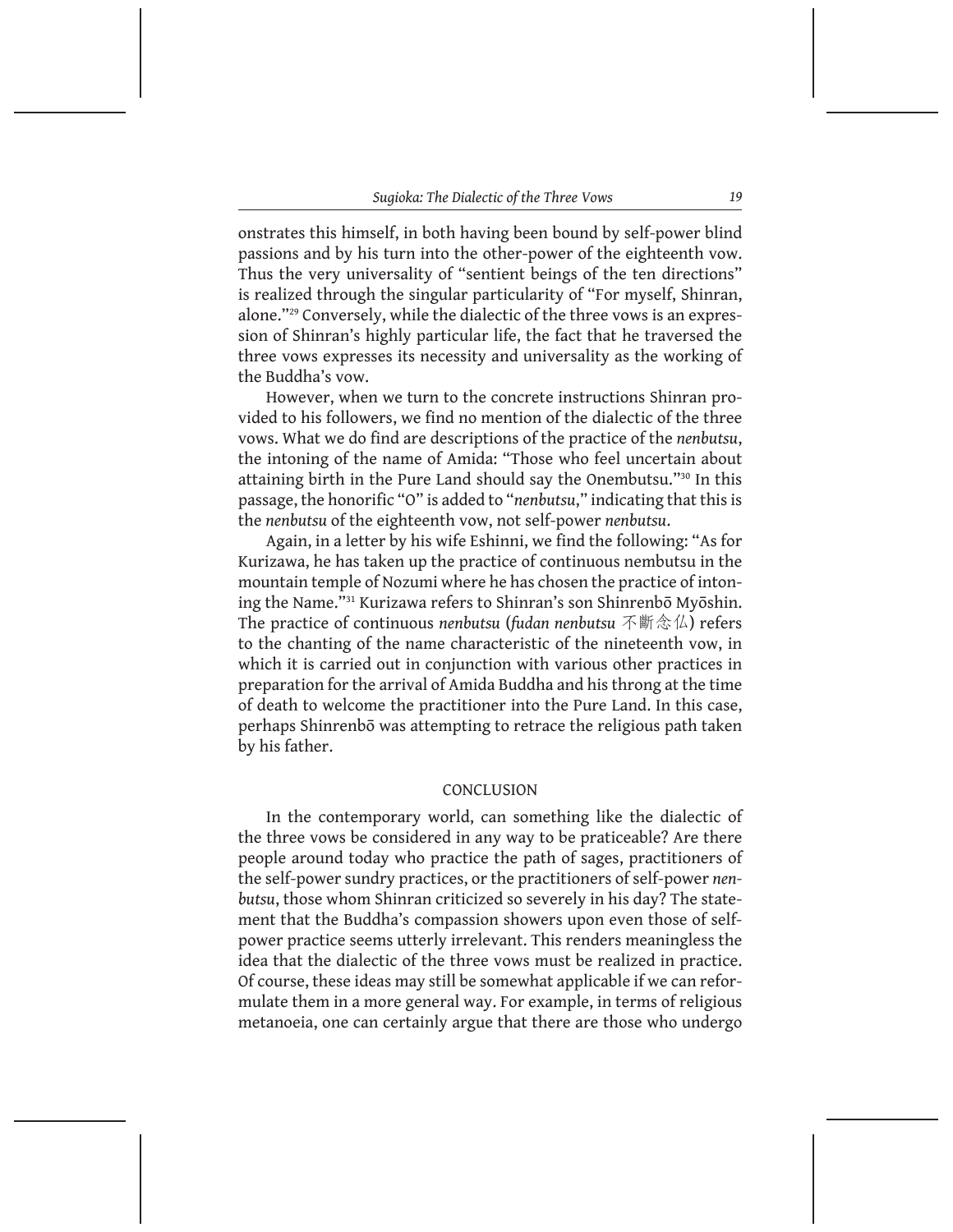onstrates this himself, in both having been bound by self-power blind passions and by his turn into the other-power of the eighteenth vow. Thus the very universality of "sentient beings of the ten directions" is realized through the singular particularity of "For myself, Shinran, alone."[29] Conversely, while the dialectic of the three vows is an expression of Shinran's highly particular life, the fact that he traversed the three vows expresses its necessity and universality as the working of the Buddha's vow.

However, when we turn to the concrete instructions Shinran provided to his followers, we find no mention of the dialectic of the three vows. What we do find are descriptions of the practice of the *nenbutsu*, the intoning of the name of Amida: "Those who feel uncertain about attaining birth in the Pure Land should say the Onembutsu."[30] In this passage, the honorific "O" is added to "*nenbutsu*," indicating that this is the *nenbutsu* of the eighteenth vow, not self-power *nenbutsu*.

Again, in a letter by his wife Eshinni, we find the following: "As for Kurizawa, he has taken up the practice of continuous nembutsu in the mountain temple of Nozumi where he has chosen the practice of intoning the Name."[31] Kurizawa refers to Shinran's son Shinrenbō Myōshin. The practice of continuous *nenbutsu* (*fudan nenbutsu* 不断念仏) refers to the chanting of the name characteristic of the nineteenth vow, in which it is carried out in conjunction with various other practices in preparation for the arrival of Amida Buddha and his throng at the time of death to welcome the practitioner into the Pure Land. In this case, perhaps Shinrenbō was attempting to retrace the religious path taken by his father.

## CONCLUSION

In the contemporary world, can something like the dialectic of the three vows be considered in any way to be praticeable? Are there people around today who practice the path of sages, practitioners of the self-power sundry practices, or the practitioners of self-power *nenbutsu*, those whom Shinran criticized so severely in his day? The statement that the Buddha's compassion showers upon even those of self-power practice seems utterly irrelevant. This renders meaningless the idea that the dialectic of the three vows must be realized in practice. Of course, these ideas may still be somewhat applicable if we can reformulate them in a more general way. For example, in terms of religious metanoeia, one can certainly argue that there are those who undergo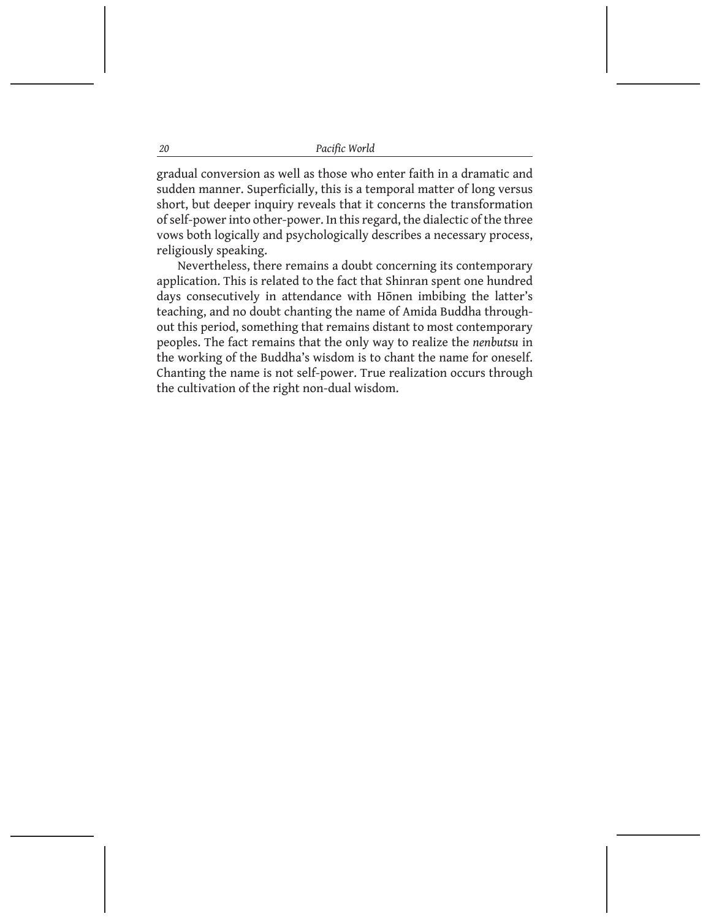gradual conversion as well as those who enter faith in a dramatic and sudden manner. Superficially, this is a temporal matter of long versus short, but deeper inquiry reveals that it concerns the transformation of self-power into other-power. In this regard, the dialectic of the three vows both logically and psychologically describes a necessary process, religiously speaking.

Nevertheless, there remains a doubt concerning its contemporary application. This is related to the fact that Shinran spent one hundred days consecutively in attendance with Hōnen imbibing the latter's teaching, and no doubt chanting the name of Amida Buddha throughout this period, something that remains distant to most contemporary peoples. The fact remains that the only way to realize the *nenbutsu* in the working of the Buddha's wisdom is to chant the name for oneself. Chanting the name is not self-power. True realization occurs through the cultivation of the right non-dual wisdom.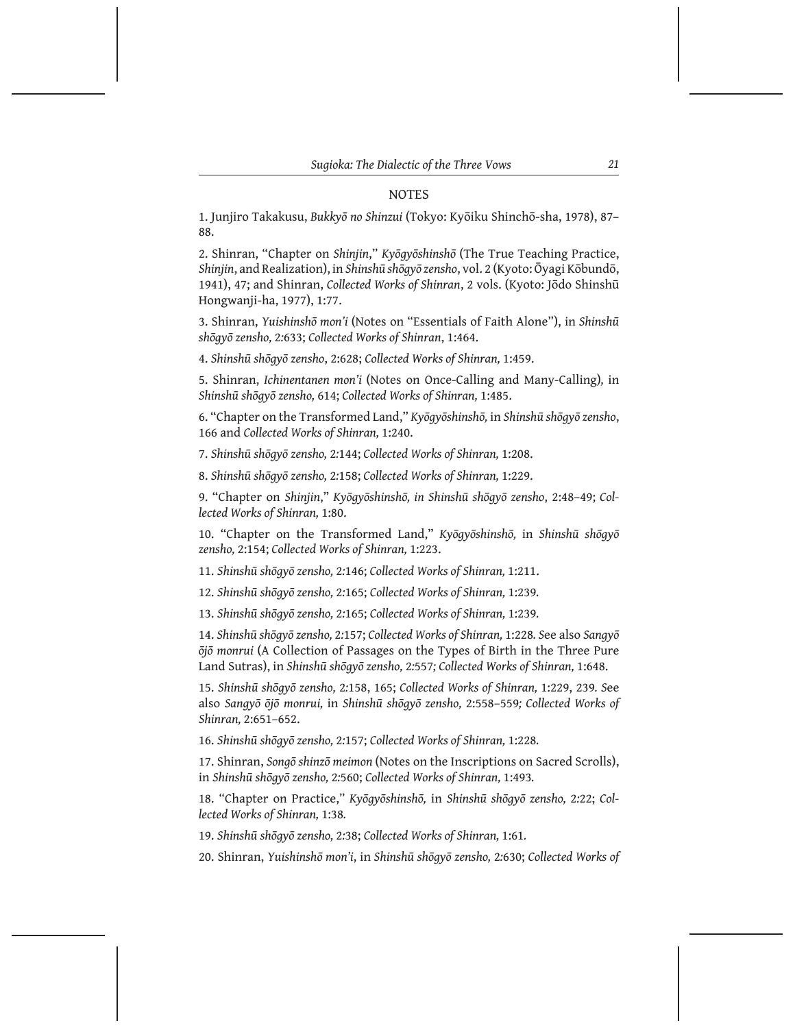## NOTES

1. Junjiro Takakusu, *Bukkyō no Shinzui* (Tokyo: Kyōiku Shinchō-sha, 1978), 87–88.

2. Shinran, "Chapter on *Shinjin*," *Kyōgyōshinshō* (The True Teaching Practice, *Shinjin*, and Realization), in *Shinshū shōgyō zensho*, vol. 2 (Kyoto: Ōyagi Kōbundō, 1941), 47; and Shinran, *Collected Works of Shinran*, 2 vols. (Kyoto: Jōdo Shinshū Hongwanji-ha, 1977), 1:77.

3. Shinran, *Yuishinshō mon'i* (Notes on "Essentials of Faith Alone"), in *Shinshū shōgyō zensho*, 2:633; *Collected Works of Shinran*, 1:464.

4. *Shinshū shōgyō zensho*, 2:628; *Collected Works of Shinran*, 1:459.

5. Shinran, *Ichinentanen mon'i* (Notes on Once-Calling and Many-Calling), in *Shinshū shōgyō zensho*, 614; *Collected Works of Shinran*, 1:485.

6. "Chapter on the Transformed Land," *Kyōgyōshinshō*, in *Shinshū shōgyō zensho*, 166 and *Collected Works of Shinran*, 1:240.

7. *Shinshū shōgyō zensho*, 2:144; *Collected Works of Shinran*, 1:208.

8. *Shinshū shōgyō zensho*, 2:158; *Collected Works of Shinran*, 1:229.

9. "Chapter on *Shinjin*," *Kyōgyōshinshō, in Shinshū shōgyō zensho*, 2:48–49; *Collected Works of Shinran*, 1:80.

10. "Chapter on the Transformed Land," *Kyōgyōshinshō*, in *Shinshū shōgyō zensho*, 2:154; *Collected Works of Shinran*, 1:223.

11. *Shinshū shōgyō zensho*, 2:146; *Collected Works of Shinran*, 1:211.

12. *Shinshū shōgyō zensho*, 2:165; *Collected Works of Shinran*, 1:239.

13. *Shinshū shōgyō zensho*, 2:165; *Collected Works of Shinran*, 1:239.

14. *Shinshū shōgyō zensho*, 2:157; *Collected Works of Shinran*, 1:228. See also *Sangyō ōjō monrui* (A Collection of Passages on the Types of Birth in the Three Pure Land Sutras), in *Shinshū shōgyō zensho*, 2:557; *Collected Works of Shinran*, 1:648.

15. *Shinshū shōgyō zensho*, 2:158, 165; *Collected Works of Shinran*, 1:229, 239. See also *Sangyō ōjō monrui*, in *Shinshū shōgyō zensho*, 2:558–559; *Collected Works of Shinran*, 2:651–652.

16. *Shinshū shōgyō zensho*, 2:157; *Collected Works of Shinran*, 1:228.

17. Shinran, *Songō shinzō meimon* (Notes on the Inscriptions on Sacred Scrolls), in *Shinshū shōgyō zensho*, 2:560; *Collected Works of Shinran*, 1:493.

18. "Chapter on Practice," *Kyōgyōshinshō*, in *Shinshū shōgyō zensho*, 2:22; *Collected Works of Shinran*, 1:38.

19. *Shinshū shōgyō zensho*, 2:38; *Collected Works of Shinran*, 1:61.

20. Shinran, *Yuishinshō mon'i*, in *Shinshū shōgyō zensho*, 2:630; *Collected Works of*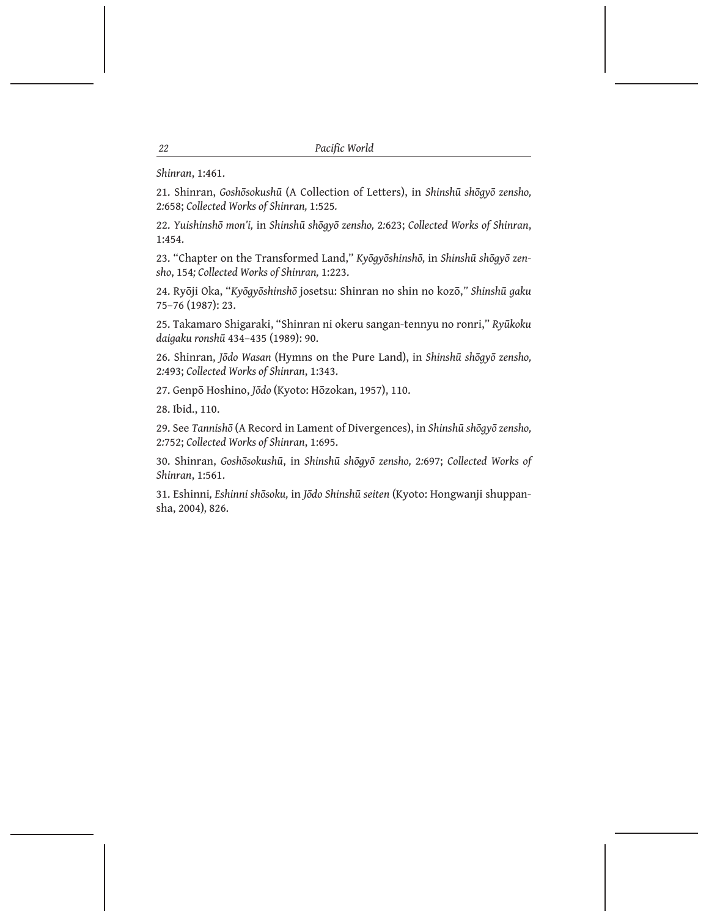*Shinran*, 1:461.

21. Shinran, *Goshōsokushū* (A Collection of Letters), in *Shinshū shōgyō zensho,* 2:658; *Collected Works of Shinran,* 1:525.

22. *Yuishinshō mon'i,* in *Shinshū shōgyō zensho,* 2:623; *Collected Works of Shinran*, 1:454.

23. "Chapter on the Transformed Land," *Kyōgyōshinshō,* in *Shinshū shōgyō zensho*, 154; *Collected Works of Shinran,* 1:223.

24. Ryōji Oka, "*Kyōgyōshinshō* josetsu: Shinran no shin no kozō," *Shinshū gaku* 75–76 (1987): 23.

25. Takamaro Shigaraki, "Shinran ni okeru sangan-tennyu no ronri," *Ryūkoku daigaku ronshū* 434–435 (1989): 90.

26. Shinran, *Jōdo Wasan* (Hymns on the Pure Land), in *Shinshū shōgyō zensho,* 2:493; *Collected Works of Shinran*, 1:343.

27. Genpō Hoshino, *Jōdo* (Kyoto: Hōzokan, 1957), 110.

28. Ibid., 110.

29. See *Tannishō* (A Record in Lament of Divergences), in *Shinshū shōgyō zensho,* 2:752; *Collected Works of Shinran*, 1:695.

30. Shinran, *Goshōsokushū*, in *Shinshū shōgyō zensho,* 2:697; *Collected Works of Shinran*, 1:561.

31. Eshinni, *Eshinni shōsoku,* in *Jōdo Shinshū seiten* (Kyoto: Hongwanji shuppansha, 2004), 826.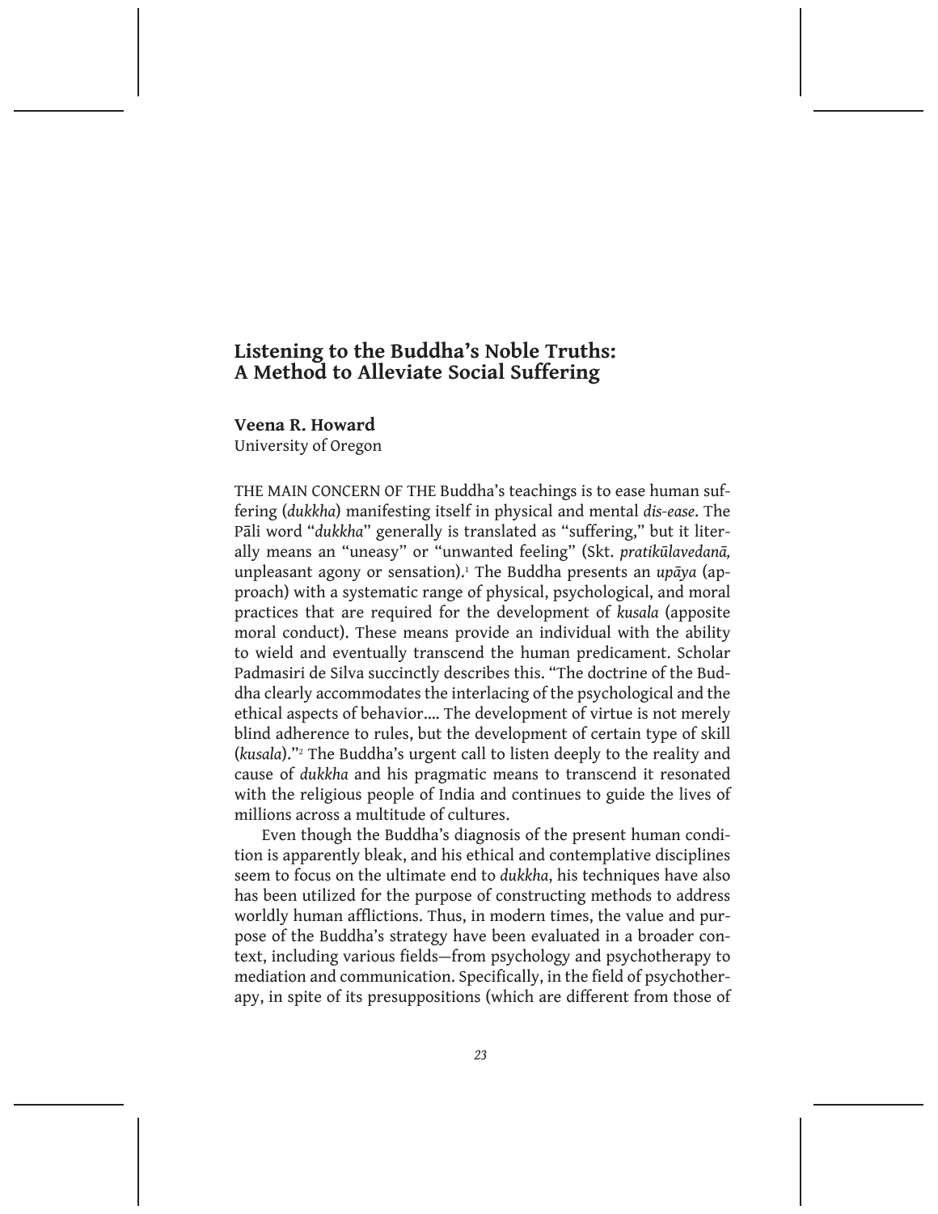## Listening to the Buddha's Noble Truths: A Method to Alleviate Social Suffering

**Veena R. Howard**
University of Oregon

THE MAIN CONCERN OF THE Buddha's teachings is to ease human suffering (*dukkha*) manifesting itself in physical and mental *dis-ease*. The Pāli word "*dukkha*" generally is translated as "suffering," but it literally means an "uneasy" or "unwanted feeling" (Skt. *pratikūlavedanā,* unpleasant agony or sensation).[1] The Buddha presents an *upāya* (approach) with a systematic range of physical, psychological, and moral practices that are required for the development of *kusala* (apposite moral conduct). These means provide an individual with the ability to wield and eventually transcend the human predicament. Scholar Padmasiri de Silva succinctly describes this. "The doctrine of the Buddha clearly accommodates the interlacing of the psychological and the ethical aspects of behavior.... The development of virtue is not merely blind adherence to rules, but the development of certain type of skill (*kusala*)."[2] The Buddha's urgent call to listen deeply to the reality and cause of *dukkha* and his pragmatic means to transcend it resonated with the religious people of India and continues to guide the lives of millions across a multitude of cultures.

Even though the Buddha's diagnosis of the present human condition is apparently bleak, and his ethical and contemplative disciplines seem to focus on the ultimate end to *dukkha*, his techniques have also has been utilized for the purpose of constructing methods to address worldly human afflictions. Thus, in modern times, the value and purpose of the Buddha's strategy have been evaluated in a broader context, including various fields—from psychology and psychotherapy to mediation and communication. Specifically, in the field of psychotherapy, in spite of its presuppositions (which are different from those of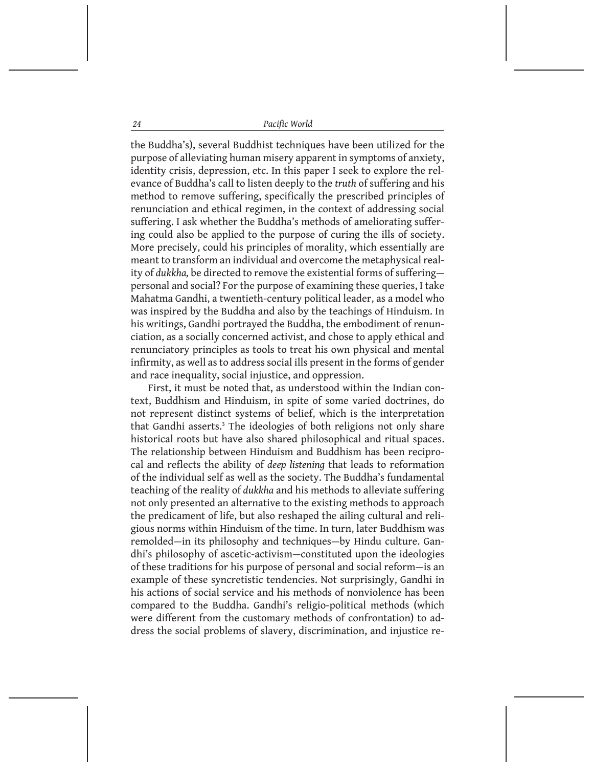the Buddha's), several Buddhist techniques have been utilized for the purpose of alleviating human misery apparent in symptoms of anxiety, identity crisis, depression, etc. In this paper I seek to explore the relevance of Buddha's call to listen deeply to the *truth* of suffering and his method to remove suffering, specifically the prescribed principles of renunciation and ethical regimen, in the context of addressing social suffering. I ask whether the Buddha's methods of ameliorating suffering could also be applied to the purpose of curing the ills of society. More precisely, could his principles of morality, which essentially are meant to transform an individual and overcome the metaphysical reality of *dukkha,* be directed to remove the existential forms of suffering—personal and social? For the purpose of examining these queries, I take Mahatma Gandhi, a twentieth-century political leader, as a model who was inspired by the Buddha and also by the teachings of Hinduism. In his writings, Gandhi portrayed the Buddha, the embodiment of renunciation, as a socially concerned activist, and chose to apply ethical and renunciatory principles as tools to treat his own physical and mental infirmity, as well as to address social ills present in the forms of gender and race inequality, social injustice, and oppression.

First, it must be noted that, as understood within the Indian context, Buddhism and Hinduism, in spite of some varied doctrines, do not represent distinct systems of belief, which is the interpretation that Gandhi asserts.[3] The ideologies of both religions not only share historical roots but have also shared philosophical and ritual spaces. The relationship between Hinduism and Buddhism has been reciprocal and reflects the ability of *deep listening* that leads to reformation of the individual self as well as the society. The Buddha's fundamental teaching of the reality of *dukkha* and his methods to alleviate suffering not only presented an alternative to the existing methods to approach the predicament of life, but also reshaped the ailing cultural and religious norms within Hinduism of the time. In turn, later Buddhism was remolded—in its philosophy and techniques—by Hindu culture. Gandhi's philosophy of ascetic-activism—constituted upon the ideologies of these traditions for his purpose of personal and social reform—is an example of these syncretistic tendencies. Not surprisingly, Gandhi in his actions of social service and his methods of nonviolence has been compared to the Buddha. Gandhi's religio-political methods (which were different from the customary methods of confrontation) to address the social problems of slavery, discrimination, and injustice re-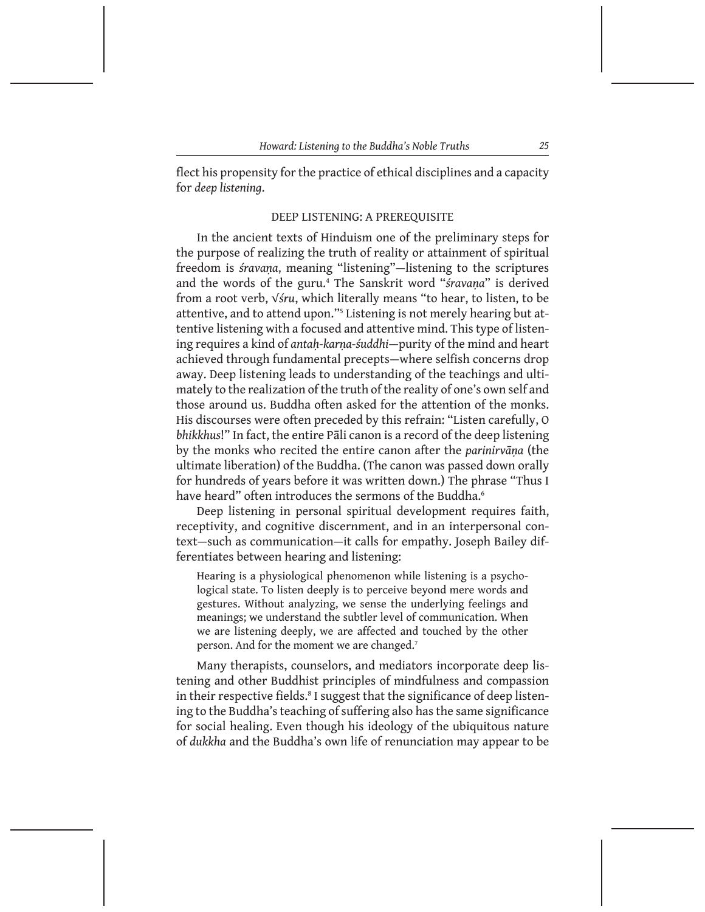flect his propensity for the practice of ethical disciplines and a capacity for *deep listening*.

## DEEP LISTENING: A PREREQUISITE

In the ancient texts of Hinduism one of the preliminary steps for the purpose of realizing the truth of reality or attainment of spiritual freedom is *śravaṇa*, meaning "listening"—listening to the scriptures and the words of the guru.[4] The Sanskrit word "*śravaṇa*" is derived from a root verb, √*śru*, which literally means "to hear, to listen, to be attentive, and to attend upon."[5] Listening is not merely hearing but attentive listening with a focused and attentive mind. This type of listening requires a kind of *antaḥ-karṇa-śuddhi*—purity of the mind and heart achieved through fundamental precepts—where selfish concerns drop away. Deep listening leads to understanding of the teachings and ultimately to the realization of the truth of the reality of one's own self and those around us. Buddha often asked for the attention of the monks. His discourses were often preceded by this refrain: "Listen carefully, O *bhikkhus*!" In fact, the entire Pāli canon is a record of the deep listening by the monks who recited the entire canon after the *parinirvāṇa* (the ultimate liberation) of the Buddha. (The canon was passed down orally for hundreds of years before it was written down.) The phrase "Thus I have heard" often introduces the sermons of the Buddha.[6]

Deep listening in personal spiritual development requires faith, receptivity, and cognitive discernment, and in an interpersonal context—such as communication—it calls for empathy. Joseph Bailey differentiates between hearing and listening:

> Hearing is a physiological phenomenon while listening is a psychological state. To listen deeply is to perceive beyond mere words and gestures. Without analyzing, we sense the underlying feelings and meanings; we understand the subtler level of communication. When we are listening deeply, we are affected and touched by the other person. And for the moment we are changed.[7]

Many therapists, counselors, and mediators incorporate deep listening and other Buddhist principles of mindfulness and compassion in their respective fields.[8] I suggest that the significance of deep listening to the Buddha's teaching of suffering also has the same significance for social healing. Even though his ideology of the ubiquitous nature of *dukkha* and the Buddha's own life of renunciation may appear to be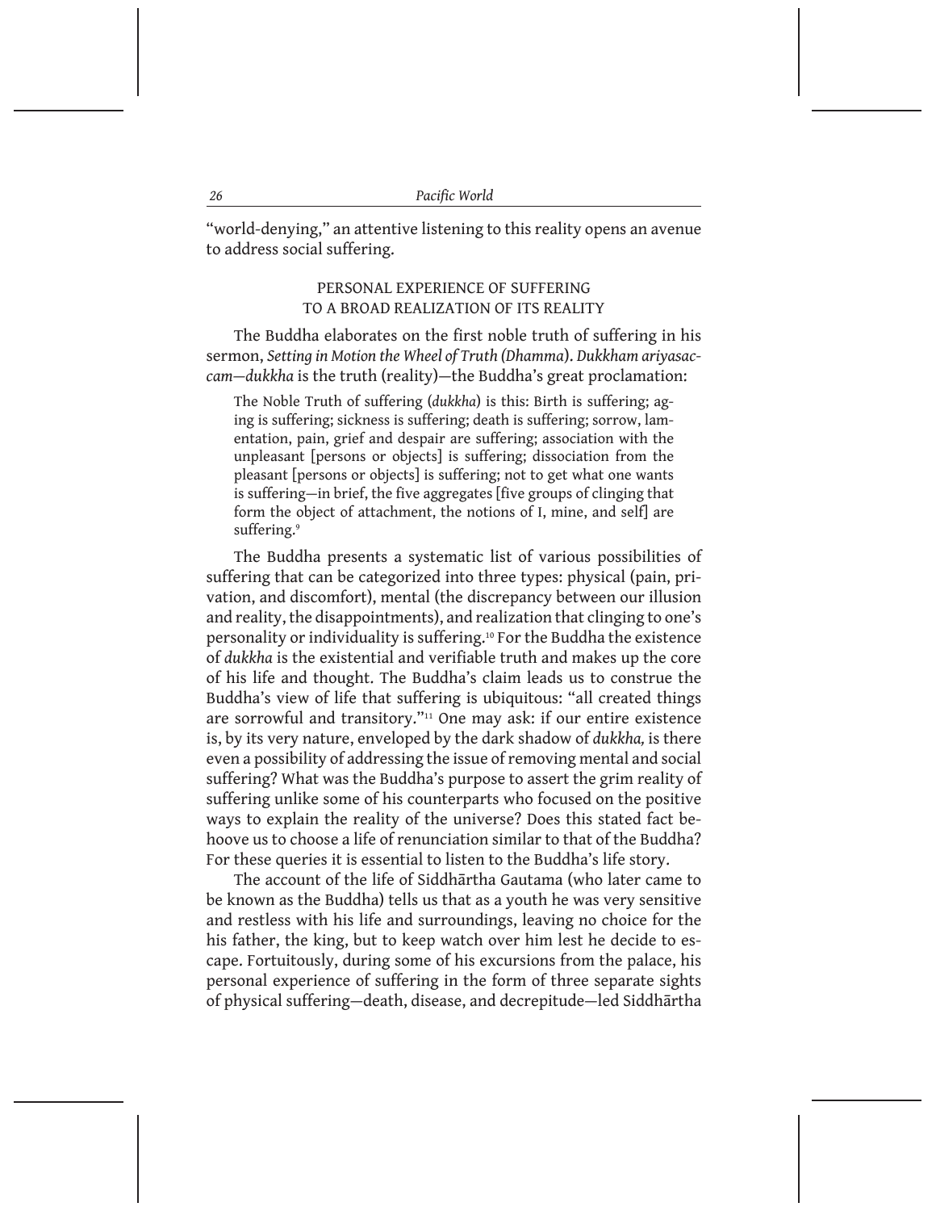"world-denying," an attentive listening to this reality opens an avenue to address social suffering.

## PERSONAL EXPERIENCE OF SUFFERING TO A BROAD REALIZATION OF ITS REALITY

The Buddha elaborates on the first noble truth of suffering in his sermon, *Setting in Motion the Wheel of Truth (Dhamma)*. *Dukkham ariyasaccam—dukkha* is the truth (reality)—the Buddha's great proclamation:

> The Noble Truth of suffering (*dukkha*) is this: Birth is suffering; aging is suffering; sickness is suffering; death is suffering; sorrow, lamentation, pain, grief and despair are suffering; association with the unpleasant [persons or objects] is suffering; dissociation from the pleasant [persons or objects] is suffering; not to get what one wants is suffering—in brief, the five aggregates [five groups of clinging that form the object of attachment, the notions of I, mine, and self] are suffering.[9]

The Buddha presents a systematic list of various possibilities of suffering that can be categorized into three types: physical (pain, privation, and discomfort), mental (the discrepancy between our illusion and reality, the disappointments), and realization that clinging to one's personality or individuality is suffering.[10] For the Buddha the existence of *dukkha* is the existential and verifiable truth and makes up the core of his life and thought. The Buddha's claim leads us to construe the Buddha's view of life that suffering is ubiquitous: "all created things are sorrowful and transitory."[11] One may ask: if our entire existence is, by its very nature, enveloped by the dark shadow of *dukkha,* is there even a possibility of addressing the issue of removing mental and social suffering? What was the Buddha's purpose to assert the grim reality of suffering unlike some of his counterparts who focused on the positive ways to explain the reality of the universe? Does this stated fact behoove us to choose a life of renunciation similar to that of the Buddha? For these queries it is essential to listen to the Buddha's life story.

The account of the life of Siddhārtha Gautama (who later came to be known as the Buddha) tells us that as a youth he was very sensitive and restless with his life and surroundings, leaving no choice for the his father, the king, but to keep watch over him lest he decide to escape. Fortuitously, during some of his excursions from the palace, his personal experience of suffering in the form of three separate sights of physical suffering—death, disease, and decrepitude—led Siddhārtha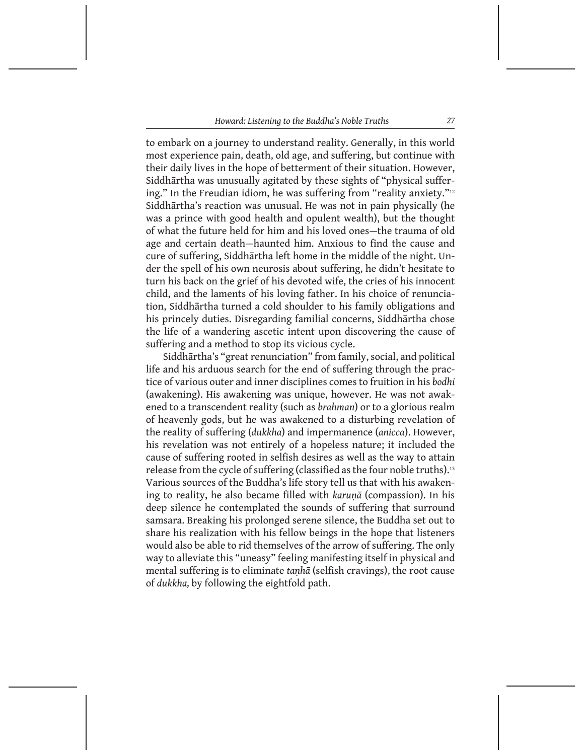to embark on a journey to understand reality. Generally, in this world most experience pain, death, old age, and suffering, but continue with their daily lives in the hope of betterment of their situation. However, Siddhārtha was unusually agitated by these sights of "physical suffering." In the Freudian idiom, he was suffering from "reality anxiety."[12] Siddhārtha's reaction was unusual. He was not in pain physically (he was a prince with good health and opulent wealth), but the thought of what the future held for him and his loved ones—the trauma of old age and certain death—haunted him. Anxious to find the cause and cure of suffering, Siddhārtha left home in the middle of the night. Under the spell of his own neurosis about suffering, he didn't hesitate to turn his back on the grief of his devoted wife, the cries of his innocent child, and the laments of his loving father. In his choice of renunciation, Siddhārtha turned a cold shoulder to his family obligations and his princely duties. Disregarding familial concerns, Siddhārtha chose the life of a wandering ascetic intent upon discovering the cause of suffering and a method to stop its vicious cycle.

Siddhārtha's "great renunciation" from family, social, and political life and his arduous search for the end of suffering through the practice of various outer and inner disciplines comes to fruition in his *bodhi* (awakening). His awakening was unique, however. He was not awakened to a transcendent reality (such as *brahman*) or to a glorious realm of heavenly gods, but he was awakened to a disturbing revelation of the reality of suffering (*dukkha*) and impermanence (*anicca*). However, his revelation was not entirely of a hopeless nature; it included the cause of suffering rooted in selfish desires as well as the way to attain release from the cycle of suffering (classified as the four noble truths).[13] Various sources of the Buddha's life story tell us that with his awakening to reality, he also became filled with *karuṇā* (compassion). In his deep silence he contemplated the sounds of suffering that surround samsara. Breaking his prolonged serene silence, the Buddha set out to share his realization with his fellow beings in the hope that listeners would also be able to rid themselves of the arrow of suffering. The only way to alleviate this "uneasy" feeling manifesting itself in physical and mental suffering is to eliminate *taṇhā* (selfish cravings), the root cause of *dukkha,* by following the eightfold path.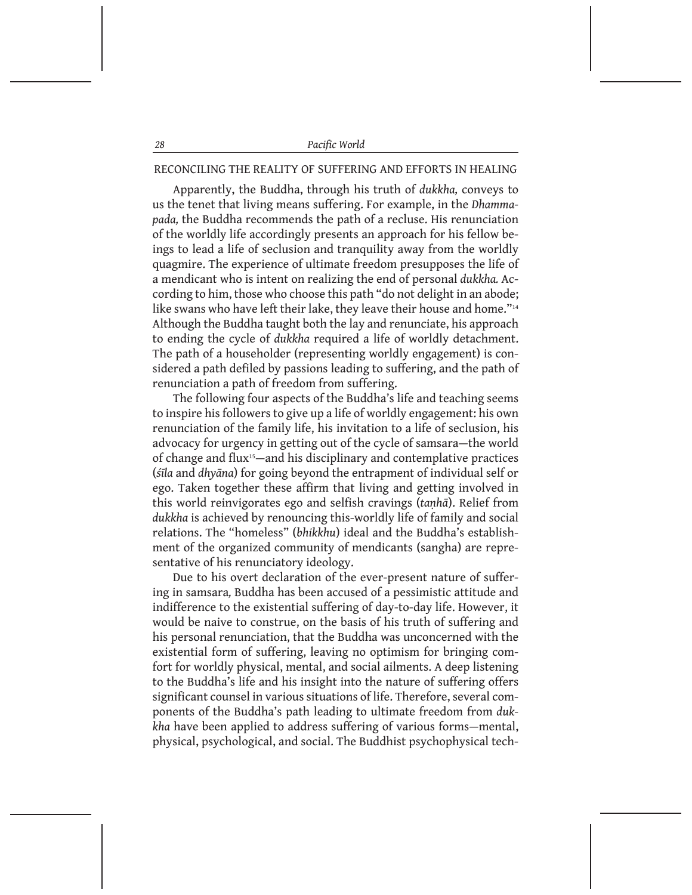## RECONCILING THE REALITY OF SUFFERING AND EFFORTS IN HEALING

Apparently, the Buddha, through his truth of *dukkha,* conveys to us the tenet that living means suffering. For example, in the *Dhammapada,* the Buddha recommends the path of a recluse. His renunciation of the worldly life accordingly presents an approach for his fellow beings to lead a life of seclusion and tranquility away from the worldly quagmire. The experience of ultimate freedom presupposes the life of a mendicant who is intent on realizing the end of personal *dukkha.* According to him, those who choose this path "do not delight in an abode; like swans who have left their lake, they leave their house and home."[14] Although the Buddha taught both the lay and renunciate, his approach to ending the cycle of *dukkha* required a life of worldly detachment. The path of a householder (representing worldly engagement) is considered a path defiled by passions leading to suffering, and the path of renunciation a path of freedom from suffering.

The following four aspects of the Buddha's life and teaching seems to inspire his followers to give up a life of worldly engagement: his own renunciation of the family life, his invitation to a life of seclusion, his advocacy for urgency in getting out of the cycle of samsara—the world of change and flux[15]—and his disciplinary and contemplative practices (*śīla* and *dhyāna*) for going beyond the entrapment of individual self or ego. Taken together these affirm that living and getting involved in this world reinvigorates ego and selfish cravings (*taṇhā*). Relief from *dukkha* is achieved by renouncing this-worldly life of family and social relations. The "homeless" (*bhikkhu*) ideal and the Buddha's establishment of the organized community of mendicants (sangha) are representative of his renunciatory ideology.

Due to his overt declaration of the ever-present nature of suffering in samsara, Buddha has been accused of a pessimistic attitude and indifference to the existential suffering of day-to-day life. However, it would be naive to construe, on the basis of his truth of suffering and his personal renunciation, that the Buddha was unconcerned with the existential form of suffering, leaving no optimism for bringing comfort for worldly physical, mental, and social ailments. A deep listening to the Buddha's life and his insight into the nature of suffering offers significant counsel in various situations of life. Therefore, several components of the Buddha's path leading to ultimate freedom from *dukkha* have been applied to address suffering of various forms—mental, physical, psychological, and social. The Buddhist psychophysical tech-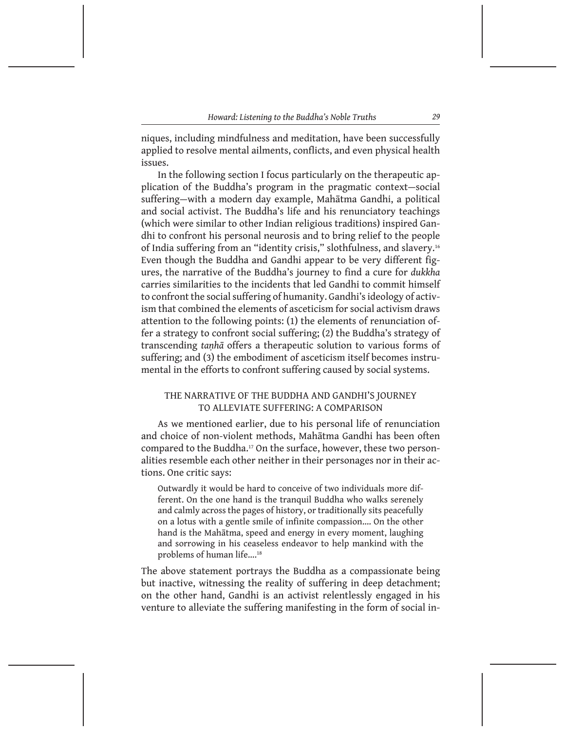niques, including mindfulness and meditation, have been successfully applied to resolve mental ailments, conflicts, and even physical health issues.

In the following section I focus particularly on the therapeutic application of the Buddha's program in the pragmatic context—social suffering—with a modern day example, Mahātma Gandhi, a political and social activist. The Buddha's life and his renunciatory teachings (which were similar to other Indian religious traditions) inspired Gandhi to confront his personal neurosis and to bring relief to the people of India suffering from an "identity crisis," slothfulness, and slavery.[16] Even though the Buddha and Gandhi appear to be very different figures, the narrative of the Buddha's journey to find a cure for *dukkha* carries similarities to the incidents that led Gandhi to commit himself to confront the social suffering of humanity. Gandhi's ideology of activism that combined the elements of asceticism for social activism draws attention to the following points: (1) the elements of renunciation offer a strategy to confront social suffering; (2) the Buddha's strategy of transcending *taṇhā* offers a therapeutic solution to various forms of suffering; and (3) the embodiment of asceticism itself becomes instrumental in the efforts to confront suffering caused by social systems.

## THE NARRATIVE OF THE BUDDHA AND GANDHI'S JOURNEY TO ALLEVIATE SUFFERING: A COMPARISON

As we mentioned earlier, due to his personal life of renunciation and choice of non-violent methods, Mahātma Gandhi has been often compared to the Buddha.[17] On the surface, however, these two personalities resemble each other neither in their personages nor in their actions. One critic says:

> Outwardly it would be hard to conceive of two individuals more different. On the one hand is the tranquil Buddha who walks serenely and calmly across the pages of history, or traditionally sits peacefully on a lotus with a gentle smile of infinite compassion.... On the other hand is the Mahātma, speed and energy in every moment, laughing and sorrowing in his ceaseless endeavor to help mankind with the problems of human life....[18]

The above statement portrays the Buddha as a compassionate being but inactive, witnessing the reality of suffering in deep detachment; on the other hand, Gandhi is an activist relentlessly engaged in his venture to alleviate the suffering manifesting in the form of social in-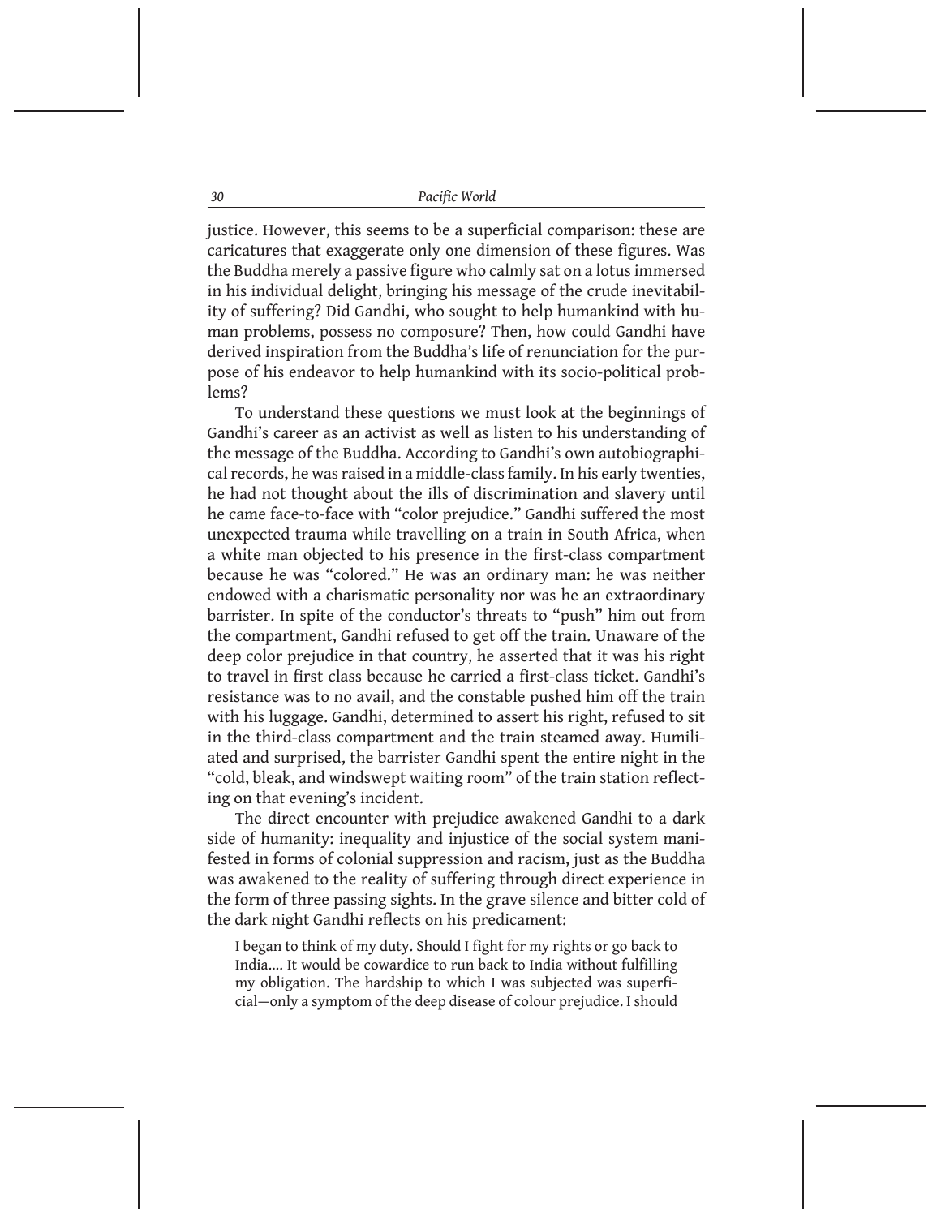justice. However, this seems to be a superficial comparison: these are caricatures that exaggerate only one dimension of these figures. Was the Buddha merely a passive figure who calmly sat on a lotus immersed in his individual delight, bringing his message of the crude inevitability of suffering? Did Gandhi, who sought to help humankind with human problems, possess no composure? Then, how could Gandhi have derived inspiration from the Buddha's life of renunciation for the purpose of his endeavor to help humankind with its socio-political problems?

To understand these questions we must look at the beginnings of Gandhi's career as an activist as well as listen to his understanding of the message of the Buddha. According to Gandhi's own autobiographical records, he was raised in a middle-class family. In his early twenties, he had not thought about the ills of discrimination and slavery until he came face-to-face with "color prejudice." Gandhi suffered the most unexpected trauma while travelling on a train in South Africa, when a white man objected to his presence in the first-class compartment because he was "colored." He was an ordinary man: he was neither endowed with a charismatic personality nor was he an extraordinary barrister. In spite of the conductor's threats to "push" him out from the compartment, Gandhi refused to get off the train. Unaware of the deep color prejudice in that country, he asserted that it was his right to travel in first class because he carried a first-class ticket. Gandhi's resistance was to no avail, and the constable pushed him off the train with his luggage. Gandhi, determined to assert his right, refused to sit in the third-class compartment and the train steamed away. Humiliated and surprised, the barrister Gandhi spent the entire night in the "cold, bleak, and windswept waiting room" of the train station reflecting on that evening's incident.

The direct encounter with prejudice awakened Gandhi to a dark side of humanity: inequality and injustice of the social system manifested in forms of colonial suppression and racism, just as the Buddha was awakened to the reality of suffering through direct experience in the form of three passing sights. In the grave silence and bitter cold of the dark night Gandhi reflects on his predicament:

> I began to think of my duty. Should I fight for my rights or go back to India.... It would be cowardice to run back to India without fulfilling my obligation. The hardship to which I was subjected was superficial—only a symptom of the deep disease of colour prejudice. I should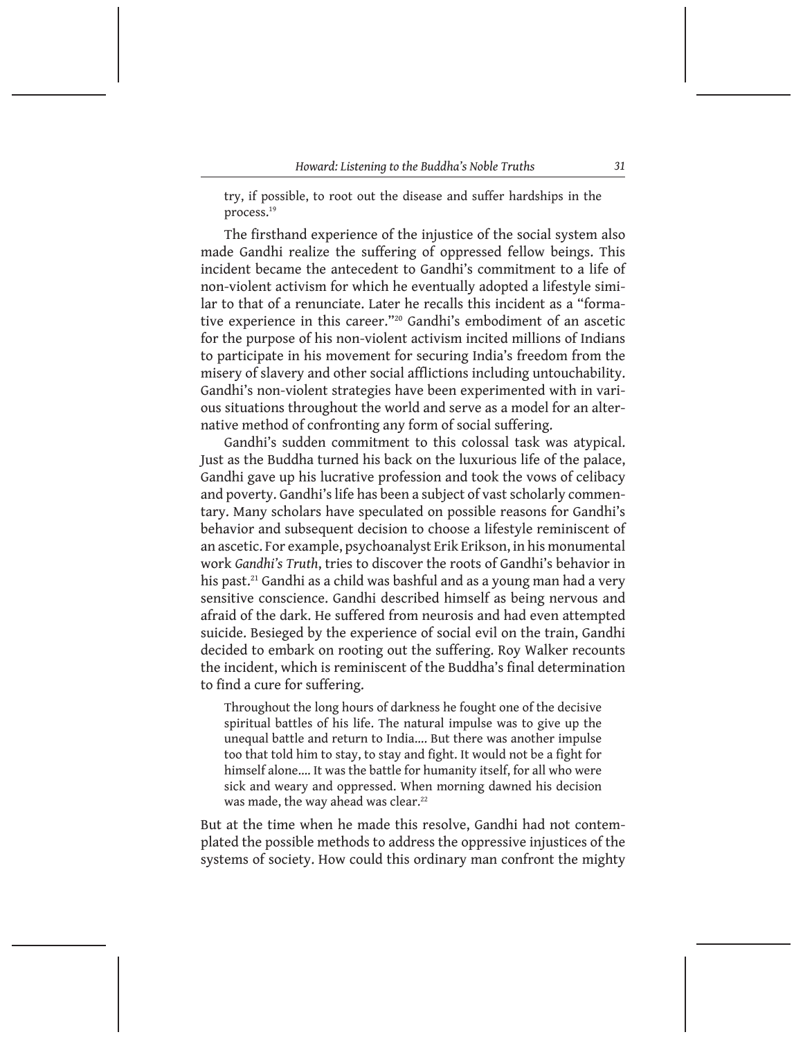try, if possible, to root out the disease and suffer hardships in the process.[19]

The firsthand experience of the injustice of the social system also made Gandhi realize the suffering of oppressed fellow beings. This incident became the antecedent to Gandhi's commitment to a life of non-violent activism for which he eventually adopted a lifestyle similar to that of a renunciate. Later he recalls this incident as a "formative experience in this career."[20] Gandhi's embodiment of an ascetic for the purpose of his non-violent activism incited millions of Indians to participate in his movement for securing India's freedom from the misery of slavery and other social afflictions including untouchability. Gandhi's non-violent strategies have been experimented with in various situations throughout the world and serve as a model for an alternative method of confronting any form of social suffering.

Gandhi's sudden commitment to this colossal task was atypical. Just as the Buddha turned his back on the luxurious life of the palace, Gandhi gave up his lucrative profession and took the vows of celibacy and poverty. Gandhi's life has been a subject of vast scholarly commentary. Many scholars have speculated on possible reasons for Gandhi's behavior and subsequent decision to choose a lifestyle reminiscent of an ascetic. For example, psychoanalyst Erik Erikson, in his monumental work *Gandhi's Truth*, tries to discover the roots of Gandhi's behavior in his past.[21] Gandhi as a child was bashful and as a young man had a very sensitive conscience. Gandhi described himself as being nervous and afraid of the dark. He suffered from neurosis and had even attempted suicide. Besieged by the experience of social evil on the train, Gandhi decided to embark on rooting out the suffering. Roy Walker recounts the incident, which is reminiscent of the Buddha's final determination to find a cure for suffering.

> Throughout the long hours of darkness he fought one of the decisive spiritual battles of his life. The natural impulse was to give up the unequal battle and return to India.... But there was another impulse too that told him to stay, to stay and fight. It would not be a fight for himself alone.... It was the battle for humanity itself, for all who were sick and weary and oppressed. When morning dawned his decision was made, the way ahead was clear.[22]

But at the time when he made this resolve, Gandhi had not contemplated the possible methods to address the oppressive injustices of the systems of society. How could this ordinary man confront the mighty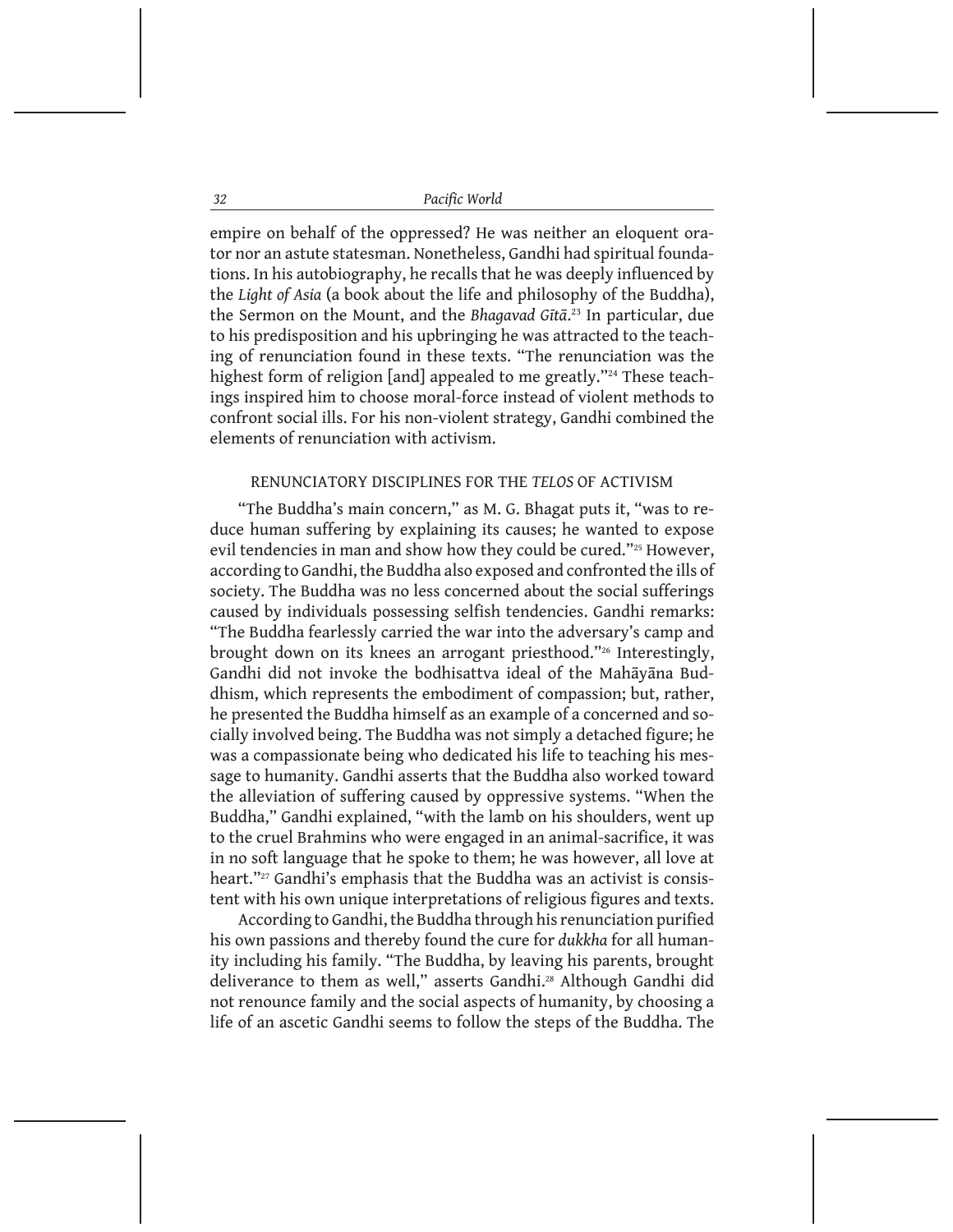empire on behalf of the oppressed? He was neither an eloquent orator nor an astute statesman. Nonetheless, Gandhi had spiritual foundations. In his autobiography, he recalls that he was deeply influenced by the *Light of Asia* (a book about the life and philosophy of the Buddha), the Sermon on the Mount, and the *Bhagavad Gītā*.[23] In particular, due to his predisposition and his upbringing he was attracted to the teaching of renunciation found in these texts. "The renunciation was the highest form of religion [and] appealed to me greatly."[24] These teachings inspired him to choose moral-force instead of violent methods to confront social ills. For his non-violent strategy, Gandhi combined the elements of renunciation with activism.

## RENUNCIATORY DISCIPLINES FOR THE *TELOS* OF ACTIVISM

"The Buddha's main concern," as M. G. Bhagat puts it, "was to reduce human suffering by explaining its causes; he wanted to expose evil tendencies in man and show how they could be cured."[25] However, according to Gandhi, the Buddha also exposed and confronted the ills of society. The Buddha was no less concerned about the social sufferings caused by individuals possessing selfish tendencies. Gandhi remarks: "The Buddha fearlessly carried the war into the adversary's camp and brought down on its knees an arrogant priesthood."[26] Interestingly, Gandhi did not invoke the bodhisattva ideal of the Mahāyāna Buddhism, which represents the embodiment of compassion; but, rather, he presented the Buddha himself as an example of a concerned and socially involved being. The Buddha was not simply a detached figure; he was a compassionate being who dedicated his life to teaching his message to humanity. Gandhi asserts that the Buddha also worked toward the alleviation of suffering caused by oppressive systems. "When the Buddha," Gandhi explained, "with the lamb on his shoulders, went up to the cruel Brahmins who were engaged in an animal-sacrifice, it was in no soft language that he spoke to them; he was however, all love at heart."[27] Gandhi's emphasis that the Buddha was an activist is consistent with his own unique interpretations of religious figures and texts.

According to Gandhi, the Buddha through his renunciation purified his own passions and thereby found the cure for *dukkha* for all humanity including his family. "The Buddha, by leaving his parents, brought deliverance to them as well," asserts Gandhi.[28] Although Gandhi did not renounce family and the social aspects of humanity, by choosing a life of an ascetic Gandhi seems to follow the steps of the Buddha. The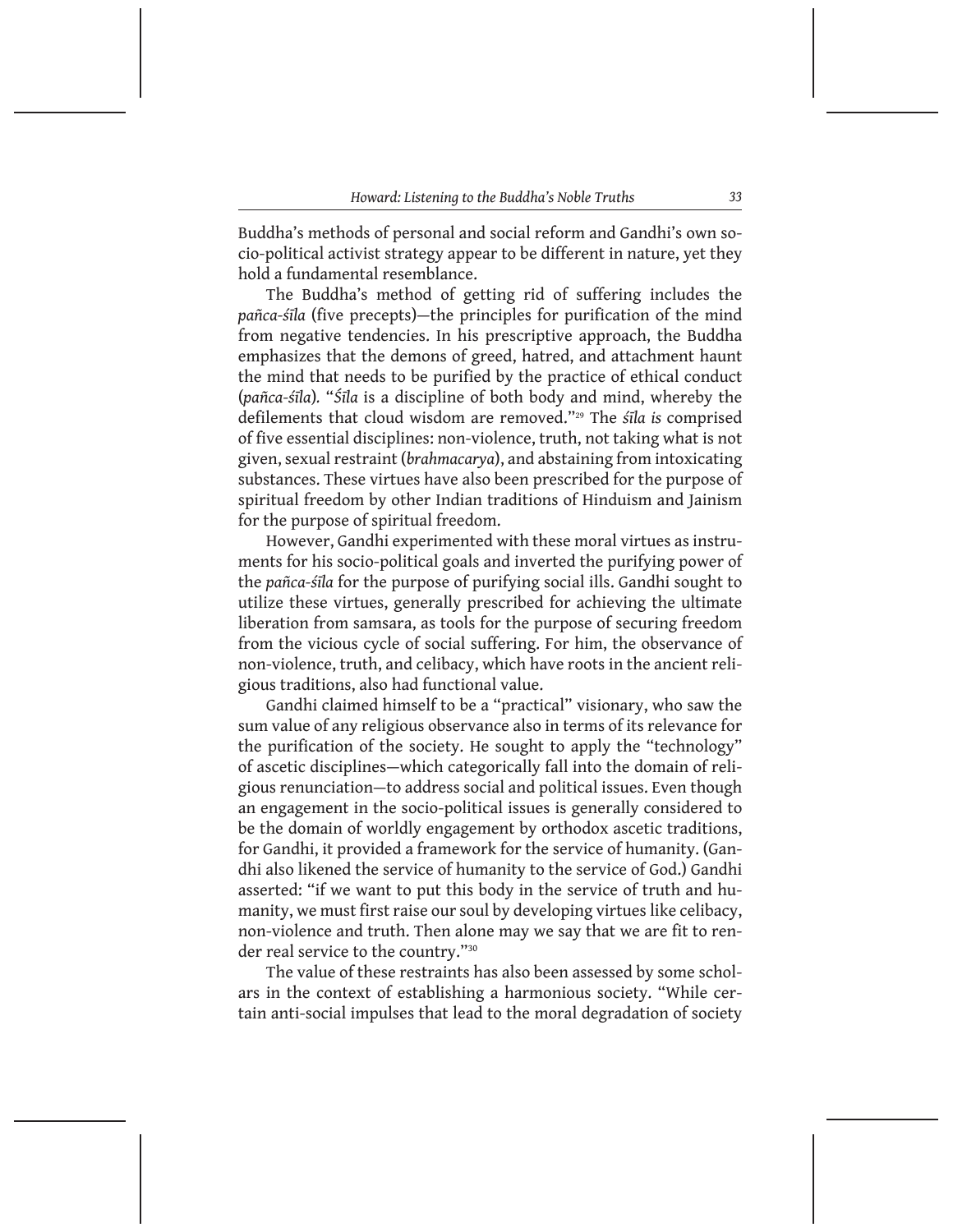Buddha's methods of personal and social reform and Gandhi's own socio-political activist strategy appear to be different in nature, yet they hold a fundamental resemblance.

The Buddha's method of getting rid of suffering includes the *pañca-śīla* (five precepts)—the principles for purification of the mind from negative tendencies. In his prescriptive approach, the Buddha emphasizes that the demons of greed, hatred, and attachment haunt the mind that needs to be purified by the practice of ethical conduct (*pañca-śīla*). "*Śīla* is a discipline of both body and mind, whereby the defilements that cloud wisdom are removed."[29] The *śīla is* comprised of five essential disciplines: non-violence, truth, not taking what is not given, sexual restraint (*brahmacarya*), and abstaining from intoxicating substances. These virtues have also been prescribed for the purpose of spiritual freedom by other Indian traditions of Hinduism and Jainism for the purpose of spiritual freedom.

However, Gandhi experimented with these moral virtues as instruments for his socio-political goals and inverted the purifying power of the *pañca-śīla* for the purpose of purifying social ills. Gandhi sought to utilize these virtues, generally prescribed for achieving the ultimate liberation from samsara, as tools for the purpose of securing freedom from the vicious cycle of social suffering. For him, the observance of non-violence, truth, and celibacy, which have roots in the ancient religious traditions, also had functional value.

Gandhi claimed himself to be a "practical" visionary, who saw the sum value of any religious observance also in terms of its relevance for the purification of the society. He sought to apply the "technology" of ascetic disciplines—which categorically fall into the domain of religious renunciation—to address social and political issues. Even though an engagement in the socio-political issues is generally considered to be the domain of worldly engagement by orthodox ascetic traditions, for Gandhi, it provided a framework for the service of humanity. (Gandhi also likened the service of humanity to the service of God.) Gandhi asserted: "if we want to put this body in the service of truth and humanity, we must first raise our soul by developing virtues like celibacy, non-violence and truth. Then alone may we say that we are fit to render real service to the country."[30]

The value of these restraints has also been assessed by some scholars in the context of establishing a harmonious society. "While certain anti-social impulses that lead to the moral degradation of society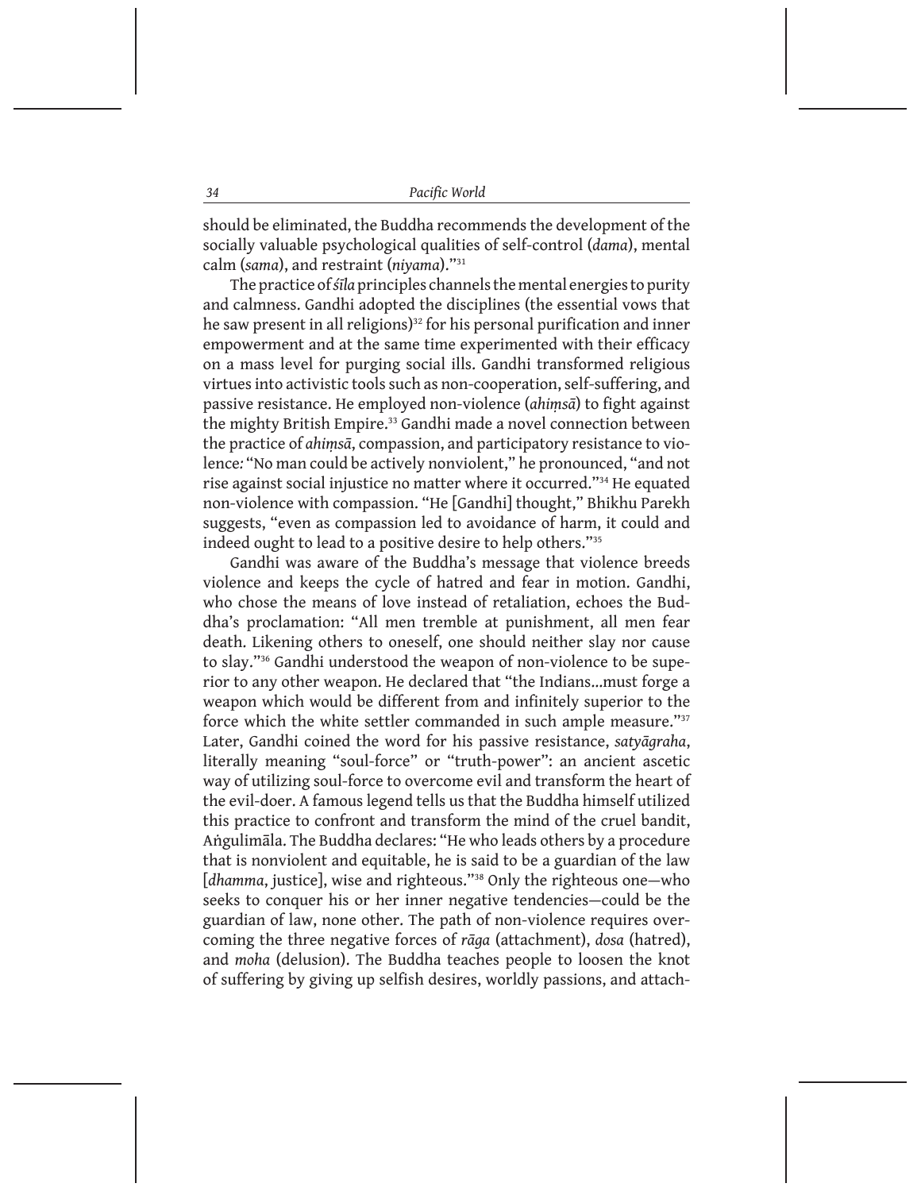should be eliminated, the Buddha recommends the development of the socially valuable psychological qualities of self-control (*dama*), mental calm (*sama*), and restraint (*niyama*)."[31]

The practice of *śīla* principles channels the mental energies to purity and calmness. Gandhi adopted the disciplines (the essential vows that he saw present in all religions)[32] for his personal purification and inner empowerment and at the same time experimented with their efficacy on a mass level for purging social ills. Gandhi transformed religious virtues into activistic tools such as non-cooperation, self-suffering, and passive resistance. He employed non-violence (*ahiṃsā*) to fight against the mighty British Empire.[33] Gandhi made a novel connection between the practice of *ahiṃsā*, compassion, and participatory resistance to violence: "No man could be actively nonviolent," he pronounced, "and not rise against social injustice no matter where it occurred."[34] He equated non-violence with compassion. "He [Gandhi] thought," Bhikhu Parekh suggests, "even as compassion led to avoidance of harm, it could and indeed ought to lead to a positive desire to help others."[35]

Gandhi was aware of the Buddha's message that violence breeds violence and keeps the cycle of hatred and fear in motion. Gandhi, who chose the means of love instead of retaliation, echoes the Buddha's proclamation: "All men tremble at punishment, all men fear death. Likening others to oneself, one should neither slay nor cause to slay."[36] Gandhi understood the weapon of non-violence to be superior to any other weapon. He declared that "the Indians...must forge a weapon which would be different from and infinitely superior to the force which the white settler commanded in such ample measure."[37] Later, Gandhi coined the word for his passive resistance, *satyāgraha*, literally meaning "soul-force" or "truth-power": an ancient ascetic way of utilizing soul-force to overcome evil and transform the heart of the evil-doer. A famous legend tells us that the Buddha himself utilized this practice to confront and transform the mind of the cruel bandit, Aṅgulimāla. The Buddha declares: "He who leads others by a procedure that is nonviolent and equitable, he is said to be a guardian of the law [*dhamma*, justice], wise and righteous."[38] Only the righteous one—who seeks to conquer his or her inner negative tendencies—could be the guardian of law, none other. The path of non-violence requires overcoming the three negative forces of *rāga* (attachment), *dosa* (hatred), and *moha* (delusion). The Buddha teaches people to loosen the knot of suffering by giving up selfish desires, worldly passions, and attach-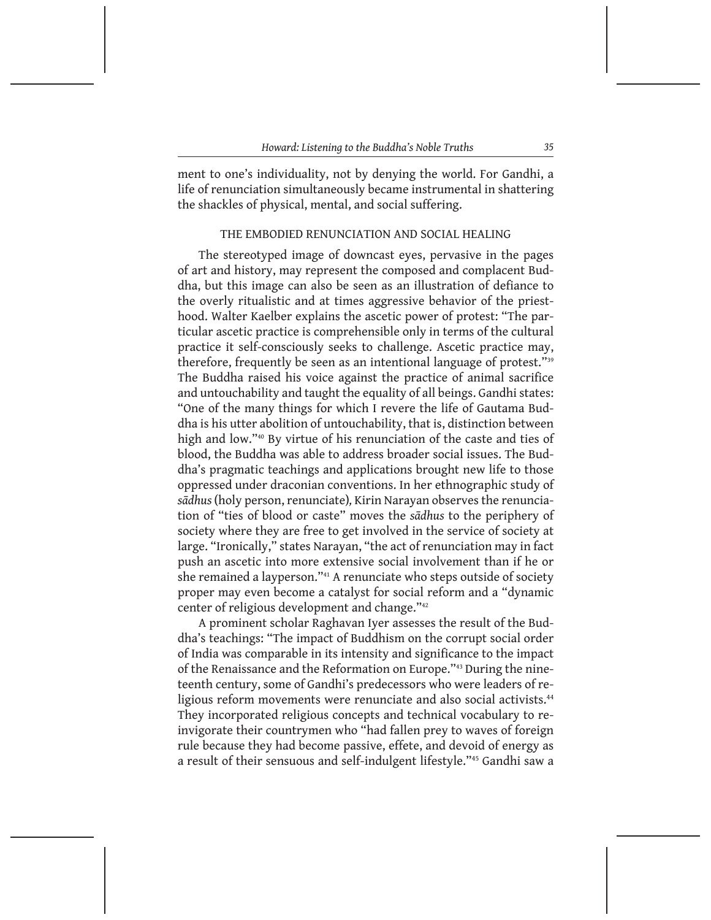ment to one's individuality, not by denying the world. For Gandhi, a life of renunciation simultaneously became instrumental in shattering the shackles of physical, mental, and social suffering.

## THE EMBODIED RENUNCIATION AND SOCIAL HEALING

The stereotyped image of downcast eyes, pervasive in the pages of art and history, may represent the composed and complacent Buddha, but this image can also be seen as an illustration of defiance to the overly ritualistic and at times aggressive behavior of the priesthood. Walter Kaelber explains the ascetic power of protest: "The particular ascetic practice is comprehensible only in terms of the cultural practice it self-consciously seeks to challenge. Ascetic practice may, therefore, frequently be seen as an intentional language of protest."[39] The Buddha raised his voice against the practice of animal sacrifice and untouchability and taught the equality of all beings. Gandhi states: "One of the many things for which I revere the life of Gautama Buddha is his utter abolition of untouchability, that is, distinction between high and low."[40] By virtue of his renunciation of the caste and ties of blood, the Buddha was able to address broader social issues. The Buddha's pragmatic teachings and applications brought new life to those oppressed under draconian conventions. In her ethnographic study of *sādhus* (holy person, renunciate), Kirin Narayan observes the renunciation of "ties of blood or caste" moves the *sādhus* to the periphery of society where they are free to get involved in the service of society at large. "Ironically," states Narayan, "the act of renunciation may in fact push an ascetic into more extensive social involvement than if he or she remained a layperson."[41] A renunciate who steps outside of society proper may even become a catalyst for social reform and a "dynamic center of religious development and change."[42]

A prominent scholar Raghavan Iyer assesses the result of the Buddha's teachings: "The impact of Buddhism on the corrupt social order of India was comparable in its intensity and significance to the impact of the Renaissance and the Reformation on Europe."[43] During the nineteenth century, some of Gandhi's predecessors who were leaders of religious reform movements were renunciate and also social activists.[44] They incorporated religious concepts and technical vocabulary to reinvigorate their countrymen who "had fallen prey to waves of foreign rule because they had become passive, effete, and devoid of energy as a result of their sensuous and self-indulgent lifestyle."[45] Gandhi saw a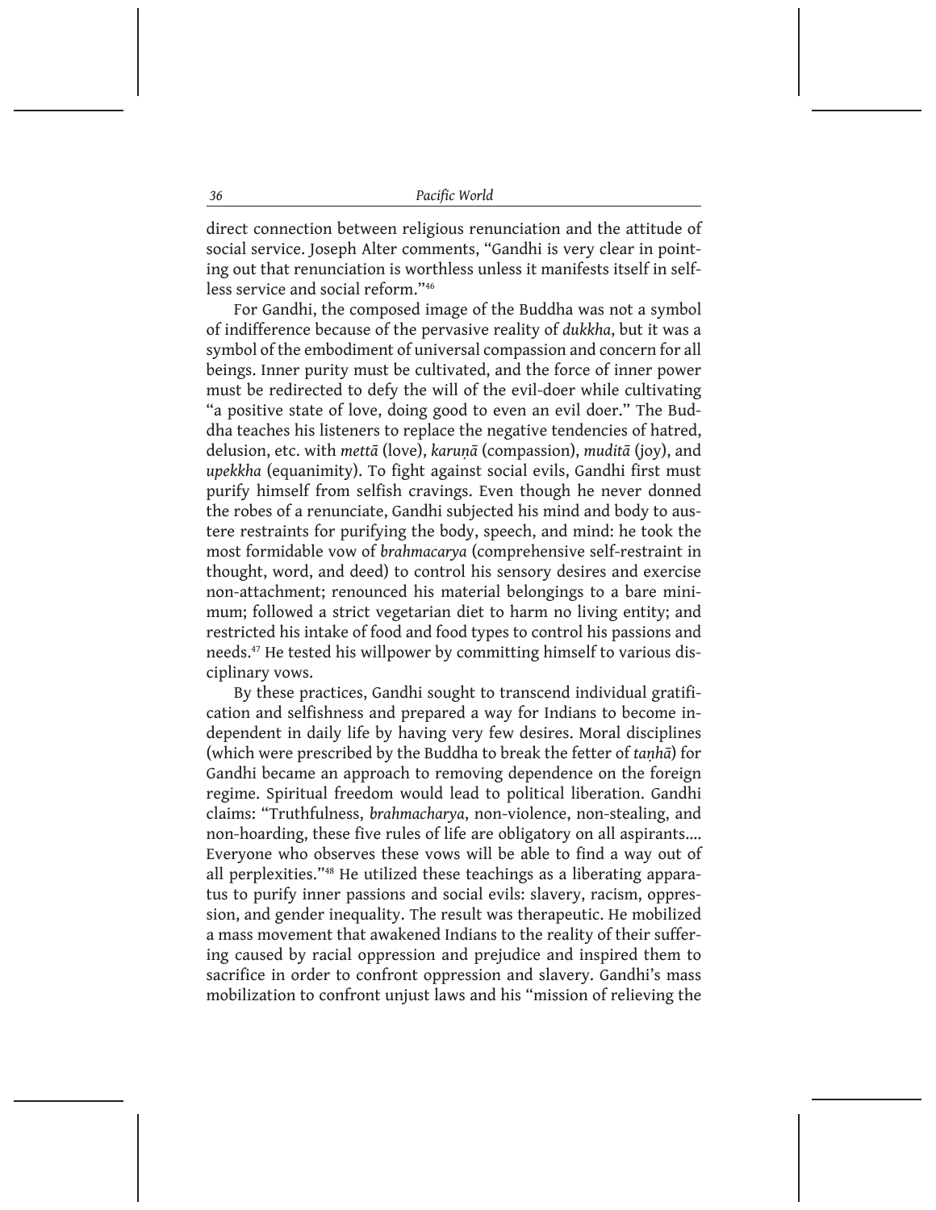direct connection between religious renunciation and the attitude of social service. Joseph Alter comments, "Gandhi is very clear in pointing out that renunciation is worthless unless it manifests itself in selfless service and social reform."[46]

For Gandhi, the composed image of the Buddha was not a symbol of indifference because of the pervasive reality of *dukkha*, but it was a symbol of the embodiment of universal compassion and concern for all beings. Inner purity must be cultivated, and the force of inner power must be redirected to defy the will of the evil-doer while cultivating "a positive state of love, doing good to even an evil doer." The Buddha teaches his listeners to replace the negative tendencies of hatred, delusion, etc. with *mettā* (love), *karuṇā* (compassion), *muditā* (joy), and *upekkha* (equanimity). To fight against social evils, Gandhi first must purify himself from selfish cravings. Even though he never donned the robes of a renunciate, Gandhi subjected his mind and body to austere restraints for purifying the body, speech, and mind: he took the most formidable vow of *brahmacarya* (comprehensive self-restraint in thought, word, and deed) to control his sensory desires and exercise non-attachment; renounced his material belongings to a bare minimum; followed a strict vegetarian diet to harm no living entity; and restricted his intake of food and food types to control his passions and needs.[47] He tested his willpower by committing himself to various disciplinary vows.

By these practices, Gandhi sought to transcend individual gratification and selfishness and prepared a way for Indians to become independent in daily life by having very few desires. Moral disciplines (which were prescribed by the Buddha to break the fetter of *taṇhā*) for Gandhi became an approach to removing dependence on the foreign regime. Spiritual freedom would lead to political liberation. Gandhi claims: "Truthfulness, *brahmacharya*, non-violence, non-stealing, and non-hoarding, these five rules of life are obligatory on all aspirants.... Everyone who observes these vows will be able to find a way out of all perplexities."[48] He utilized these teachings as a liberating apparatus to purify inner passions and social evils: slavery, racism, oppression, and gender inequality. The result was therapeutic. He mobilized a mass movement that awakened Indians to the reality of their suffering caused by racial oppression and prejudice and inspired them to sacrifice in order to confront oppression and slavery. Gandhi's mass mobilization to confront unjust laws and his "mission of relieving the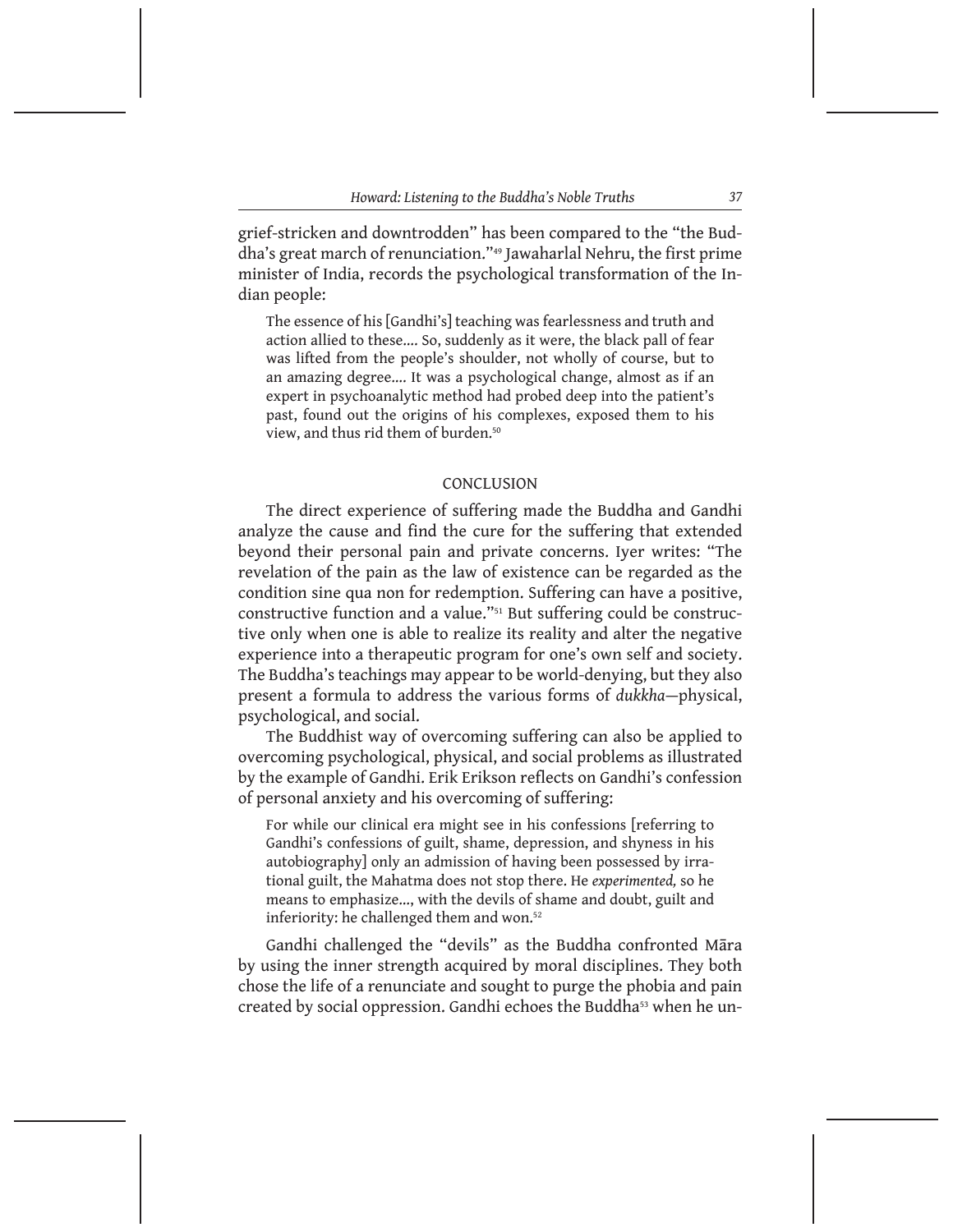grief-stricken and downtrodden" has been compared to the "the Buddha's great march of renunciation."[49] Jawaharlal Nehru, the first prime minister of India, records the psychological transformation of the Indian people:

> The essence of his [Gandhi's] teaching was fearlessness and truth and action allied to these.... So, suddenly as it were, the black pall of fear was lifted from the people's shoulder, not wholly of course, but to an amazing degree.... It was a psychological change, almost as if an expert in psychoanalytic method had probed deep into the patient's past, found out the origins of his complexes, exposed them to his view, and thus rid them of burden.[50]

## CONCLUSION

The direct experience of suffering made the Buddha and Gandhi analyze the cause and find the cure for the suffering that extended beyond their personal pain and private concerns. Iyer writes: "The revelation of the pain as the law of existence can be regarded as the condition sine qua non for redemption. Suffering can have a positive, constructive function and a value."[51] But suffering could be constructive only when one is able to realize its reality and alter the negative experience into a therapeutic program for one's own self and society. The Buddha's teachings may appear to be world-denying, but they also present a formula to address the various forms of *dukkha*—physical, psychological, and social.

The Buddhist way of overcoming suffering can also be applied to overcoming psychological, physical, and social problems as illustrated by the example of Gandhi. Erik Erikson reflects on Gandhi's confession of personal anxiety and his overcoming of suffering:

> For while our clinical era might see in his confessions [referring to Gandhi's confessions of guilt, shame, depression, and shyness in his autobiography] only an admission of having been possessed by irrational guilt, the Mahatma does not stop there. He *experimented,* so he means to emphasize..., with the devils of shame and doubt, guilt and inferiority: he challenged them and won.[52]

Gandhi challenged the "devils" as the Buddha confronted Māra by using the inner strength acquired by moral disciplines. They both chose the life of a renunciate and sought to purge the phobia and pain created by social oppression. Gandhi echoes the Buddha[53] when he un-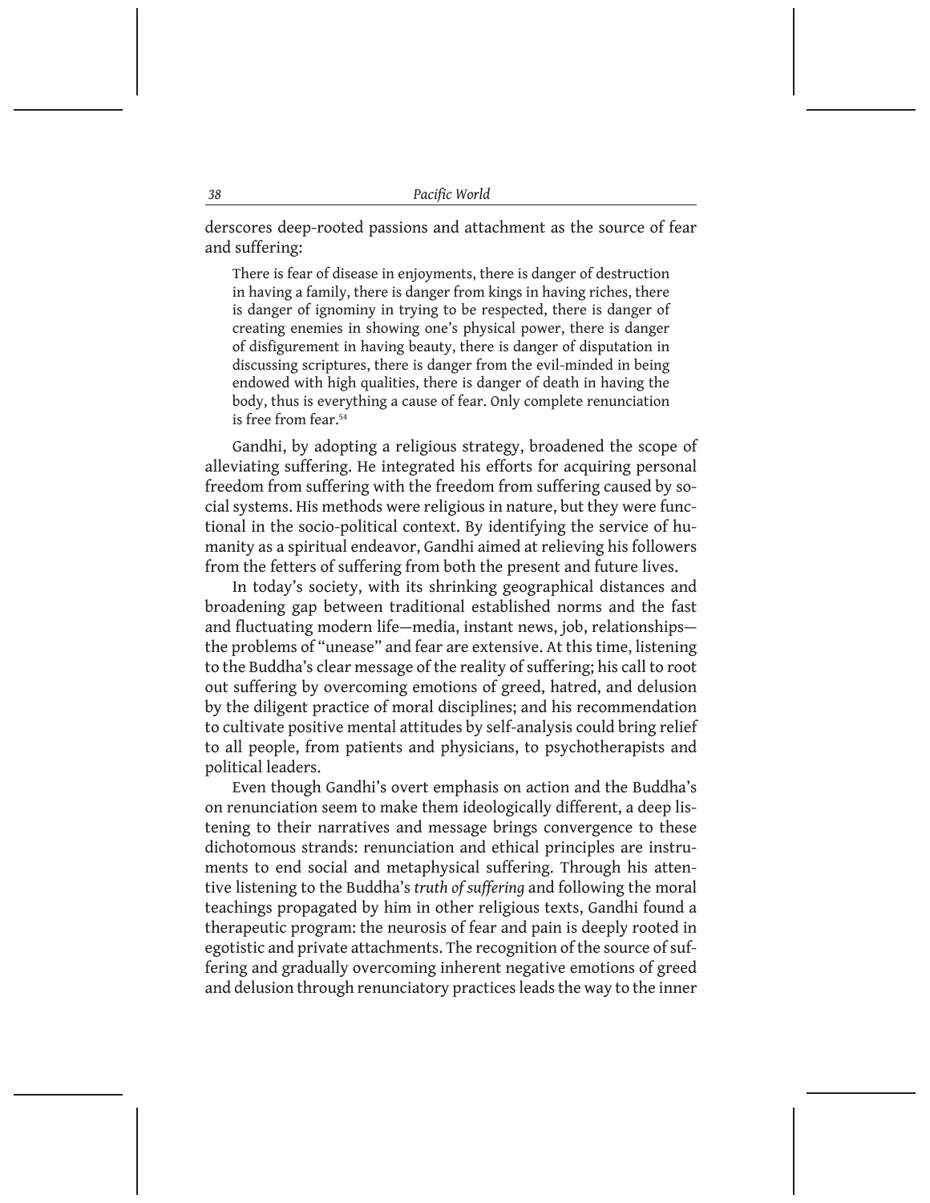derscores deep-rooted passions and attachment as the source of fear and suffering:

> There is fear of disease in enjoyments, there is danger of destruction in having a family, there is danger from kings in having riches, there is danger of ignominy in trying to be respected, there is danger of creating enemies in showing one's physical power, there is danger of disfigurement in having beauty, there is danger of disputation in discussing scriptures, there is danger from the evil-minded in being endowed with high qualities, there is danger of death in having the body, thus is everything a cause of fear. Only complete renunciation is free from fear.[54]

Gandhi, by adopting a religious strategy, broadened the scope of alleviating suffering. He integrated his efforts for acquiring personal freedom from suffering with the freedom from suffering caused by social systems. His methods were religious in nature, but they were functional in the socio-political context. By identifying the service of humanity as a spiritual endeavor, Gandhi aimed at relieving his followers from the fetters of suffering from both the present and future lives.

In today's society, with its shrinking geographical distances and broadening gap between traditional established norms and the fast and fluctuating modern life—media, instant news, job, relationships—the problems of "unease" and fear are extensive. At this time, listening to the Buddha's clear message of the reality of suffering; his call to root out suffering by overcoming emotions of greed, hatred, and delusion by the diligent practice of moral disciplines; and his recommendation to cultivate positive mental attitudes by self-analysis could bring relief to all people, from patients and physicians, to psychotherapists and political leaders.

Even though Gandhi's overt emphasis on action and the Buddha's on renunciation seem to make them ideologically different, a deep listening to their narratives and message brings convergence to these dichotomous strands: renunciation and ethical principles are instruments to end social and metaphysical suffering. Through his attentive listening to the Buddha's *truth of suffering* and following the moral teachings propagated by him in other religious texts, Gandhi found a therapeutic program: the neurosis of fear and pain is deeply rooted in egotistic and private attachments. The recognition of the source of suffering and gradually overcoming inherent negative emotions of greed and delusion through renunciatory practices leads the way to the inner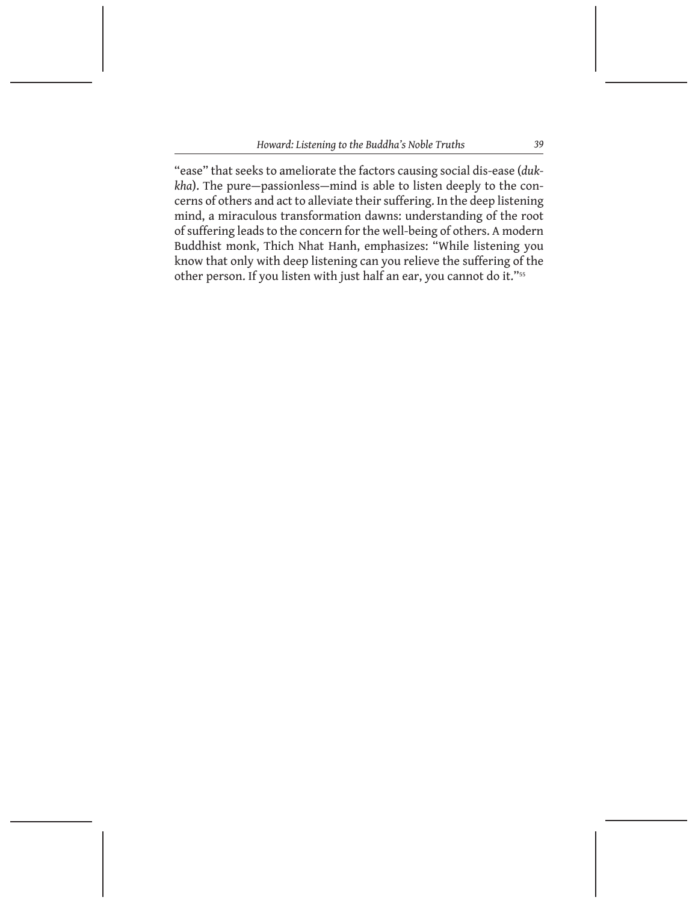"ease" that seeks to ameliorate the factors causing social dis-ease (*dukkha*). The pure—passionless—mind is able to listen deeply to the concerns of others and act to alleviate their suffering. In the deep listening mind, a miraculous transformation dawns: understanding of the root of suffering leads to the concern for the well-being of others. A modern Buddhist monk, Thich Nhat Hanh, emphasizes: "While listening you know that only with deep listening can you relieve the suffering of the other person. If you listen with just half an ear, you cannot do it."[55]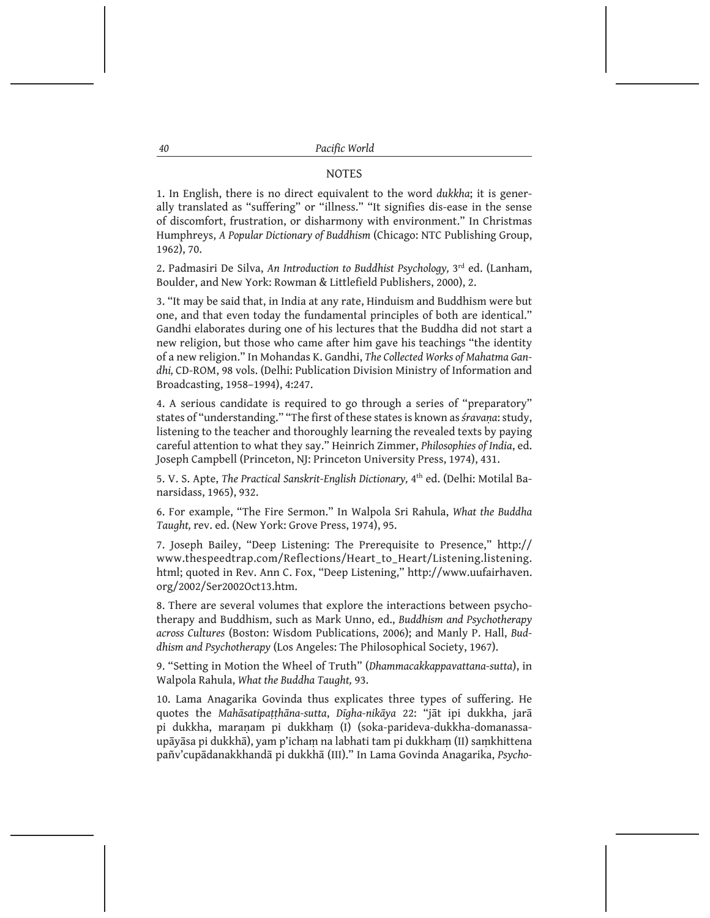## NOTES

1. In English, there is no direct equivalent to the word *dukkha*; it is generally translated as "suffering" or "illness." "It signifies dis-ease in the sense of discomfort, frustration, or disharmony with environment." In Christmas Humphreys, *A Popular Dictionary of Buddhism* (Chicago: NTC Publishing Group, 1962), 70.

2. Padmasiri De Silva, *An Introduction to Buddhist Psychology,* 3rd ed. (Lanham, Boulder, and New York: Rowman & Littlefield Publishers, 2000), 2.

3. "It may be said that, in India at any rate, Hinduism and Buddhism were but one, and that even today the fundamental principles of both are identical." Gandhi elaborates during one of his lectures that the Buddha did not start a new religion, but those who came after him gave his teachings "the identity of a new religion." In Mohandas K. Gandhi, *The Collected Works of Mahatma Gandhi,* CD-ROM, 98 vols. (Delhi: Publication Division Ministry of Information and Broadcasting, 1958–1994), 4:247.

4. A serious candidate is required to go through a series of "preparatory" states of "understanding." "The first of these states is known as *śravaṇa*: study, listening to the teacher and thoroughly learning the revealed texts by paying careful attention to what they say." Heinrich Zimmer, *Philosophies of India,* ed. Joseph Campbell (Princeton, NJ: Princeton University Press, 1974), 431.

5. V. S. Apte, *The Practical Sanskrit-English Dictionary,* 4th ed. (Delhi: Motilal Banarsidass, 1965), 932.

6. For example, "The Fire Sermon." In Walpola Sri Rahula, *What the Buddha Taught,* rev. ed. (New York: Grove Press, 1974), 95.

7. Joseph Bailey, "Deep Listening: The Prerequisite to Presence," http://www.thespeedtrap.com/Reflections/Heart_to_Heart/Listening.listening.html; quoted in Rev. Ann C. Fox, "Deep Listening," http://www.uufairhaven.org/2002/Ser2002Oct13.htm.

8. There are several volumes that explore the interactions between psychotherapy and Buddhism, such as Mark Unno, ed., *Buddhism and Psychotherapy across Cultures* (Boston: Wisdom Publications, 2006); and Manly P. Hall, *Buddhism and Psychotherapy* (Los Angeles: The Philosophical Society, 1967).

9. "Setting in Motion the Wheel of Truth" (*Dhammacakkappavattana-sutta*), in Walpola Rahula, *What the Buddha Taught,* 93.

10. Lama Anagarika Govinda thus explicates three types of suffering. He quotes the *Mahāsatipaṭṭhāna-sutta*, *Dīgha-nikāya* 22: "jāt ipi dukkha, jarā pi dukkha, maraṇam pi dukkhaṃ (I) (soka-parideva-dukkha-domanassa-upāyāsa pi dukkhā), yam p'ichaṃ na labhati tam pi dukkhaṃ (II) saṃkhittena pañv'cupādanakkhandā pi dukkhā (III)." In Lama Govinda Anagarika, *Psycho-*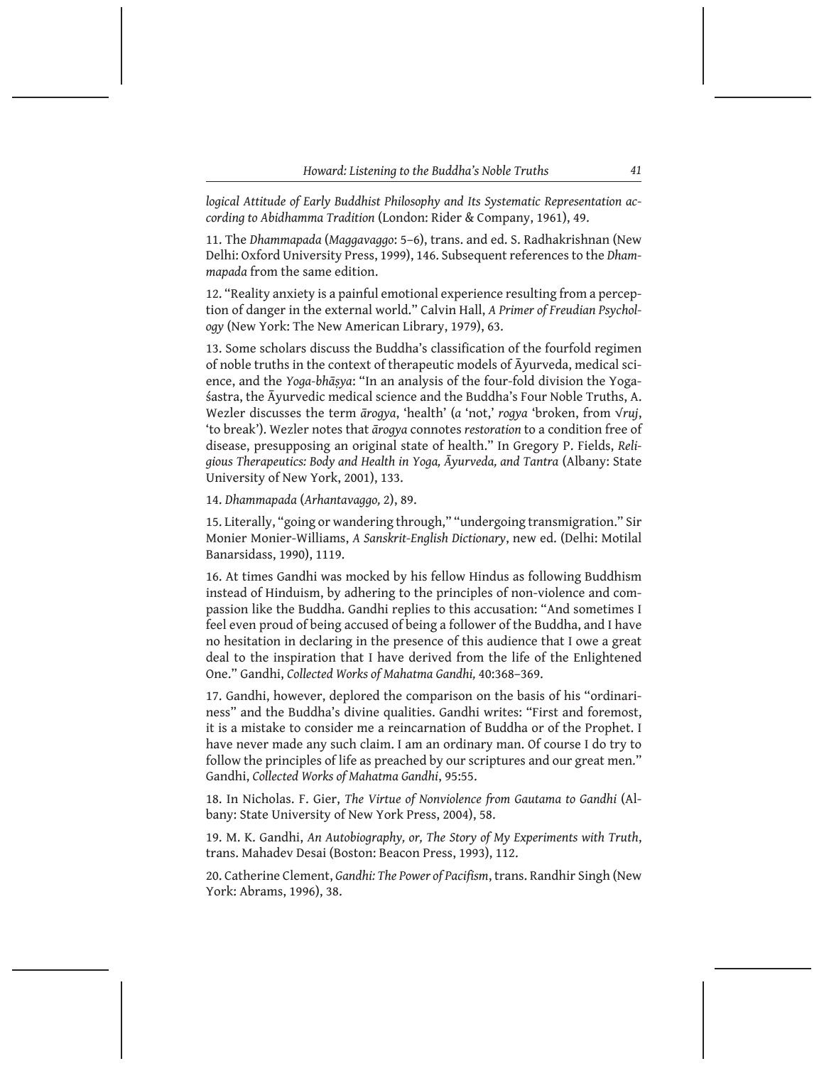*logical Attitude of Early Buddhist Philosophy and Its Systematic Representation according to Abidhamma Tradition* (London: Rider & Company, 1961), 49.

11. The *Dhammapada* (*Maggavaggo*: 5–6), trans. and ed. S. Radhakrishnan (New Delhi: Oxford University Press, 1999), 146. Subsequent references to the *Dhammapada* from the same edition.

12. "Reality anxiety is a painful emotional experience resulting from a perception of danger in the external world." Calvin Hall, *A Primer of Freudian Psychology* (New York: The New American Library, 1979), 63.

13. Some scholars discuss the Buddha's classification of the fourfold regimen of noble truths in the context of therapeutic models of Āyurveda, medical science, and the *Yoga-bhāṣya*: "In an analysis of the four-fold division the Yoga-śastra, the Āyurvedic medical science and the Buddha's Four Noble Truths, A. Wezler discusses the term *ārogya*, 'health' (*a* 'not,' *rogya* 'broken, from √*ruj*, 'to break'). Wezler notes that *ārogya* connotes *restoration* to a condition free of disease, presupposing an original state of health." In Gregory P. Fields, *Religious Therapeutics: Body and Health in Yoga, Āyurveda, and Tantra* (Albany: State University of New York, 2001), 133.

14. *Dhammapada* (*Arhantavaggo,* 2), 89.

15. Literally, "going or wandering through," "undergoing transmigration." Sir Monier Monier-Williams, *A Sanskrit-English Dictionary*, new ed. (Delhi: Motilal Banarsidass, 1990), 1119.

16. At times Gandhi was mocked by his fellow Hindus as following Buddhism instead of Hinduism, by adhering to the principles of non-violence and compassion like the Buddha. Gandhi replies to this accusation: "And sometimes I feel even proud of being accused of being a follower of the Buddha, and I have no hesitation in declaring in the presence of this audience that I owe a great deal to the inspiration that I have derived from the life of the Enlightened One." Gandhi, *Collected Works of Mahatma Gandhi,* 40:368–369.

17. Gandhi, however, deplored the comparison on the basis of his "ordinariness" and the Buddha's divine qualities. Gandhi writes: "First and foremost, it is a mistake to consider me a reincarnation of Buddha or of the Prophet. I have never made any such claim. I am an ordinary man. Of course I do try to follow the principles of life as preached by our scriptures and our great men." Gandhi, *Collected Works of Mahatma Gandhi*, 95:55.

18. In Nicholas. F. Gier, *The Virtue of Nonviolence from Gautama to Gandhi* (Albany: State University of New York Press, 2004), 58.

19. M. K. Gandhi, *An Autobiography, or, The Story of My Experiments with Truth*, trans. Mahadev Desai (Boston: Beacon Press, 1993), 112.

20. Catherine Clement, *Gandhi: The Power of Pacifism*, trans. Randhir Singh (New York: Abrams, 1996), 38.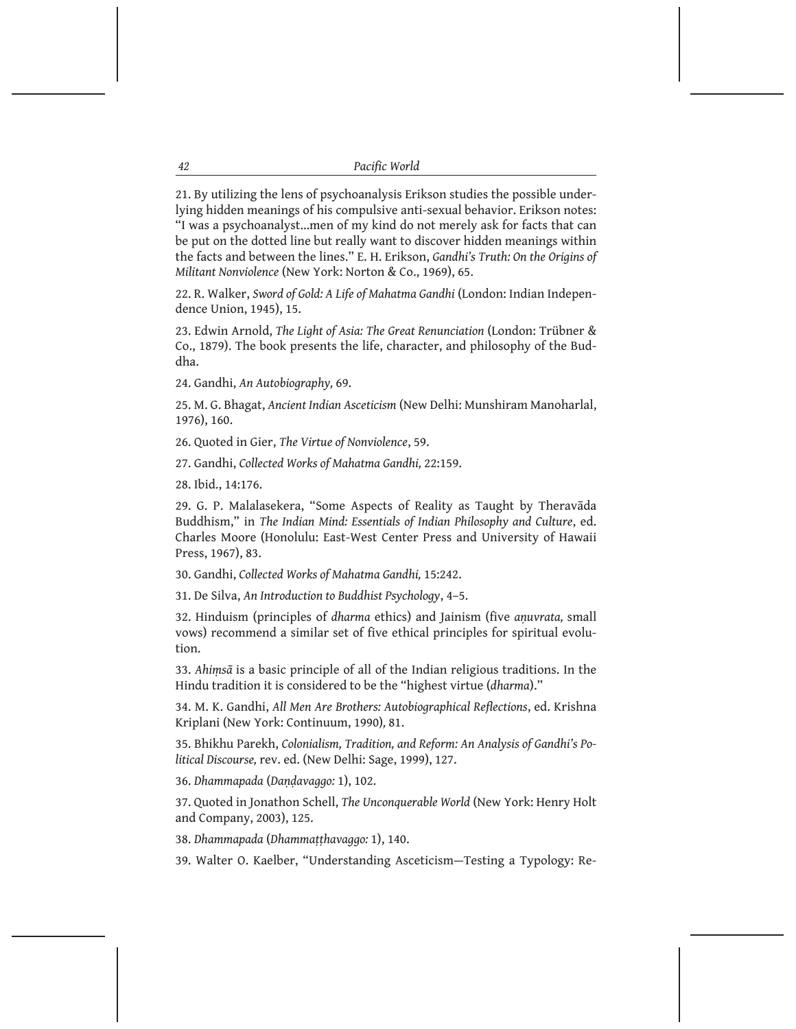21. By utilizing the lens of psychoanalysis Erikson studies the possible underlying hidden meanings of his compulsive anti-sexual behavior. Erikson notes: "I was a psychoanalyst...men of my kind do not merely ask for facts that can be put on the dotted line but really want to discover hidden meanings within the facts and between the lines." E. H. Erikson, *Gandhi's Truth: On the Origins of Militant Nonviolence* (New York: Norton & Co., 1969), 65.

22. R. Walker, *Sword of Gold: A Life of Mahatma Gandhi* (London: Indian Independence Union, 1945), 15.

23. Edwin Arnold, *The Light of Asia: The Great Renunciation* (London: Trübner & Co., 1879). The book presents the life, character, and philosophy of the Buddha.

24. Gandhi, *An Autobiography,* 69.

25. M. G. Bhagat, *Ancient Indian Asceticism* (New Delhi: Munshiram Manoharlal, 1976), 160.

26. Quoted in Gier, *The Virtue of Nonviolence*, 59.

27. Gandhi, *Collected Works of Mahatma Gandhi,* 22:159.

28. Ibid., 14:176.

29. G. P. Malalasekera, "Some Aspects of Reality as Taught by Theravāda Buddhism," in *The Indian Mind: Essentials of Indian Philosophy and Culture*, ed. Charles Moore (Honolulu: East-West Center Press and University of Hawaii Press, 1967), 83.

30. Gandhi, *Collected Works of Mahatma Gandhi,* 15:242.

31. De Silva, *An Introduction to Buddhist Psychology*, 4–5.

32. Hinduism (principles of *dharma* ethics) and Jainism (five *aṇuvrata,* small vows) recommend a similar set of five ethical principles for spiritual evolution.

33. *Ahiṃsā* is a basic principle of all of the Indian religious traditions. In the Hindu tradition it is considered to be the "highest virtue (*dharma*)."

34. M. K. Gandhi, *All Men Are Brothers: Autobiographical Reflections*, ed. Krishna Kriplani (New York: Continuum, 1990), 81.

35. Bhikhu Parekh, *Colonialism, Tradition, and Reform: An Analysis of Gandhi's Political Discourse,* rev. ed. (New Delhi: Sage, 1999), 127.

36. *Dhammapada* (*Daṇḍavaggo:* 1), 102.

37. Quoted in Jonathon Schell, *The Unconquerable World* (New York: Henry Holt and Company, 2003), 125.

38. *Dhammapada* (*Dhammaṭṭhavaggo:* 1), 140.

39. Walter O. Kaelber, "Understanding Asceticism—Testing a Typology: Re-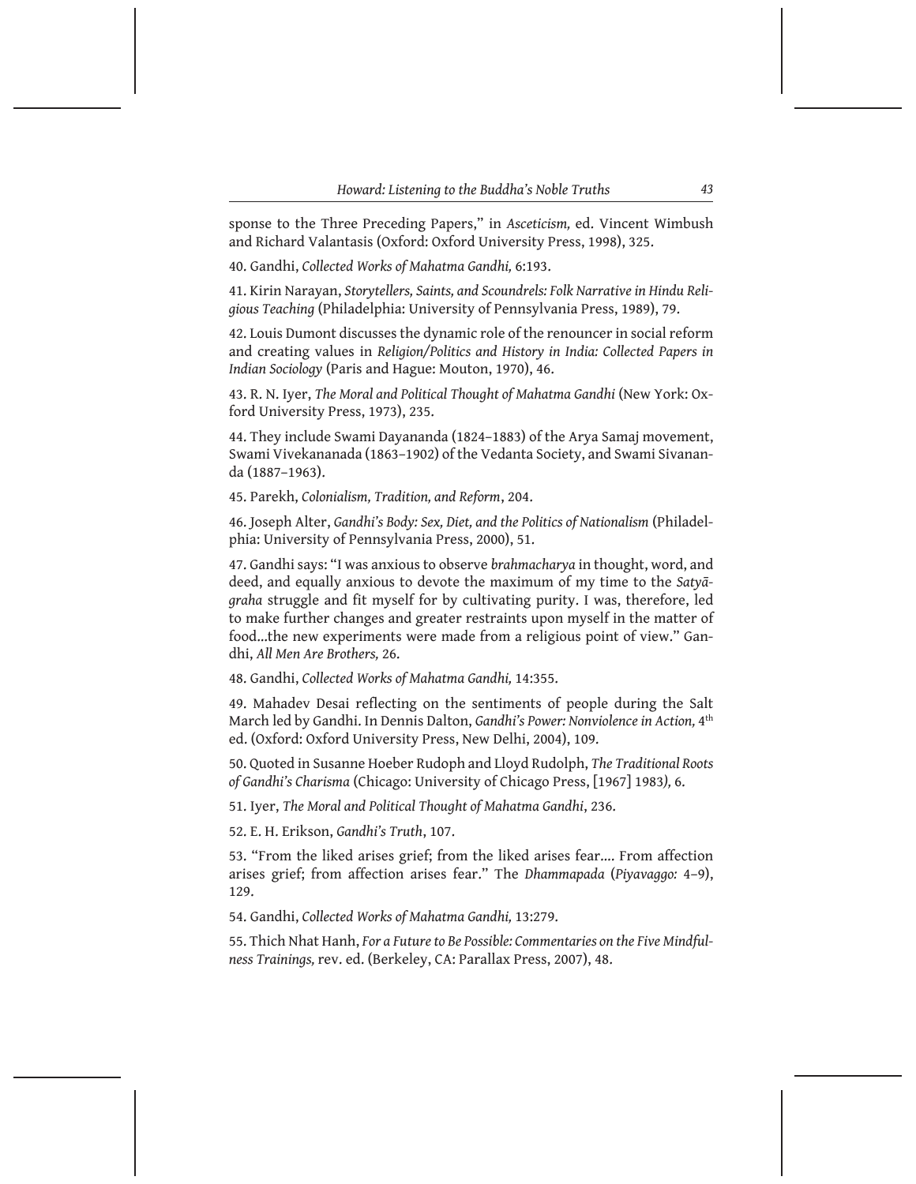sponse to the Three Preceding Papers," in *Asceticism,* ed. Vincent Wimbush and Richard Valantasis (Oxford: Oxford University Press, 1998), 325.

40. Gandhi, *Collected Works of Mahatma Gandhi,* 6:193.

41. Kirin Narayan, *Storytellers, Saints, and Scoundrels: Folk Narrative in Hindu Religious Teaching* (Philadelphia: University of Pennsylvania Press, 1989), 79.

42. Louis Dumont discusses the dynamic role of the renouncer in social reform and creating values in *Religion/Politics and History in India: Collected Papers in Indian Sociology* (Paris and Hague: Mouton, 1970), 46.

43. R. N. Iyer, *The Moral and Political Thought of Mahatma Gandhi* (New York: Oxford University Press, 1973), 235.

44. They include Swami Dayananda (1824–1883) of the Arya Samaj movement, Swami Vivekananada (1863–1902) of the Vedanta Society, and Swami Sivananda (1887–1963).

45. Parekh, *Colonialism, Tradition, and Reform*, 204.

46. Joseph Alter, *Gandhi's Body: Sex, Diet, and the Politics of Nationalism* (Philadelphia: University of Pennsylvania Press, 2000), 51.

47. Gandhi says: "I was anxious to observe *brahmacharya* in thought, word, and deed, and equally anxious to devote the maximum of my time to the *Satyāgraha* struggle and fit myself for by cultivating purity. I was, therefore, led to make further changes and greater restraints upon myself in the matter of food...the new experiments were made from a religious point of view." Gandhi, *All Men Are Brothers,* 26.

48. Gandhi, *Collected Works of Mahatma Gandhi,* 14:355.

49. Mahadev Desai reflecting on the sentiments of people during the Salt March led by Gandhi. In Dennis Dalton, *Gandhi's Power: Nonviolence in Action,* 4th ed. (Oxford: Oxford University Press, New Delhi, 2004), 109.

50. Quoted in Susanne Hoeber Rudoph and Lloyd Rudolph, *The Traditional Roots of Gandhi's Charisma* (Chicago: University of Chicago Press, [1967] 1983), 6.

51. Iyer, *The Moral and Political Thought of Mahatma Gandhi*, 236.

52. E. H. Erikson, *Gandhi's Truth*, 107.

53. "From the liked arises grief; from the liked arises fear.... From affection arises grief; from affection arises fear." The *Dhammapada* (*Piyavaggo:* 4–9), 129.

54. Gandhi, *Collected Works of Mahatma Gandhi,* 13:279.

55. Thich Nhat Hanh, *For a Future to Be Possible: Commentaries on the Five Mindfulness Trainings,* rev. ed. (Berkeley, CA: Parallax Press, 2007), 48.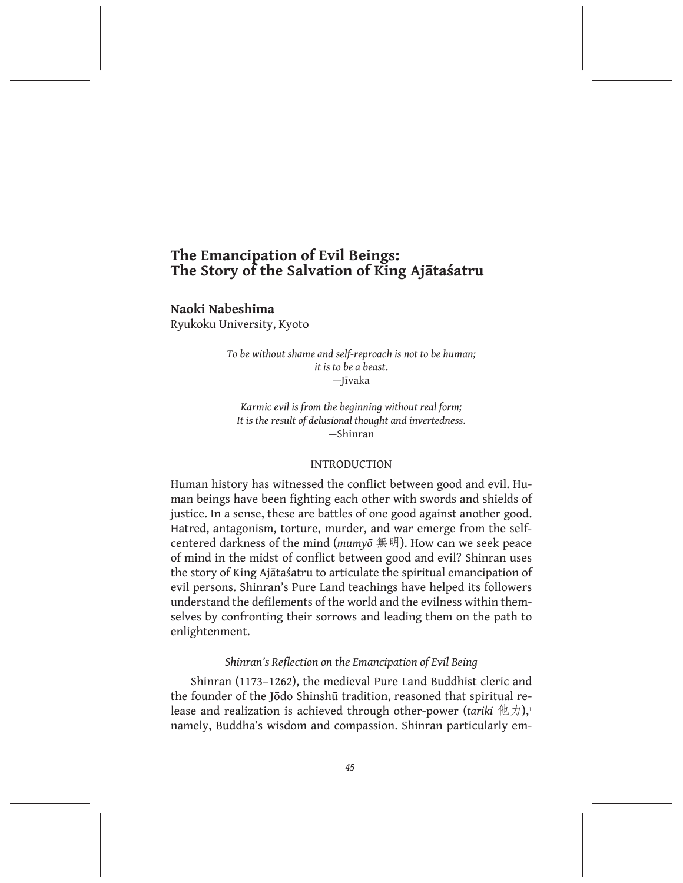# The Emancipation of Evil Beings: The Story of the Salvation of King Ajātaśatru

**Naoki Nabeshima**
Ryukoku University, Kyoto

*To be without shame and self-reproach is not to be human;*
*it is to be a beast.*
—Jīvaka

*Karmic evil is from the beginning without real form;*
*It is the result of delusional thought and invertedness.*
—Shinran

## INTRODUCTION

Human history has witnessed the conflict between good and evil. Human beings have been fighting each other with swords and shields of justice. In a sense, these are battles of one good against another good. Hatred, antagonism, torture, murder, and war emerge from the self-centered darkness of the mind (*mumyō* 無明). How can we seek peace of mind in the midst of conflict between good and evil? Shinran uses the story of King Ajātaśatru to articulate the spiritual emancipation of evil persons. Shinran's Pure Land teachings have helped its followers understand the defilements of the world and the evilness within themselves by confronting their sorrows and leading them on the path to enlightenment.

### *Shinran's Reflection on the Emancipation of Evil Being*

Shinran (1173–1262), the medieval Pure Land Buddhist cleric and the founder of the Jōdo Shinshū tradition, reasoned that spiritual release and realization is achieved through other-power (*tariki* 他力),[1] namely, Buddha's wisdom and compassion. Shinran particularly em-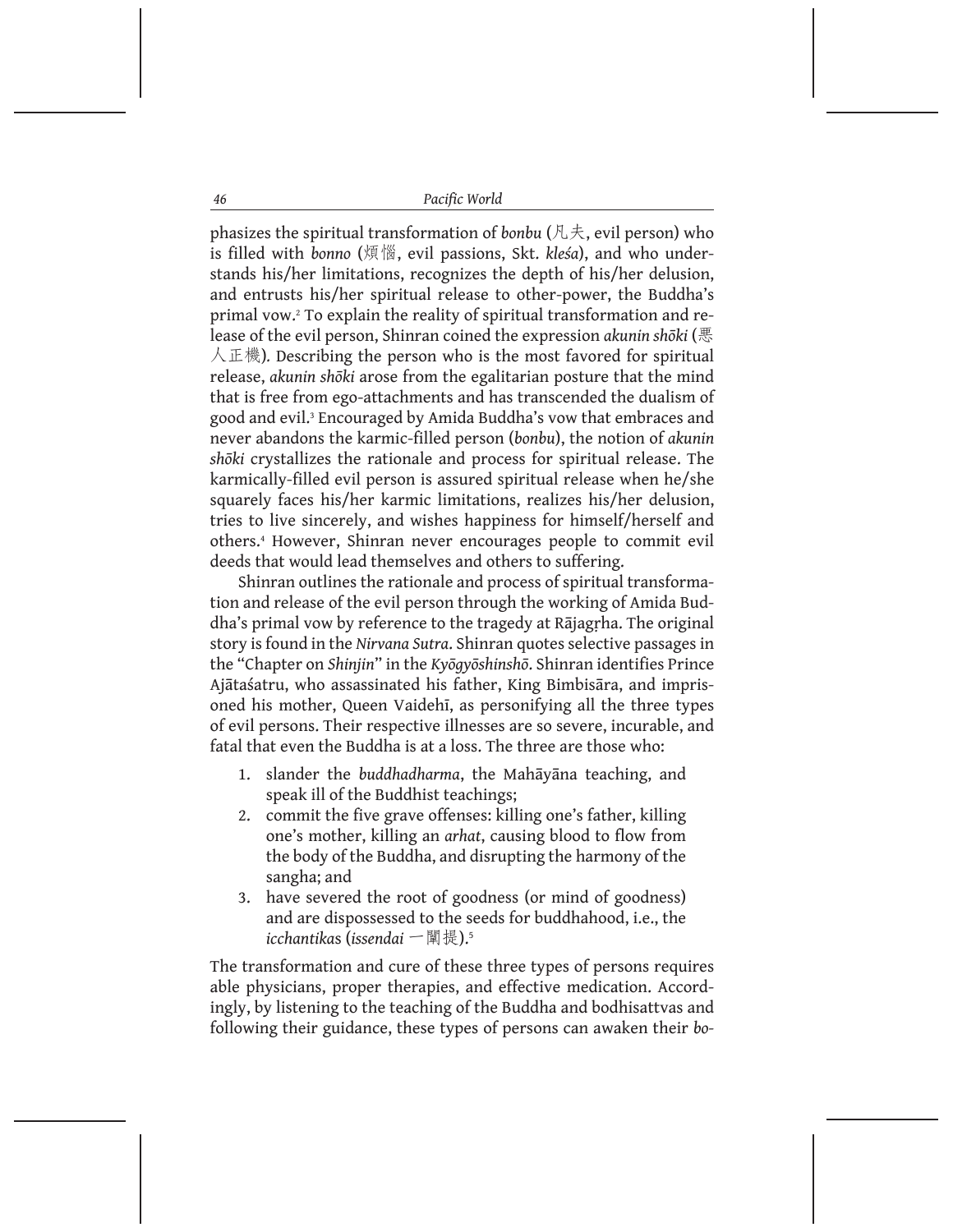phasizes the spiritual transformation of *bonbu* (凡夫, evil person) who is filled with *bonno* (煩悩, evil passions, Skt. *kleśa*), and who understands his/her limitations, recognizes the depth of his/her delusion, and entrusts his/her spiritual release to other-power, the Buddha's primal vow.[2] To explain the reality of spiritual transformation and release of the evil person, Shinran coined the expression *akunin shōki* (悪人正機). Describing the person who is the most favored for spiritual release, *akunin shōki* arose from the egalitarian posture that the mind that is free from ego-attachments and has transcended the dualism of good and evil.[3] Encouraged by Amida Buddha's vow that embraces and never abandons the karmic-filled person (*bonbu*), the notion of *akunin shōki* crystallizes the rationale and process for spiritual release. The karmically-filled evil person is assured spiritual release when he/she squarely faces his/her karmic limitations, realizes his/her delusion, tries to live sincerely, and wishes happiness for himself/herself and others.[4] However, Shinran never encourages people to commit evil deeds that would lead themselves and others to suffering.

Shinran outlines the rationale and process of spiritual transformation and release of the evil person through the working of Amida Buddha's primal vow by reference to the tragedy at Rājagṛha. The original story is found in the *Nirvana Sutra*. Shinran quotes selective passages in the "Chapter on *Shinjin*" in the *Kyōgyōshinshō*. Shinran identifies Prince Ajātaśatru, who assassinated his father, King Bimbisāra, and imprisoned his mother, Queen Vaidehī, as personifying all the three types of evil persons. Their respective illnesses are so severe, incurable, and fatal that even the Buddha is at a loss. The three are those who:

1. slander the *buddhadharma*, the Mahāyāna teaching, and speak ill of the Buddhist teachings;
2. commit the five grave offenses: killing one's father, killing one's mother, killing an *arhat*, causing blood to flow from the body of the Buddha, and disrupting the harmony of the sangha; and
3. have severed the root of goodness (or mind of goodness) and are dispossessed to the seeds for buddhahood, i.e., the *icchantika*s (*issendai* 一闡提).[5]

The transformation and cure of these three types of persons requires able physicians, proper therapies, and effective medication. Accordingly, by listening to the teaching of the Buddha and bodhisattvas and following their guidance, these types of persons can awaken their *bo-*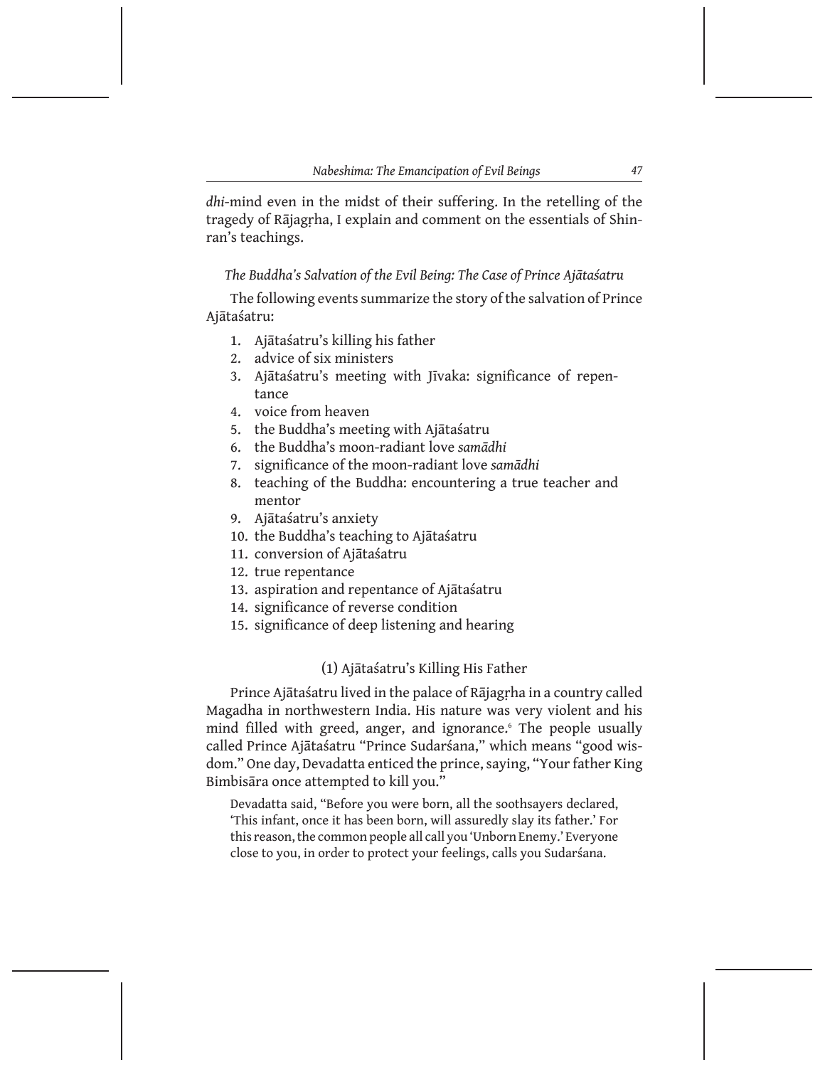*dhi*-mind even in the midst of their suffering. In the retelling of the tragedy of Rājagṛha, I explain and comment on the essentials of Shinran's teachings.

### *The Buddha's Salvation of the Evil Being: The Case of Prince Ajātaśatru*

The following events summarize the story of the salvation of Prince Ajātaśatru:

1. Ajātaśatru's killing his father
2. advice of six ministers
3. Ajātaśatru's meeting with Jīvaka: significance of repentance
4. voice from heaven
5. the Buddha's meeting with Ajātaśatru
6. the Buddha's moon-radiant love *samādhi*
7. significance of the moon-radiant love *samādhi*
8. teaching of the Buddha: encountering a true teacher and mentor
9. Ajātaśatru's anxiety
10. the Buddha's teaching to Ajātaśatru
11. conversion of Ajātaśatru
12. true repentance
13. aspiration and repentance of Ajātaśatru
14. significance of reverse condition
15. significance of deep listening and hearing

#### (1) Ajātaśatru's Killing His Father

Prince Ajātaśatru lived in the palace of Rājagṛha in a country called Magadha in northwestern India. His nature was very violent and his mind filled with greed, anger, and ignorance.[6] The people usually called Prince Ajātaśatru "Prince Sudarśana," which means "good wisdom." One day, Devadatta enticed the prince, saying, "Your father King Bimbisāra once attempted to kill you."

> Devadatta said, "Before you were born, all the soothsayers declared, 'This infant, once it has been born, will assuredly slay its father.' For this reason, the common people all call you 'Unborn Enemy.' Everyone close to you, in order to protect your feelings, calls you Sudarśana.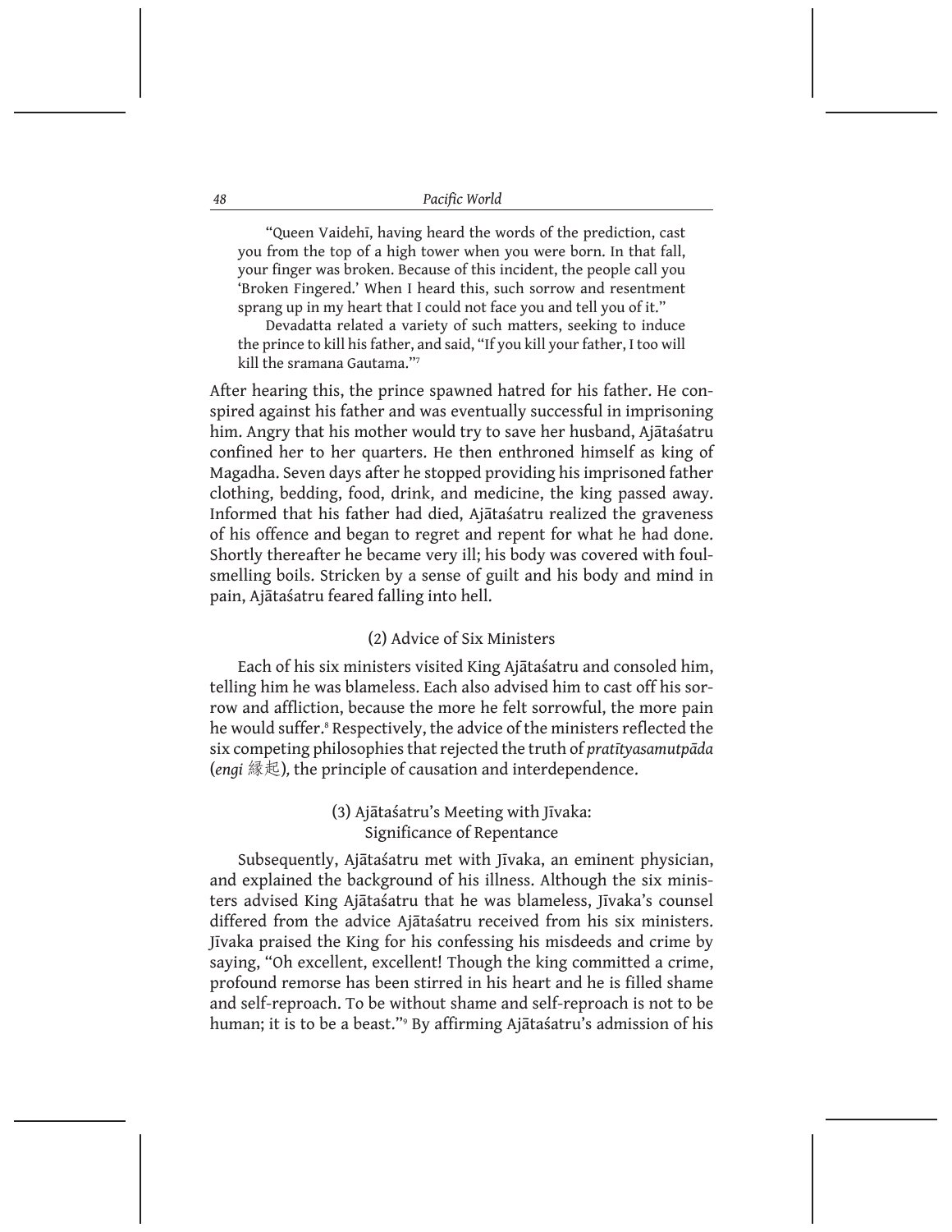> "Queen Vaidehī, having heard the words of the prediction, cast you from the top of a high tower when you were born. In that fall, your finger was broken. Because of this incident, the people call you 'Broken Fingered.' When I heard this, such sorrow and resentment sprang up in my heart that I could not face you and tell you of it."
>
> Devadatta related a variety of such matters, seeking to induce the prince to kill his father, and said, "If you kill your father, I too will kill the sramana Gautama."[7]

After hearing this, the prince spawned hatred for his father. He conspired against his father and was eventually successful in imprisoning him. Angry that his mother would try to save her husband, Ajātaśatru confined her to her quarters. He then enthroned himself as king of Magadha. Seven days after he stopped providing his imprisoned father clothing, bedding, food, drink, and medicine, the king passed away. Informed that his father had died, Ajātaśatru realized the graveness of his offence and began to regret and repent for what he had done. Shortly thereafter he became very ill; his body was covered with foul-smelling boils. Stricken by a sense of guilt and his body and mind in pain, Ajātaśatru feared falling into hell.

### (2) Advice of Six Ministers

Each of his six ministers visited King Ajātaśatru and consoled him, telling him he was blameless. Each also advised him to cast off his sorrow and affliction, because the more he felt sorrowful, the more pain he would suffer.[8] Respectively, the advice of the ministers reflected the six competing philosophies that rejected the truth of *pratītyasamutpāda* (*engi* 縁起), the principle of causation and interdependence.

### (3) Ajātaśatru's Meeting with Jīvaka: Significance of Repentance

Subsequently, Ajātaśatru met with Jīvaka, an eminent physician, and explained the background of his illness. Although the six ministers advised King Ajātaśatru that he was blameless, Jīvaka's counsel differed from the advice Ajātaśatru received from his six ministers. Jīvaka praised the King for his confessing his misdeeds and crime by saying, "Oh excellent, excellent! Though the king committed a crime, profound remorse has been stirred in his heart and he is filled shame and self-reproach. To be without shame and self-reproach is not to be human; it is to be a beast."[9] By affirming Ajātaśatru's admission of his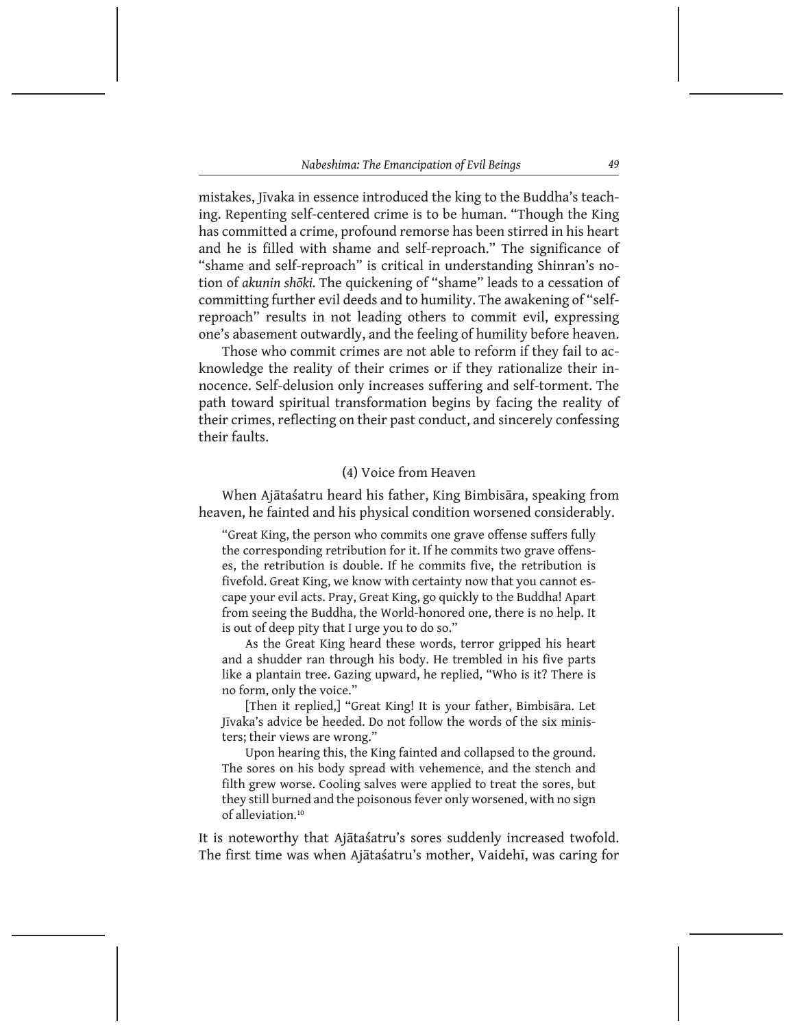mistakes, Jīvaka in essence introduced the king to the Buddha's teaching. Repenting self-centered crime is to be human. "Though the King has committed a crime, profound remorse has been stirred in his heart and he is filled with shame and self-reproach." The significance of "shame and self-reproach" is critical in understanding Shinran's notion of *akunin shōki*. The quickening of "shame" leads to a cessation of committing further evil deeds and to humility. The awakening of "self-reproach" results in not leading others to commit evil, expressing one's abasement outwardly, and the feeling of humility before heaven.

Those who commit crimes are not able to reform if they fail to acknowledge the reality of their crimes or if they rationalize their innocence. Self-delusion only increases suffering and self-torment. The path toward spiritual transformation begins by facing the reality of their crimes, reflecting on their past conduct, and sincerely confessing their faults.

### (4) Voice from Heaven

When Ajātaśatru heard his father, King Bimbisāra, speaking from heaven, he fainted and his physical condition worsened considerably.

> "Great King, the person who commits one grave offense suffers fully the corresponding retribution for it. If he commits two grave offenses, the retribution is double. If he commits five, the retribution is fivefold. Great King, we know with certainty now that you cannot escape your evil acts. Pray, Great King, go quickly to the Buddha! Apart from seeing the Buddha, the World-honored one, there is no help. It is out of deep pity that I urge you to do so."
>
> As the Great King heard these words, terror gripped his heart and a shudder ran through his body. He trembled in his five parts like a plantain tree. Gazing upward, he replied, "Who is it? There is no form, only the voice."
>
> [Then it replied,] "Great King! It is your father, Bimbisāra. Let Jīvaka's advice be heeded. Do not follow the words of the six ministers; their views are wrong."
>
> Upon hearing this, the King fainted and collapsed to the ground. The sores on his body spread with vehemence, and the stench and filth grew worse. Cooling salves were applied to treat the sores, but they still burned and the poisonous fever only worsened, with no sign of alleviation.[10]

It is noteworthy that Ajātaśatru's sores suddenly increased twofold. The first time was when Ajātaśatru's mother, Vaidehī, was caring for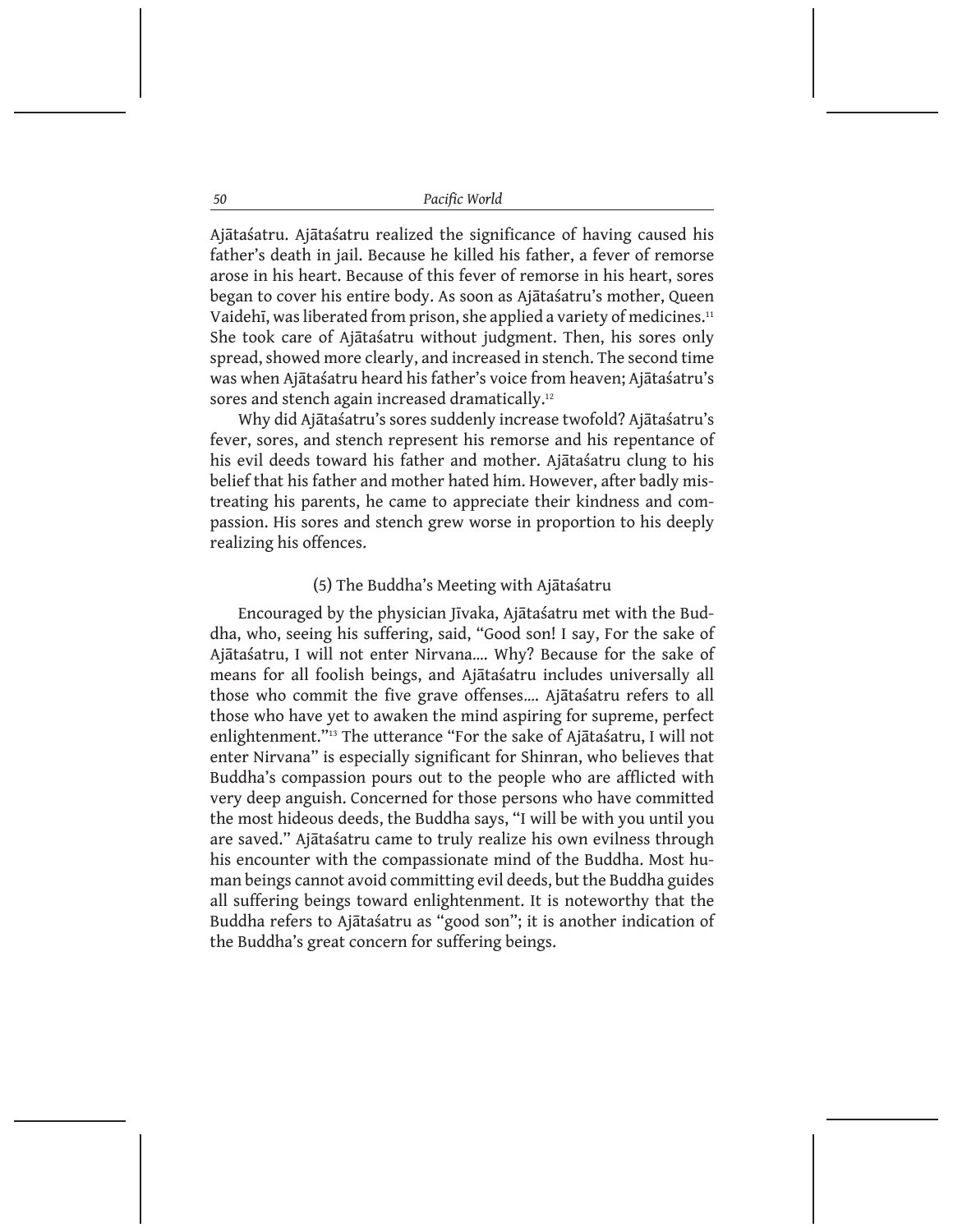Ajātaśatru. Ajātaśatru realized the significance of having caused his father's death in jail. Because he killed his father, a fever of remorse arose in his heart. Because of this fever of remorse in his heart, sores began to cover his entire body. As soon as Ajātaśatru's mother, Queen Vaidehī, was liberated from prison, she applied a variety of medicines.[11] She took care of Ajātaśatru without judgment. Then, his sores only spread, showed more clearly, and increased in stench. The second time was when Ajātaśatru heard his father's voice from heaven; Ajātaśatru's sores and stench again increased dramatically.[12]

Why did Ajātaśatru's sores suddenly increase twofold? Ajātaśatru's fever, sores, and stench represent his remorse and his repentance of his evil deeds toward his father and mother. Ajātaśatru clung to his belief that his father and mother hated him. However, after badly mistreating his parents, he came to appreciate their kindness and compassion. His sores and stench grew worse in proportion to his deeply realizing his offences.

### (5) The Buddha's Meeting with Ajātaśatru

Encouraged by the physician Jīvaka, Ajātaśatru met with the Buddha, who, seeing his suffering, said, "Good son! I say, For the sake of Ajātaśatru, I will not enter Nirvana.... Why? Because for the sake of means for all foolish beings, and Ajātaśatru includes universally all those who commit the five grave offenses.... Ajātaśatru refers to all those who have yet to awaken the mind aspiring for supreme, perfect enlightenment."[13] The utterance "For the sake of Ajātaśatru, I will not enter Nirvana" is especially significant for Shinran, who believes that Buddha's compassion pours out to the people who are afflicted with very deep anguish. Concerned for those persons who have committed the most hideous deeds, the Buddha says, "I will be with you until you are saved." Ajātaśatru came to truly realize his own evilness through his encounter with the compassionate mind of the Buddha. Most human beings cannot avoid committing evil deeds, but the Buddha guides all suffering beings toward enlightenment. It is noteworthy that the Buddha refers to Ajātaśatru as "good son"; it is another indication of the Buddha's great concern for suffering beings.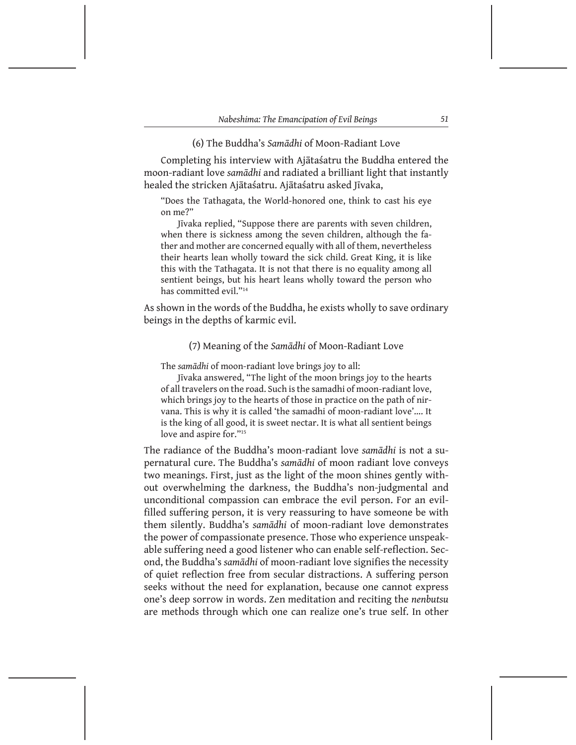### (6) The Buddha's *Samādhi* of Moon-Radiant Love

Completing his interview with Ajātaśatru the Buddha entered the moon-radiant love *samādhi* and radiated a brilliant light that instantly healed the stricken Ajātaśatru. Ajātaśatru asked Jīvaka,

> "Does the Tathagata, the World-honored one, think to cast his eye on me?"
>
> Jīvaka replied, "Suppose there are parents with seven children, when there is sickness among the seven children, although the father and mother are concerned equally with all of them, nevertheless their hearts lean wholly toward the sick child. Great King, it is like this with the Tathagata. It is not that there is no equality among all sentient beings, but his heart leans wholly toward the person who has committed evil."[14]

As shown in the words of the Buddha, he exists wholly to save ordinary beings in the depths of karmic evil.

### (7) Meaning of the *Samādhi* of Moon-Radiant Love

> The *samādhi* of moon-radiant love brings joy to all:
>
> Jīvaka answered, "The light of the moon brings joy to the hearts of all travelers on the road. Such is the samadhi of moon-radiant love, which brings joy to the hearts of those in practice on the path of nirvana. This is why it is called 'the samadhi of moon-radiant love'.... It is the king of all good, it is sweet nectar. It is what all sentient beings love and aspire for."[15]

The radiance of the Buddha's moon-radiant love *samādhi* is not a supernatural cure. The Buddha's *samādhi* of moon radiant love conveys two meanings. First, just as the light of the moon shines gently without overwhelming the darkness, the Buddha's non-judgmental and unconditional compassion can embrace the evil person. For an evil-filled suffering person, it is very reassuring to have someone be with them silently. Buddha's *samādhi* of moon-radiant love demonstrates the power of compassionate presence. Those who experience unspeakable suffering need a good listener who can enable self-reflection. Second, the Buddha's *samādhi* of moon-radiant love signifies the necessity of quiet reflection free from secular distractions. A suffering person seeks without the need for explanation, because one cannot express one's deep sorrow in words. Zen meditation and reciting the *nenbutsu* are methods through which one can realize one's true self. In other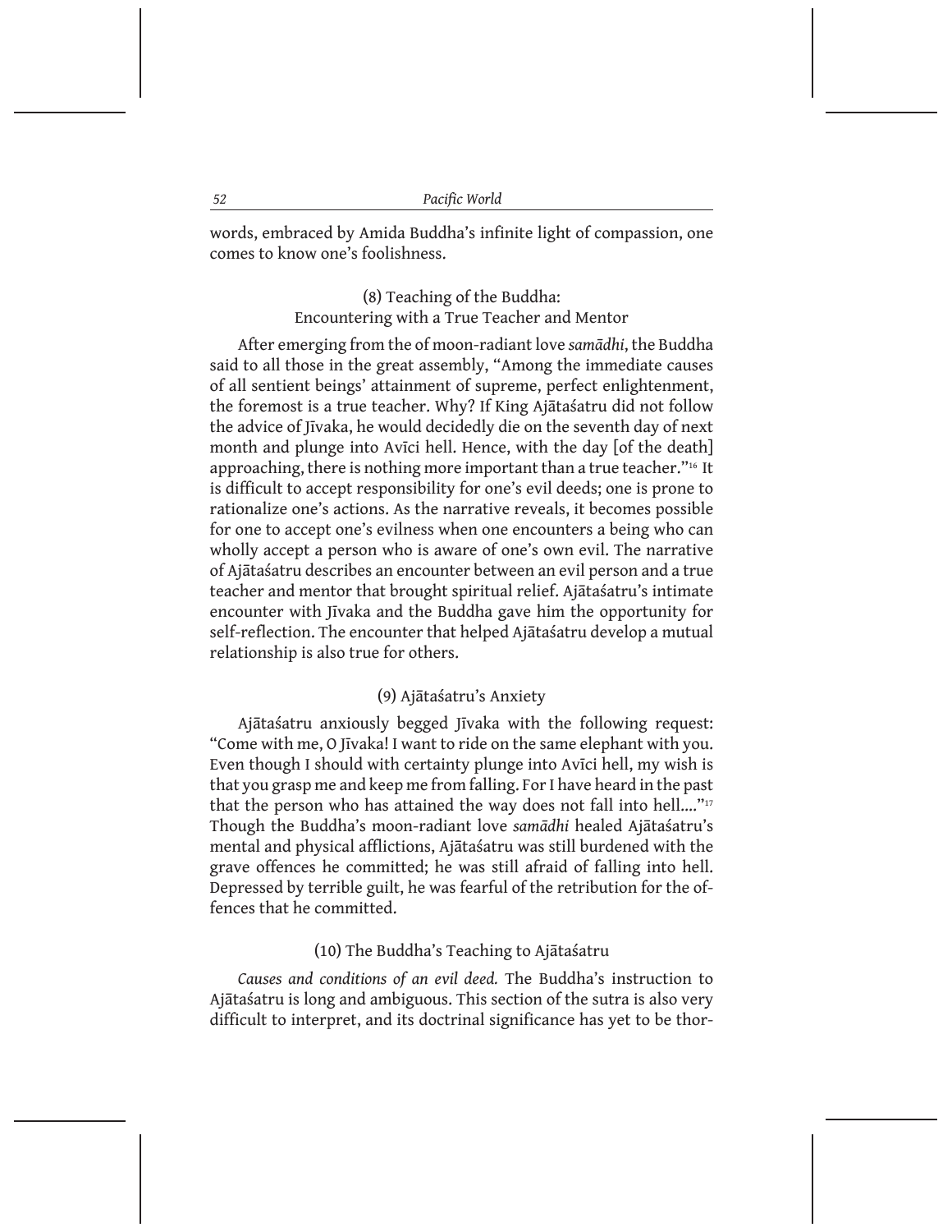words, embraced by Amida Buddha's infinite light of compassion, one comes to know one's foolishness.

### (8) Teaching of the Buddha: Encountering with a True Teacher and Mentor

After emerging from the of moon-radiant love *samādhi*, the Buddha said to all those in the great assembly, "Among the immediate causes of all sentient beings' attainment of supreme, perfect enlightenment, the foremost is a true teacher. Why? If King Ajātaśatru did not follow the advice of Jīvaka, he would decidedly die on the seventh day of next month and plunge into Avīci hell. Hence, with the day [of the death] approaching, there is nothing more important than a true teacher."[16] It is difficult to accept responsibility for one's evil deeds; one is prone to rationalize one's actions. As the narrative reveals, it becomes possible for one to accept one's evilness when one encounters a being who can wholly accept a person who is aware of one's own evil. The narrative of Ajātaśatru describes an encounter between an evil person and a true teacher and mentor that brought spiritual relief. Ajātaśatru's intimate encounter with Jīvaka and the Buddha gave him the opportunity for self-reflection. The encounter that helped Ajātaśatru develop a mutual relationship is also true for others.

### (9) Ajātaśatru's Anxiety

Ajātaśatru anxiously begged Jīvaka with the following request: "Come with me, O Jīvaka! I want to ride on the same elephant with you. Even though I should with certainty plunge into Avīci hell, my wish is that you grasp me and keep me from falling. For I have heard in the past that the person who has attained the way does not fall into hell...."[17] Though the Buddha's moon-radiant love *samādhi* healed Ajātaśatru's mental and physical afflictions, Ajātaśatru was still burdened with the grave offences he committed; he was still afraid of falling into hell. Depressed by terrible guilt, he was fearful of the retribution for the offences that he committed.

### (10) The Buddha's Teaching to Ajātaśatru

*Causes and conditions of an evil deed.* The Buddha's instruction to Ajātaśatru is long and ambiguous. This section of the sutra is also very difficult to interpret, and its doctrinal significance has yet to be thor-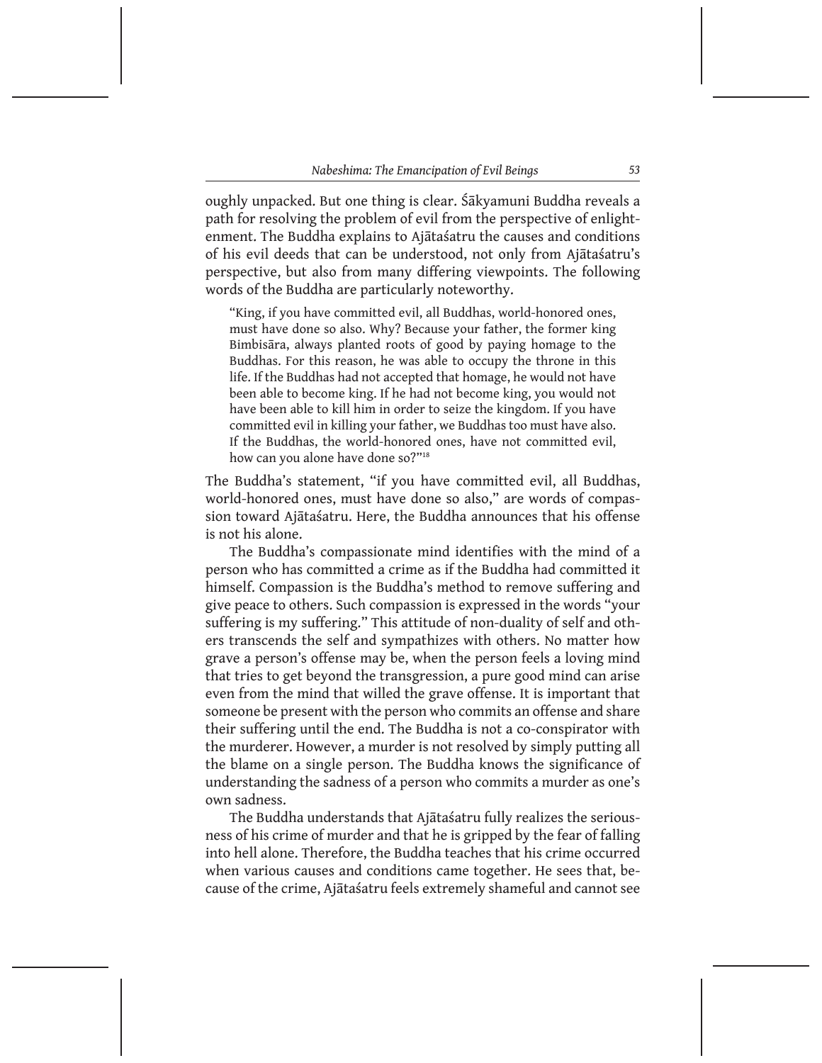oughly unpacked. But one thing is clear. Śākyamuni Buddha reveals a path for resolving the problem of evil from the perspective of enlightenment. The Buddha explains to Ajātaśatru the causes and conditions of his evil deeds that can be understood, not only from Ajātaśatru's perspective, but also from many differing viewpoints. The following words of the Buddha are particularly noteworthy.

> "King, if you have committed evil, all Buddhas, world-honored ones, must have done so also. Why? Because your father, the former king Bimbisāra, always planted roots of good by paying homage to the Buddhas. For this reason, he was able to occupy the throne in this life. If the Buddhas had not accepted that homage, he would not have been able to become king. If he had not become king, you would not have been able to kill him in order to seize the kingdom. If you have committed evil in killing your father, we Buddhas too must have also. If the Buddhas, the world-honored ones, have not committed evil, how can you alone have done so?"[18]

The Buddha's statement, "if you have committed evil, all Buddhas, world-honored ones, must have done so also," are words of compassion toward Ajātaśatru. Here, the Buddha announces that his offense is not his alone.

The Buddha's compassionate mind identifies with the mind of a person who has committed a crime as if the Buddha had committed it himself. Compassion is the Buddha's method to remove suffering and give peace to others. Such compassion is expressed in the words "your suffering is my suffering." This attitude of non-duality of self and others transcends the self and sympathizes with others. No matter how grave a person's offense may be, when the person feels a loving mind that tries to get beyond the transgression, a pure good mind can arise even from the mind that willed the grave offense. It is important that someone be present with the person who commits an offense and share their suffering until the end. The Buddha is not a co-conspirator with the murderer. However, a murder is not resolved by simply putting all the blame on a single person. The Buddha knows the significance of understanding the sadness of a person who commits a murder as one's own sadness.

The Buddha understands that Ajātaśatru fully realizes the seriousness of his crime of murder and that he is gripped by the fear of falling into hell alone. Therefore, the Buddha teaches that his crime occurred when various causes and conditions came together. He sees that, because of the crime, Ajātaśatru feels extremely shameful and cannot see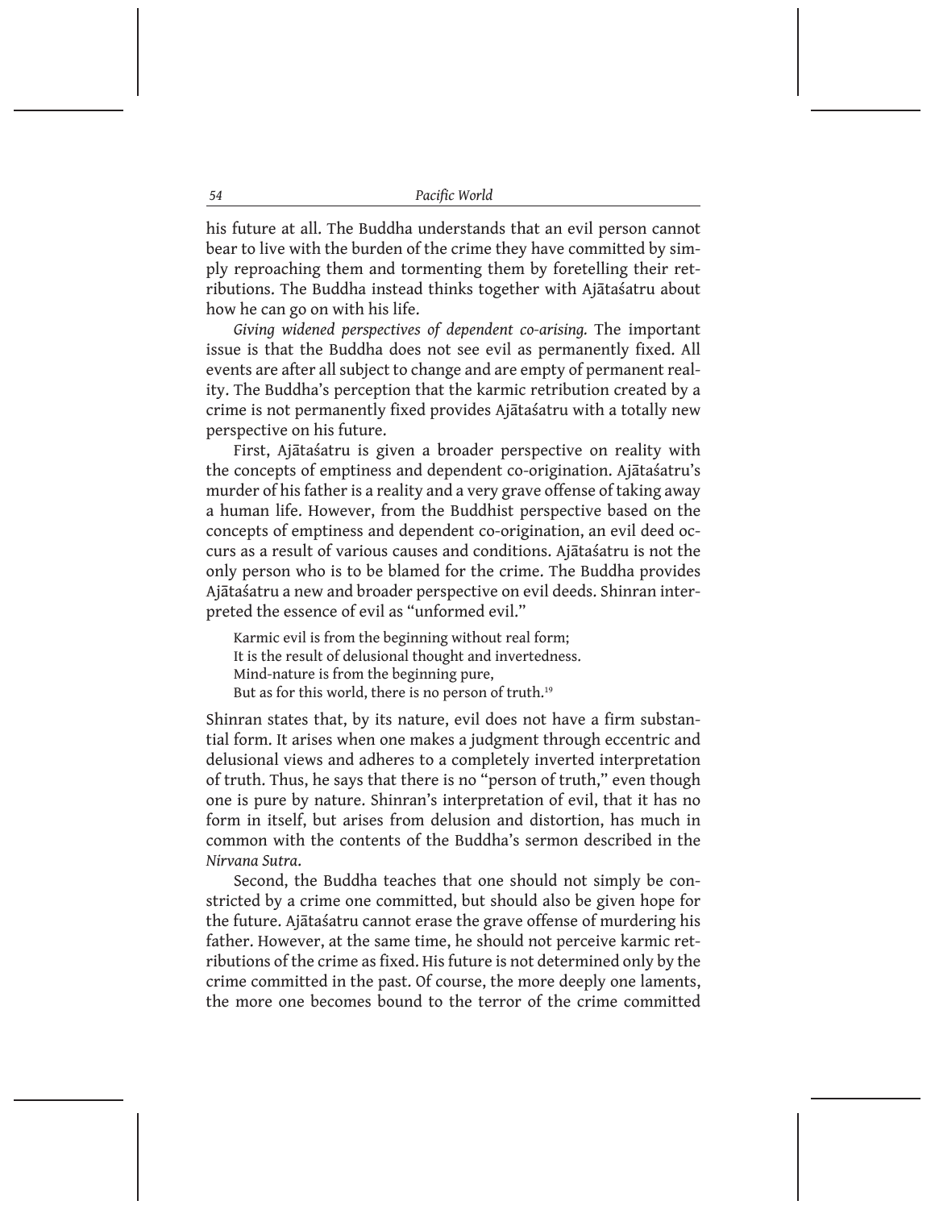his future at all. The Buddha understands that an evil person cannot bear to live with the burden of the crime they have committed by simply reproaching them and tormenting them by foretelling their retributions. The Buddha instead thinks together with Ajātaśatru about how he can go on with his life.

*Giving widened perspectives of dependent co-arising.* The important issue is that the Buddha does not see evil as permanently fixed. All events are after all subject to change and are empty of permanent reality. The Buddha's perception that the karmic retribution created by a crime is not permanently fixed provides Ajātaśatru with a totally new perspective on his future.

First, Ajātaśatru is given a broader perspective on reality with the concepts of emptiness and dependent co-origination. Ajātaśatru's murder of his father is a reality and a very grave offense of taking away a human life. However, from the Buddhist perspective based on the concepts of emptiness and dependent co-origination, an evil deed occurs as a result of various causes and conditions. Ajātaśatru is not the only person who is to be blamed for the crime. The Buddha provides Ajātaśatru a new and broader perspective on evil deeds. Shinran interpreted the essence of evil as "unformed evil."

> Karmic evil is from the beginning without real form;
> It is the result of delusional thought and invertedness.
> Mind-nature is from the beginning pure,
> But as for this world, there is no person of truth.[19]

Shinran states that, by its nature, evil does not have a firm substantial form. It arises when one makes a judgment through eccentric and delusional views and adheres to a completely inverted interpretation of truth. Thus, he says that there is no "person of truth," even though one is pure by nature. Shinran's interpretation of evil, that it has no form in itself, but arises from delusion and distortion, has much in common with the contents of the Buddha's sermon described in the *Nirvana Sutra*.

Second, the Buddha teaches that one should not simply be constricted by a crime one committed, but should also be given hope for the future. Ajātaśatru cannot erase the grave offense of murdering his father. However, at the same time, he should not perceive karmic retributions of the crime as fixed. His future is not determined only by the crime committed in the past. Of course, the more deeply one laments, the more one becomes bound to the terror of the crime committed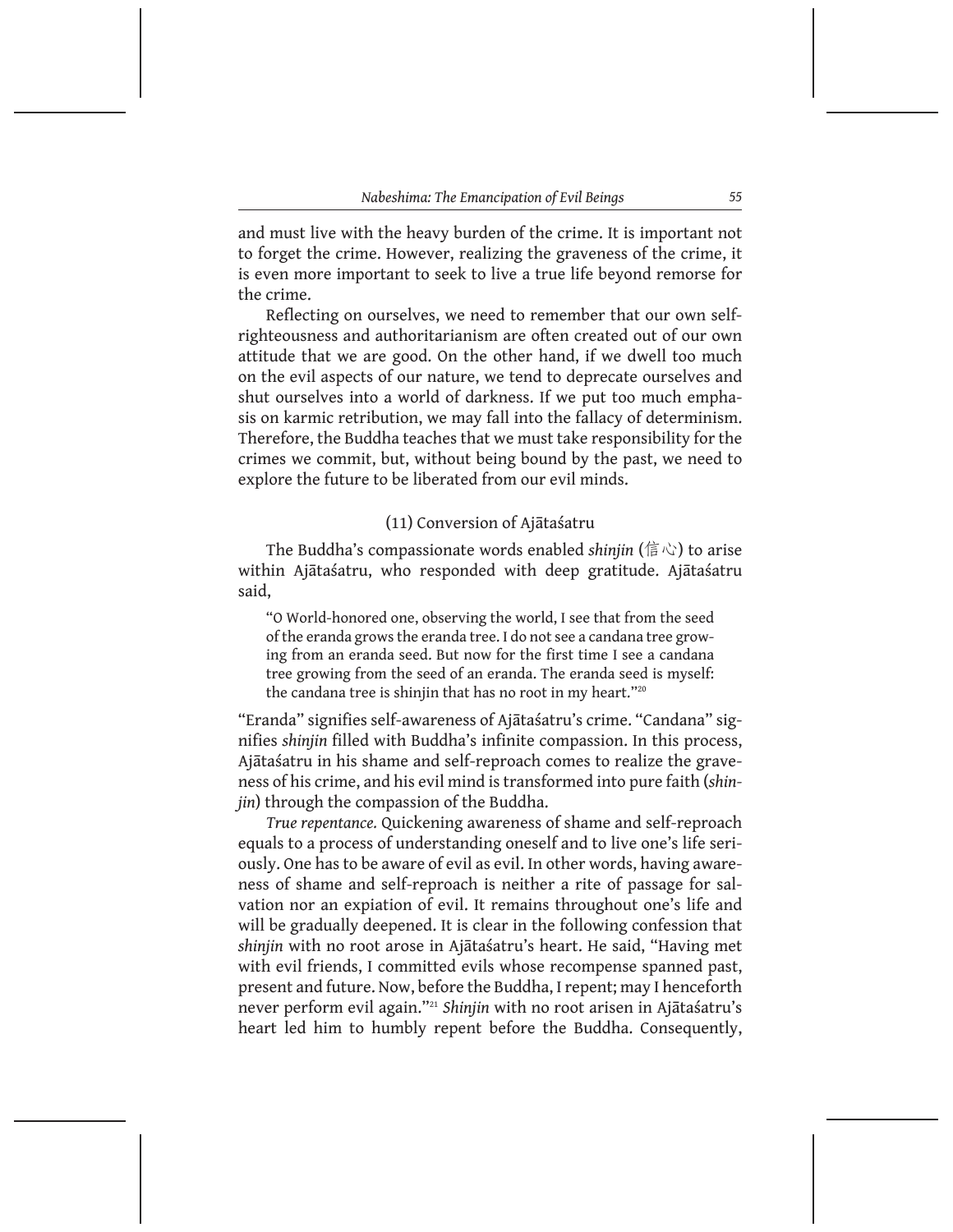and must live with the heavy burden of the crime. It is important not to forget the crime. However, realizing the graveness of the crime, it is even more important to seek to live a true life beyond remorse for the crime.

Reflecting on ourselves, we need to remember that our own self-righteousness and authoritarianism are often created out of our own attitude that we are good. On the other hand, if we dwell too much on the evil aspects of our nature, we tend to deprecate ourselves and shut ourselves into a world of darkness. If we put too much emphasis on karmic retribution, we may fall into the fallacy of determinism. Therefore, the Buddha teaches that we must take responsibility for the crimes we commit, but, without being bound by the past, we need to explore the future to be liberated from our evil minds.

### (11) Conversion of Ajātaśatru

The Buddha's compassionate words enabled *shinjin* (信心) to arise within Ajātaśatru, who responded with deep gratitude. Ajātaśatru said,

> "O World-honored one, observing the world, I see that from the seed of the eranda grows the eranda tree. I do not see a candana tree growing from an eranda seed. But now for the first time I see a candana tree growing from the seed of an eranda. The eranda seed is myself: the candana tree is shinjin that has no root in my heart."[20]

"Eranda" signifies self-awareness of Ajātaśatru's crime. "Candana" signifies *shinjin* filled with Buddha's infinite compassion. In this process, Ajātaśatru in his shame and self-reproach comes to realize the graveness of his crime, and his evil mind is transformed into pure faith (*shinjin*) through the compassion of the Buddha.

*True repentance.* Quickening awareness of shame and self-reproach equals to a process of understanding oneself and to live one's life seriously. One has to be aware of evil as evil. In other words, having awareness of shame and self-reproach is neither a rite of passage for salvation nor an expiation of evil. It remains throughout one's life and will be gradually deepened. It is clear in the following confession that *shinjin* with no root arose in Ajātaśatru's heart. He said, "Having met with evil friends, I committed evils whose recompense spanned past, present and future. Now, before the Buddha, I repent; may I henceforth never perform evil again."[21] *Shinjin* with no root arisen in Ajātaśatru's heart led him to humbly repent before the Buddha. Consequently,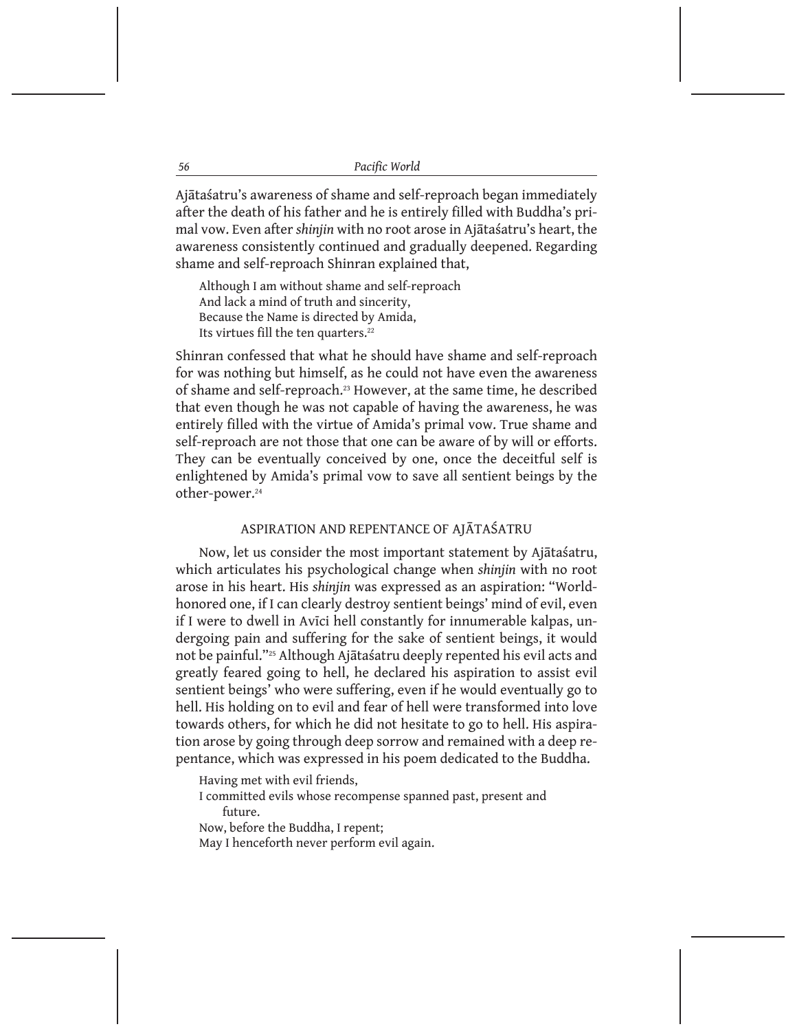Ajātaśatru's awareness of shame and self-reproach began immediately after the death of his father and he is entirely filled with Buddha's primal vow. Even after *shinjin* with no root arose in Ajātaśatru's heart, the awareness consistently continued and gradually deepened. Regarding shame and self-reproach Shinran explained that,

> Although I am without shame and self-reproach
> And lack a mind of truth and sincerity,
> Because the Name is directed by Amida,
> Its virtues fill the ten quarters.[22]

Shinran confessed that what he should have shame and self-reproach for was nothing but himself, as he could not have even the awareness of shame and self-reproach.[23] However, at the same time, he described that even though he was not capable of having the awareness, he was entirely filled with the virtue of Amida's primal vow. True shame and self-reproach are not those that one can be aware of by will or efforts. They can be eventually conceived by one, once the deceitful self is enlightened by Amida's primal vow to save all sentient beings by the other-power.[24]

## ASPIRATION AND REPENTANCE OF AJĀTAŚATRU

Now, let us consider the most important statement by Ajātaśatru, which articulates his psychological change when *shinjin* with no root arose in his heart. His *shinjin* was expressed as an aspiration: "World-honored one, if I can clearly destroy sentient beings' mind of evil, even if I were to dwell in Avīci hell constantly for innumerable kalpas, undergoing pain and suffering for the sake of sentient beings, it would not be painful."[25] Although Ajātaśatru deeply repented his evil acts and greatly feared going to hell, he declared his aspiration to assist evil sentient beings' who were suffering, even if he would eventually go to hell. His holding on to evil and fear of hell were transformed into love towards others, for which he did not hesitate to go to hell. His aspiration arose by going through deep sorrow and remained with a deep repentance, which was expressed in his poem dedicated to the Buddha.

> Having met with evil friends,
> I committed evils whose recompense spanned past, present and future.
> Now, before the Buddha, I repent;
> May I henceforth never perform evil again.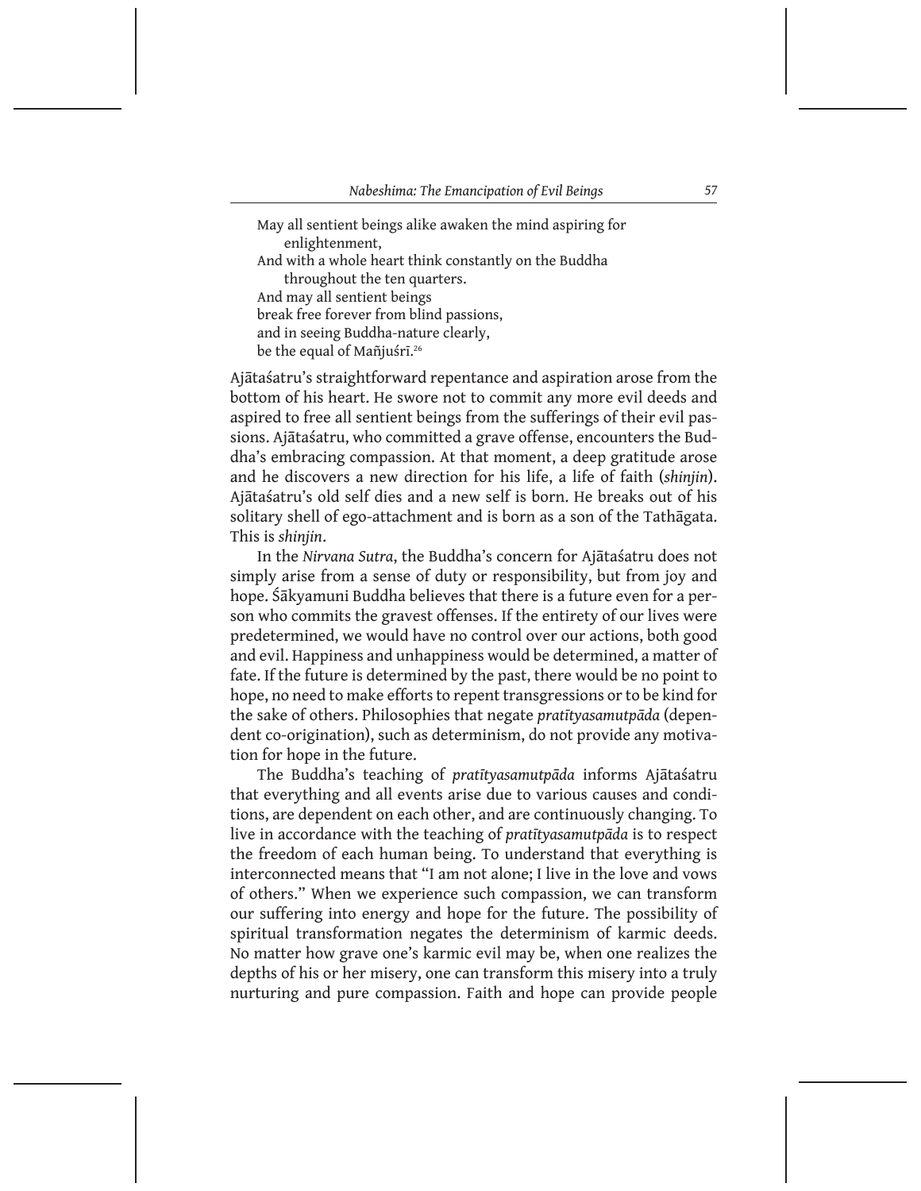> May all sentient beings alike awaken the mind aspiring for enlightenment,
> And with a whole heart think constantly on the Buddha throughout the ten quarters.
> And may all sentient beings
> break free forever from blind passions,
> and in seeing Buddha-nature clearly,
> be the equal of Mañjuśrī.[26]

Ajātaśatru's straightforward repentance and aspiration arose from the bottom of his heart. He swore not to commit any more evil deeds and aspired to free all sentient beings from the sufferings of their evil passions. Ajātaśatru, who committed a grave offense, encounters the Buddha's embracing compassion. At that moment, a deep gratitude arose and he discovers a new direction for his life, a life of faith (*shinjin*). Ajātaśatru's old self dies and a new self is born. He breaks out of his solitary shell of ego-attachment and is born as a son of the Tathāgata. This is *shinjin*.

In the *Nirvana Sutra*, the Buddha's concern for Ajātaśatru does not simply arise from a sense of duty or responsibility, but from joy and hope. Śākyamuni Buddha believes that there is a future even for a person who commits the gravest offenses. If the entirety of our lives were predetermined, we would have no control over our actions, both good and evil. Happiness and unhappiness would be determined, a matter of fate. If the future is determined by the past, there would be no point to hope, no need to make efforts to repent transgressions or to be kind for the sake of others. Philosophies that negate *pratītyasamutpāda* (dependent co-origination), such as determinism, do not provide any motivation for hope in the future.

The Buddha's teaching of *pratītyasamutpāda* informs Ajātaśatru that everything and all events arise due to various causes and conditions, are dependent on each other, and are continuously changing. To live in accordance with the teaching of *pratītyasamutpāda* is to respect the freedom of each human being. To understand that everything is interconnected means that "I am not alone; I live in the love and vows of others." When we experience such compassion, we can transform our suffering into energy and hope for the future. The possibility of spiritual transformation negates the determinism of karmic deeds. No matter how grave one's karmic evil may be, when one realizes the depths of his or her misery, one can transform this misery into a truly nurturing and pure compassion. Faith and hope can provide people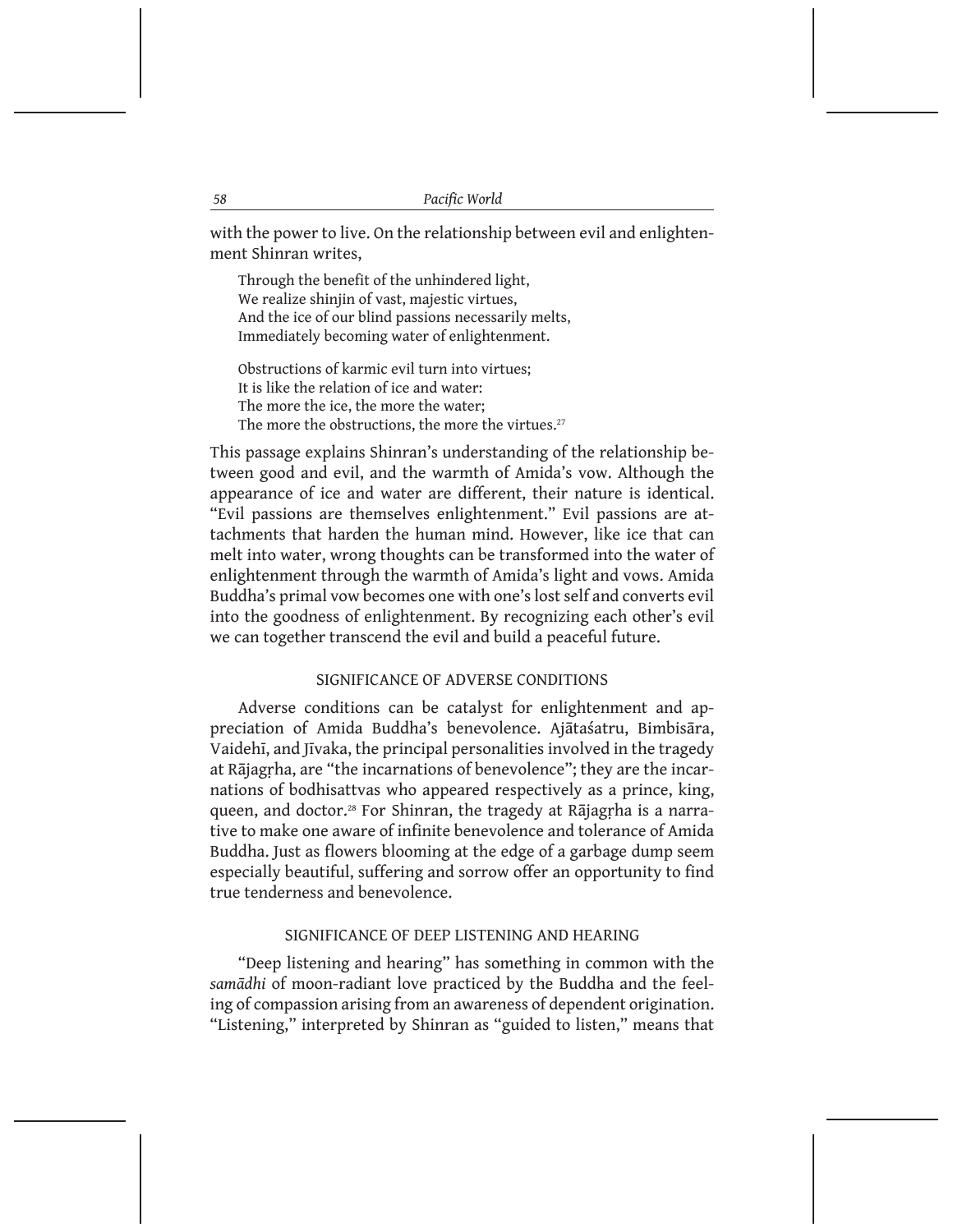with the power to live. On the relationship between evil and enlightenment Shinran writes,

> Through the benefit of the unhindered light,
> We realize shinjin of vast, majestic virtues,
> And the ice of our blind passions necessarily melts,
> Immediately becoming water of enlightenment.
>
> Obstructions of karmic evil turn into virtues;
> It is like the relation of ice and water:
> The more the ice, the more the water;
> The more the obstructions, the more the virtues.[27]

This passage explains Shinran's understanding of the relationship between good and evil, and the warmth of Amida's vow. Although the appearance of ice and water are different, their nature is identical. "Evil passions are themselves enlightenment." Evil passions are attachments that harden the human mind. However, like ice that can melt into water, wrong thoughts can be transformed into the water of enlightenment through the warmth of Amida's light and vows. Amida Buddha's primal vow becomes one with one's lost self and converts evil into the goodness of enlightenment. By recognizing each other's evil we can together transcend the evil and build a peaceful future.

### SIGNIFICANCE OF ADVERSE CONDITIONS

Adverse conditions can be catalyst for enlightenment and appreciation of Amida Buddha's benevolence. Ajātaśatru, Bimbisāra, Vaidehī, and Jīvaka, the principal personalities involved in the tragedy at Rājagṛha, are "the incarnations of benevolence"; they are the incarnations of bodhisattvas who appeared respectively as a prince, king, queen, and doctor.[28] For Shinran, the tragedy at Rājagṛha is a narrative to make one aware of infinite benevolence and tolerance of Amida Buddha. Just as flowers blooming at the edge of a garbage dump seem especially beautiful, suffering and sorrow offer an opportunity to find true tenderness and benevolence.

### SIGNIFICANCE OF DEEP LISTENING AND HEARING

"Deep listening and hearing" has something in common with the *samādhi* of moon-radiant love practiced by the Buddha and the feeling of compassion arising from an awareness of dependent origination. "Listening," interpreted by Shinran as "guided to listen," means that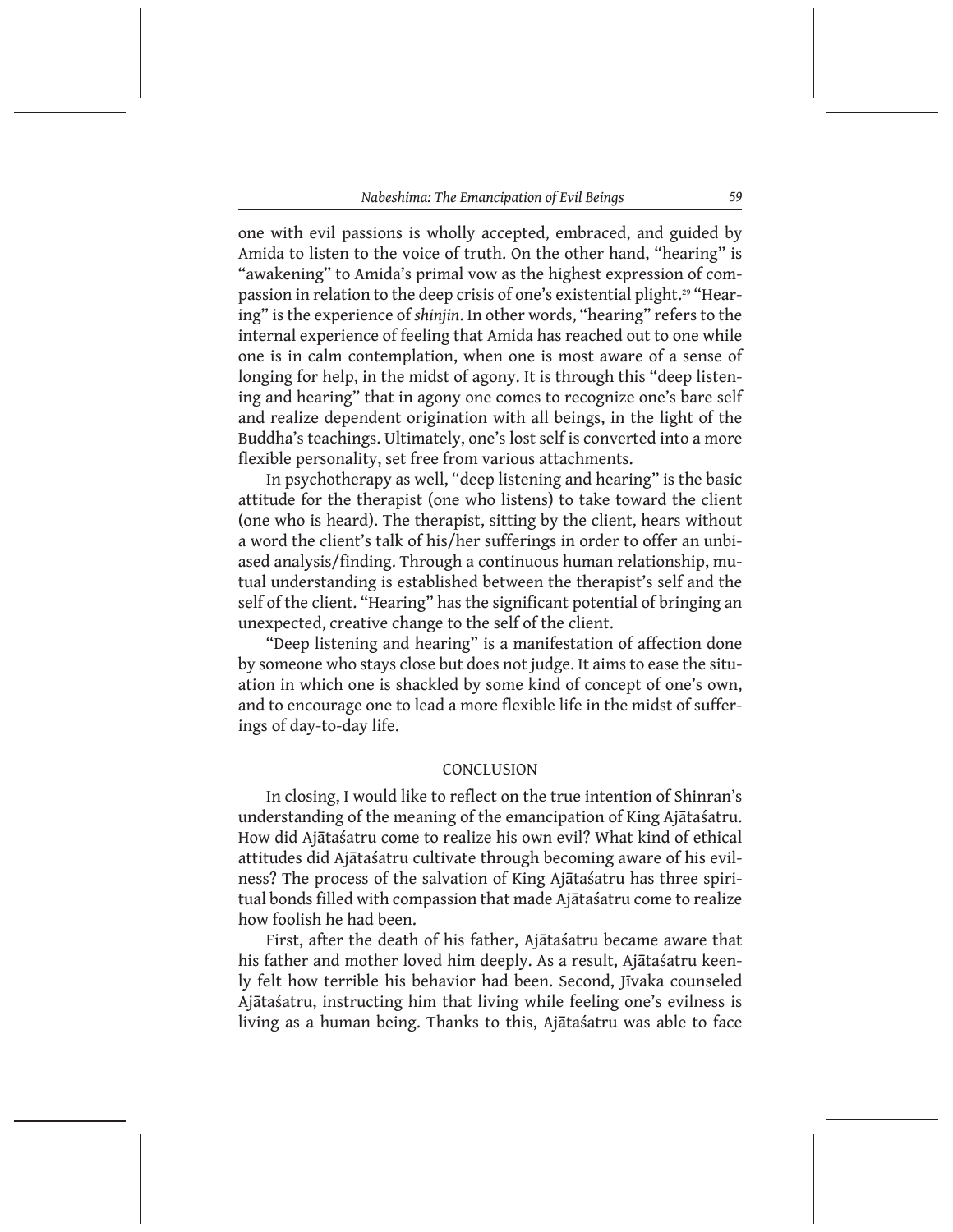one with evil passions is wholly accepted, embraced, and guided by Amida to listen to the voice of truth. On the other hand, "hearing" is "awakening" to Amida's primal vow as the highest expression of compassion in relation to the deep crisis of one's existential plight.[29] "Hearing" is the experience of *shinjin*. In other words, "hearing" refers to the internal experience of feeling that Amida has reached out to one while one is in calm contemplation, when one is most aware of a sense of longing for help, in the midst of agony. It is through this "deep listening and hearing" that in agony one comes to recognize one's bare self and realize dependent origination with all beings, in the light of the Buddha's teachings. Ultimately, one's lost self is converted into a more flexible personality, set free from various attachments.

In psychotherapy as well, "deep listening and hearing" is the basic attitude for the therapist (one who listens) to take toward the client (one who is heard). The therapist, sitting by the client, hears without a word the client's talk of his/her sufferings in order to offer an unbiased analysis/finding. Through a continuous human relationship, mutual understanding is established between the therapist's self and the self of the client. "Hearing" has the significant potential of bringing an unexpected, creative change to the self of the client.

"Deep listening and hearing" is a manifestation of affection done by someone who stays close but does not judge. It aims to ease the situation in which one is shackled by some kind of concept of one's own, and to encourage one to lead a more flexible life in the midst of sufferings of day-to-day life.

## CONCLUSION

In closing, I would like to reflect on the true intention of Shinran's understanding of the meaning of the emancipation of King Ajātaśatru. How did Ajātaśatru come to realize his own evil? What kind of ethical attitudes did Ajātaśatru cultivate through becoming aware of his evilness? The process of the salvation of King Ajātaśatru has three spiritual bonds filled with compassion that made Ajātaśatru come to realize how foolish he had been.

First, after the death of his father, Ajātaśatru became aware that his father and mother loved him deeply. As a result, Ajātaśatru keenly felt how terrible his behavior had been. Second, Jīvaka counseled Ajātaśatru, instructing him that living while feeling one's evilness is living as a human being. Thanks to this, Ajātaśatru was able to face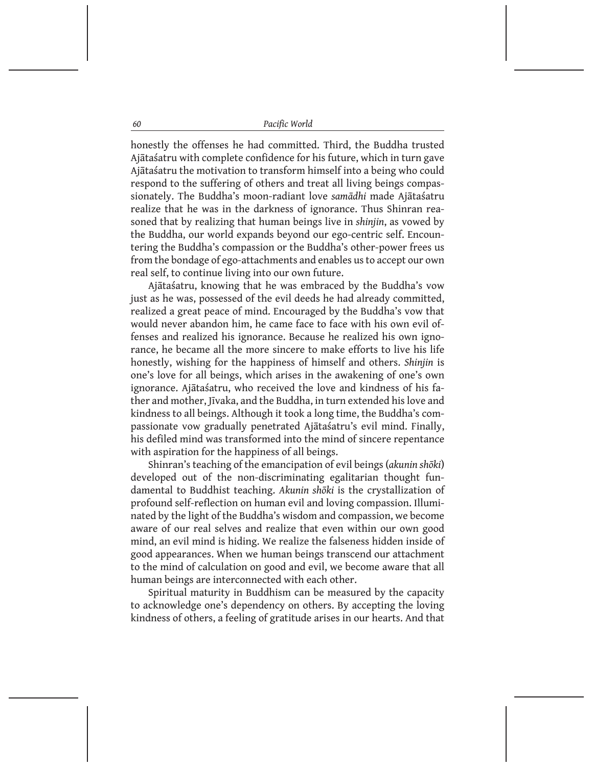honestly the offenses he had committed. Third, the Buddha trusted Ajātaśatru with complete confidence for his future, which in turn gave Ajātaśatru the motivation to transform himself into a being who could respond to the suffering of others and treat all living beings compassionately. The Buddha's moon-radiant love *samādhi* made Ajātaśatru realize that he was in the darkness of ignorance. Thus Shinran reasoned that by realizing that human beings live in *shinjin*, as vowed by the Buddha, our world expands beyond our ego-centric self. Encountering the Buddha's compassion or the Buddha's other-power frees us from the bondage of ego-attachments and enables us to accept our own real self, to continue living into our own future.

Ajātaśatru, knowing that he was embraced by the Buddha's vow just as he was, possessed of the evil deeds he had already committed, realized a great peace of mind. Encouraged by the Buddha's vow that would never abandon him, he came face to face with his own evil offenses and realized his ignorance. Because he realized his own ignorance, he became all the more sincere to make efforts to live his life honestly, wishing for the happiness of himself and others. *Shinjin* is one's love for all beings, which arises in the awakening of one's own ignorance. Ajātaśatru, who received the love and kindness of his father and mother, Jīvaka, and the Buddha, in turn extended his love and kindness to all beings. Although it took a long time, the Buddha's compassionate vow gradually penetrated Ajātaśatru's evil mind. Finally, his defiled mind was transformed into the mind of sincere repentance with aspiration for the happiness of all beings.

Shinran's teaching of the emancipation of evil beings (*akunin shōki*) developed out of the non-discriminating egalitarian thought fundamental to Buddhist teaching. *Akunin shōki* is the crystallization of profound self-reflection on human evil and loving compassion. Illuminated by the light of the Buddha's wisdom and compassion, we become aware of our real selves and realize that even within our own good mind, an evil mind is hiding. We realize the falseness hidden inside of good appearances. When we human beings transcend our attachment to the mind of calculation on good and evil, we become aware that all human beings are interconnected with each other.

Spiritual maturity in Buddhism can be measured by the capacity to acknowledge one's dependency on others. By accepting the loving kindness of others, a feeling of gratitude arises in our hearts. And that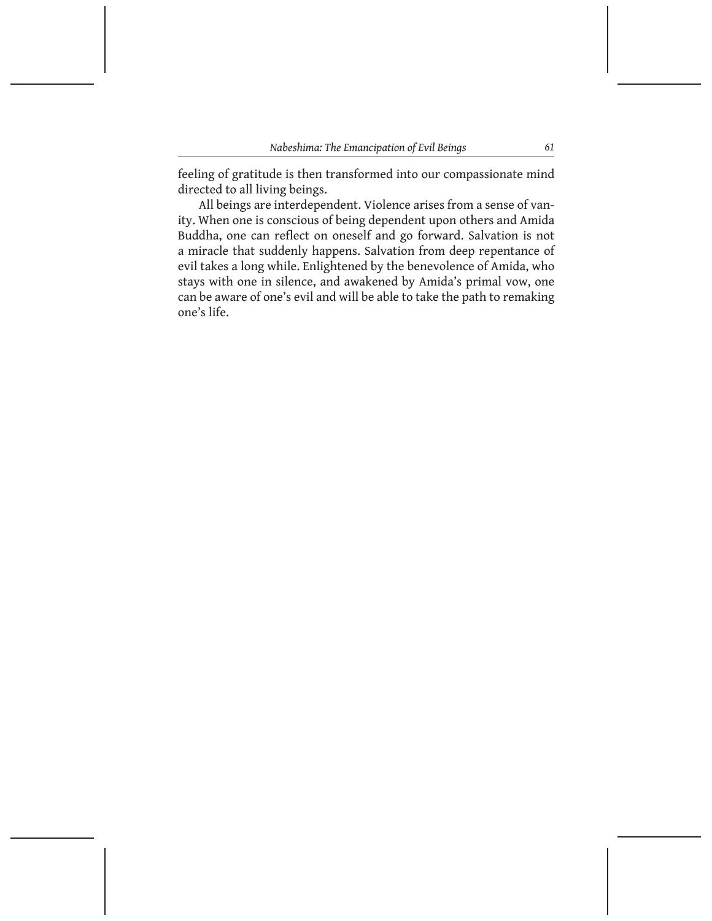feeling of gratitude is then transformed into our compassionate mind directed to all living beings.

All beings are interdependent. Violence arises from a sense of vanity. When one is conscious of being dependent upon others and Amida Buddha, one can reflect on oneself and go forward. Salvation is not a miracle that suddenly happens. Salvation from deep repentance of evil takes a long while. Enlightened by the benevolence of Amida, who stays with one in silence, and awakened by Amida's primal vow, one can be aware of one's evil and will be able to take the path to remaking one's life.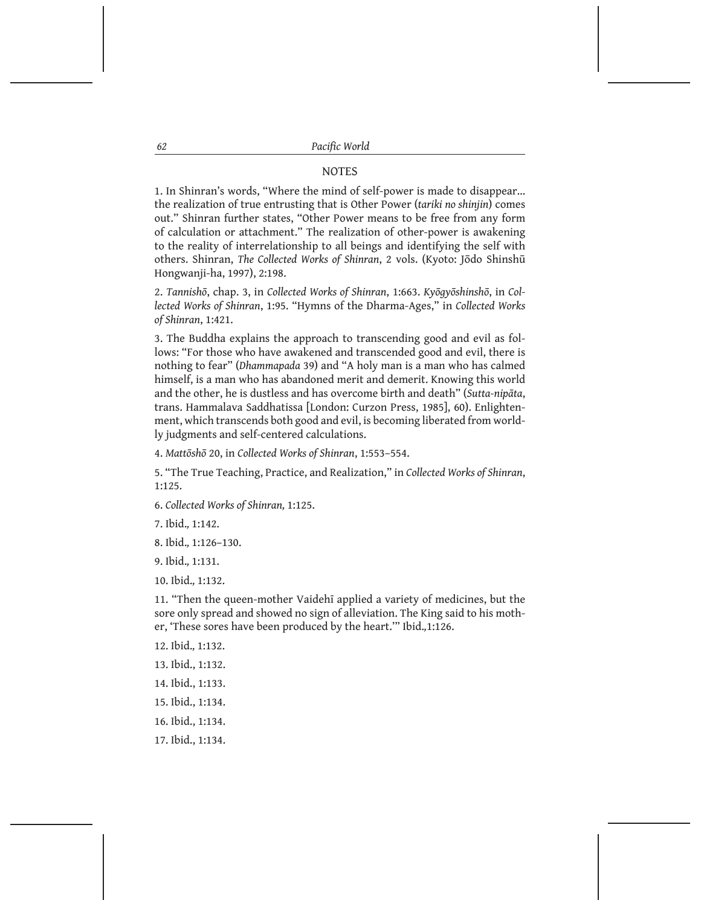## NOTES

1. In Shinran's words, "Where the mind of self-power is made to disappear... the realization of true entrusting that is Other Power (*tariki no shinjin*) comes out." Shinran further states, "Other Power means to be free from any form of calculation or attachment." The realization of other-power is awakening to the reality of interrelationship to all beings and identifying the self with others. Shinran, *The Collected Works of Shinran*, 2 vols. (Kyoto: Jōdo Shinshū Hongwanji-ha, 1997), 2:198.

2. *Tannishō*, chap. 3, in *Collected Works of Shinran*, 1:663. *Kyōgyōshinshō*, in *Collected Works of Shinran*, 1:95. "Hymns of the Dharma-Ages," in *Collected Works of Shinran*, 1:421.

3. The Buddha explains the approach to transcending good and evil as follows: "For those who have awakened and transcended good and evil, there is nothing to fear" (*Dhammapada* 39) and "A holy man is a man who has calmed himself, is a man who has abandoned merit and demerit. Knowing this world and the other, he is dustless and has overcome birth and death" (*Sutta-nipāta*, trans. Hammalava Saddhatissa [London: Curzon Press, 1985], 60). Enlightenment, which transcends both good and evil, is becoming liberated from worldly judgments and self-centered calculations.

4. *Mattōshō* 20, in *Collected Works of Shinran*, 1:553–554.

5. "The True Teaching, Practice, and Realization," in *Collected Works of Shinran*, 1:125.

6. *Collected Works of Shinran,* 1:125.

7. Ibid.*,* 1:142.

8. Ibid.*,* 1:126–130.

9. Ibid.*,* 1:131.

10. Ibid.*,* 1:132.

11. "Then the queen-mother Vaidehī applied a variety of medicines, but the sore only spread and showed no sign of alleviation. The King said to his mother, 'These sores have been produced by the heart.'" Ibid.,1:126.

12. Ibid.*,* 1:132.

13. Ibid., 1:132.

14. Ibid., 1:133.

15. Ibid., 1:134.

16. Ibid., 1:134.

17. Ibid., 1:134.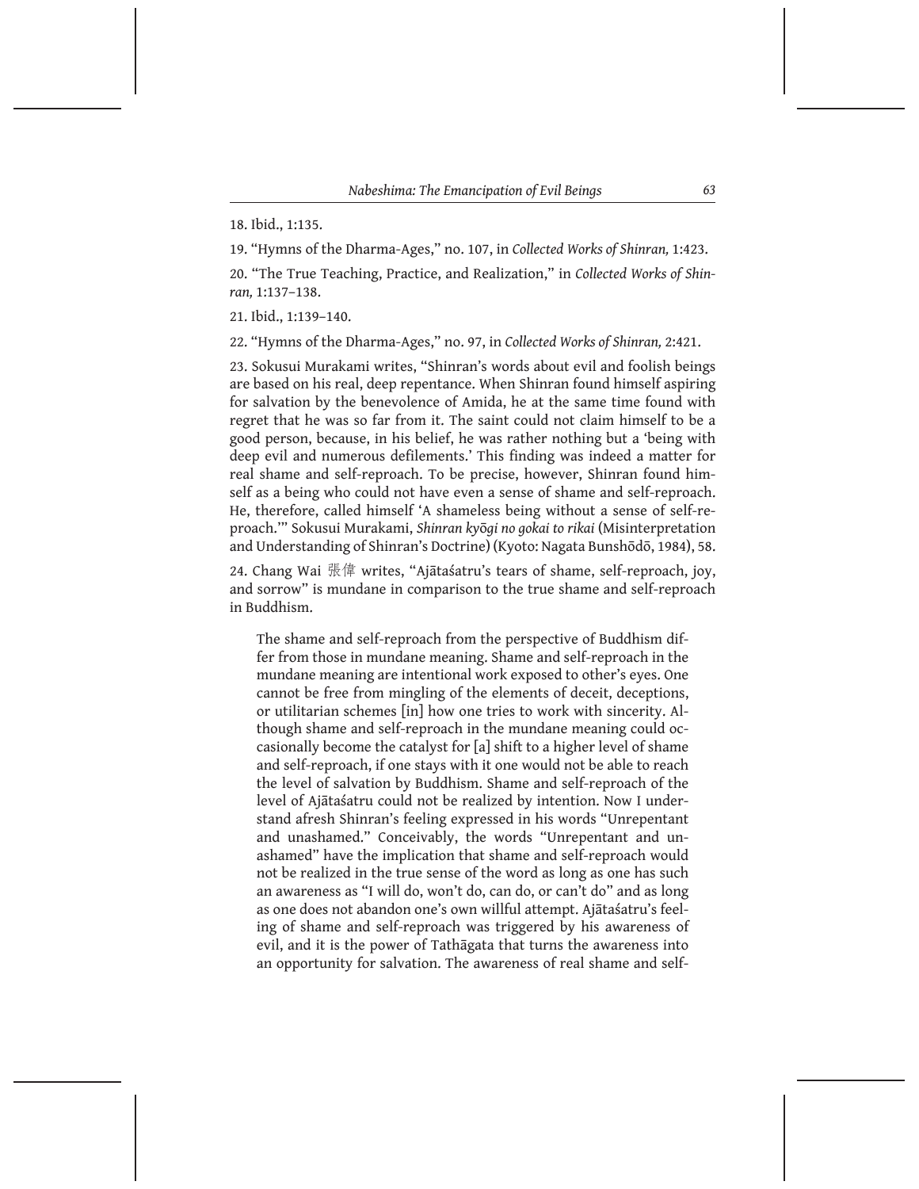18. Ibid., 1:135.

19. "Hymns of the Dharma-Ages," no. 107, in *Collected Works of Shinran,* 1:423.

20. "The True Teaching, Practice, and Realization," in *Collected Works of Shinran,* 1:137–138.

21. Ibid., 1:139–140.

22. "Hymns of the Dharma-Ages," no. 97, in *Collected Works of Shinran,* 2:421.

23. Sokusui Murakami writes, "Shinran's words about evil and foolish beings are based on his real, deep repentance. When Shinran found himself aspiring for salvation by the benevolence of Amida, he at the same time found with regret that he was so far from it. The saint could not claim himself to be a good person, because, in his belief, he was rather nothing but a 'being with deep evil and numerous defilements.' This finding was indeed a matter for real shame and self-reproach. To be precise, however, Shinran found himself as a being who could not have even a sense of shame and self-reproach. He, therefore, called himself 'A shameless being without a sense of self-reproach.'" Sokusui Murakami, *Shinran kyōgi no gokai to rikai* (Misinterpretation and Understanding of Shinran's Doctrine) (Kyoto: Nagata Bunshōdō, 1984), 58.

24. Chang Wai 張偉 writes, "Ajātaśatru's tears of shame, self-reproach, joy, and sorrow" is mundane in comparison to the true shame and self-reproach in Buddhism.

> The shame and self-reproach from the perspective of Buddhism differ from those in mundane meaning. Shame and self-reproach in the mundane meaning are intentional work exposed to other's eyes. One cannot be free from mingling of the elements of deceit, deceptions, or utilitarian schemes [in] how one tries to work with sincerity. Although shame and self-reproach in the mundane meaning could occasionally become the catalyst for [a] shift to a higher level of shame and self-reproach, if one stays with it one would not be able to reach the level of salvation by Buddhism. Shame and self-reproach of the level of Ajātaśatru could not be realized by intention. Now I understand afresh Shinran's feeling expressed in his words "Unrepentant and unashamed." Conceivably, the words "Unrepentant and unashamed" have the implication that shame and self-reproach would not be realized in the true sense of the word as long as one has such an awareness as "I will do, won't do, can do, or can't do" and as long as one does not abandon one's own willful attempt. Ajātaśatru's feeling of shame and self-reproach was triggered by his awareness of evil, and it is the power of Tathāgata that turns the awareness into an opportunity for salvation. The awareness of real shame and self-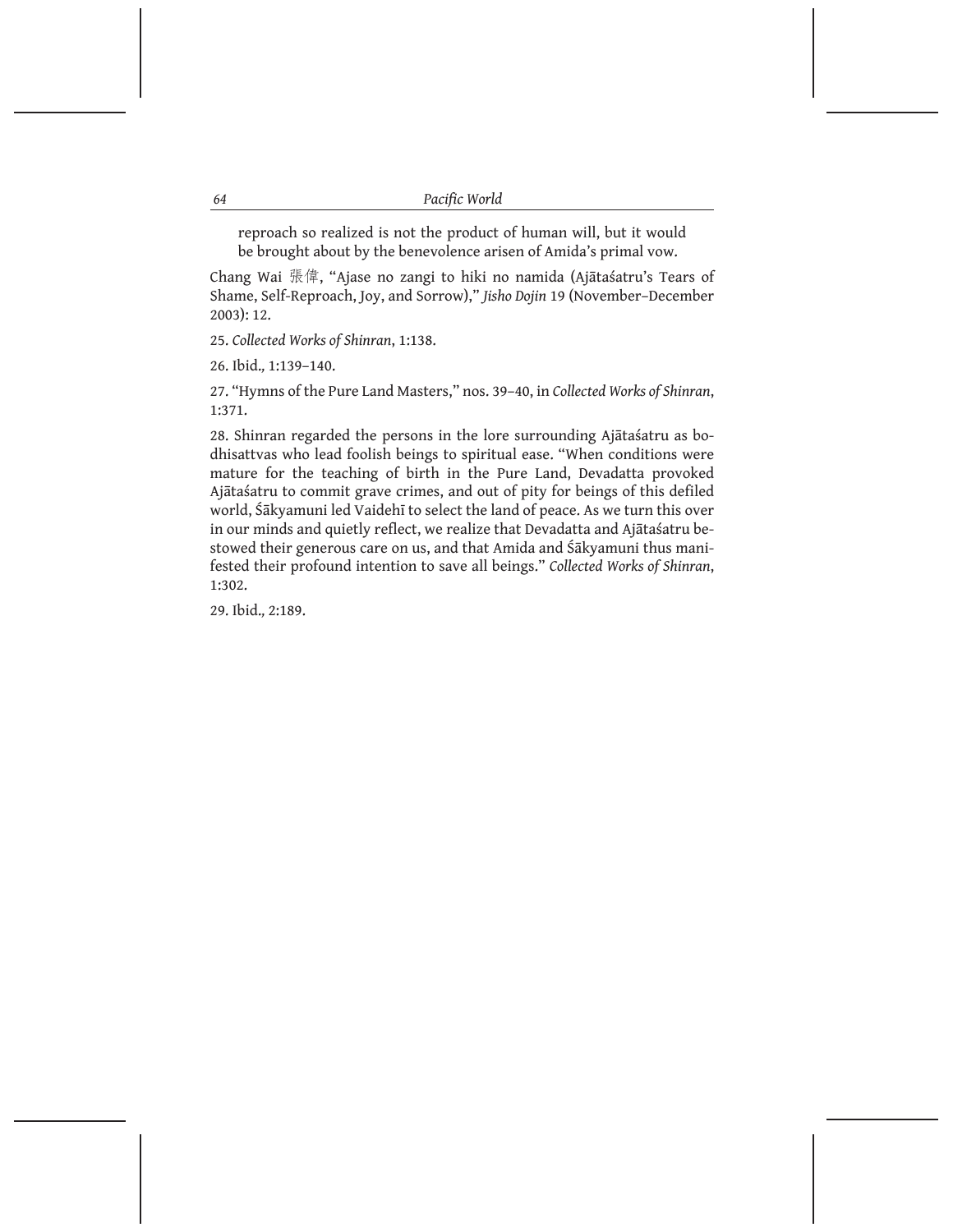> reproach so realized is not the product of human will, but it would be brought about by the benevolence arisen of Amida's primal vow.

Chang Wai 張偉, "Ajase no zangi to hiki no namida (Ajātaśatru's Tears of Shame, Self-Reproach, Joy, and Sorrow)," *Jisho Dojin* 19 (November–December 2003): 12.

25. *Collected Works of Shinran*, 1:138.

26. Ibid., 1:139–140.

27. "Hymns of the Pure Land Masters," nos. 39–40, in *Collected Works of Shinran*, 1:371.

28. Shinran regarded the persons in the lore surrounding Ajātaśatru as bodhisattvas who lead foolish beings to spiritual ease. "When conditions were mature for the teaching of birth in the Pure Land, Devadatta provoked Ajātaśatru to commit grave crimes, and out of pity for beings of this defiled world, Śākyamuni led Vaidehī to select the land of peace. As we turn this over in our minds and quietly reflect, we realize that Devadatta and Ajātaśatru bestowed their generous care on us, and that Amida and Śākyamuni thus manifested their profound intention to save all beings." *Collected Works of Shinran*, 1:302.

29. Ibid., 2:189.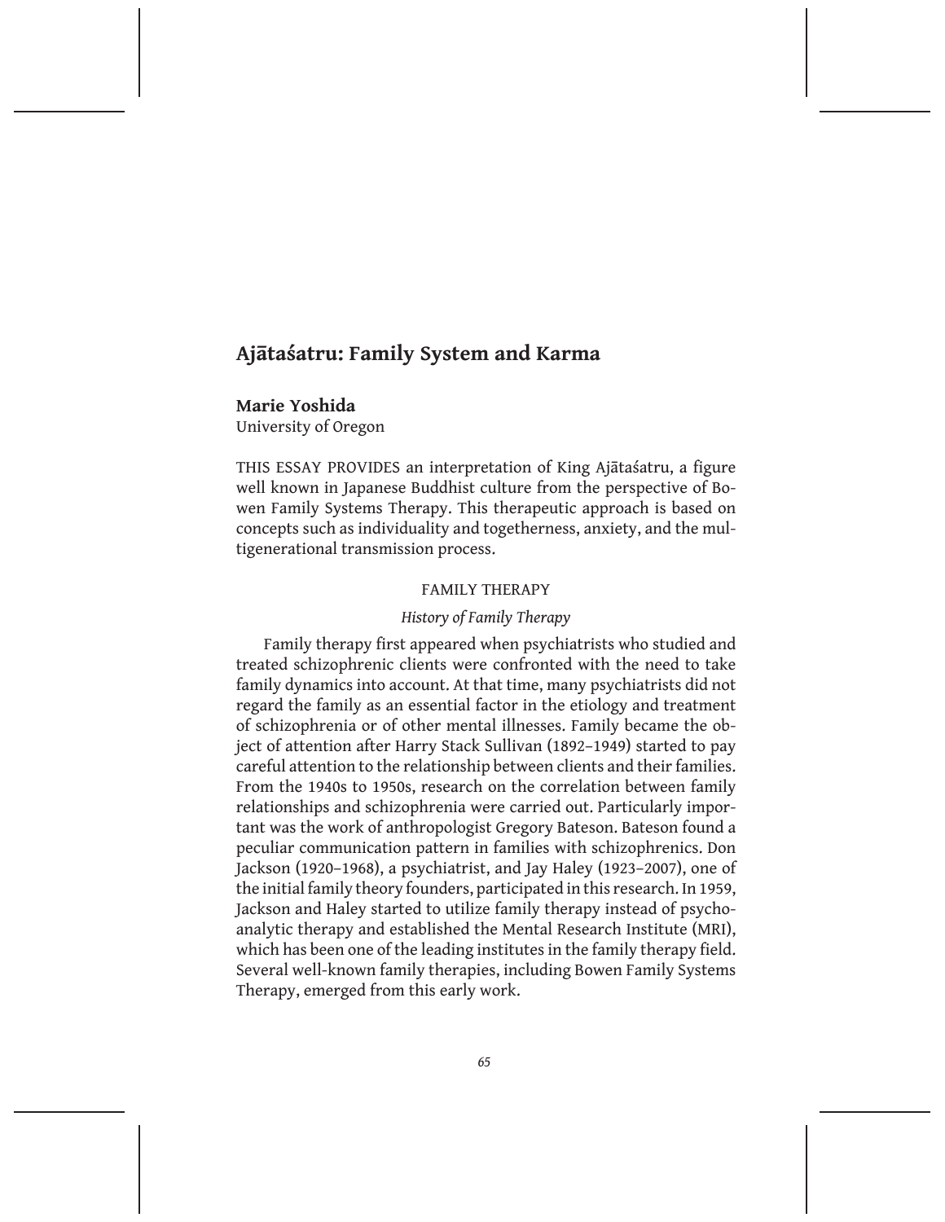# Ajātaśatru: Family System and Karma

**Marie Yoshida**
University of Oregon

THIS ESSAY PROVIDES an interpretation of King Ajātaśatru, a figure well known in Japanese Buddhist culture from the perspective of Bowen Family Systems Therapy. This therapeutic approach is based on concepts such as individuality and togetherness, anxiety, and the multigenerational transmission process.

## FAMILY THERAPY

### *History of Family Therapy*

Family therapy first appeared when psychiatrists who studied and treated schizophrenic clients were confronted with the need to take family dynamics into account. At that time, many psychiatrists did not regard the family as an essential factor in the etiology and treatment of schizophrenia or of other mental illnesses. Family became the object of attention after Harry Stack Sullivan (1892–1949) started to pay careful attention to the relationship between clients and their families. From the 1940s to 1950s, research on the correlation between family relationships and schizophrenia were carried out. Particularly important was the work of anthropologist Gregory Bateson. Bateson found a peculiar communication pattern in families with schizophrenics. Don Jackson (1920–1968), a psychiatrist, and Jay Haley (1923–2007), one of the initial family theory founders, participated in this research. In 1959, Jackson and Haley started to utilize family therapy instead of psychoanalytic therapy and established the Mental Research Institute (MRI), which has been one of the leading institutes in the family therapy field. Several well-known family therapies, including Bowen Family Systems Therapy, emerged from this early work.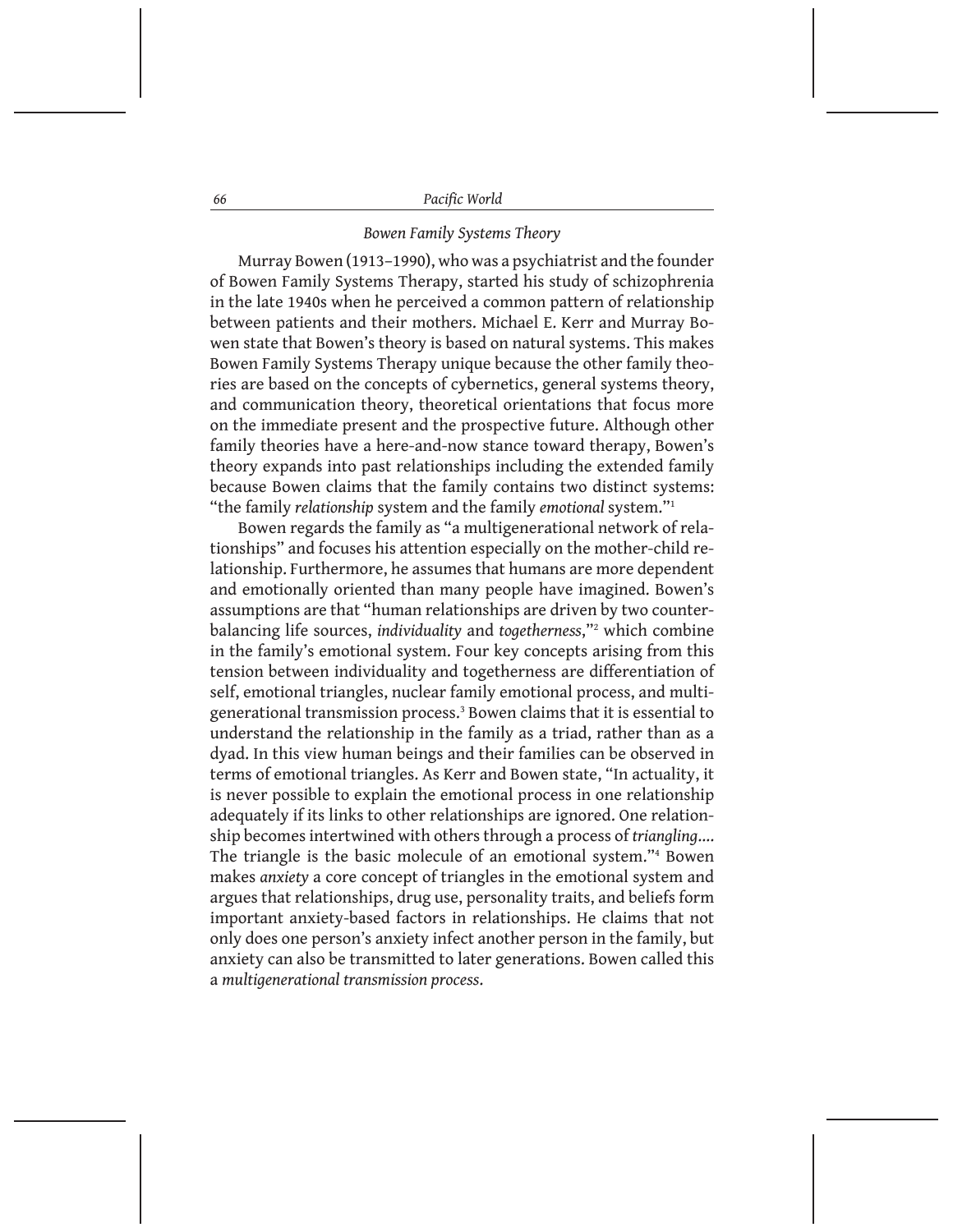## *Bowen Family Systems Theory*

Murray Bowen (1913–1990), who was a psychiatrist and the founder of Bowen Family Systems Therapy, started his study of schizophrenia in the late 1940s when he perceived a common pattern of relationship between patients and their mothers. Michael E. Kerr and Murray Bowen state that Bowen's theory is based on natural systems. This makes Bowen Family Systems Therapy unique because the other family theories are based on the concepts of cybernetics, general systems theory, and communication theory, theoretical orientations that focus more on the immediate present and the prospective future. Although other family theories have a here-and-now stance toward therapy, Bowen's theory expands into past relationships including the extended family because Bowen claims that the family contains two distinct systems: "the family *relationship* system and the family *emotional* system."[1]

Bowen regards the family as "a multigenerational network of relationships" and focuses his attention especially on the mother-child relationship. Furthermore, he assumes that humans are more dependent and emotionally oriented than many people have imagined. Bowen's assumptions are that "human relationships are driven by two counterbalancing life sources, *individuality* and *togetherness*,"[2] which combine in the family's emotional system. Four key concepts arising from this tension between individuality and togetherness are differentiation of self, emotional triangles, nuclear family emotional process, and multigenerational transmission process.[3] Bowen claims that it is essential to understand the relationship in the family as a triad, rather than as a dyad. In this view human beings and their families can be observed in terms of emotional triangles. As Kerr and Bowen state, "In actuality, it is never possible to explain the emotional process in one relationship adequately if its links to other relationships are ignored. One relationship becomes intertwined with others through a process of *triangling*.... The triangle is the basic molecule of an emotional system."[4] Bowen makes *anxiety* a core concept of triangles in the emotional system and argues that relationships, drug use, personality traits, and beliefs form important anxiety-based factors in relationships. He claims that not only does one person's anxiety infect another person in the family, but anxiety can also be transmitted to later generations. Bowen called this a *multigenerational transmission process*.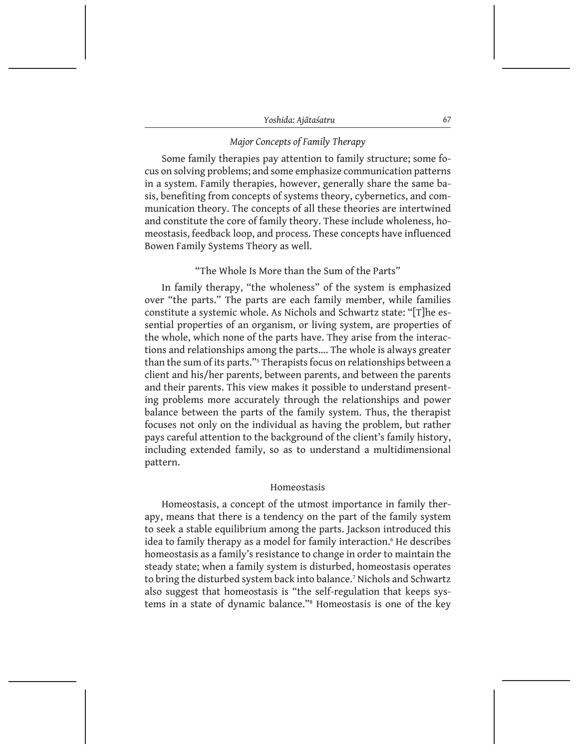### *Major Concepts of Family Therapy*

Some family therapies pay attention to family structure; some focus on solving problems; and some emphasize communication patterns in a system. Family therapies, however, generally share the same basis, benefiting from concepts of systems theory, cybernetics, and communication theory. The concepts of all these theories are intertwined and constitute the core of family theory. These include wholeness, homeostasis, feedback loop, and process. These concepts have influenced Bowen Family Systems Theory as well.

#### "The Whole Is More than the Sum of the Parts"

In family therapy, "the wholeness" of the system is emphasized over "the parts." The parts are each family member, while families constitute a systemic whole. As Nichols and Schwartz state: "[T]he essential properties of an organism, or living system, are properties of the whole, which none of the parts have. They arise from the interactions and relationships among the parts.... The whole is always greater than the sum of its parts."[5] Therapists focus on relationships between a client and his/her parents, between parents, and between the parents and their parents. This view makes it possible to understand presenting problems more accurately through the relationships and power balance between the parts of the family system. Thus, the therapist focuses not only on the individual as having the problem, but rather pays careful attention to the background of the client's family history, including extended family, so as to understand a multidimensional pattern.

#### Homeostasis

Homeostasis, a concept of the utmost importance in family therapy, means that there is a tendency on the part of the family system to seek a stable equilibrium among the parts. Jackson introduced this idea to family therapy as a model for family interaction.[6] He describes homeostasis as a family's resistance to change in order to maintain the steady state; when a family system is disturbed, homeostasis operates to bring the disturbed system back into balance.[7] Nichols and Schwartz also suggest that homeostasis is "the self-regulation that keeps systems in a state of dynamic balance."[8] Homeostasis is one of the key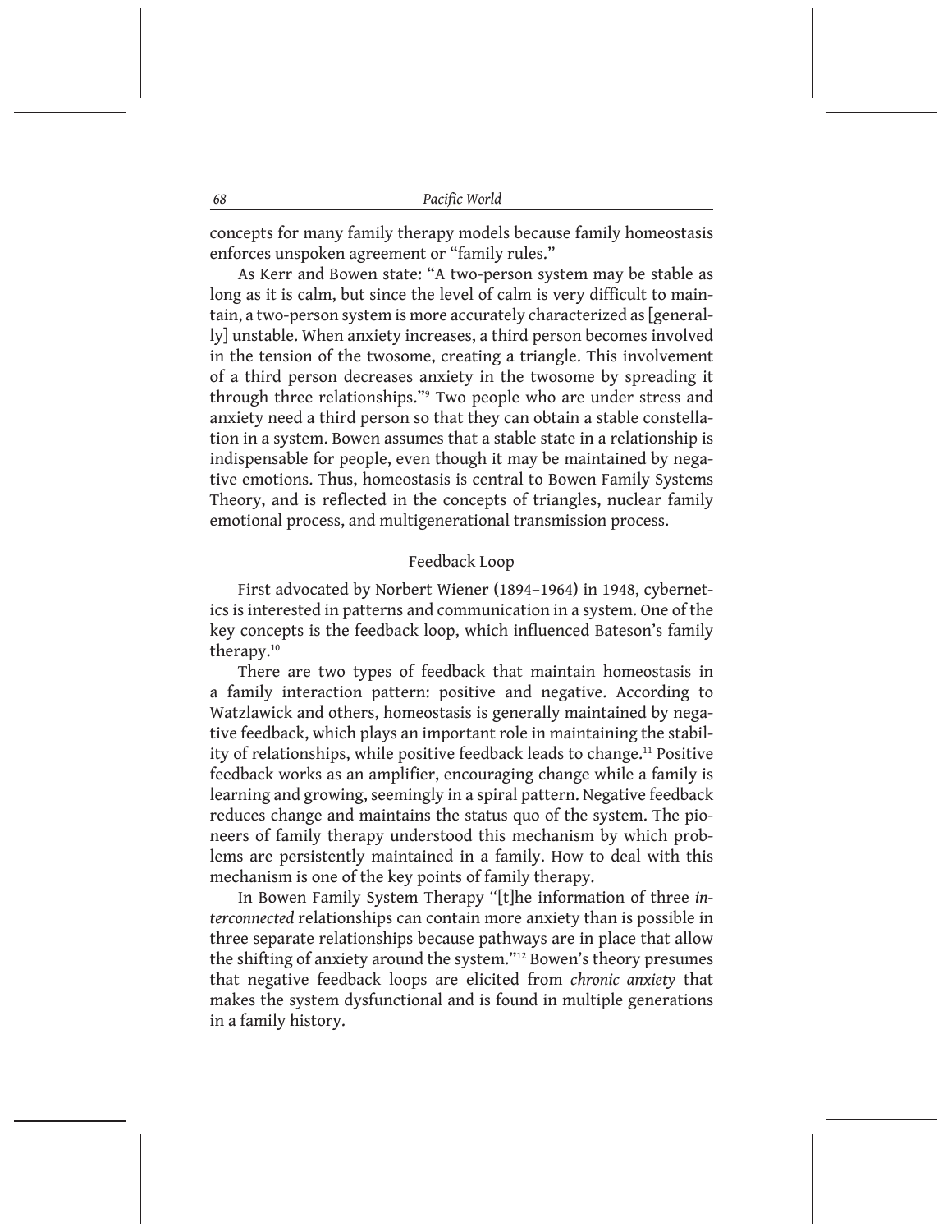concepts for many family therapy models because family homeostasis enforces unspoken agreement or "family rules."

As Kerr and Bowen state: "A two-person system may be stable as long as it is calm, but since the level of calm is very difficult to maintain, a two-person system is more accurately characterized as [generally] unstable. When anxiety increases, a third person becomes involved in the tension of the twosome, creating a triangle. This involvement of a third person decreases anxiety in the twosome by spreading it through three relationships."[9] Two people who are under stress and anxiety need a third person so that they can obtain a stable constellation in a system. Bowen assumes that a stable state in a relationship is indispensable for people, even though it may be maintained by negative emotions. Thus, homeostasis is central to Bowen Family Systems Theory, and is reflected in the concepts of triangles, nuclear family emotional process, and multigenerational transmission process.

## Feedback Loop

First advocated by Norbert Wiener (1894–1964) in 1948, cybernetics is interested in patterns and communication in a system. One of the key concepts is the feedback loop, which influenced Bateson's family therapy.[10]

There are two types of feedback that maintain homeostasis in a family interaction pattern: positive and negative. According to Watzlawick and others, homeostasis is generally maintained by negative feedback, which plays an important role in maintaining the stability of relationships, while positive feedback leads to change.[11] Positive feedback works as an amplifier, encouraging change while a family is learning and growing, seemingly in a spiral pattern. Negative feedback reduces change and maintains the status quo of the system. The pioneers of family therapy understood this mechanism by which problems are persistently maintained in a family. How to deal with this mechanism is one of the key points of family therapy.

In Bowen Family System Therapy "[t]he information of three *interconnected* relationships can contain more anxiety than is possible in three separate relationships because pathways are in place that allow the shifting of anxiety around the system."[12] Bowen's theory presumes that negative feedback loops are elicited from *chronic anxiety* that makes the system dysfunctional and is found in multiple generations in a family history.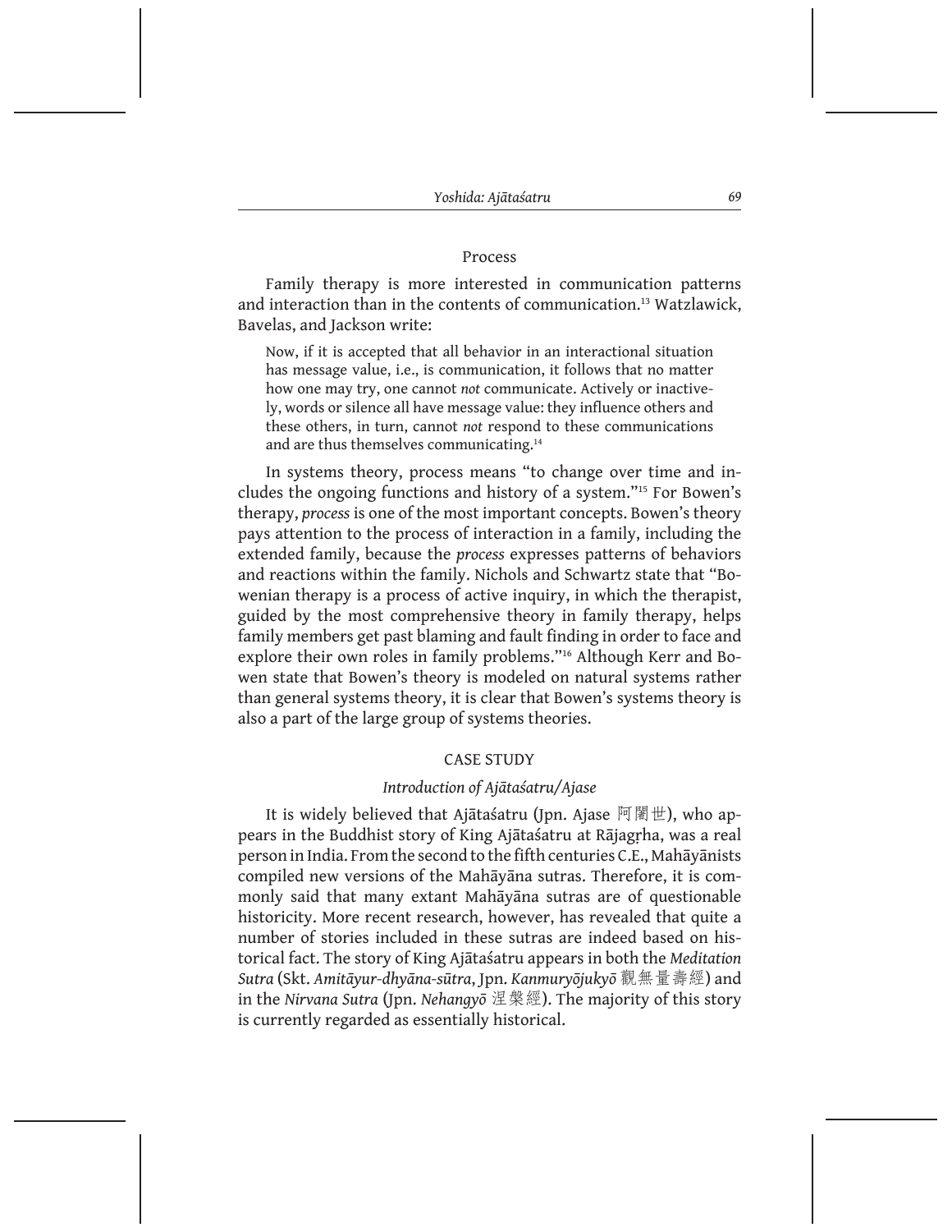## Process

Family therapy is more interested in communication patterns and interaction than in the contents of communication.[13] Watzlawick, Bavelas, and Jackson write:

> Now, if it is accepted that all behavior in an interactional situation has message value, i.e., is communication, it follows that no matter how one may try, one cannot *not* communicate. Actively or inactively, words or silence all have message value: they influence others and these others, in turn, cannot *not* respond to these communications and are thus themselves communicating.[14]

In systems theory, process means "to change over time and includes the ongoing functions and history of a system."[15] For Bowen's therapy, *process* is one of the most important concepts. Bowen's theory pays attention to the process of interaction in a family, including the extended family, because the *process* expresses patterns of behaviors and reactions within the family. Nichols and Schwartz state that "Bowenian therapy is a process of active inquiry, in which the therapist, guided by the most comprehensive theory in family therapy, helps family members get past blaming and fault finding in order to face and explore their own roles in family problems."[16] Although Kerr and Bowen state that Bowen's theory is modeled on natural systems rather than general systems theory, it is clear that Bowen's systems theory is also a part of the large group of systems theories.

## CASE STUDY

### *Introduction of Ajātaśatru/Ajase*

It is widely believed that Ajātaśatru (Jpn. Ajase 阿闍世), who appears in the Buddhist story of King Ajātaśatru at Rājagṛha, was a real person in India. From the second to the fifth centuries C.E., Mahāyānists compiled new versions of the Mahāyāna sutras. Therefore, it is commonly said that many extant Mahāyāna sutras are of questionable historicity. More recent research, however, has revealed that quite a number of stories included in these sutras are indeed based on historical fact. The story of King Ajātaśatru appears in both the *Meditation Sutra* (Skt. *Amitāyur-dhyāna-sūtra*, Jpn. *Kanmuryōjukyō* 觀無量壽經) and in the *Nirvana Sutra* (Jpn. *Nehangyō* 涅槃經). The majority of this story is currently regarded as essentially historical.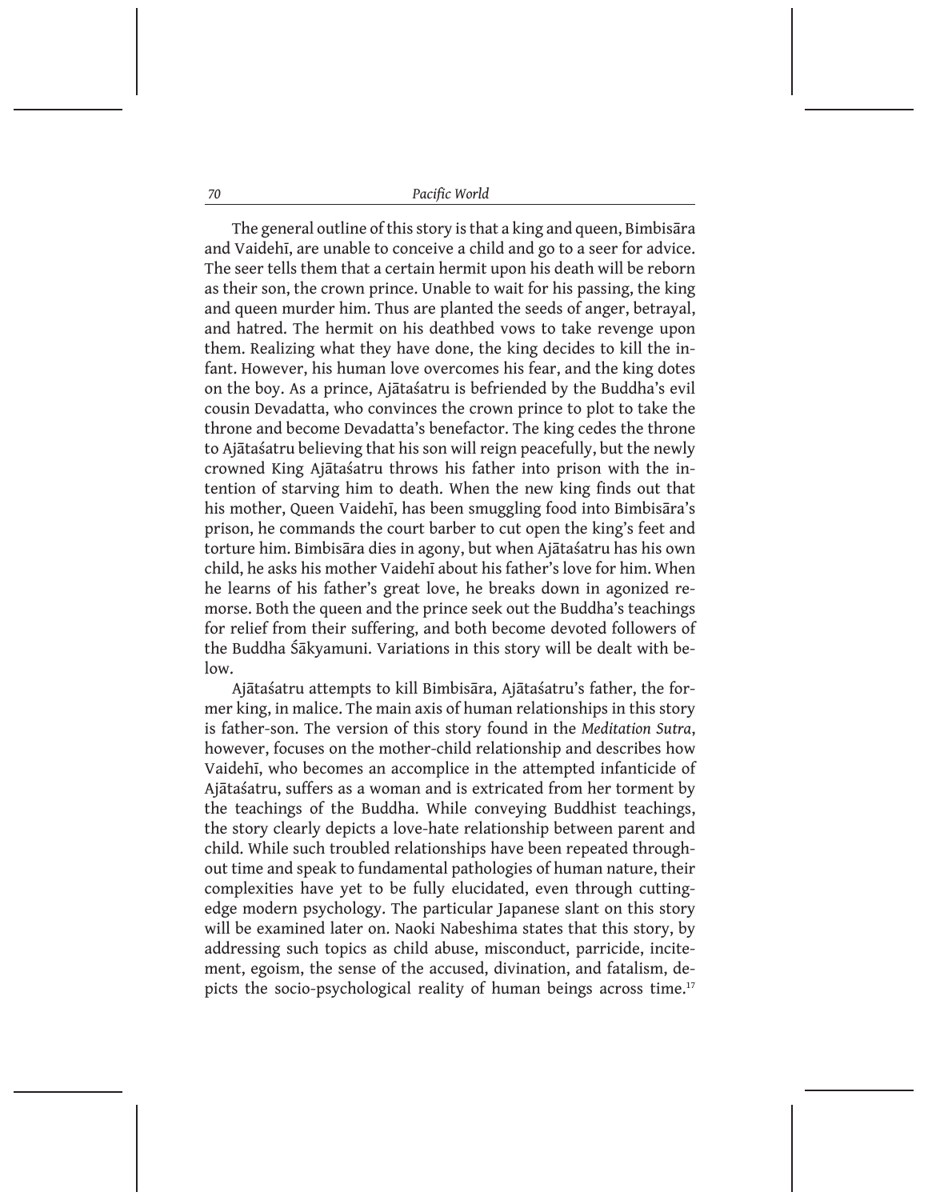The general outline of this story is that a king and queen, Bimbisāra and Vaidehī, are unable to conceive a child and go to a seer for advice. The seer tells them that a certain hermit upon his death will be reborn as their son, the crown prince. Unable to wait for his passing, the king and queen murder him. Thus are planted the seeds of anger, betrayal, and hatred. The hermit on his deathbed vows to take revenge upon them. Realizing what they have done, the king decides to kill the infant. However, his human love overcomes his fear, and the king dotes on the boy. As a prince, Ajātaśatru is befriended by the Buddha's evil cousin Devadatta, who convinces the crown prince to plot to take the throne and become Devadatta's benefactor. The king cedes the throne to Ajātaśatru believing that his son will reign peacefully, but the newly crowned King Ajātaśatru throws his father into prison with the intention of starving him to death. When the new king finds out that his mother, Queen Vaidehī, has been smuggling food into Bimbisāra's prison, he commands the court barber to cut open the king's feet and torture him. Bimbisāra dies in agony, but when Ajātaśatru has his own child, he asks his mother Vaidehī about his father's love for him. When he learns of his father's great love, he breaks down in agonized remorse. Both the queen and the prince seek out the Buddha's teachings for relief from their suffering, and both become devoted followers of the Buddha Śākyamuni. Variations in this story will be dealt with below.

Ajātaśatru attempts to kill Bimbisāra, Ajātaśatru's father, the former king, in malice. The main axis of human relationships in this story is father-son. The version of this story found in the *Meditation Sutra*, however, focuses on the mother-child relationship and describes how Vaidehī, who becomes an accomplice in the attempted infanticide of Ajātaśatru, suffers as a woman and is extricated from her torment by the teachings of the Buddha. While conveying Buddhist teachings, the story clearly depicts a love-hate relationship between parent and child. While such troubled relationships have been repeated throughout time and speak to fundamental pathologies of human nature, their complexities have yet to be fully elucidated, even through cutting-edge modern psychology. The particular Japanese slant on this story will be examined later on. Naoki Nabeshima states that this story, by addressing such topics as child abuse, misconduct, parricide, incitement, egoism, the sense of the accused, divination, and fatalism, depicts the socio-psychological reality of human beings across time.[17]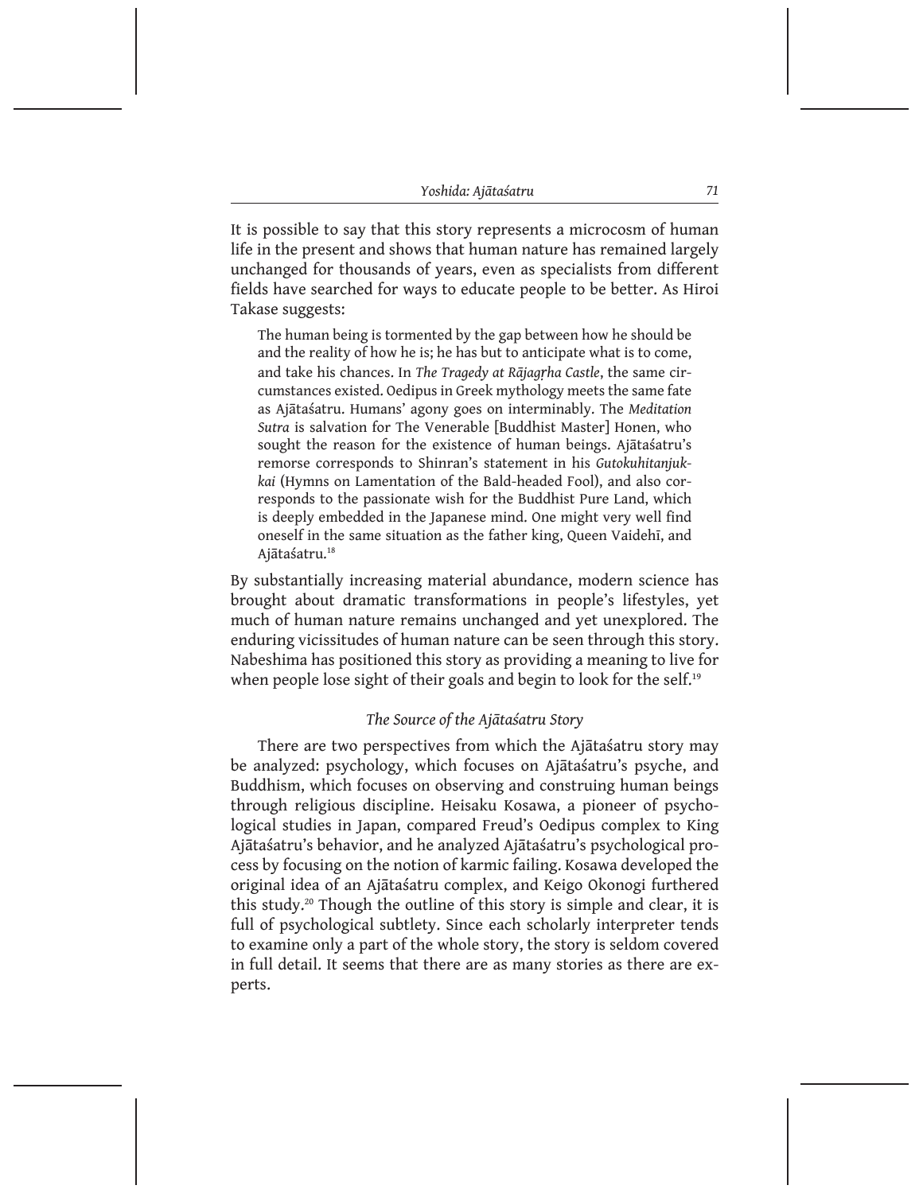It is possible to say that this story represents a microcosm of human life in the present and shows that human nature has remained largely unchanged for thousands of years, even as specialists from different fields have searched for ways to educate people to be better. As Hiroi Takase suggests:

> The human being is tormented by the gap between how he should be and the reality of how he is; he has but to anticipate what is to come, and take his chances. In *The Tragedy at Rājagṛha Castle*, the same circumstances existed. Oedipus in Greek mythology meets the same fate as Ajātaśatru. Humans' agony goes on interminably. The *Meditation Sutra* is salvation for The Venerable [Buddhist Master] Honen, who sought the reason for the existence of human beings. Ajātaśatru's remorse corresponds to Shinran's statement in his *Gutokuhitanjukkai* (Hymns on Lamentation of the Bald-headed Fool), and also corresponds to the passionate wish for the Buddhist Pure Land, which is deeply embedded in the Japanese mind. One might very well find oneself in the same situation as the father king, Queen Vaidehī, and Ajātaśatru.[18]

By substantially increasing material abundance, modern science has brought about dramatic transformations in people's lifestyles, yet much of human nature remains unchanged and yet unexplored. The enduring vicissitudes of human nature can be seen through this story. Nabeshima has positioned this story as providing a meaning to live for when people lose sight of their goals and begin to look for the self.[19]

### *The Source of the Ajātaśatru Story*

There are two perspectives from which the Ajātaśatru story may be analyzed: psychology, which focuses on Ajātaśatru's psyche, and Buddhism, which focuses on observing and construing human beings through religious discipline. Heisaku Kosawa, a pioneer of psychological studies in Japan, compared Freud's Oedipus complex to King Ajātaśatru's behavior, and he analyzed Ajātaśatru's psychological process by focusing on the notion of karmic failing. Kosawa developed the original idea of an Ajātaśatru complex, and Keigo Okonogi furthered this study.[20] Though the outline of this story is simple and clear, it is full of psychological subtlety. Since each scholarly interpreter tends to examine only a part of the whole story, the story is seldom covered in full detail. It seems that there are as many stories as there are experts.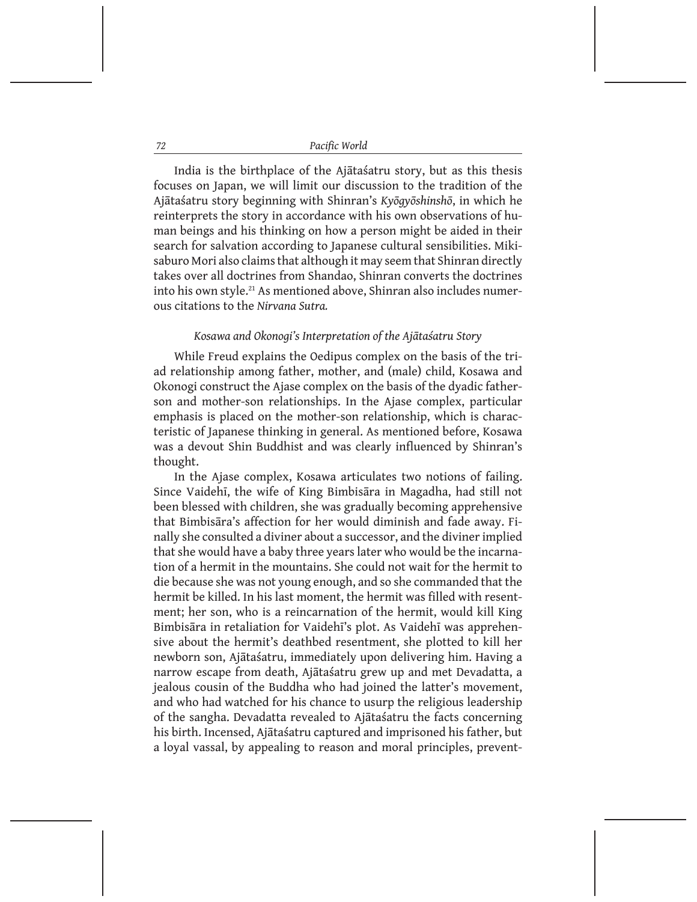India is the birthplace of the Ajātaśatru story, but as this thesis focuses on Japan, we will limit our discussion to the tradition of the Ajātaśatru story beginning with Shinran's *Kyōgyōshinshō*, in which he reinterprets the story in accordance with his own observations of human beings and his thinking on how a person might be aided in their search for salvation according to Japanese cultural sensibilities. Mikisaburo Mori also claims that although it may seem that Shinran directly takes over all doctrines from Shandao, Shinran converts the doctrines into his own style.[21] As mentioned above, Shinran also includes numerous citations to the *Nirvana Sutra.*

### *Kosawa and Okonogi's Interpretation of the Ajātaśatru Story*

While Freud explains the Oedipus complex on the basis of the triad relationship among father, mother, and (male) child, Kosawa and Okonogi construct the Ajase complex on the basis of the dyadic father-son and mother-son relationships. In the Ajase complex, particular emphasis is placed on the mother-son relationship, which is characteristic of Japanese thinking in general. As mentioned before, Kosawa was a devout Shin Buddhist and was clearly influenced by Shinran's thought.

In the Ajase complex, Kosawa articulates two notions of failing. Since Vaidehī, the wife of King Bimbisāra in Magadha, had still not been blessed with children, she was gradually becoming apprehensive that Bimbisāra's affection for her would diminish and fade away. Finally she consulted a diviner about a successor, and the diviner implied that she would have a baby three years later who would be the incarnation of a hermit in the mountains. She could not wait for the hermit to die because she was not young enough, and so she commanded that the hermit be killed. In his last moment, the hermit was filled with resentment; her son, who is a reincarnation of the hermit, would kill King Bimbisāra in retaliation for Vaidehī's plot. As Vaidehī was apprehensive about the hermit's deathbed resentment, she plotted to kill her newborn son, Ajātaśatru, immediately upon delivering him. Having a narrow escape from death, Ajātaśatru grew up and met Devadatta, a jealous cousin of the Buddha who had joined the latter's movement, and who had watched for his chance to usurp the religious leadership of the sangha. Devadatta revealed to Ajātaśatru the facts concerning his birth. Incensed, Ajātaśatru captured and imprisoned his father, but a loyal vassal, by appealing to reason and moral principles, prevent-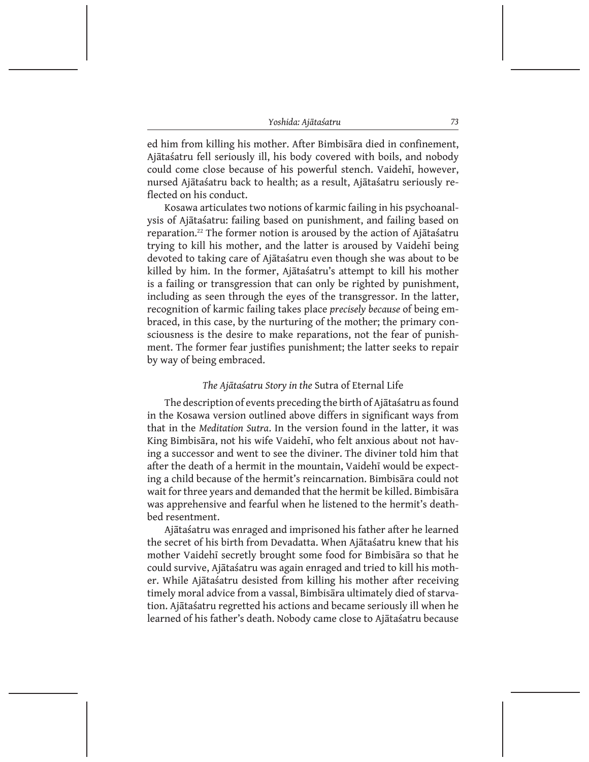ed him from killing his mother. After Bimbisāra died in confinement, Ajātaśatru fell seriously ill, his body covered with boils, and nobody could come close because of his powerful stench. Vaidehī, however, nursed Ajātaśatru back to health; as a result, Ajātaśatru seriously reflected on his conduct.

Kosawa articulates two notions of karmic failing in his psychoanalysis of Ajātaśatru: failing based on punishment, and failing based on reparation.[22] The former notion is aroused by the action of Ajātaśatru trying to kill his mother, and the latter is aroused by Vaidehī being devoted to taking care of Ajātaśatru even though she was about to be killed by him. In the former, Ajātaśatru's attempt to kill his mother is a failing or transgression that can only be righted by punishment, including as seen through the eyes of the transgressor. In the latter, recognition of karmic failing takes place *precisely because* of being embraced, in this case, by the nurturing of the mother; the primary consciousness is the desire to make reparations, not the fear of punishment. The former fear justifies punishment; the latter seeks to repair by way of being embraced.

### *The Ajātaśatru Story in the* Sutra of Eternal Life

The description of events preceding the birth of Ajātaśatru as found in the Kosawa version outlined above differs in significant ways from that in the *Meditation Sutra*. In the version found in the latter, it was King Bimbisāra, not his wife Vaidehī, who felt anxious about not having a successor and went to see the diviner. The diviner told him that after the death of a hermit in the mountain, Vaidehī would be expecting a child because of the hermit's reincarnation. Bimbisāra could not wait for three years and demanded that the hermit be killed. Bimbisāra was apprehensive and fearful when he listened to the hermit's deathbed resentment.

Ajātaśatru was enraged and imprisoned his father after he learned the secret of his birth from Devadatta. When Ajātaśatru knew that his mother Vaidehī secretly brought some food for Bimbisāra so that he could survive, Ajātaśatru was again enraged and tried to kill his mother. While Ajātaśatru desisted from killing his mother after receiving timely moral advice from a vassal, Bimbisāra ultimately died of starvation. Ajātaśatru regretted his actions and became seriously ill when he learned of his father's death. Nobody came close to Ajātaśatru because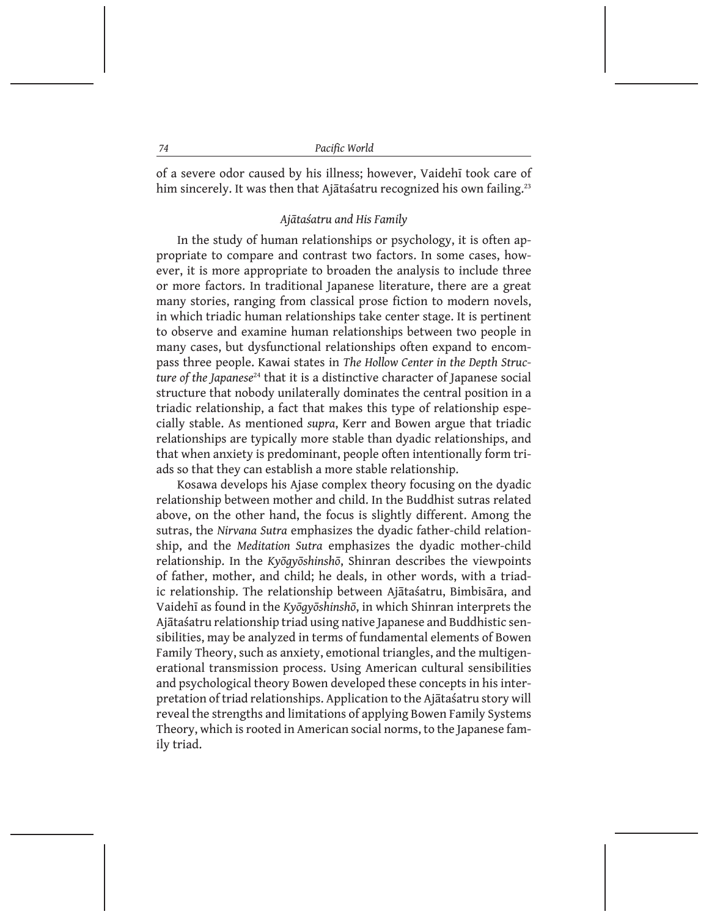of a severe odor caused by his illness; however, Vaidehī took care of him sincerely. It was then that Ajātaśatru recognized his own failing.[23]

### *Ajātaśatru and His Family*

In the study of human relationships or psychology, it is often appropriate to compare and contrast two factors. In some cases, however, it is more appropriate to broaden the analysis to include three or more factors. In traditional Japanese literature, there are a great many stories, ranging from classical prose fiction to modern novels, in which triadic human relationships take center stage. It is pertinent to observe and examine human relationships between two people in many cases, but dysfunctional relationships often expand to encompass three people. Kawai states in *The Hollow Center in the Depth Structure of the Japanese*[24] that it is a distinctive character of Japanese social structure that nobody unilaterally dominates the central position in a triadic relationship, a fact that makes this type of relationship especially stable. As mentioned *supra*, Kerr and Bowen argue that triadic relationships are typically more stable than dyadic relationships, and that when anxiety is predominant, people often intentionally form triads so that they can establish a more stable relationship.

Kosawa develops his Ajase complex theory focusing on the dyadic relationship between mother and child. In the Buddhist sutras related above, on the other hand, the focus is slightly different. Among the sutras, the *Nirvana Sutra* emphasizes the dyadic father-child relationship, and the *Meditation Sutra* emphasizes the dyadic mother-child relationship. In the *Kyōgyōshinshō*, Shinran describes the viewpoints of father, mother, and child; he deals, in other words, with a triadic relationship. The relationship between Ajātaśatru, Bimbisāra, and Vaidehī as found in the *Kyōgyōshinshō*, in which Shinran interprets the Ajātaśatru relationship triad using native Japanese and Buddhistic sensibilities, may be analyzed in terms of fundamental elements of Bowen Family Theory, such as anxiety, emotional triangles, and the multigenerational transmission process. Using American cultural sensibilities and psychological theory Bowen developed these concepts in his interpretation of triad relationships. Application to the Ajātaśatru story will reveal the strengths and limitations of applying Bowen Family Systems Theory, which is rooted in American social norms, to the Japanese family triad.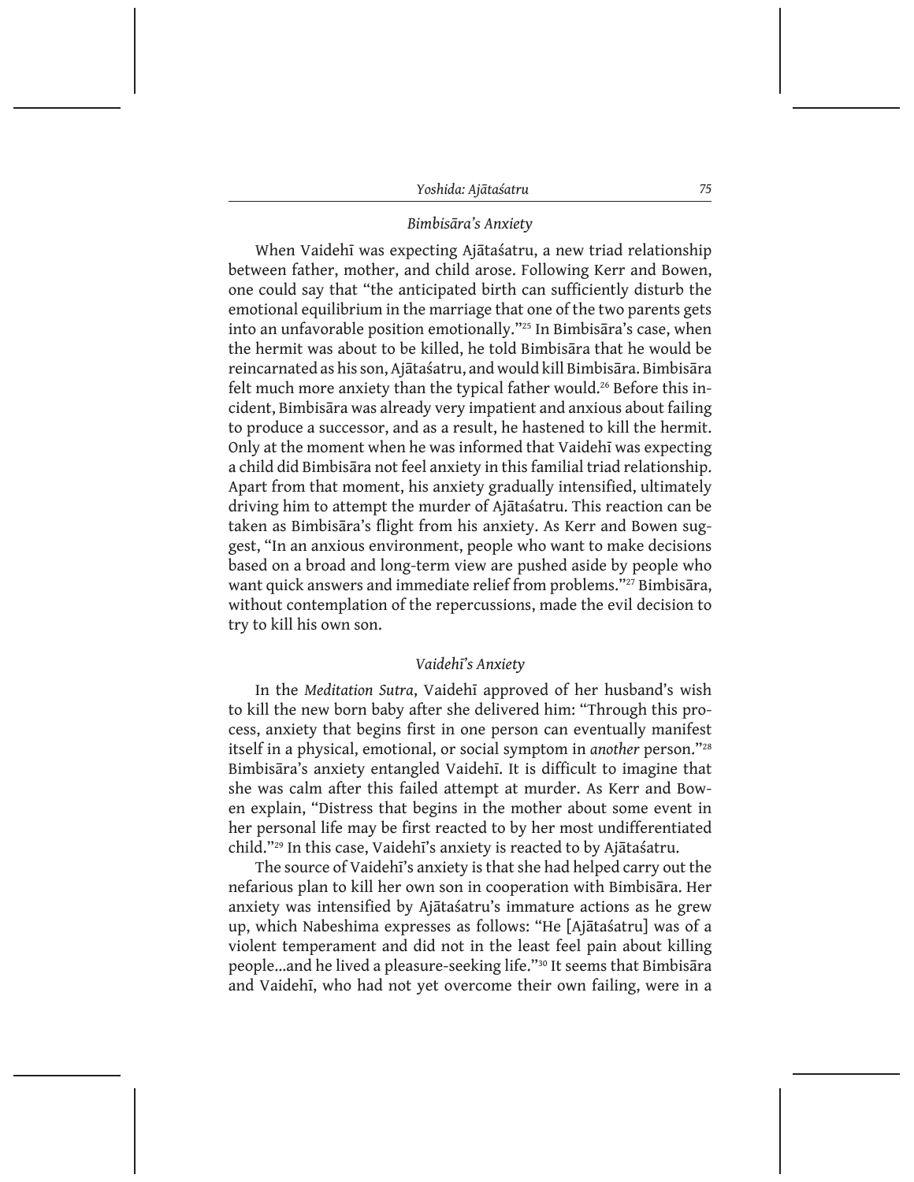### *Bimbisāra's Anxiety*

When Vaidehī was expecting Ajātaśatru, a new triad relationship between father, mother, and child arose. Following Kerr and Bowen, one could say that "the anticipated birth can sufficiently disturb the emotional equilibrium in the marriage that one of the two parents gets into an unfavorable position emotionally."[25] In Bimbisāra's case, when the hermit was about to be killed, he told Bimbisāra that he would be reincarnated as his son, Ajātaśatru, and would kill Bimbisāra. Bimbisāra felt much more anxiety than the typical father would.[26] Before this incident, Bimbisāra was already very impatient and anxious about failing to produce a successor, and as a result, he hastened to kill the hermit. Only at the moment when he was informed that Vaidehī was expecting a child did Bimbisāra not feel anxiety in this familial triad relationship. Apart from that moment, his anxiety gradually intensified, ultimately driving him to attempt the murder of Ajātaśatru. This reaction can be taken as Bimbisāra's flight from his anxiety. As Kerr and Bowen suggest, "In an anxious environment, people who want to make decisions based on a broad and long-term view are pushed aside by people who want quick answers and immediate relief from problems."[27] Bimbisāra, without contemplation of the repercussions, made the evil decision to try to kill his own son.

### *Vaidehī's Anxiety*

In the *Meditation Sutra*, Vaidehī approved of her husband's wish to kill the new born baby after she delivered him: "Through this process, anxiety that begins first in one person can eventually manifest itself in a physical, emotional, or social symptom in *another* person."[28] Bimbisāra's anxiety entangled Vaidehī. It is difficult to imagine that she was calm after this failed attempt at murder. As Kerr and Bowen explain, "Distress that begins in the mother about some event in her personal life may be first reacted to by her most undifferentiated child."[29] In this case, Vaidehī's anxiety is reacted to by Ajātaśatru.

The source of Vaidehī's anxiety is that she had helped carry out the nefarious plan to kill her own son in cooperation with Bimbisāra. Her anxiety was intensified by Ajātaśatru's immature actions as he grew up, which Nabeshima expresses as follows: "He [Ajātaśatru] was of a violent temperament and did not in the least feel pain about killing people...and he lived a pleasure-seeking life."[30] It seems that Bimbisāra and Vaidehī, who had not yet overcome their own failing, were in a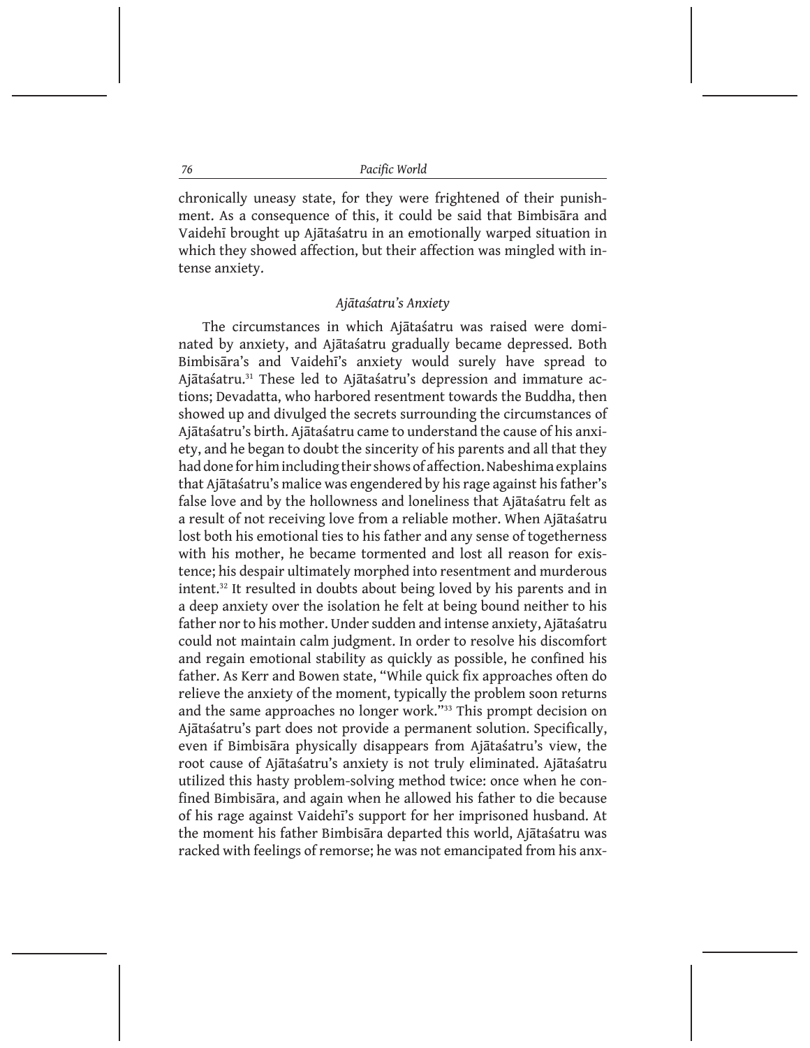chronically uneasy state, for they were frightened of their punishment. As a consequence of this, it could be said that Bimbisāra and Vaidehī brought up Ajātaśatru in an emotionally warped situation in which they showed affection, but their affection was mingled with intense anxiety.

### *Ajātaśatru's Anxiety*

The circumstances in which Ajātaśatru was raised were dominated by anxiety, and Ajātaśatru gradually became depressed. Both Bimbisāra's and Vaidehī's anxiety would surely have spread to Ajātaśatru.[31] These led to Ajātaśatru's depression and immature actions; Devadatta, who harbored resentment towards the Buddha, then showed up and divulged the secrets surrounding the circumstances of Ajātaśatru's birth. Ajātaśatru came to understand the cause of his anxiety, and he began to doubt the sincerity of his parents and all that they had done for him including their shows of affection. Nabeshima explains that Ajātaśatru's malice was engendered by his rage against his father's false love and by the hollowness and loneliness that Ajātaśatru felt as a result of not receiving love from a reliable mother. When Ajātaśatru lost both his emotional ties to his father and any sense of togetherness with his mother, he became tormented and lost all reason for existence; his despair ultimately morphed into resentment and murderous intent.[32] It resulted in doubts about being loved by his parents and in a deep anxiety over the isolation he felt at being bound neither to his father nor to his mother. Under sudden and intense anxiety, Ajātaśatru could not maintain calm judgment. In order to resolve his discomfort and regain emotional stability as quickly as possible, he confined his father. As Kerr and Bowen state, "While quick fix approaches often do relieve the anxiety of the moment, typically the problem soon returns and the same approaches no longer work."[33] This prompt decision on Ajātaśatru's part does not provide a permanent solution. Specifically, even if Bimbisāra physically disappears from Ajātaśatru's view, the root cause of Ajātaśatru's anxiety is not truly eliminated. Ajātaśatru utilized this hasty problem-solving method twice: once when he confined Bimbisāra, and again when he allowed his father to die because of his rage against Vaidehī's support for her imprisoned husband. At the moment his father Bimbisāra departed this world, Ajātaśatru was racked with feelings of remorse; he was not emancipated from his anx-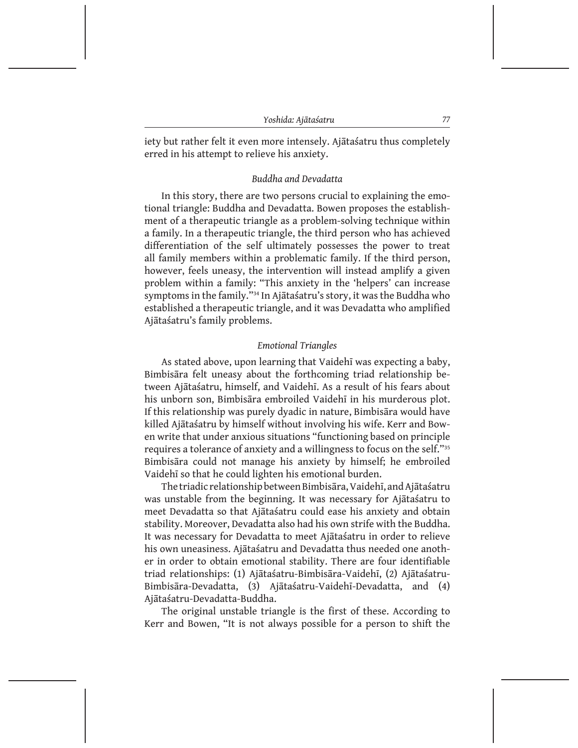iety but rather felt it even more intensely. Ajātaśatru thus completely erred in his attempt to relieve his anxiety.

### *Buddha and Devadatta*

In this story, there are two persons crucial to explaining the emotional triangle: Buddha and Devadatta. Bowen proposes the establishment of a therapeutic triangle as a problem-solving technique within a family. In a therapeutic triangle, the third person who has achieved differentiation of the self ultimately possesses the power to treat all family members within a problematic family. If the third person, however, feels uneasy, the intervention will instead amplify a given problem within a family: "This anxiety in the 'helpers' can increase symptoms in the family."[34] In Ajātaśatru's story, it was the Buddha who established a therapeutic triangle, and it was Devadatta who amplified Ajātaśatru's family problems.

### *Emotional Triangles*

As stated above, upon learning that Vaidehī was expecting a baby, Bimbisāra felt uneasy about the forthcoming triad relationship between Ajātaśatru, himself, and Vaidehī. As a result of his fears about his unborn son, Bimbisāra embroiled Vaidehī in his murderous plot. If this relationship was purely dyadic in nature, Bimbisāra would have killed Ajātaśatru by himself without involving his wife. Kerr and Bowen write that under anxious situations "functioning based on principle requires a tolerance of anxiety and a willingness to focus on the self."[35] Bimbisāra could not manage his anxiety by himself; he embroiled Vaidehī so that he could lighten his emotional burden.

The triadic relationship between Bimbisāra, Vaidehī, and Ajātaśatru was unstable from the beginning. It was necessary for Ajātaśatru to meet Devadatta so that Ajātaśatru could ease his anxiety and obtain stability. Moreover, Devadatta also had his own strife with the Buddha. It was necessary for Devadatta to meet Ajātaśatru in order to relieve his own uneasiness. Ajātaśatru and Devadatta thus needed one another in order to obtain emotional stability. There are four identifiable triad relationships: (1) Ajātaśatru-Bimbisāra-Vaidehī, (2) Ajātaśatru-Bimbisāra-Devadatta, (3) Ajātaśatru-Vaidehī-Devadatta, and (4) Ajātaśatru-Devadatta-Buddha.

The original unstable triangle is the first of these. According to Kerr and Bowen, "It is not always possible for a person to shift the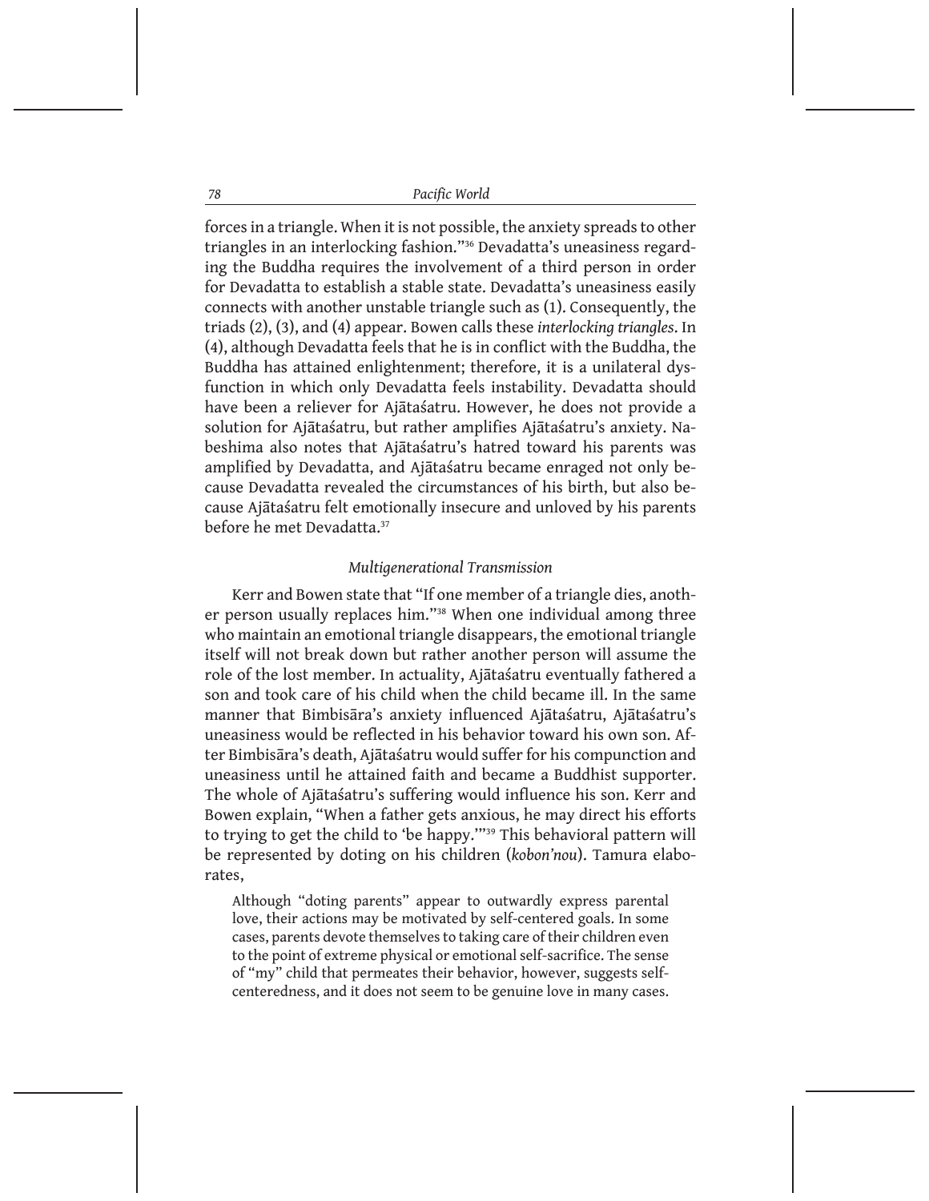forces in a triangle. When it is not possible, the anxiety spreads to other triangles in an interlocking fashion."[36] Devadatta's uneasiness regarding the Buddha requires the involvement of a third person in order for Devadatta to establish a stable state. Devadatta's uneasiness easily connects with another unstable triangle such as (1). Consequently, the triads (2), (3), and (4) appear. Bowen calls these *interlocking triangles*. In (4), although Devadatta feels that he is in conflict with the Buddha, the Buddha has attained enlightenment; therefore, it is a unilateral dysfunction in which only Devadatta feels instability. Devadatta should have been a reliever for Ajātaśatru. However, he does not provide a solution for Ajātaśatru, but rather amplifies Ajātaśatru's anxiety. Nabeshima also notes that Ajātaśatru's hatred toward his parents was amplified by Devadatta, and Ajātaśatru became enraged not only because Devadatta revealed the circumstances of his birth, but also because Ajātaśatru felt emotionally insecure and unloved by his parents before he met Devadatta.[37]

### *Multigenerational Transmission*

Kerr and Bowen state that "If one member of a triangle dies, another person usually replaces him."[38] When one individual among three who maintain an emotional triangle disappears, the emotional triangle itself will not break down but rather another person will assume the role of the lost member. In actuality, Ajātaśatru eventually fathered a son and took care of his child when the child became ill. In the same manner that Bimbisāra's anxiety influenced Ajātaśatru, Ajātaśatru's uneasiness would be reflected in his behavior toward his own son. After Bimbisāra's death, Ajātaśatru would suffer for his compunction and uneasiness until he attained faith and became a Buddhist supporter. The whole of Ajātaśatru's suffering would influence his son. Kerr and Bowen explain, "When a father gets anxious, he may direct his efforts to trying to get the child to 'be happy.'"[39] This behavioral pattern will be represented by doting on his children (*kobon'nou*). Tamura elaborates,

> Although "doting parents" appear to outwardly express parental love, their actions may be motivated by self-centered goals. In some cases, parents devote themselves to taking care of their children even to the point of extreme physical or emotional self-sacrifice. The sense of "my" child that permeates their behavior, however, suggests self-centeredness, and it does not seem to be genuine love in many cases.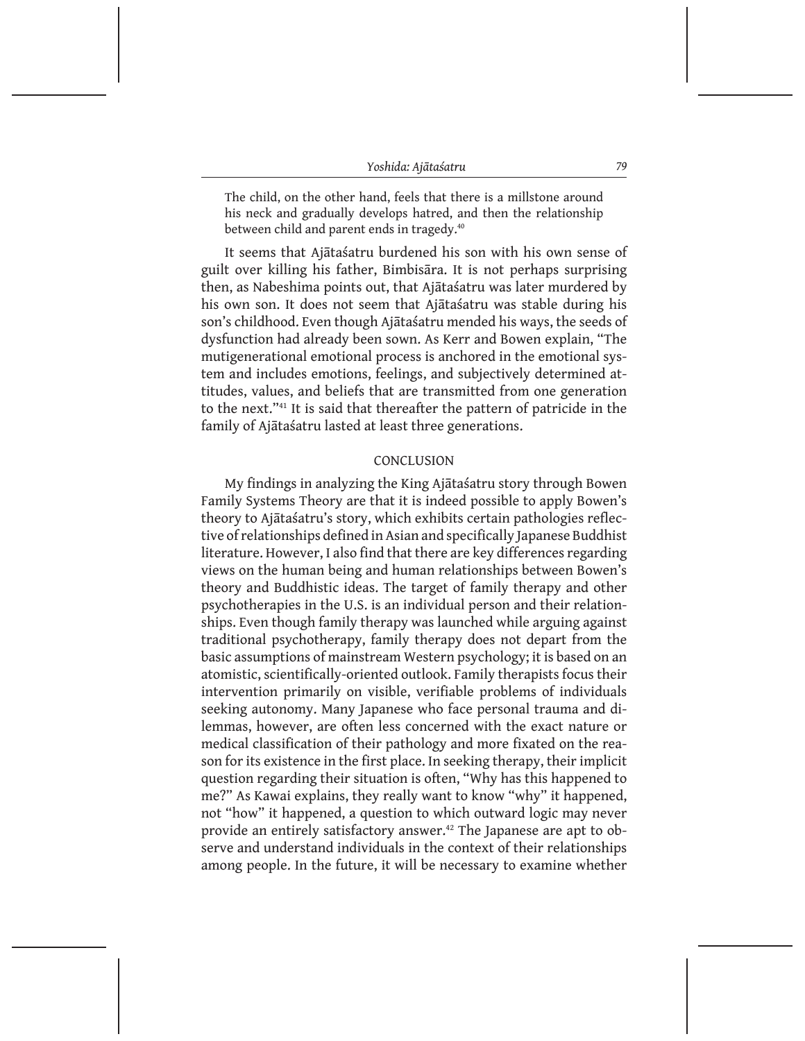> The child, on the other hand, feels that there is a millstone around his neck and gradually develops hatred, and then the relationship between child and parent ends in tragedy.[40]

It seems that Ajātaśatru burdened his son with his own sense of guilt over killing his father, Bimbisāra. It is not perhaps surprising then, as Nabeshima points out, that Ajātaśatru was later murdered by his own son. It does not seem that Ajātaśatru was stable during his son's childhood. Even though Ajātaśatru mended his ways, the seeds of dysfunction had already been sown. As Kerr and Bowen explain, "The mutigenerational emotional process is anchored in the emotional system and includes emotions, feelings, and subjectively determined attitudes, values, and beliefs that are transmitted from one generation to the next."[41] It is said that thereafter the pattern of patricide in the family of Ajātaśatru lasted at least three generations.

## CONCLUSION

My findings in analyzing the King Ajātaśatru story through Bowen Family Systems Theory are that it is indeed possible to apply Bowen's theory to Ajātaśatru's story, which exhibits certain pathologies reflective of relationships defined in Asian and specifically Japanese Buddhist literature. However, I also find that there are key differences regarding views on the human being and human relationships between Bowen's theory and Buddhistic ideas. The target of family therapy and other psychotherapies in the U.S. is an individual person and their relationships. Even though family therapy was launched while arguing against traditional psychotherapy, family therapy does not depart from the basic assumptions of mainstream Western psychology; it is based on an atomistic, scientifically-oriented outlook. Family therapists focus their intervention primarily on visible, verifiable problems of individuals seeking autonomy. Many Japanese who face personal trauma and dilemmas, however, are often less concerned with the exact nature or medical classification of their pathology and more fixated on the reason for its existence in the first place. In seeking therapy, their implicit question regarding their situation is often, "Why has this happened to me?" As Kawai explains, they really want to know "why" it happened, not "how" it happened, a question to which outward logic may never provide an entirely satisfactory answer.[42] The Japanese are apt to observe and understand individuals in the context of their relationships among people. In the future, it will be necessary to examine whether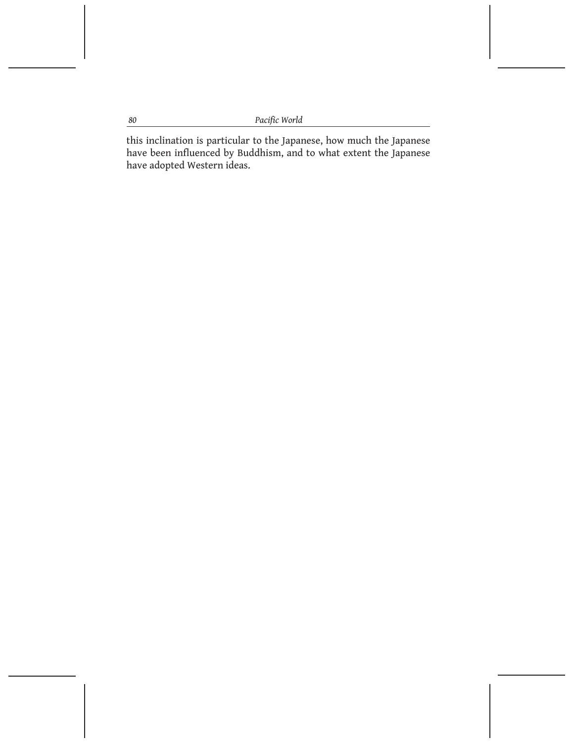this inclination is particular to the Japanese, how much the Japanese have been influenced by Buddhism, and to what extent the Japanese have adopted Western ideas.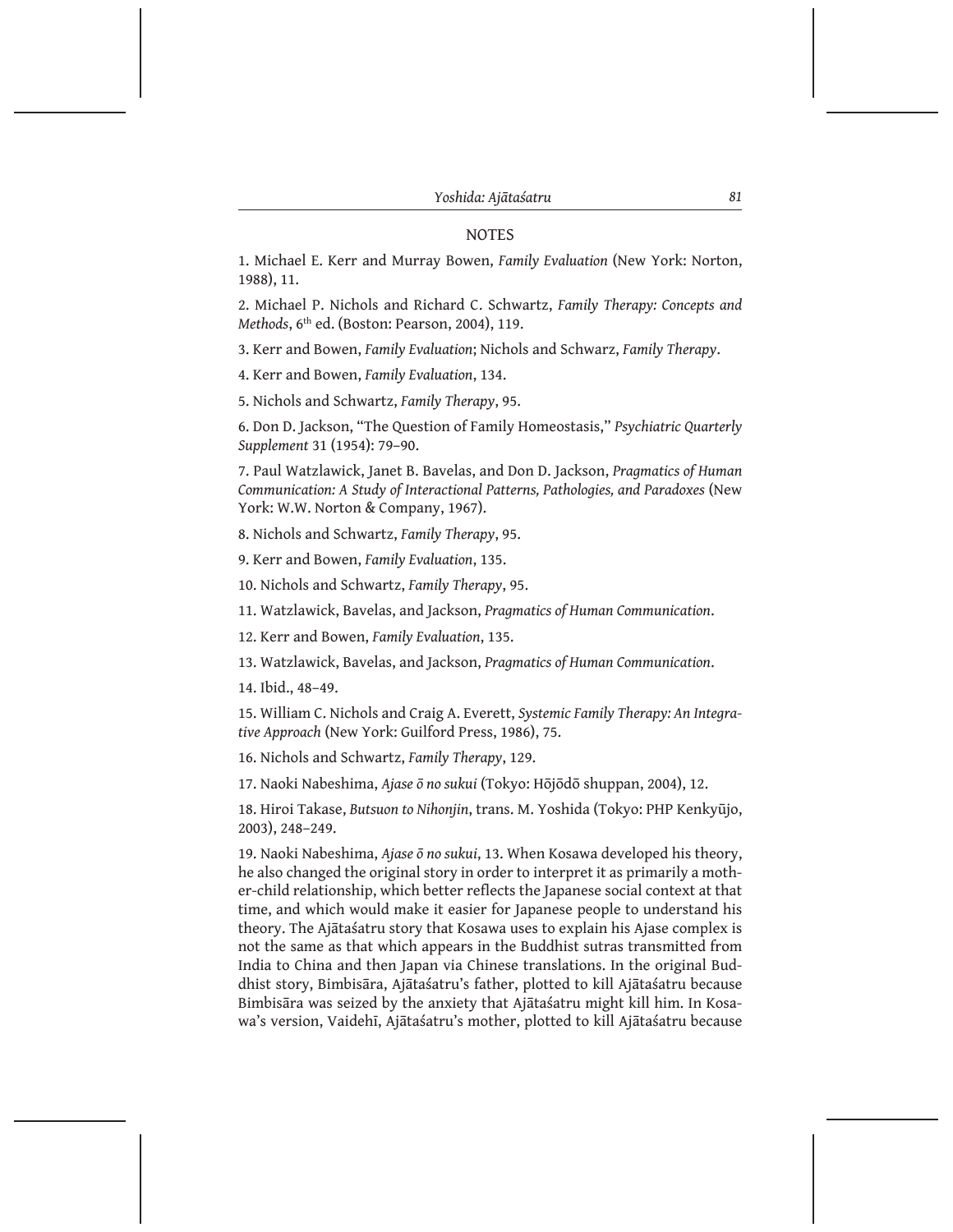## NOTES

1. Michael E. Kerr and Murray Bowen, *Family Evaluation* (New York: Norton, 1988), 11.

2. Michael P. Nichols and Richard C. Schwartz, *Family Therapy: Concepts and Methods*, 6th ed. (Boston: Pearson, 2004), 119.

3. Kerr and Bowen, *Family Evaluation*; Nichols and Schwarz, *Family Therapy*.

4. Kerr and Bowen, *Family Evaluation*, 134.

5. Nichols and Schwartz, *Family Therapy*, 95.

6. Don D. Jackson, "The Question of Family Homeostasis," *Psychiatric Quarterly Supplement* 31 (1954): 79–90.

7. Paul Watzlawick, Janet B. Bavelas, and Don D. Jackson, *Pragmatics of Human Communication: A Study of Interactional Patterns, Pathologies, and Paradoxes* (New York: W.W. Norton & Company, 1967).

8. Nichols and Schwartz, *Family Therapy*, 95.

9. Kerr and Bowen, *Family Evaluation*, 135.

10. Nichols and Schwartz, *Family Therapy*, 95.

11. Watzlawick, Bavelas, and Jackson, *Pragmatics of Human Communication*.

12. Kerr and Bowen, *Family Evaluation*, 135.

13. Watzlawick, Bavelas, and Jackson, *Pragmatics of Human Communication*.

14. Ibid., 48–49.

15. William C. Nichols and Craig A. Everett, *Systemic Family Therapy: An Integrative Approach* (New York: Guilford Press, 1986), 75.

16. Nichols and Schwartz, *Family Therapy*, 129.

17. Naoki Nabeshima, *Ajase ō no sukui* (Tokyo: Hōjōdō shuppan, 2004), 12.

18. Hiroi Takase, *Butsuon to Nihonjin*, trans. M. Yoshida (Tokyo: PHP Kenkyūjo, 2003), 248–249.

19. Naoki Nabeshima, *Ajase ō no sukui*, 13. When Kosawa developed his theory, he also changed the original story in order to interpret it as primarily a mother-child relationship, which better reflects the Japanese social context at that time, and which would make it easier for Japanese people to understand his theory. The Ajātaśatru story that Kosawa uses to explain his Ajase complex is not the same as that which appears in the Buddhist sutras transmitted from India to China and then Japan via Chinese translations. In the original Buddhist story, Bimbisāra, Ajātaśatru's father, plotted to kill Ajātaśatru because Bimbisāra was seized by the anxiety that Ajātaśatru might kill him. In Kosawa's version, Vaidehī, Ajātaśatru's mother, plotted to kill Ajātaśatru because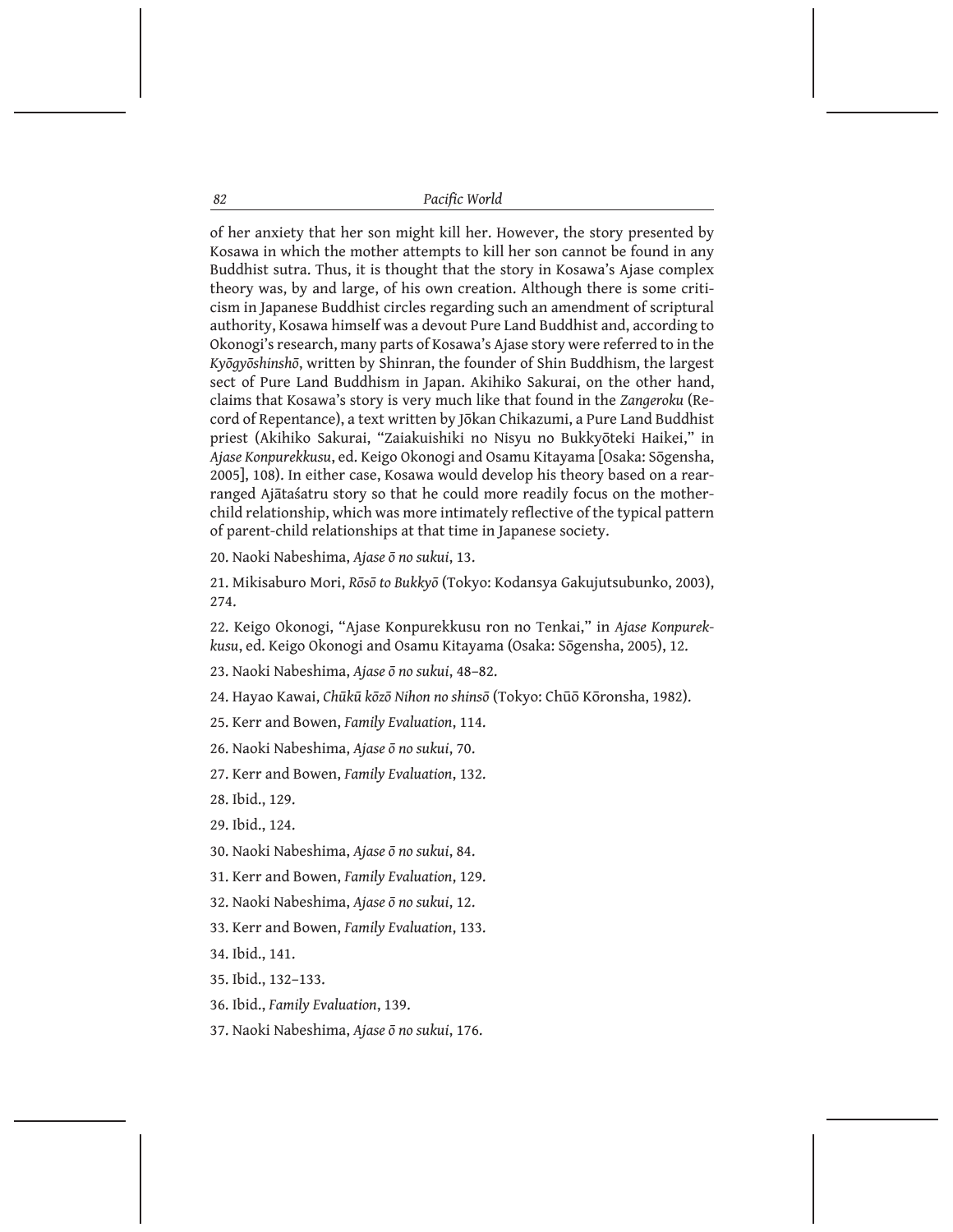of her anxiety that her son might kill her. However, the story presented by Kosawa in which the mother attempts to kill her son cannot be found in any Buddhist sutra. Thus, it is thought that the story in Kosawa's Ajase complex theory was, by and large, of his own creation. Although there is some criticism in Japanese Buddhist circles regarding such an amendment of scriptural authority, Kosawa himself was a devout Pure Land Buddhist and, according to Okonogi's research, many parts of Kosawa's Ajase story were referred to in the *Kyōgyōshinshō*, written by Shinran, the founder of Shin Buddhism, the largest sect of Pure Land Buddhism in Japan. Akihiko Sakurai, on the other hand, claims that Kosawa's story is very much like that found in the *Zangeroku* (Record of Repentance), a text written by Jōkan Chikazumi, a Pure Land Buddhist priest (Akihiko Sakurai, "Zaiakuishiki no Nisyu no Bukkyōteki Haikei," in *Ajase Konpurekkusu*, ed. Keigo Okonogi and Osamu Kitayama [Osaka: Sōgensha, 2005], 108). In either case, Kosawa would develop his theory based on a rearranged Ajātaśatru story so that he could more readily focus on the mother-child relationship, which was more intimately reflective of the typical pattern of parent-child relationships at that time in Japanese society.

20. Naoki Nabeshima, *Ajase ō no sukui*, 13.

21. Mikisaburo Mori, *Rōsō to Bukkyō* (Tokyo: Kodansya Gakujutsubunko, 2003), 274.

22. Keigo Okonogi, "Ajase Konpurekkusu ron no Tenkai," in *Ajase Konpurekkusu*, ed. Keigo Okonogi and Osamu Kitayama (Osaka: Sōgensha, 2005), 12.

23. Naoki Nabeshima, *Ajase ō no sukui*, 48–82.

24. Hayao Kawai, *Chūkū kōzō Nihon no shinsō* (Tokyo: Chūō Kōronsha, 1982).

25. Kerr and Bowen, *Family Evaluation*, 114.

26. Naoki Nabeshima, *Ajase ō no sukui*, 70.

27. Kerr and Bowen, *Family Evaluation*, 132.

28. Ibid., 129.

29. Ibid., 124.

30. Naoki Nabeshima, *Ajase ō no sukui*, 84.

31. Kerr and Bowen, *Family Evaluation*, 129.

32. Naoki Nabeshima, *Ajase ō no sukui*, 12.

33. Kerr and Bowen, *Family Evaluation*, 133.

34. Ibid., 141.

35. Ibid., 132–133.

36. Ibid., *Family Evaluation*, 139.

37. Naoki Nabeshima, *Ajase ō no sukui*, 176.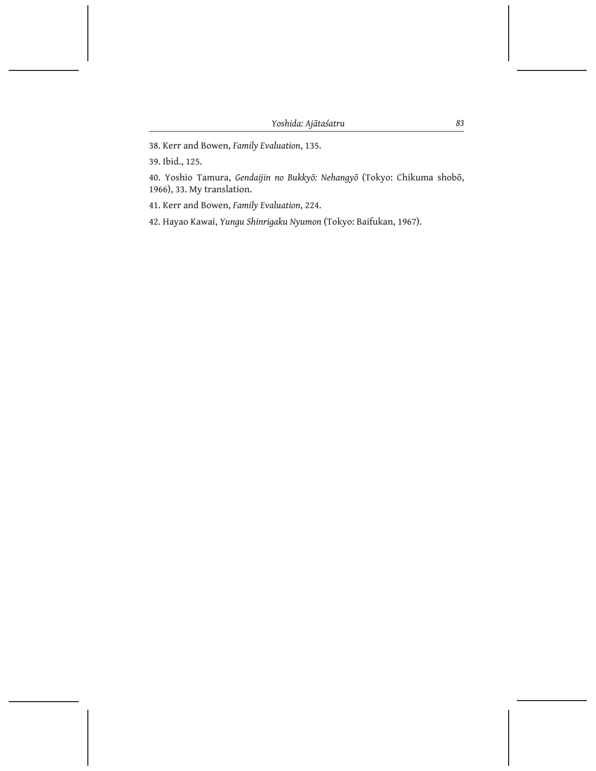38. Kerr and Bowen, *Family Evaluation*, 135.

39. Ibid., 125.

40. Yoshio Tamura, *Gendaijin no Bukkyō: Nehangyō* (Tokyo: Chikuma shobō, 1966), 33. My translation.

41. Kerr and Bowen, *Family Evaluation*, 224.

42. Hayao Kawai, *Yungu Shinrigaku Nyumon* (Tokyo: Baifukan, 1967).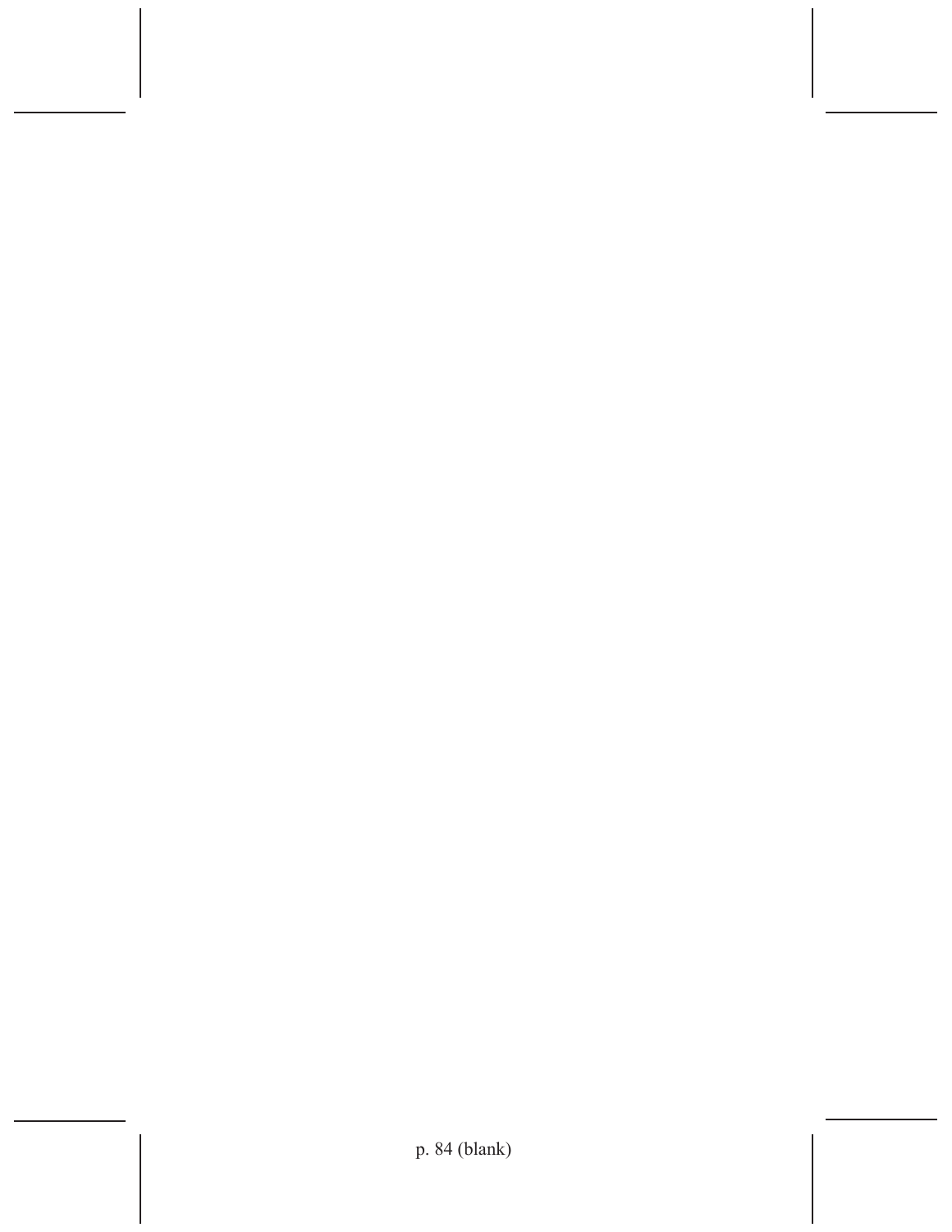p. 84 (blank)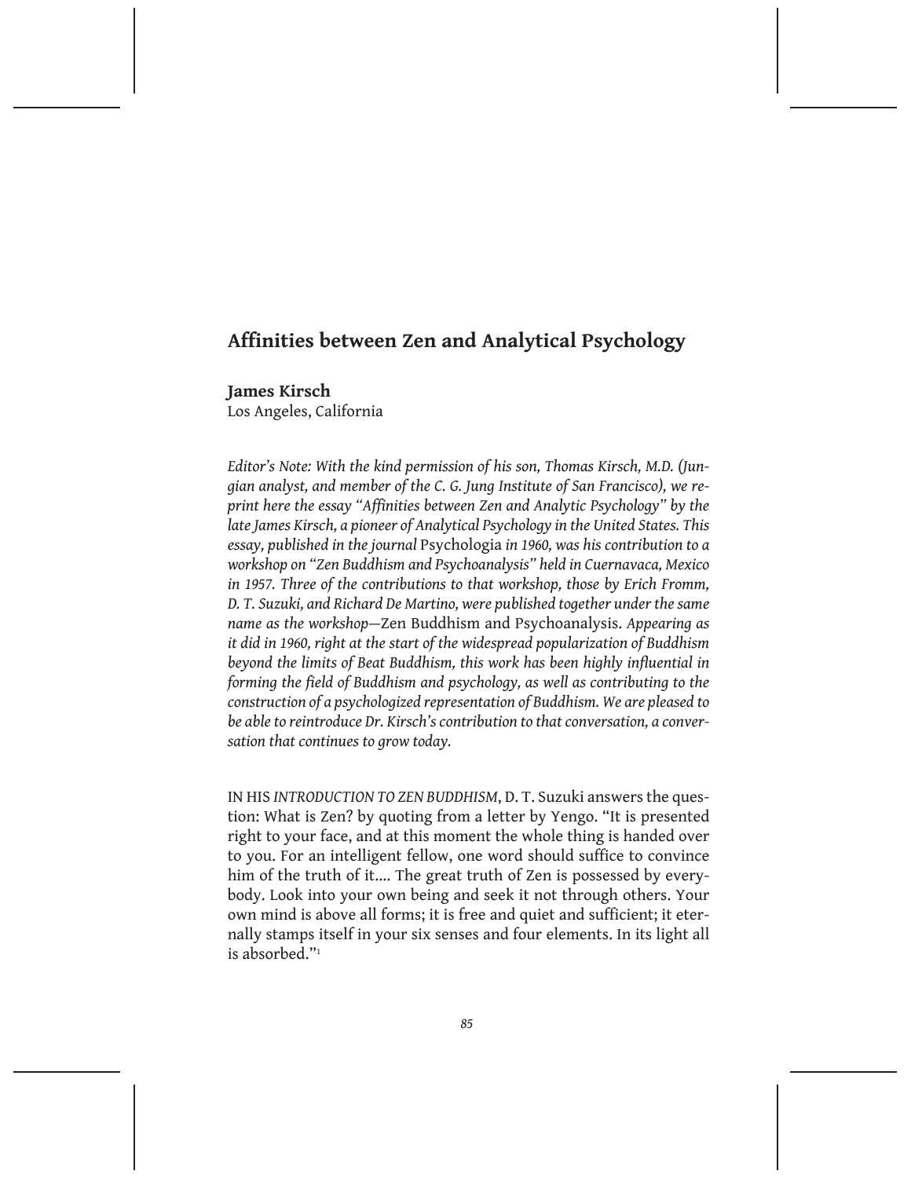## Affinities between Zen and Analytical Psychology

**James Kirsch**
Los Angeles, California

*Editor's Note: With the kind permission of his son, Thomas Kirsch, M.D. (Jungian analyst, and member of the C. G. Jung Institute of San Francisco), we reprint here the essay "Affinities between Zen and Analytic Psychology" by the late James Kirsch, a pioneer of Analytical Psychology in the United States. This essay, published in the journal* Psychologia *in 1960, was his contribution to a workshop on "Zen Buddhism and Psychoanalysis" held in Cuernavaca, Mexico in 1957. Three of the contributions to that workshop, those by Erich Fromm, D. T. Suzuki, and Richard De Martino, were published together under the same name as the workshop—*Zen Buddhism and Psychoanalysis. *Appearing as it did in 1960, right at the start of the widespread popularization of Buddhism beyond the limits of Beat Buddhism, this work has been highly influential in forming the field of Buddhism and psychology, as well as contributing to the construction of a psychologized representation of Buddhism. We are pleased to be able to reintroduce Dr. Kirsch's contribution to that conversation, a conversation that continues to grow today.*

IN HIS *INTRODUCTION TO ZEN BUDDHISM*, D. T. Suzuki answers the question: What is Zen? by quoting from a letter by Yengo. "It is presented right to your face, and at this moment the whole thing is handed over to you. For an intelligent fellow, one word should suffice to convince him of the truth of it.... The great truth of Zen is possessed by everybody. Look into your own being and seek it not through others. Your own mind is above all forms; it is free and quiet and sufficient; it eternally stamps itself in your six senses and four elements. In its light all is absorbed."[1]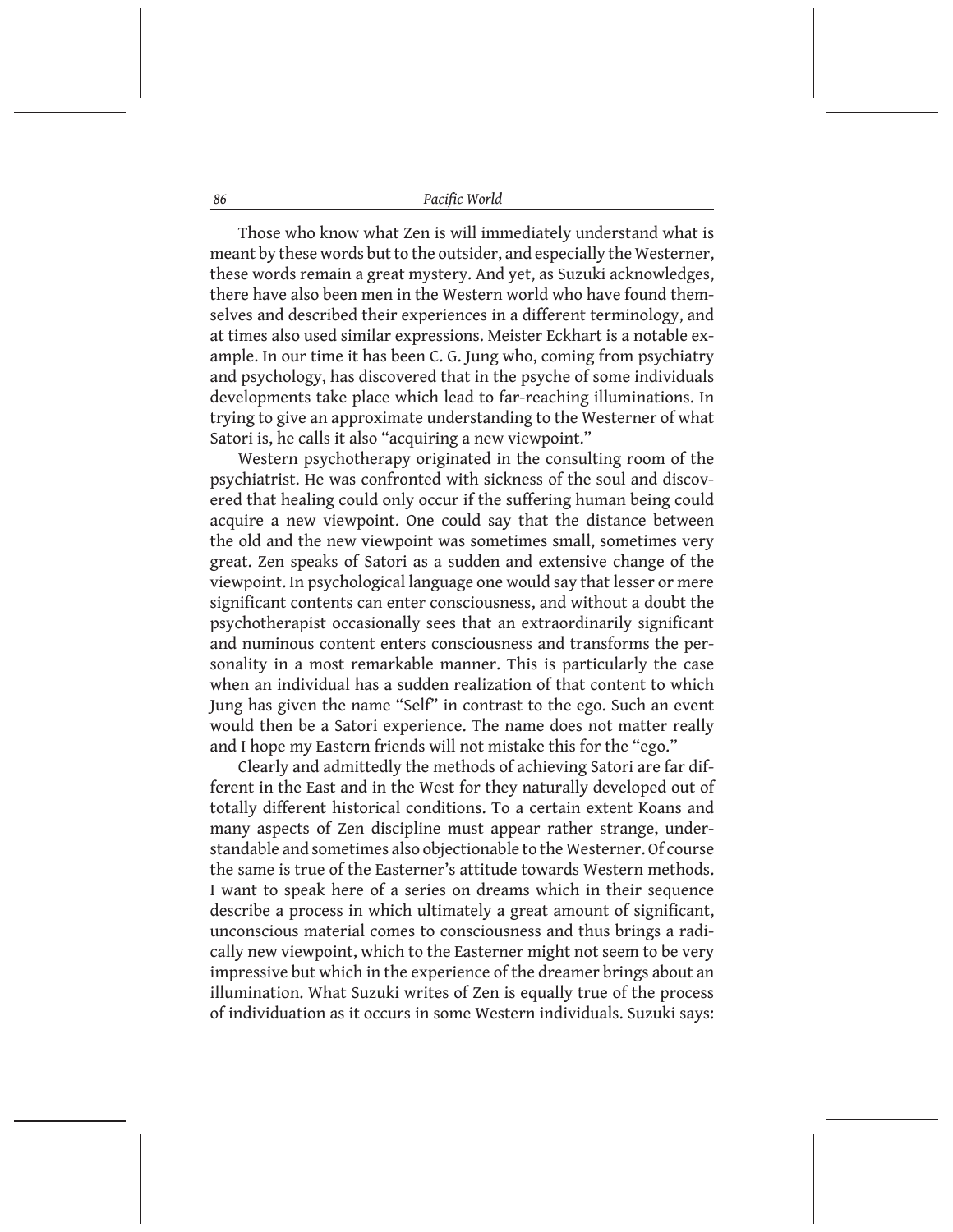Those who know what Zen is will immediately understand what is meant by these words but to the outsider, and especially the Westerner, these words remain a great mystery. And yet, as Suzuki acknowledges, there have also been men in the Western world who have found themselves and described their experiences in a different terminology, and at times also used similar expressions. Meister Eckhart is a notable example. In our time it has been C. G. Jung who, coming from psychiatry and psychology, has discovered that in the psyche of some individuals developments take place which lead to far-reaching illuminations. In trying to give an approximate understanding to the Westerner of what Satori is, he calls it also "acquiring a new viewpoint."

Western psychotherapy originated in the consulting room of the psychiatrist. He was confronted with sickness of the soul and discovered that healing could only occur if the suffering human being could acquire a new viewpoint. One could say that the distance between the old and the new viewpoint was sometimes small, sometimes very great. Zen speaks of Satori as a sudden and extensive change of the viewpoint. In psychological language one would say that lesser or mere significant contents can enter consciousness, and without a doubt the psychotherapist occasionally sees that an extraordinarily significant and numinous content enters consciousness and transforms the personality in a most remarkable manner. This is particularly the case when an individual has a sudden realization of that content to which Jung has given the name "Self" in contrast to the ego. Such an event would then be a Satori experience. The name does not matter really and I hope my Eastern friends will not mistake this for the "ego."

Clearly and admittedly the methods of achieving Satori are far different in the East and in the West for they naturally developed out of totally different historical conditions. To a certain extent Koans and many aspects of Zen discipline must appear rather strange, understandable and sometimes also objectionable to the Westerner. Of course the same is true of the Easterner's attitude towards Western methods. I want to speak here of a series on dreams which in their sequence describe a process in which ultimately a great amount of significant, unconscious material comes to consciousness and thus brings a radically new viewpoint, which to the Easterner might not seem to be very impressive but which in the experience of the dreamer brings about an illumination. What Suzuki writes of Zen is equally true of the process of individuation as it occurs in some Western individuals. Suzuki says: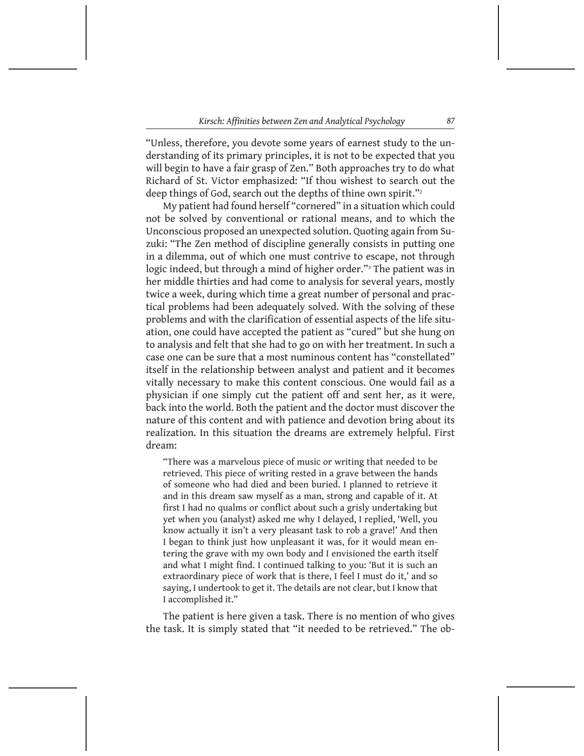"Unless, therefore, you devote some years of earnest study to the understanding of its primary principles, it is not to be expected that you will begin to have a fair grasp of Zen." Both approaches try to do what Richard of St. Victor emphasized: "If thou wishest to search out the deep things of God, search out the depths of thine own spirit."[2]

My patient had found herself "cornered" in a situation which could not be solved by conventional or rational means, and to which the Unconscious proposed an unexpected solution. Quoting again from Suzuki: "The Zen method of discipline generally consists in putting one in a dilemma, out of which one must contrive to escape, not through logic indeed, but through a mind of higher order."[3] The patient was in her middle thirties and had come to analysis for several years, mostly twice a week, during which time a great number of personal and practical problems had been adequately solved. With the solving of these problems and with the clarification of essential aspects of the life situation, one could have accepted the patient as "cured" but she hung on to analysis and felt that she had to go on with her treatment. In such a case one can be sure that a most numinous content has "constellated" itself in the relationship between analyst and patient and it becomes vitally necessary to make this content conscious. One would fail as a physician if one simply cut the patient off and sent her, as it were, back into the world. Both the patient and the doctor must discover the nature of this content and with patience and devotion bring about its realization. In this situation the dreams are extremely helpful. First dream:

> "There was a marvelous piece of music or writing that needed to be retrieved. This piece of writing rested in a grave between the hands of someone who had died and been buried. I planned to retrieve it and in this dream saw myself as a man, strong and capable of it. At first I had no qualms or conflict about such a grisly undertaking but yet when you (analyst) asked me why I delayed, I replied, 'Well, you know actually it isn't a very pleasant task to rob a grave!' And then I began to think just how unpleasant it was, for it would mean entering the grave with my own body and I envisioned the earth itself and what I might find. I continued talking to you: 'But it is such an extraordinary piece of work that is there, I feel I must do it,' and so saying, I undertook to get it. The details are not clear, but I know that I accomplished it."

The patient is here given a task. There is no mention of who gives the task. It is simply stated that "it needed to be retrieved." The ob-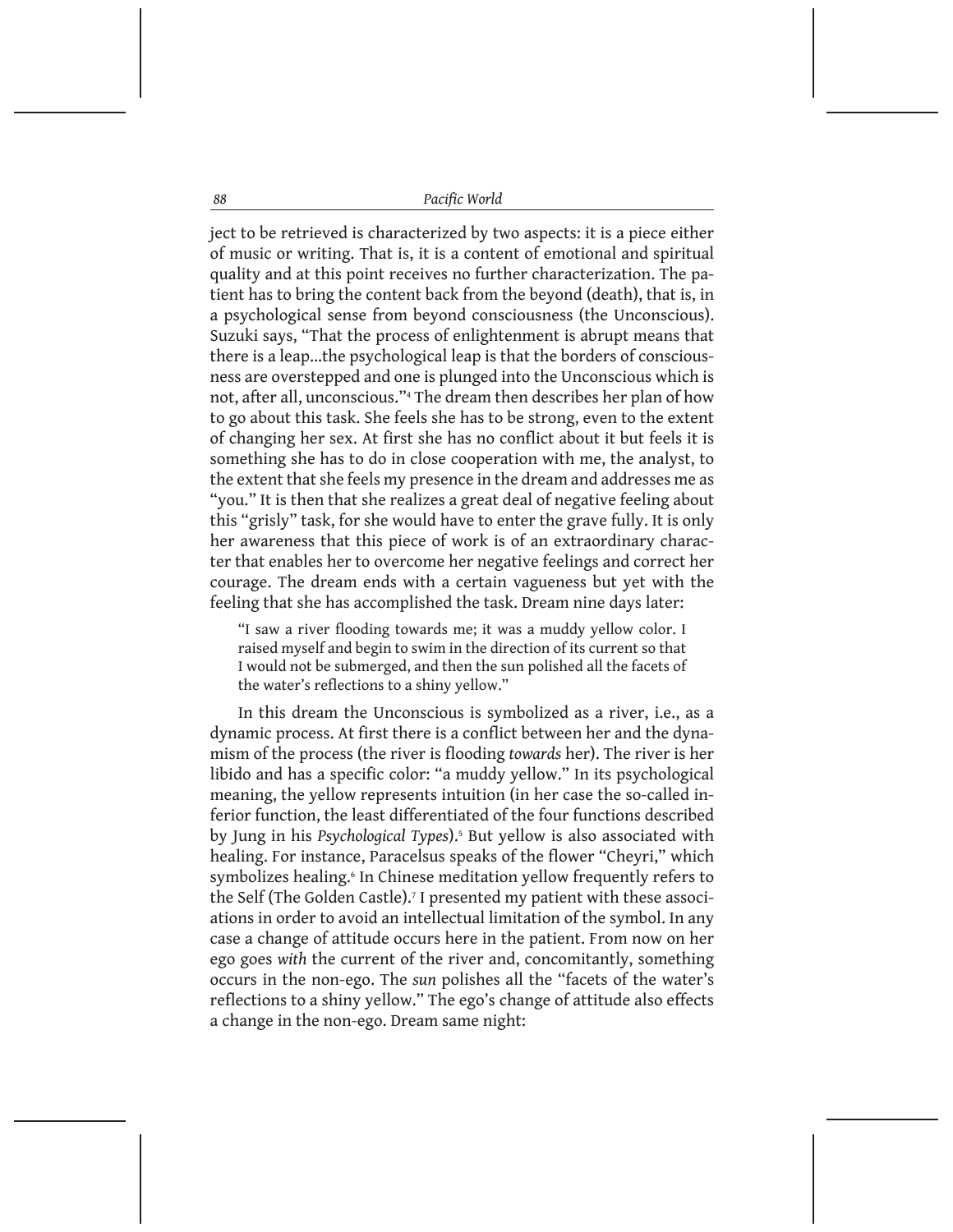ject to be retrieved is characterized by two aspects: it is a piece either of music or writing. That is, it is a content of emotional and spiritual quality and at this point receives no further characterization. The patient has to bring the content back from the beyond (death), that is, in a psychological sense from beyond consciousness (the Unconscious). Suzuki says, "That the process of enlightenment is abrupt means that there is a leap...the psychological leap is that the borders of consciousness are overstepped and one is plunged into the Unconscious which is not, after all, unconscious."[4] The dream then describes her plan of how to go about this task. She feels she has to be strong, even to the extent of changing her sex. At first she has no conflict about it but feels it is something she has to do in close cooperation with me, the analyst, to the extent that she feels my presence in the dream and addresses me as "you." It is then that she realizes a great deal of negative feeling about this "grisly" task, for she would have to enter the grave fully. It is only her awareness that this piece of work is of an extraordinary character that enables her to overcome her negative feelings and correct her courage. The dream ends with a certain vagueness but yet with the feeling that she has accomplished the task. Dream nine days later:

> "I saw a river flooding towards me; it was a muddy yellow color. I raised myself and begin to swim in the direction of its current so that I would not be submerged, and then the sun polished all the facets of the water's reflections to a shiny yellow."

In this dream the Unconscious is symbolized as a river, i.e., as a dynamic process. At first there is a conflict between her and the dynamism of the process (the river is flooding *towards* her). The river is her libido and has a specific color: "a muddy yellow." In its psychological meaning, the yellow represents intuition (in her case the so-called inferior function, the least differentiated of the four functions described by Jung in his *Psychological Types*).[5] But yellow is also associated with healing. For instance, Paracelsus speaks of the flower "Cheyri," which symbolizes healing.[6] In Chinese meditation yellow frequently refers to the Self (The Golden Castle).[7] I presented my patient with these associations in order to avoid an intellectual limitation of the symbol. In any case a change of attitude occurs here in the patient. From now on her ego goes *with* the current of the river and, concomitantly, something occurs in the non-ego. The *sun* polishes all the "facets of the water's reflections to a shiny yellow." The ego's change of attitude also effects a change in the non-ego. Dream same night: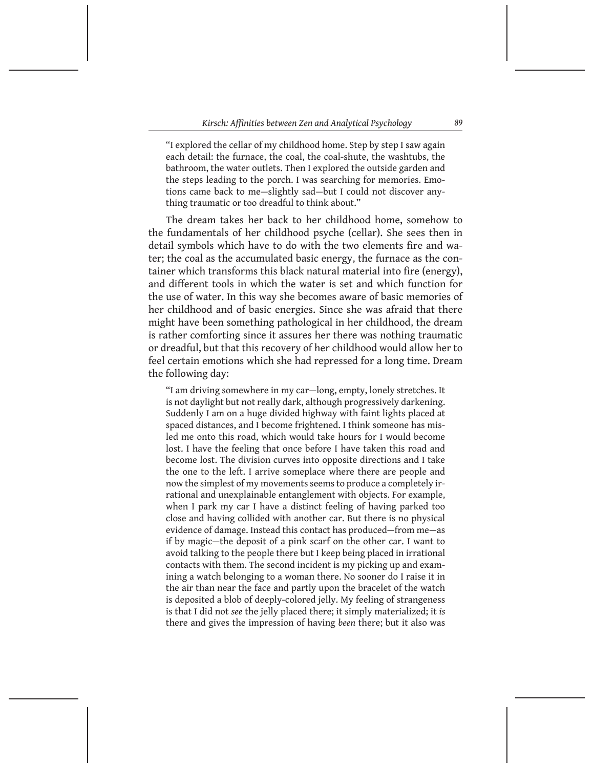> "I explored the cellar of my childhood home. Step by step I saw again each detail: the furnace, the coal, the coal-shute, the washtubs, the bathroom, the water outlets. Then I explored the outside garden and the steps leading to the porch. I was searching for memories. Emotions came back to me—slightly sad—but I could not discover anything traumatic or too dreadful to think about."

The dream takes her back to her childhood home, somehow to the fundamentals of her childhood psyche (cellar). She sees then in detail symbols which have to do with the two elements fire and water; the coal as the accumulated basic energy, the furnace as the container which transforms this black natural material into fire (energy), and different tools in which the water is set and which function for the use of water. In this way she becomes aware of basic memories of her childhood and of basic energies. Since she was afraid that there might have been something pathological in her childhood, the dream is rather comforting since it assures her there was nothing traumatic or dreadful, but that this recovery of her childhood would allow her to feel certain emotions which she had repressed for a long time. Dream the following day:

> "I am driving somewhere in my car—long, empty, lonely stretches. It is not daylight but not really dark, although progressively darkening. Suddenly I am on a huge divided highway with faint lights placed at spaced distances, and I become frightened. I think someone has misled me onto this road, which would take hours for I would become lost. I have the feeling that once before I have taken this road and become lost. The division curves into opposite directions and I take the one to the left. I arrive someplace where there are people and now the simplest of my movements seems to produce a completely irrational and unexplainable entanglement with objects. For example, when I park my car I have a distinct feeling of having parked too close and having collided with another car. But there is no physical evidence of damage. Instead this contact has produced—from me—as if by magic—the deposit of a pink scarf on the other car. I want to avoid talking to the people there but I keep being placed in irrational contacts with them. The second incident is my picking up and examining a watch belonging to a woman there. No sooner do I raise it in the air than near the face and partly upon the bracelet of the watch is deposited a blob of deeply-colored jelly. My feeling of strangeness is that I did not *see* the jelly placed there; it simply materialized; it *is* there and gives the impression of having *been* there; but it also was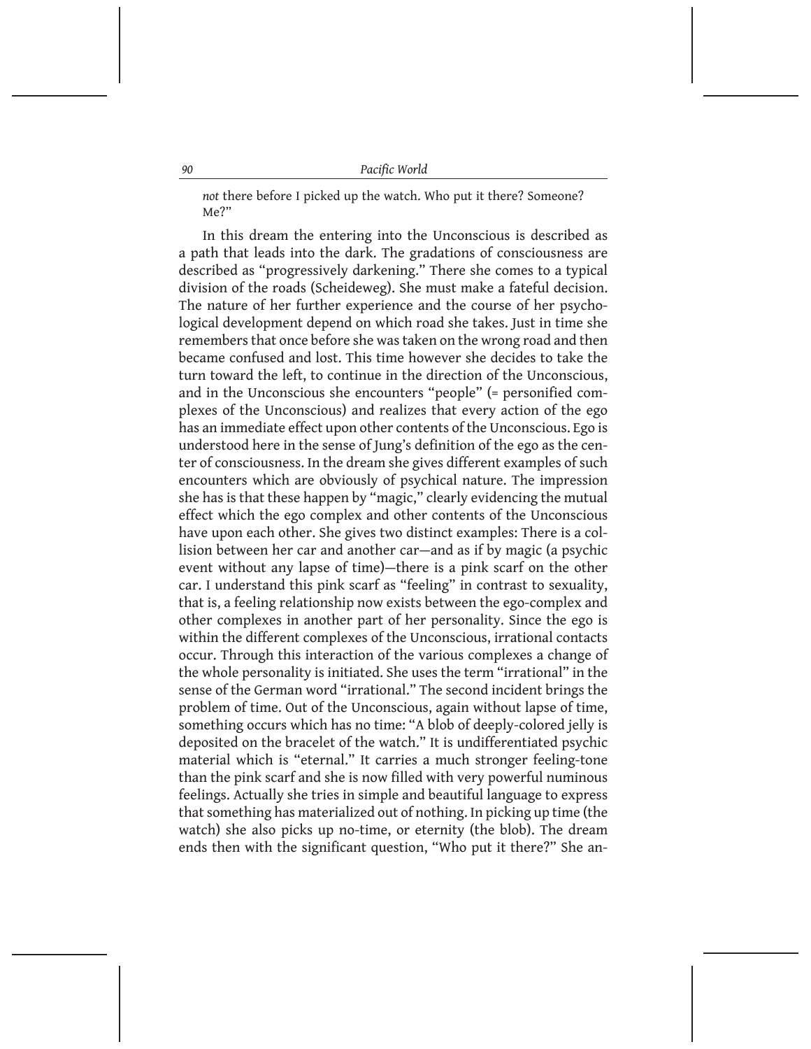*not* there before I picked up the watch. Who put it there? Someone? Me?"

In this dream the entering into the Unconscious is described as a path that leads into the dark. The gradations of consciousness are described as "progressively darkening." There she comes to a typical division of the roads (Scheideweg). She must make a fateful decision. The nature of her further experience and the course of her psychological development depend on which road she takes. Just in time she remembers that once before she was taken on the wrong road and then became confused and lost. This time however she decides to take the turn toward the left, to continue in the direction of the Unconscious, and in the Unconscious she encounters "people" (= personified complexes of the Unconscious) and realizes that every action of the ego has an immediate effect upon other contents of the Unconscious. Ego is understood here in the sense of Jung's definition of the ego as the center of consciousness. In the dream she gives different examples of such encounters which are obviously of psychical nature. The impression she has is that these happen by "magic," clearly evidencing the mutual effect which the ego complex and other contents of the Unconscious have upon each other. She gives two distinct examples: There is a collision between her car and another car—and as if by magic (a psychic event without any lapse of time)—there is a pink scarf on the other car. I understand this pink scarf as "feeling" in contrast to sexuality, that is, a feeling relationship now exists between the ego-complex and other complexes in another part of her personality. Since the ego is within the different complexes of the Unconscious, irrational contacts occur. Through this interaction of the various complexes a change of the whole personality is initiated. She uses the term "irrational" in the sense of the German word "irrational." The second incident brings the problem of time. Out of the Unconscious, again without lapse of time, something occurs which has no time: "A blob of deeply-colored jelly is deposited on the bracelet of the watch." It is undifferentiated psychic material which is "eternal." It carries a much stronger feeling-tone than the pink scarf and she is now filled with very powerful numinous feelings. Actually she tries in simple and beautiful language to express that something has materialized out of nothing. In picking up time (the watch) she also picks up no-time, or eternity (the blob). The dream ends then with the significant question, "Who put it there?" She an-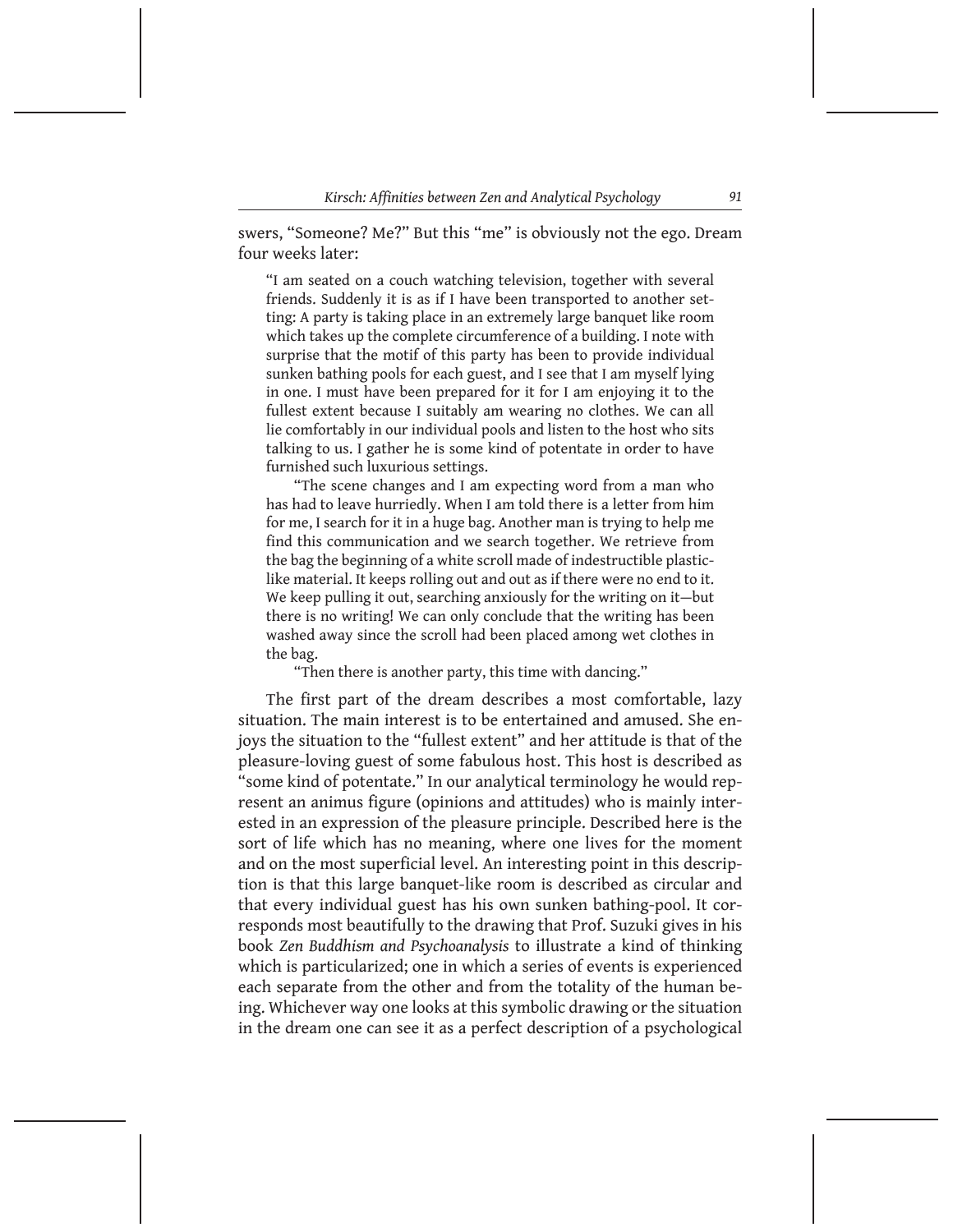swers, "Someone? Me?" But this "me" is obviously not the ego. Dream four weeks later:

> "I am seated on a couch watching television, together with several friends. Suddenly it is as if I have been transported to another setting: A party is taking place in an extremely large banquet like room which takes up the complete circumference of a building. I note with surprise that the motif of this party has been to provide individual sunken bathing pools for each guest, and I see that I am myself lying in one. I must have been prepared for it for I am enjoying it to the fullest extent because I suitably am wearing no clothes. We can all lie comfortably in our individual pools and listen to the host who sits talking to us. I gather he is some kind of potentate in order to have furnished such luxurious settings.
>
> "The scene changes and I am expecting word from a man who has had to leave hurriedly. When I am told there is a letter from him for me, I search for it in a huge bag. Another man is trying to help me find this communication and we search together. We retrieve from the bag the beginning of a white scroll made of indestructible plastic-like material. It keeps rolling out and out as if there were no end to it. We keep pulling it out, searching anxiously for the writing on it—but there is no writing! We can only conclude that the writing has been washed away since the scroll had been placed among wet clothes in the bag.
>
> "Then there is another party, this time with dancing."

The first part of the dream describes a most comfortable, lazy situation. The main interest is to be entertained and amused. She enjoys the situation to the "fullest extent" and her attitude is that of the pleasure-loving guest of some fabulous host. This host is described as "some kind of potentate." In our analytical terminology he would represent an animus figure (opinions and attitudes) who is mainly interested in an expression of the pleasure principle. Described here is the sort of life which has no meaning, where one lives for the moment and on the most superficial level. An interesting point in this description is that this large banquet-like room is described as circular and that every individual guest has his own sunken bathing-pool. It corresponds most beautifully to the drawing that Prof. Suzuki gives in his book *Zen Buddhism and Psychoanalysis* to illustrate a kind of thinking which is particularized; one in which a series of events is experienced each separate from the other and from the totality of the human being. Whichever way one looks at this symbolic drawing or the situation in the dream one can see it as a perfect description of a psychological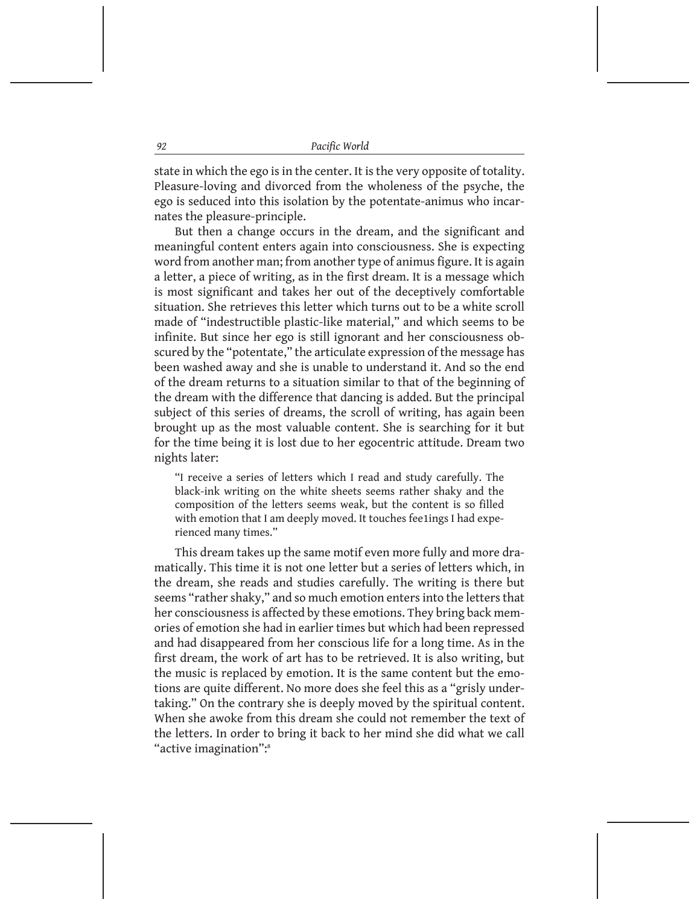state in which the ego is in the center. It is the very opposite of totality. Pleasure-loving and divorced from the wholeness of the psyche, the ego is seduced into this isolation by the potentate-animus who incarnates the pleasure-principle.

But then a change occurs in the dream, and the significant and meaningful content enters again into consciousness. She is expecting word from another man; from another type of animus figure. It is again a letter, a piece of writing, as in the first dream. It is a message which is most significant and takes her out of the deceptively comfortable situation. She retrieves this letter which turns out to be a white scroll made of "indestructible plastic-like material," and which seems to be infinite. But since her ego is still ignorant and her consciousness obscured by the "potentate," the articulate expression of the message has been washed away and she is unable to understand it. And so the end of the dream returns to a situation similar to that of the beginning of the dream with the difference that dancing is added. But the principal subject of this series of dreams, the scroll of writing, has again been brought up as the most valuable content. She is searching for it but for the time being it is lost due to her egocentric attitude. Dream two nights later:

> "I receive a series of letters which I read and study carefully. The black-ink writing on the white sheets seems rather shaky and the composition of the letters seems weak, but the content is so filled with emotion that I am deeply moved. It touches fee1ings I had experienced many times."

This dream takes up the same motif even more fully and more dramatically. This time it is not one letter but a series of letters which, in the dream, she reads and studies carefully. The writing is there but seems "rather shaky," and so much emotion enters into the letters that her consciousness is affected by these emotions. They bring back memories of emotion she had in earlier times but which had been repressed and had disappeared from her conscious life for a long time. As in the first dream, the work of art has to be retrieved. It is also writing, but the music is replaced by emotion. It is the same content but the emotions are quite different. No more does she feel this as a "grisly undertaking." On the contrary she is deeply moved by the spiritual content. When she awoke from this dream she could not remember the text of the letters. In order to bring it back to her mind she did what we call "active imagination":[8]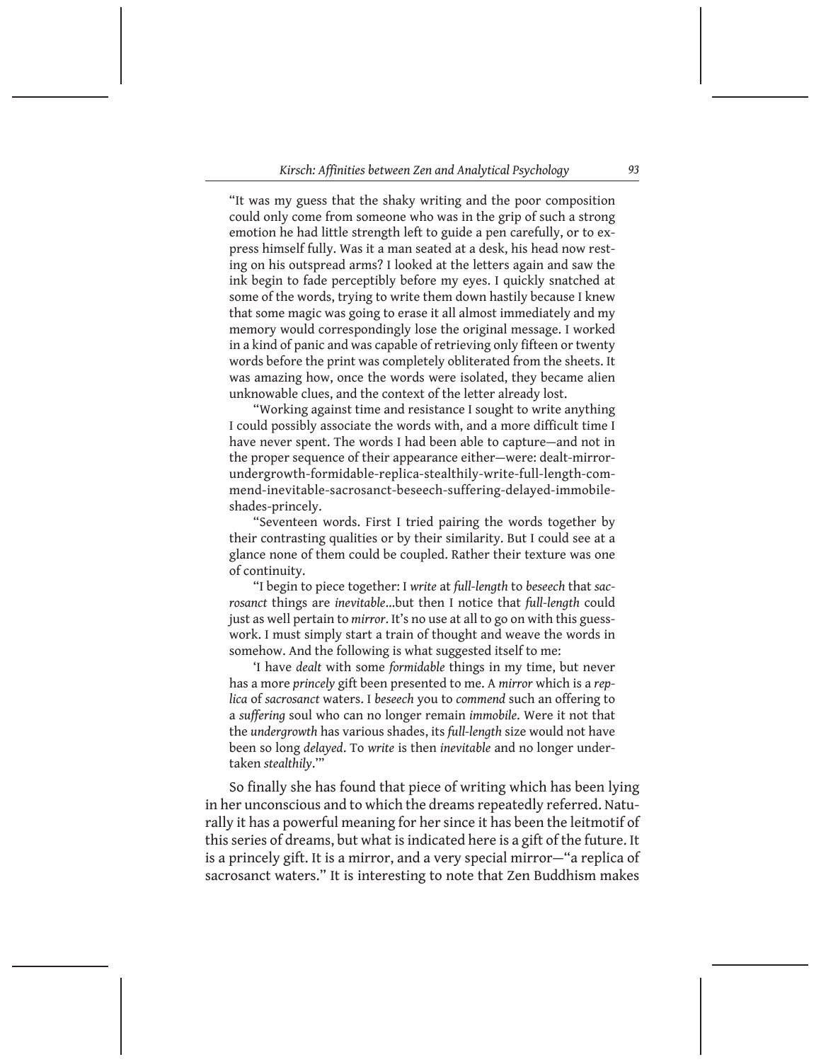"It was my guess that the shaky writing and the poor composition could only come from someone who was in the grip of such a strong emotion he had little strength left to guide a pen carefully, or to express himself fully. Was it a man seated at a desk, his head now resting on his outspread arms? I looked at the letters again and saw the ink begin to fade perceptibly before my eyes. I quickly snatched at some of the words, trying to write them down hastily because I knew that some magic was going to erase it all almost immediately and my memory would correspondingly lose the original message. I worked in a kind of panic and was capable of retrieving only fifteen or twenty words before the print was completely obliterated from the sheets. It was amazing how, once the words were isolated, they became alien unknowable clues, and the context of the letter already lost.

"Working against time and resistance I sought to write anything I could possibly associate the words with, and a more difficult time I have never spent. The words I had been able to capture—and not in the proper sequence of their appearance either—were: dealt-mirror-undergrowth-formidable-replica-stealthily-write-full-length-commend-inevitable-sacrosanct-beseech-suffering-delayed-immobile-shades-princely.

"Seventeen words. First I tried pairing the words together by their contrasting qualities or by their similarity. But I could see at a glance none of them could be coupled. Rather their texture was one of continuity.

"I begin to piece together: I *write* at *full-length* to *beseech* that *sacrosanct* things are *inevitable*...but then I notice that *full-length* could just as well pertain to *mirror*. It's no use at all to go on with this guesswork. I must simply start a train of thought and weave the words in somehow. And the following is what suggested itself to me:

'I have *dealt* with some *formidable* things in my time, but never has a more *princely* gift been presented to me. A *mirror* which is a *replica* of *sacrosanct* waters. I *beseech* you to *commend* such an offering to a *suffering* soul who can no longer remain *immobile*. Were it not that the *undergrowth* has various shades, its *full-length* size would not have been so long *delayed*. To *write* is then *inevitable* and no longer undertaken *stealthily*.'"

So finally she has found that piece of writing which has been lying in her unconscious and to which the dreams repeatedly referred. Naturally it has a powerful meaning for her since it has been the leitmotif of this series of dreams, but what is indicated here is a gift of the future. It is a princely gift. It is a mirror, and a very special mirror—"a replica of sacrosanct waters." It is interesting to note that Zen Buddhism makes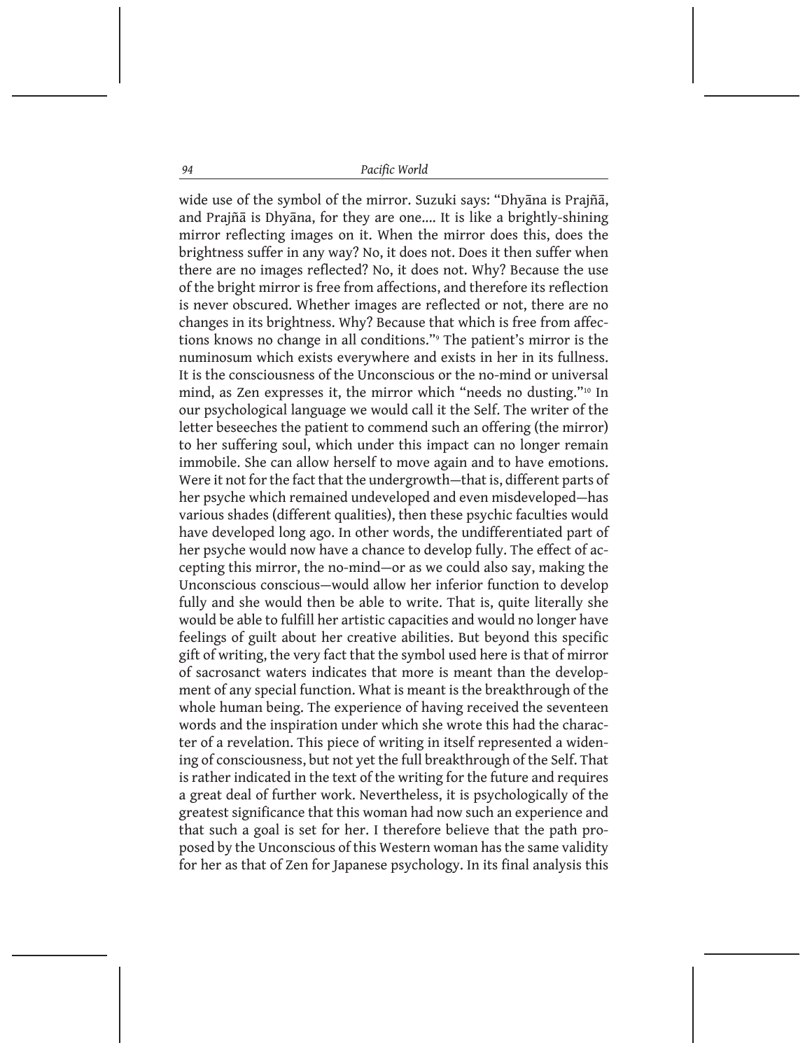wide use of the symbol of the mirror. Suzuki says: "Dhyāna is Prajñā, and Prajñā is Dhyāna, for they are one.... It is like a brightly-shining mirror reflecting images on it. When the mirror does this, does the brightness suffer in any way? No, it does not. Does it then suffer when there are no images reflected? No, it does not. Why? Because the use of the bright mirror is free from affections, and therefore its reflection is never obscured. Whether images are reflected or not, there are no changes in its brightness. Why? Because that which is free from affections knows no change in all conditions."[9] The patient's mirror is the numinosum which exists everywhere and exists in her in its fullness. It is the consciousness of the Unconscious or the no-mind or universal mind, as Zen expresses it, the mirror which "needs no dusting."[10] In our psychological language we would call it the Self. The writer of the letter beseeches the patient to commend such an offering (the mirror) to her suffering soul, which under this impact can no longer remain immobile. She can allow herself to move again and to have emotions. Were it not for the fact that the undergrowth—that is, different parts of her psyche which remained undeveloped and even misdeveloped—has various shades (different qualities), then these psychic faculties would have developed long ago. In other words, the undifferentiated part of her psyche would now have a chance to develop fully. The effect of accepting this mirror, the no-mind—or as we could also say, making the Unconscious conscious—would allow her inferior function to develop fully and she would then be able to write. That is, quite literally she would be able to fulfill her artistic capacities and would no longer have feelings of guilt about her creative abilities. But beyond this specific gift of writing, the very fact that the symbol used here is that of mirror of sacrosanct waters indicates that more is meant than the development of any special function. What is meant is the breakthrough of the whole human being. The experience of having received the seventeen words and the inspiration under which she wrote this had the character of a revelation. This piece of writing in itself represented a widening of consciousness, but not yet the full breakthrough of the Self. That is rather indicated in the text of the writing for the future and requires a great deal of further work. Nevertheless, it is psychologically of the greatest significance that this woman had now such an experience and that such a goal is set for her. I therefore believe that the path proposed by the Unconscious of this Western woman has the same validity for her as that of Zen for Japanese psychology. In its final analysis this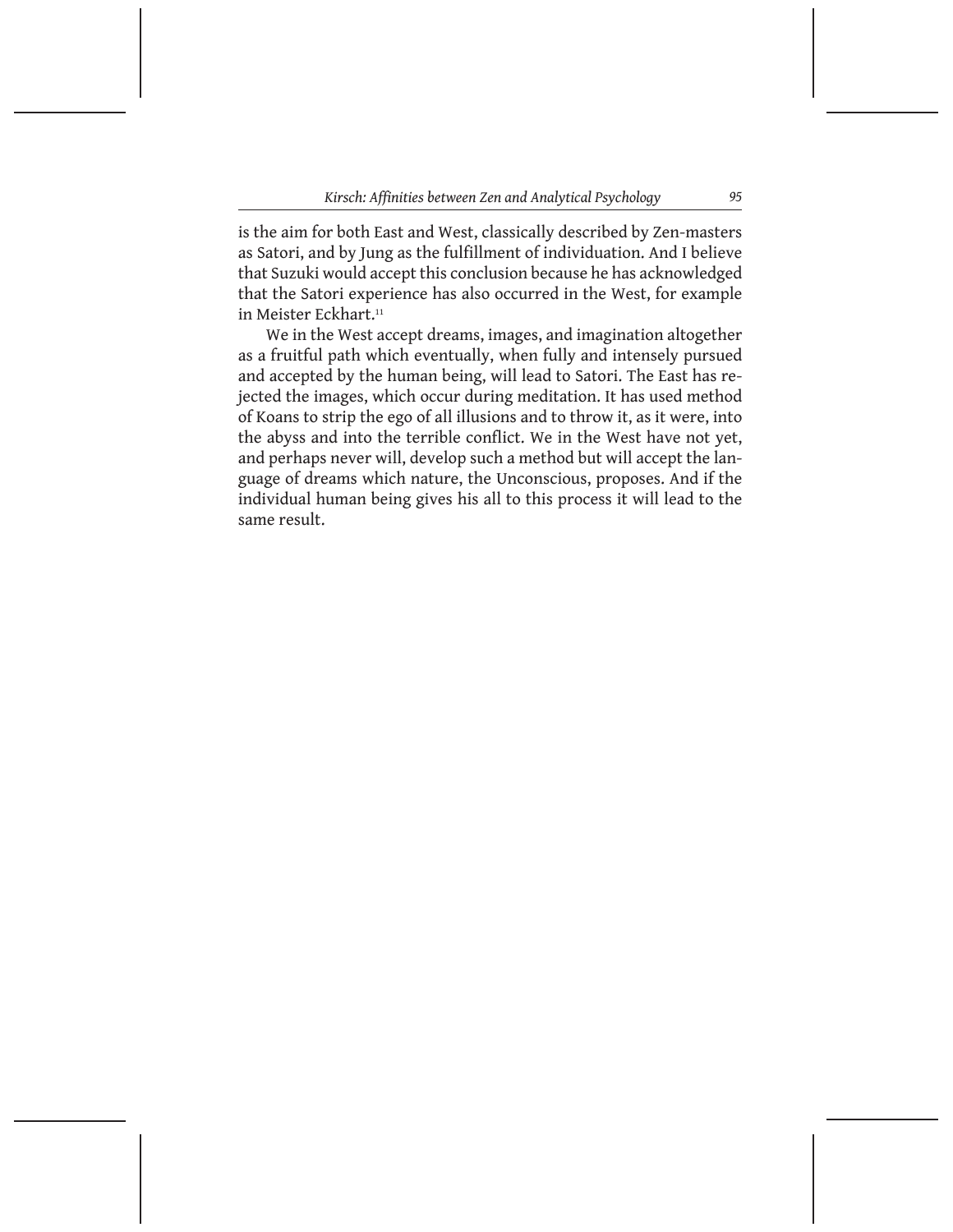is the aim for both East and West, classically described by Zen-masters as Satori, and by Jung as the fulfillment of individuation. And I believe that Suzuki would accept this conclusion because he has acknowledged that the Satori experience has also occurred in the West, for example in Meister Eckhart.[11]

We in the West accept dreams, images, and imagination altogether as a fruitful path which eventually, when fully and intensely pursued and accepted by the human being, will lead to Satori. The East has rejected the images, which occur during meditation. It has used method of Koans to strip the ego of all illusions and to throw it, as it were, into the abyss and into the terrible conflict. We in the West have not yet, and perhaps never will, develop such a method but will accept the language of dreams which nature, the Unconscious, proposes. And if the individual human being gives his all to this process it will lead to the same result.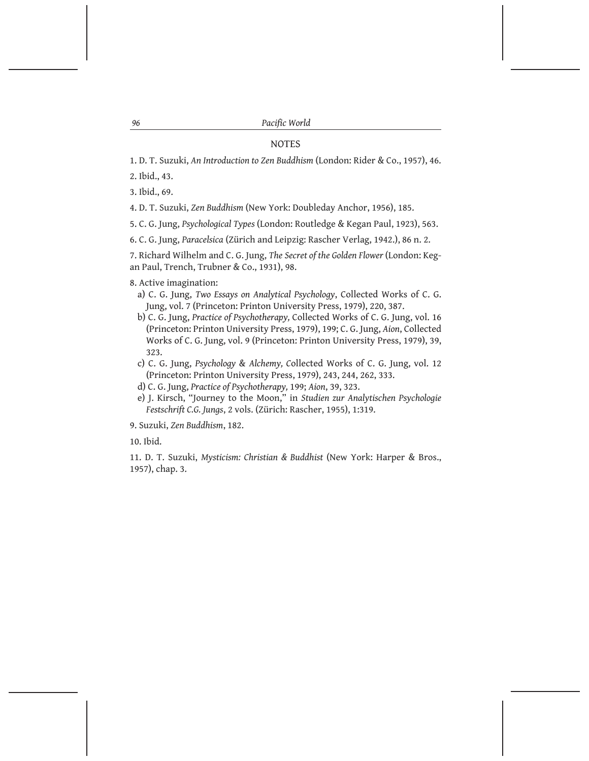## NOTES

1. D. T. Suzuki, *An Introduction to Zen Buddhism* (London: Rider & Co., 1957), 46.

2. Ibid., 43.

3. Ibid., 69.

4. D. T. Suzuki, *Zen Buddhism* (New York: Doubleday Anchor, 1956), 185.

5. C. G. Jung, *Psychological Types* (London: Routledge & Kegan Paul, 1923), 563.

6. C. G. Jung, *Paracelsica* (Zürich and Leipzig: Rascher Verlag, 1942.), 86 n. 2.

7. Richard Wilhelm and C. G. Jung, *The Secret of the Golden Flower* (London: Kegan Paul, Trench, Trubner & Co., 1931), 98.

8. Active imagination:
   a) C. G. Jung, *Two Essays on Analytical Psychology*, Collected Works of C. G. Jung, vol. 7 (Princeton: Printon University Press, 1979), 220, 387.
   b) C. G. Jung, *Practice of Psychotherapy,* Collected Works of C. G. Jung, vol. 16 (Princeton: Printon University Press, 1979), 199; C. G. Jung, *Aion*, Collected Works of C. G. Jung, vol. 9 (Princeton: Printon University Press, 1979), 39, 323.
   c) C. G. Jung, *Psychology & Alchemy,* Collected Works of C. G. Jung, vol. 12 (Princeton: Printon University Press, 1979), 243, 244, 262, 333.
   d) C. G. Jung, *Practice of Psychotherapy,* 199; *Aion*, 39, 323.
   e) J. Kirsch, "Journey to the Moon," in *Studien zur Analytischen Psychologie Festschrift C.G. Jungs*, 2 vols. (Zürich: Rascher, 1955), 1:319.

9. Suzuki, *Zen Buddhism*, 182.

10. Ibid.

11. D. T. Suzuki, *Mysticism: Christian & Buddhist* (New York: Harper & Bros., 1957), chap. 3.